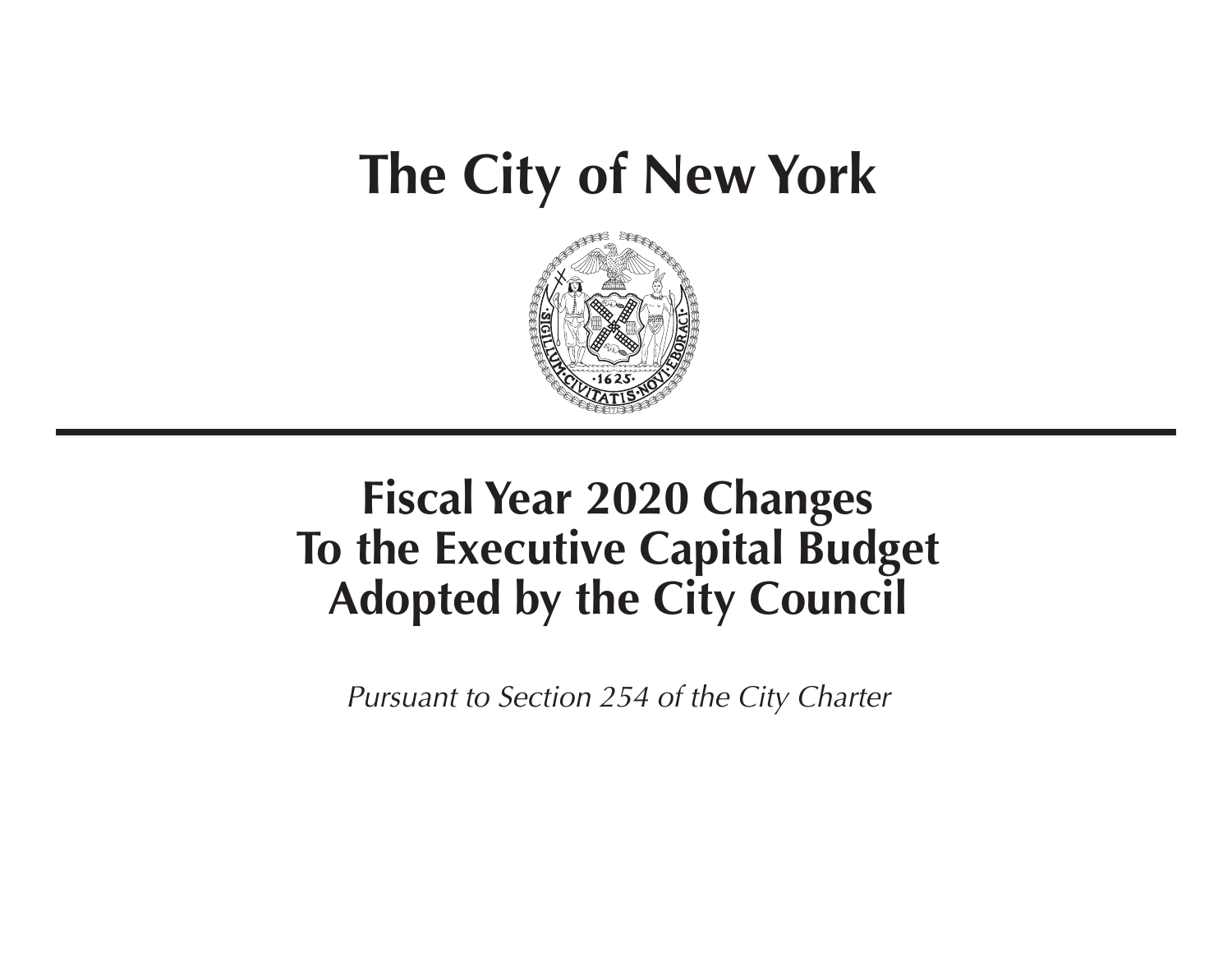# The City of New York

# Fiscal Year 2020 Changes To the Executive Capital Budget Adopted by the City Council

*Pursuant to Section 254 of the City Charter*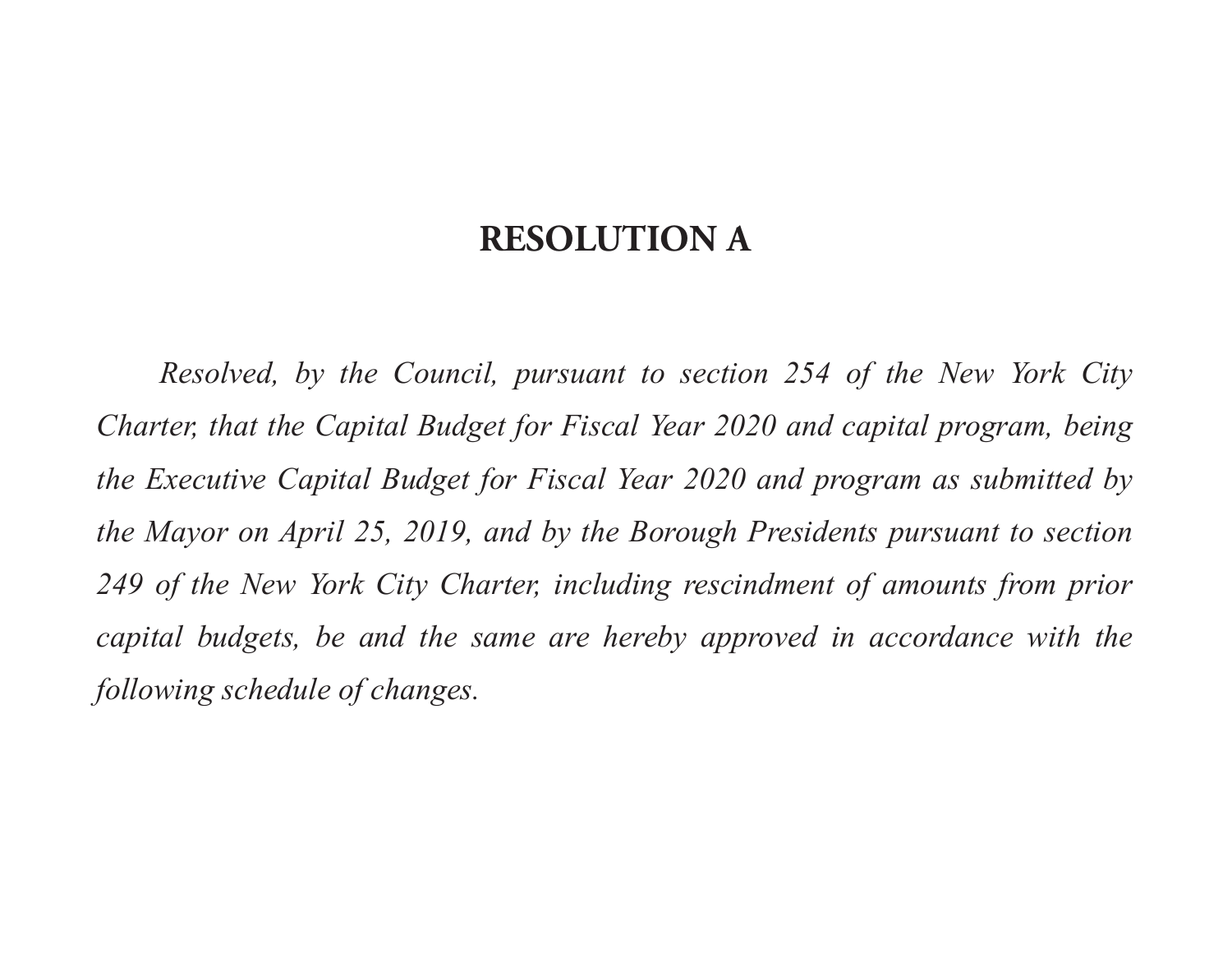# RESOLUTION A

*Resolved, by the Council, pursuant to section 254 of the New York City Charter, that the Capital Budget for Fiscal Year 2020 and capital program, being the Executive Capital Budget for Fiscal Year 2020 and program as submitted by the Mayor on April 25, 2019, and by the Borough Presidents pursuant to section 249 of the New York City Charter, including rescindment of amounts from prior capital budgets, be and the same are hereby approved in accordance with the following schedule of changes.*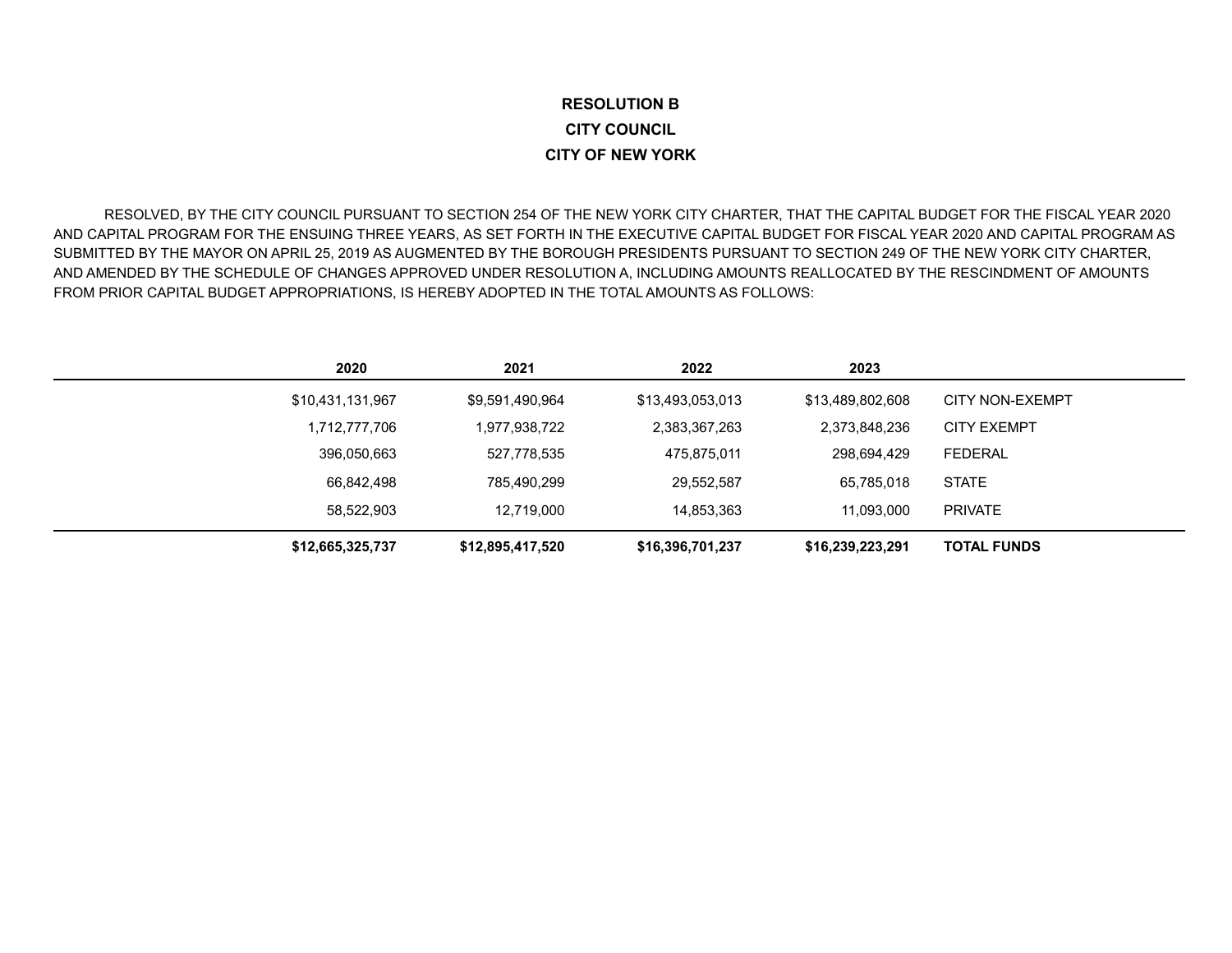**RESOLUTION B**

**CITY COUNCIL**

**CITY OF NEW YORK**

RESOLVED, BY THE CITY COUNCIL PURSUANT TO SECTION 254 OF THE NEW YORK CITY CHARTER, THAT THE CAPITAL BUDGET FOR THE FISCAL YEAR 2020 AND CAPITAL PROGRAM FOR THE ENSUING THREE YEARS, AS SET FORTH IN THE EXECUTIVE CAPITAL BUDGET FOR FISCAL YEAR 2020 AND CAPITAL PROGRAM AS SUBMITTED BY THE MAYOR ON APRIL 25, 2019 AS AUGMENTED BY THE BOROUGH PRESIDENTS PURSUANT TO SECTION 249 OF THE NEW YORK CITY CHARTER, AND AMENDED BY THE SCHEDULE OF CHANGES APPROVED UNDER RESOLUTION A, INCLUDING AMOUNTS REALLOCATED BY THE RESCINDMENT OF AMOUNTS FROM PRIOR CAPITAL BUDGET APPROPRIATIONS, IS HEREBY ADOPTED IN THE TOTAL AMOUNTS AS FOLLOWS:

| 2020 | 2021 | 2022 | 2023 | |
|---|---|---|---|---|
| $10,431,131,967 | $9,591,490,964 | $13,493,053,013 | $13,489,802,608 | CITY NON-EXEMPT |
| 1,712,777,706 | 1,977,938,722 | 2,383,367,263 | 2,373,848,236 | CITY EXEMPT |
| 396,050,663 | 527,778,535 | 475,875,011 | 298,694,429 | FEDERAL |
| 66,842,498 | 785,490,299 | 29,552,587 | 65,785,018 | STATE |
| 58,522,903 | 12,719,000 | 14,853,363 | 11,093,000 | PRIVATE |
| **$12,665,325,737** | **$12,895,417,520** | **$16,396,701,237** | **$16,239,223,291** | **TOTAL FUNDS** |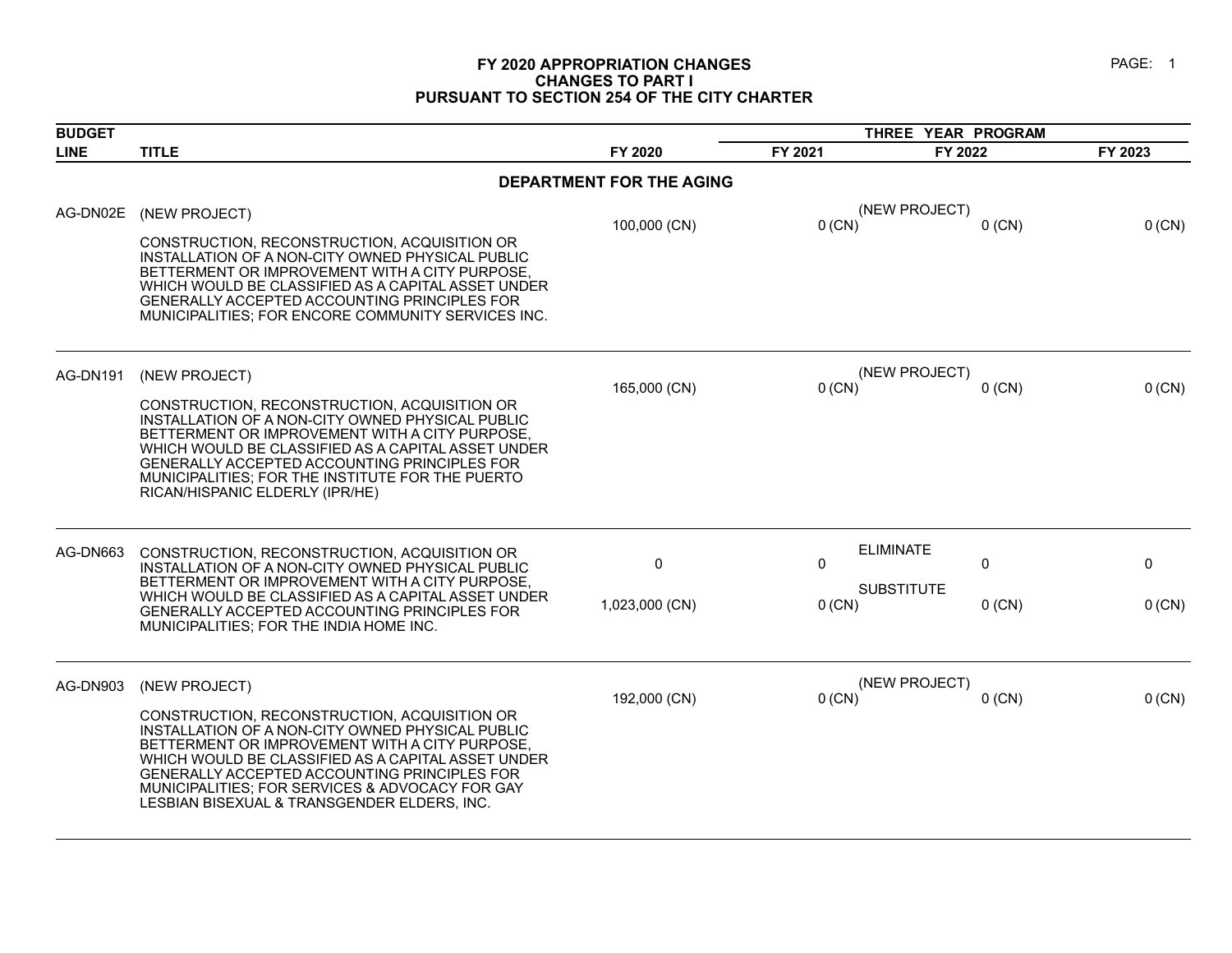# FY 2020 APPROPRIATION CHANGES
## CHANGES TO PART I
## PURSUANT TO SECTION 254 OF THE CITY CHARTER

| BUDGET LINE | TITLE | FY 2020 | THREE YEAR PROGRAM FY 2021 | | FY 2022 | FY 2023 |
|---|---|---|---|---|---|---|
| | **DEPARTMENT FOR THE AGING** | | | | | |
| AG-DN02E | (NEW PROJECT)<br><br>CONSTRUCTION, RECONSTRUCTION, ACQUISITION OR INSTALLATION OF A NON-CITY OWNED PHYSICAL PUBLIC BETTERMENT OR IMPROVEMENT WITH A CITY PURPOSE, WHICH WOULD BE CLASSIFIED AS A CAPITAL ASSET UNDER GENERALLY ACCEPTED ACCOUNTING PRINCIPLES FOR MUNICIPALITIES; FOR ENCORE COMMUNITY SERVICES INC. | 100,000 (CN) | 0 (CN) | (NEW PROJECT) | 0 (CN) | 0 (CN) |
| AG-DN191 | (NEW PROJECT)<br><br>CONSTRUCTION, RECONSTRUCTION, ACQUISITION OR INSTALLATION OF A NON-CITY OWNED PHYSICAL PUBLIC BETTERMENT OR IMPROVEMENT WITH A CITY PURPOSE, WHICH WOULD BE CLASSIFIED AS A CAPITAL ASSET UNDER GENERALLY ACCEPTED ACCOUNTING PRINCIPLES FOR MUNICIPALITIES; FOR THE INSTITUTE FOR THE PUERTO RICAN/HISPANIC ELDERLY (IPR/HE) | 165,000 (CN) | 0 (CN) | (NEW PROJECT) | 0 (CN) | 0 (CN) |
| AG-DN663 | CONSTRUCTION, RECONSTRUCTION, ACQUISITION OR INSTALLATION OF A NON-CITY OWNED PHYSICAL PUBLIC BETTERMENT OR IMPROVEMENT WITH A CITY PURPOSE, WHICH WOULD BE CLASSIFIED AS A CAPITAL ASSET UNDER GENERALLY ACCEPTED ACCOUNTING PRINCIPLES FOR MUNICIPALITIES; FOR THE INDIA HOME INC. | 0 | 0 | ELIMINATE | 0 | 0 |
| | | 1,023,000 (CN) | 0 (CN) | SUBSTITUTE | 0 (CN) | 0 (CN) |
| AG-DN903 | (NEW PROJECT)<br><br>CONSTRUCTION, RECONSTRUCTION, ACQUISITION OR INSTALLATION OF A NON-CITY OWNED PHYSICAL PUBLIC BETTERMENT OR IMPROVEMENT WITH A CITY PURPOSE, WHICH WOULD BE CLASSIFIED AS A CAPITAL ASSET UNDER GENERALLY ACCEPTED ACCOUNTING PRINCIPLES FOR MUNICIPALITIES; FOR SERVICES & ADVOCACY FOR GAY LESBIAN BISEXUAL & TRANSGENDER ELDERS, INC. | 192,000 (CN) | 0 (CN) | (NEW PROJECT) | 0 (CN) | 0 (CN) |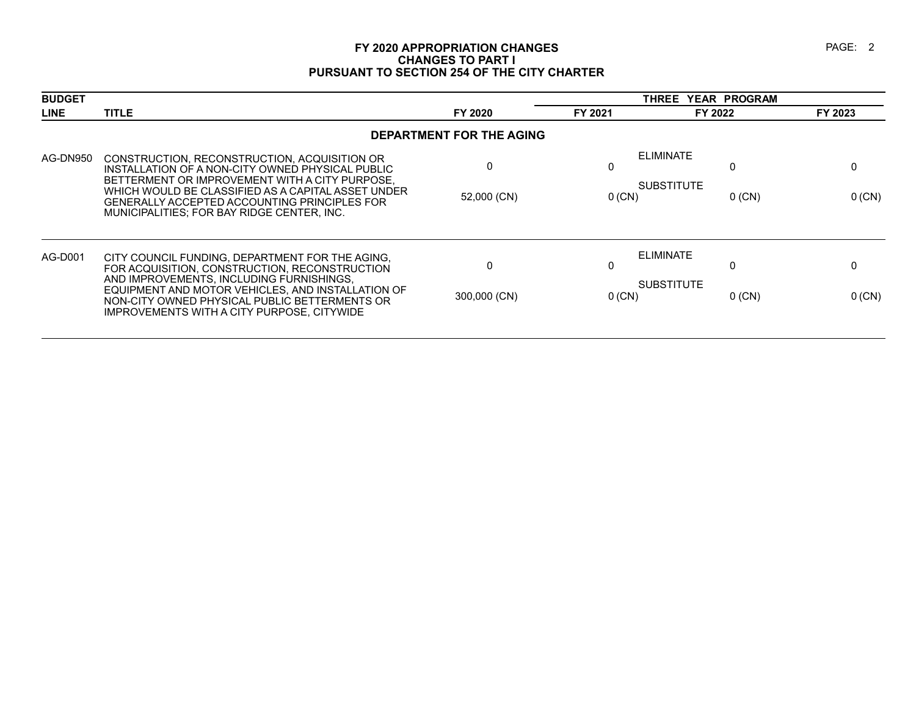**FY 2020 APPROPRIATION CHANGES**
**CHANGES TO PART I**
**PURSUANT TO SECTION 254 OF THE CITY CHARTER**

| BUDGET LINE | TITLE | | FY 2020 | THREE YEAR PROGRAM FY 2021 | FY 2022 | FY 2023 |
|---|---|---|---|---|---|---|
| | **DEPARTMENT FOR THE AGING** | | | | | |
| AG-DN950 | CONSTRUCTION, RECONSTRUCTION, ACQUISITION OR INSTALLATION OF A NON-CITY OWNED PHYSICAL PUBLIC BETTERMENT OR IMPROVEMENT WITH A CITY PURPOSE, WHICH WOULD BE CLASSIFIED AS A CAPITAL ASSET UNDER GENERALLY ACCEPTED ACCOUNTING PRINCIPLES FOR MUNICIPALITIES; FOR BAY RIDGE CENTER, INC. | ELIMINATE | 0 | 0 | 0 | 0 |
| | | SUBSTITUTE | 52,000 (CN) | 0 (CN) | 0 (CN) | 0 (CN) |
| AG-D001 | CITY COUNCIL FUNDING, DEPARTMENT FOR THE AGING, FOR ACQUISITION, CONSTRUCTION, RECONSTRUCTION AND IMPROVEMENTS, INCLUDING FURNISHINGS, EQUIPMENT AND MOTOR VEHICLES, AND INSTALLATION OF NON-CITY OWNED PHYSICAL PUBLIC BETTERMENTS OR IMPROVEMENTS WITH A CITY PURPOSE, CITYWIDE | ELIMINATE | 0 | 0 | 0 | 0 |
| | | SUBSTITUTE | 300,000 (CN) | 0 (CN) | 0 (CN) | 0 (CN) |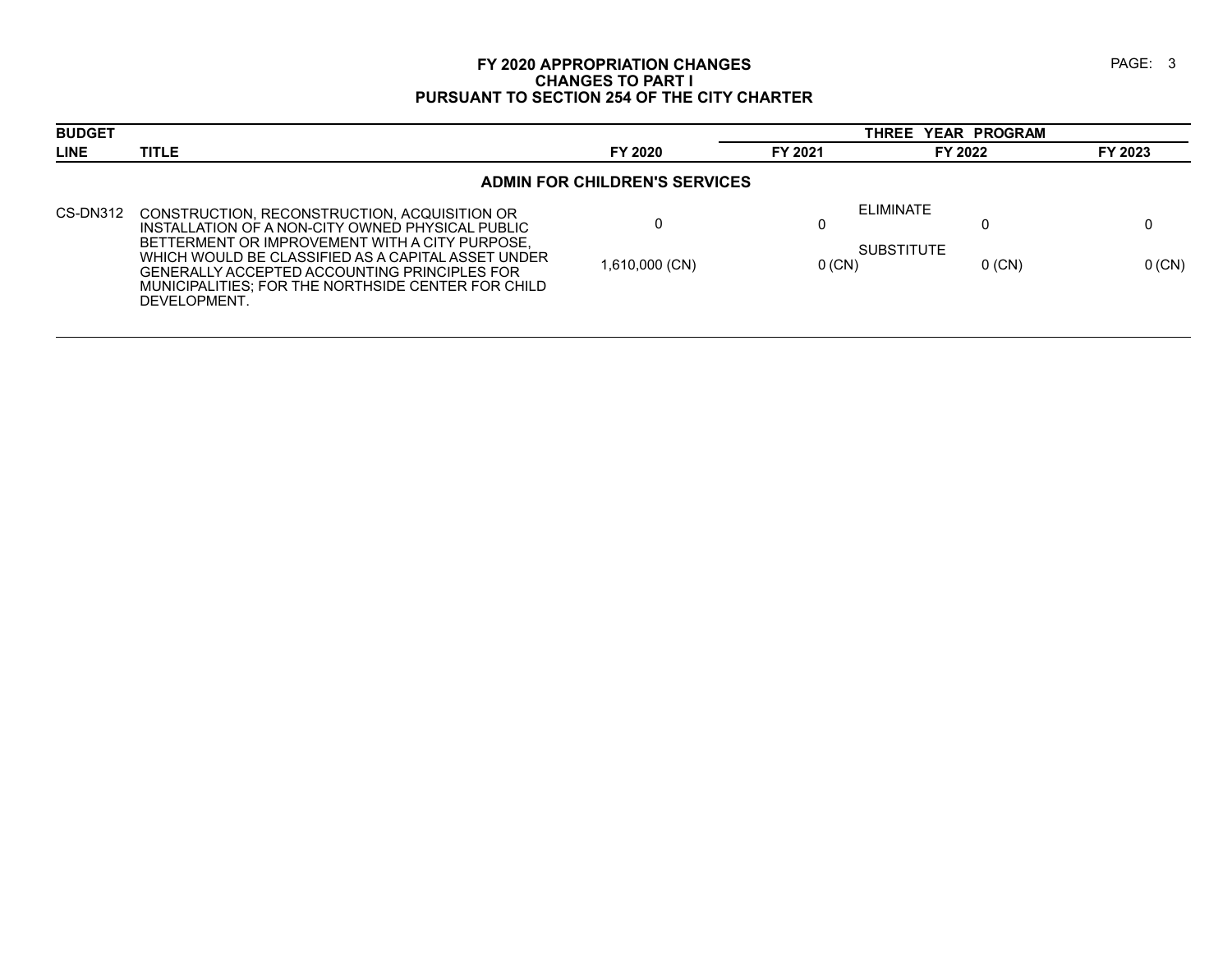# FY 2020 APPROPRIATION CHANGES
## CHANGES TO PART I
## PURSUANT TO SECTION 254 OF THE CITY CHARTER

| BUDGET | | | THREE YEAR PROGRAM | | |
|---|---|---|---|---|---|
| **LINE** | **TITLE** | **FY 2020** | **FY 2021** | **FY 2022** | **FY 2023** |
| | **ADMIN FOR CHILDREN'S SERVICES** | | | | |
| | | | | ELIMINATE | |
| CS-DN312 | CONSTRUCTION, RECONSTRUCTION, ACQUISITION OR INSTALLATION OF A NON-CITY OWNED PHYSICAL PUBLIC BETTERMENT OR IMPROVEMENT WITH A CITY PURPOSE, WHICH WOULD BE CLASSIFIED AS A CAPITAL ASSET UNDER GENERALLY ACCEPTED ACCOUNTING PRINCIPLES FOR MUNICIPALITIES; FOR THE NORTHSIDE CENTER FOR CHILD DEVELOPMENT. | 0 | 0 | 0 | 0 |
| | | | | SUBSTITUTE | |
| | | 1,610,000 (CN) | 0 (CN) | 0 (CN) | 0 (CN) |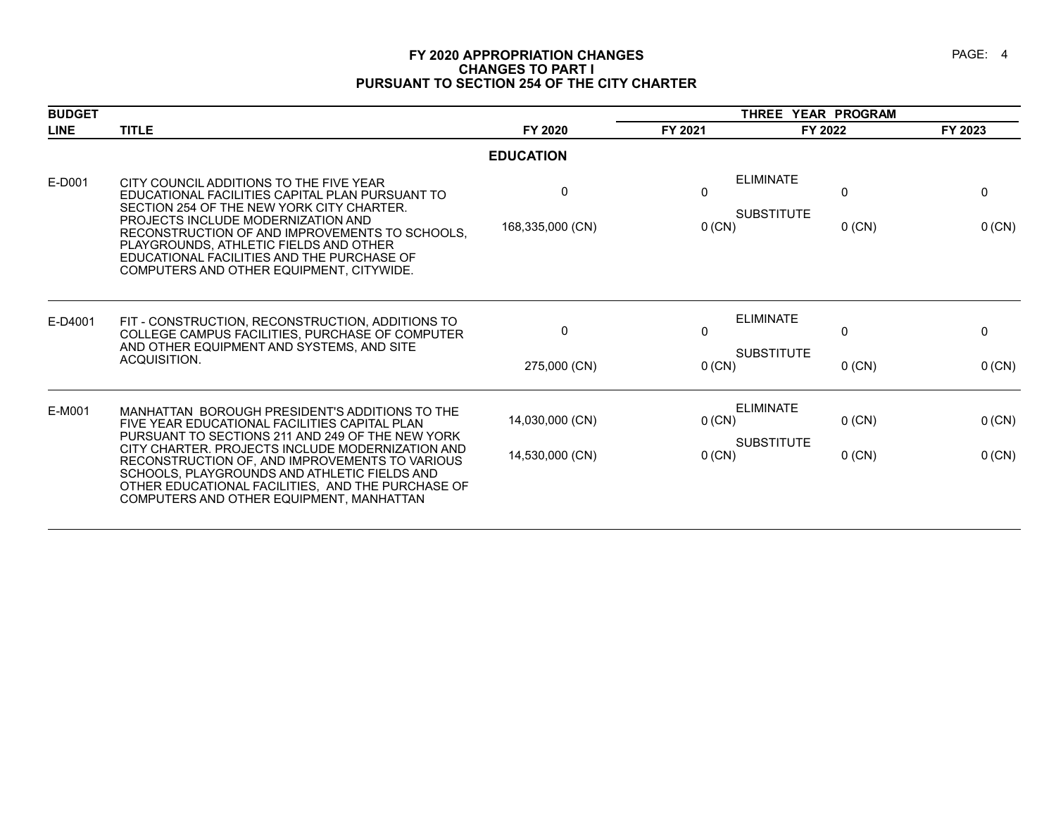# FY 2020 APPROPRIATION CHANGES
## CHANGES TO PART I
## PURSUANT TO SECTION 254 OF THE CITY CHARTER

| BUDGET LINE | TITLE | FY 2020 | THREE YEAR PROGRAM FY 2021 | | FY 2022 | FY 2023 |
|---|---|---|---|---|---|---|
| | | **EDUCATION** | | | | |
| E-D001 | CITY COUNCIL ADDITIONS TO THE FIVE YEAR EDUCATIONAL FACILITIES CAPITAL PLAN PURSUANT TO SECTION 254 OF THE NEW YORK CITY CHARTER. PROJECTS INCLUDE MODERNIZATION AND RECONSTRUCTION OF AND IMPROVEMENTS TO SCHOOLS, PLAYGROUNDS, ATHLETIC FIELDS AND OTHER EDUCATIONAL FACILITIES AND THE PURCHASE OF COMPUTERS AND OTHER EQUIPMENT, CITYWIDE. | 0 | 0 | ELIMINATE | 0 | 0 |
| | | 168,335,000 (CN) | 0 (CN) | SUBSTITUTE | 0 (CN) | 0 (CN) |
| E-D4001 | FIT - CONSTRUCTION, RECONSTRUCTION, ADDITIONS TO COLLEGE CAMPUS FACILITIES, PURCHASE OF COMPUTER AND OTHER EQUIPMENT AND SYSTEMS, AND SITE ACQUISITION. | 0 | 0 | ELIMINATE | 0 | 0 |
| | | 275,000 (CN) | 0 (CN) | SUBSTITUTE | 0 (CN) | 0 (CN) |
| E-M001 | MANHATTAN BOROUGH PRESIDENT'S ADDITIONS TO THE FIVE YEAR EDUCATIONAL FACILITIES CAPITAL PLAN PURSUANT TO SECTIONS 211 AND 249 OF THE NEW YORK CITY CHARTER. PROJECTS INCLUDE MODERNIZATION AND RECONSTRUCTION OF, AND IMPROVEMENTS TO VARIOUS SCHOOLS, PLAYGROUNDS AND ATHLETIC FIELDS AND OTHER EDUCATIONAL FACILITIES, AND THE PURCHASE OF COMPUTERS AND OTHER EQUIPMENT, MANHATTAN | 14,030,000 (CN) | 0 (CN) | ELIMINATE | 0 (CN) | 0 (CN) |
| | | 14,530,000 (CN) | 0 (CN) | SUBSTITUTE | 0 (CN) | 0 (CN) |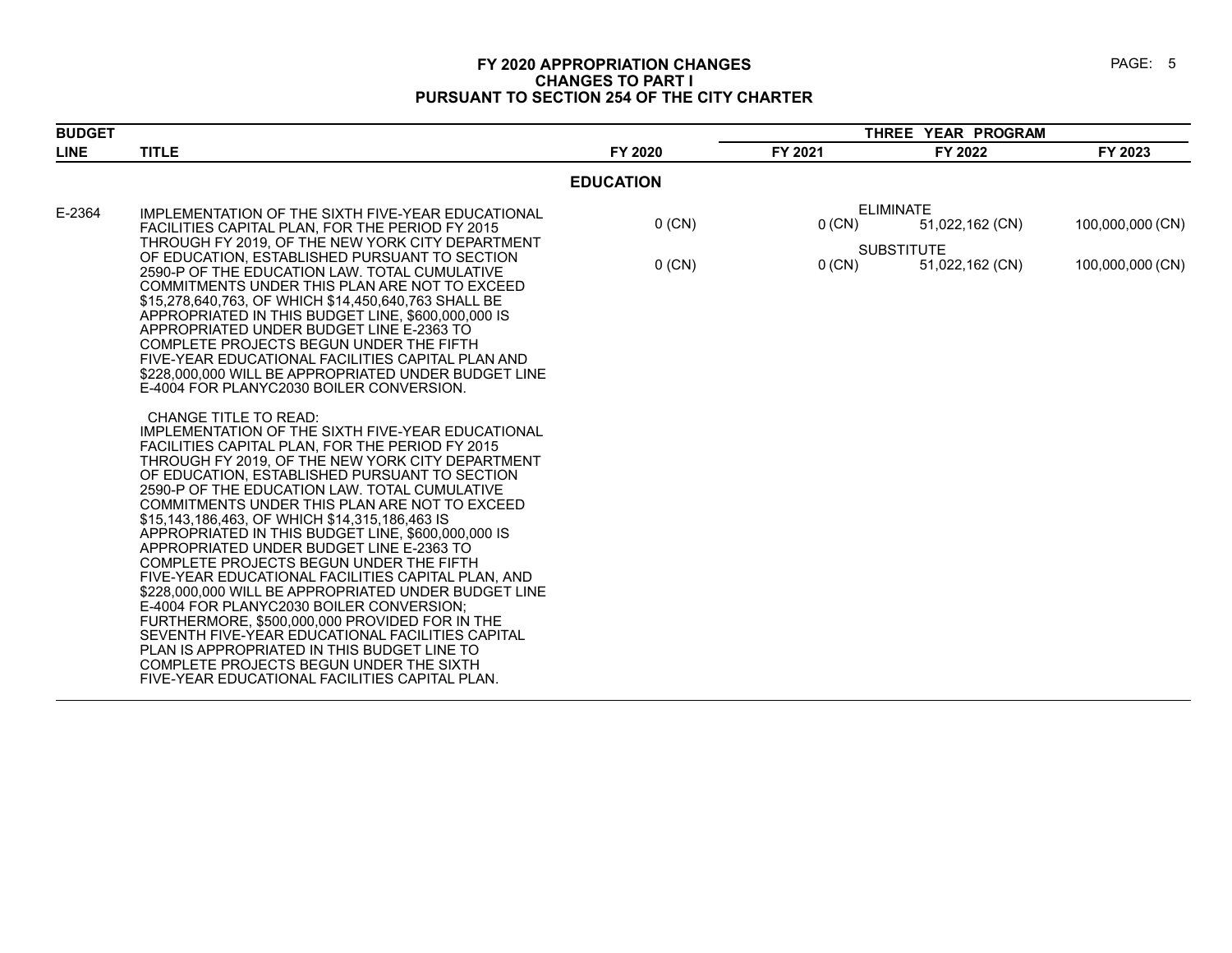# FY 2020 APPROPRIATION CHANGES
## CHANGES TO PART I
## PURSUANT TO SECTION 254 OF THE CITY CHARTER

| BUDGET LINE | TITLE | FY 2020 | THREE YEAR PROGRAM FY 2021 | FY 2022 | FY 2023 |
|---|---|---|---|---|---|
| | **EDUCATION** | | | | |
| E-2364 | IMPLEMENTATION OF THE SIXTH FIVE-YEAR EDUCATIONAL FACILITIES CAPITAL PLAN, FOR THE PERIOD FY 2015 THROUGH FY 2019, OF THE NEW YORK CITY DEPARTMENT OF EDUCATION, ESTABLISHED PURSUANT TO SECTION 2590-P OF THE EDUCATION LAW. TOTAL CUMULATIVE COMMITMENTS UNDER THIS PLAN ARE NOT TO EXCEED $15,278,640,763, OF WHICH $14,450,640,763 SHALL BE APPROPRIATED IN THIS BUDGET LINE, $600,000,000 IS APPROPRIATED UNDER BUDGET LINE E-2363 TO COMPLETE PROJECTS BEGUN UNDER THE FIFTH FIVE-YEAR EDUCATIONAL FACILITIES CAPITAL PLAN AND $228,000,000 WILL BE APPROPRIATED UNDER BUDGET LINE E-4004 FOR PLANYC2030 BOILER CONVERSION. | | | | |
| | | | ELIMINATE | | |
| | | 0 (CN) | 0 (CN) | 51,022,162 (CN) | 100,000,000 (CN) |
| | | | SUBSTITUTE | | |
| | | 0 (CN) | 0 (CN) | 51,022,162 (CN) | 100,000,000 (CN) |
| | CHANGE TITLE TO READ: IMPLEMENTATION OF THE SIXTH FIVE-YEAR EDUCATIONAL FACILITIES CAPITAL PLAN, FOR THE PERIOD FY 2015 THROUGH FY 2019, OF THE NEW YORK CITY DEPARTMENT OF EDUCATION, ESTABLISHED PURSUANT TO SECTION 2590-P OF THE EDUCATION LAW. TOTAL CUMULATIVE COMMITMENTS UNDER THIS PLAN ARE NOT TO EXCEED $15,143,186,463, OF WHICH $14,315,186,463 IS APPROPRIATED IN THIS BUDGET LINE, $600,000,000 IS APPROPRIATED UNDER BUDGET LINE E-2363 TO COMPLETE PROJECTS BEGUN UNDER THE FIFTH FIVE-YEAR EDUCATIONAL FACILITIES CAPITAL PLAN, AND $228,000,000 WILL BE APPROPRIATED UNDER BUDGET LINE E-4004 FOR PLANYC2030 BOILER CONVERSION; FURTHERMORE, $500,000,000 PROVIDED FOR IN THE SEVENTH FIVE-YEAR EDUCATIONAL FACILITIES CAPITAL PLAN IS APPROPRIATED IN THIS BUDGET LINE TO COMPLETE PROJECTS BEGUN UNDER THE SIXTH FIVE-YEAR EDUCATIONAL FACILITIES CAPITAL PLAN. | | | | |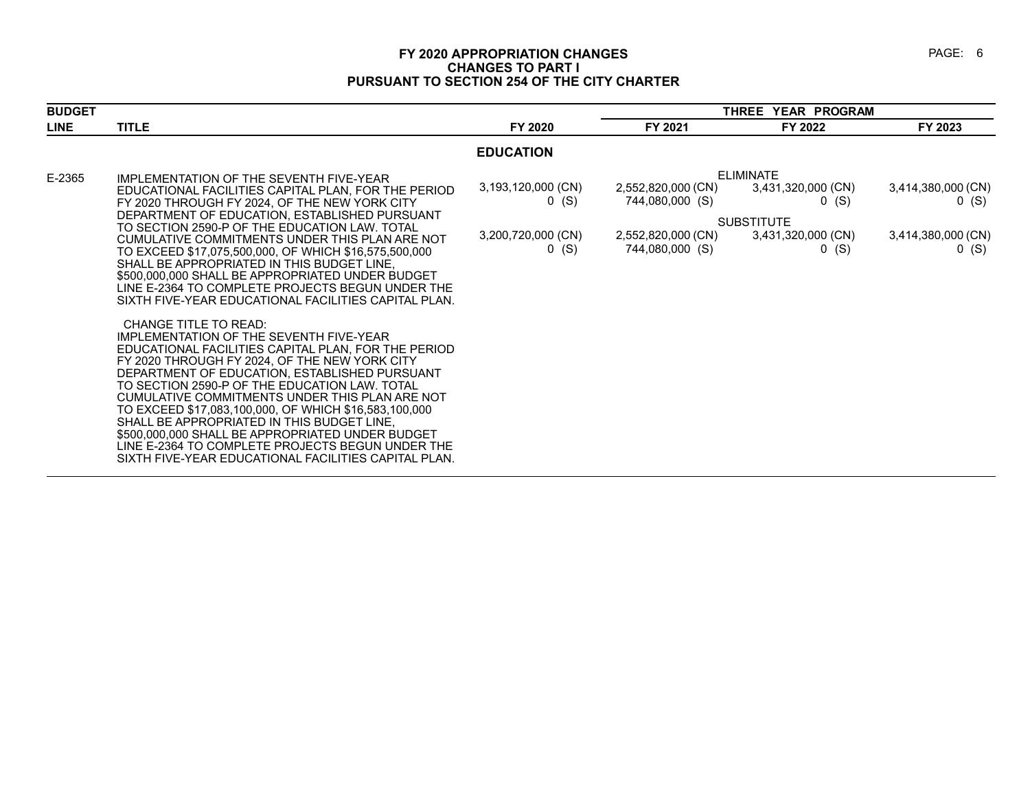# FY 2020 APPROPRIATION CHANGES
## CHANGES TO PART I
## PURSUANT TO SECTION 254 OF THE CITY CHARTER

| BUDGET LINE | TITLE | FY 2020 | FY 2021 | FY 2022 | FY 2023 |
|---|---|---|---|---|---|
| | | | THREE YEAR PROGRAM | | |
| | | **EDUCATION** | | | |
| E-2365 | IMPLEMENTATION OF THE SEVENTH FIVE-YEAR EDUCATIONAL FACILITIES CAPITAL PLAN, FOR THE PERIOD FY 2020 THROUGH FY 2024, OF THE NEW YORK CITY DEPARTMENT OF EDUCATION, ESTABLISHED PURSUANT TO SECTION 2590-P OF THE EDUCATION LAW. TOTAL CUMULATIVE COMMITMENTS UNDER THIS PLAN ARE NOT TO EXCEED $17,075,500,000, OF WHICH $16,575,500,000 SHALL BE APPROPRIATED IN THIS BUDGET LINE, $500,000,000 SHALL BE APPROPRIATED UNDER BUDGET LINE E-2364 TO COMPLETE PROJECTS BEGUN UNDER THE SIXTH FIVE-YEAR EDUCATIONAL FACILITIES CAPITAL PLAN. | | | ELIMINATE | |
| | | 3,193,120,000 (CN) | 2,552,820,000 (CN) | 3,431,320,000 (CN) | 3,414,380,000 (CN) |
| | | 0 (S) | 744,080,000 (S) | 0 (S) | 0 (S) |
| | | | | SUBSTITUTE | |
| | | 3,200,720,000 (CN) | 2,552,820,000 (CN) | 3,431,320,000 (CN) | 3,414,380,000 (CN) |
| | | 0 (S) | 744,080,000 (S) | 0 (S) | 0 (S) |
| | CHANGE TITLE TO READ: IMPLEMENTATION OF THE SEVENTH FIVE-YEAR EDUCATIONAL FACILITIES CAPITAL PLAN, FOR THE PERIOD FY 2020 THROUGH FY 2024, OF THE NEW YORK CITY DEPARTMENT OF EDUCATION, ESTABLISHED PURSUANT TO SECTION 2590-P OF THE EDUCATION LAW. TOTAL CUMULATIVE COMMITMENTS UNDER THIS PLAN ARE NOT TO EXCEED $17,083,100,000, OF WHICH $16,583,100,000 SHALL BE APPROPRIATED IN THIS BUDGET LINE, $500,000,000 SHALL BE APPROPRIATED UNDER BUDGET LINE E-2364 TO COMPLETE PROJECTS BEGUN UNDER THE SIXTH FIVE-YEAR EDUCATIONAL FACILITIES CAPITAL PLAN. | | | | |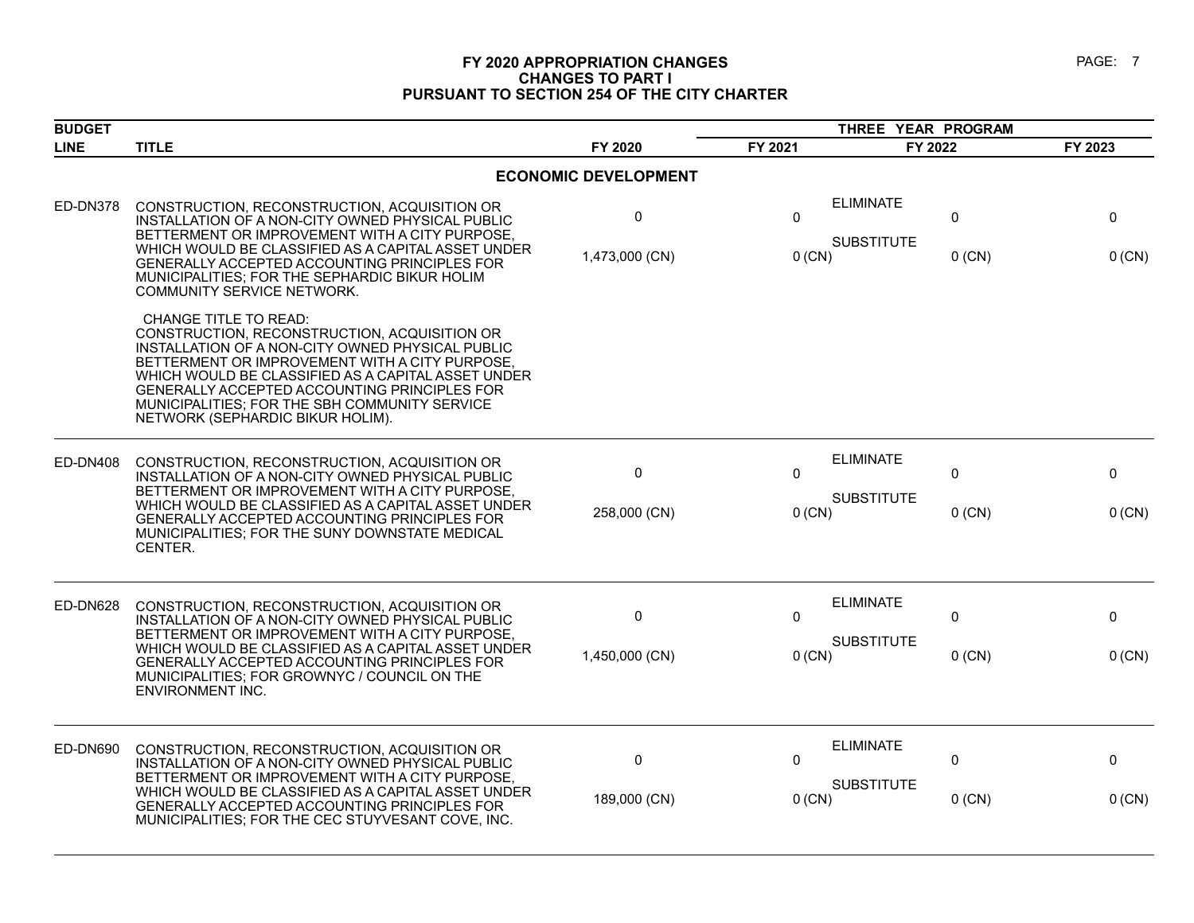# FY 2020 APPROPRIATION CHANGES
## CHANGES TO PART I
## PURSUANT TO SECTION 254 OF THE CITY CHARTER

| BUDGET LINE | TITLE | FY 2020 | FY 2021 | FY 2022 | FY 2023 |
|---|---|---|---|---|---|
| | | | THREE YEAR PROGRAM | | |
| | **ECONOMIC DEVELOPMENT** | | | | |
| ED-DN378 | CONSTRUCTION, RECONSTRUCTION, ACQUISITION OR INSTALLATION OF A NON-CITY OWNED PHYSICAL PUBLIC BETTERMENT OR IMPROVEMENT WITH A CITY PURPOSE, WHICH WOULD BE CLASSIFIED AS A CAPITAL ASSET UNDER GENERALLY ACCEPTED ACCOUNTING PRINCIPLES FOR MUNICIPALITIES; FOR THE SEPHARDIC BIKUR HOLIM COMMUNITY SERVICE NETWORK. | ELIMINATE 0 | 0 | 0 | 0 |
| | | SUBSTITUTE 1,473,000 (CN) | 0 (CN) | 0 (CN) | 0 (CN) |
| | CHANGE TITLE TO READ: CONSTRUCTION, RECONSTRUCTION, ACQUISITION OR INSTALLATION OF A NON-CITY OWNED PHYSICAL PUBLIC BETTERMENT OR IMPROVEMENT WITH A CITY PURPOSE, WHICH WOULD BE CLASSIFIED AS A CAPITAL ASSET UNDER GENERALLY ACCEPTED ACCOUNTING PRINCIPLES FOR MUNICIPALITIES; FOR THE SBH COMMUNITY SERVICE NETWORK (SEPHARDIC BIKUR HOLIM). | | | | |
| ED-DN408 | CONSTRUCTION, RECONSTRUCTION, ACQUISITION OR INSTALLATION OF A NON-CITY OWNED PHYSICAL PUBLIC BETTERMENT OR IMPROVEMENT WITH A CITY PURPOSE, WHICH WOULD BE CLASSIFIED AS A CAPITAL ASSET UNDER GENERALLY ACCEPTED ACCOUNTING PRINCIPLES FOR MUNICIPALITIES; FOR THE SUNY DOWNSTATE MEDICAL CENTER. | ELIMINATE 0 | 0 | 0 | 0 |
| | | SUBSTITUTE 258,000 (CN) | 0 (CN) | 0 (CN) | 0 (CN) |
| ED-DN628 | CONSTRUCTION, RECONSTRUCTION, ACQUISITION OR INSTALLATION OF A NON-CITY OWNED PHYSICAL PUBLIC BETTERMENT OR IMPROVEMENT WITH A CITY PURPOSE, WHICH WOULD BE CLASSIFIED AS A CAPITAL ASSET UNDER GENERALLY ACCEPTED ACCOUNTING PRINCIPLES FOR MUNICIPALITIES; FOR GROWNYC / COUNCIL ON THE ENVIRONMENT INC. | ELIMINATE 0 | 0 | 0 | 0 |
| | | SUBSTITUTE 1,450,000 (CN) | 0 (CN) | 0 (CN) | 0 (CN) |
| ED-DN690 | CONSTRUCTION, RECONSTRUCTION, ACQUISITION OR INSTALLATION OF A NON-CITY OWNED PHYSICAL PUBLIC BETTERMENT OR IMPROVEMENT WITH A CITY PURPOSE, WHICH WOULD BE CLASSIFIED AS A CAPITAL ASSET UNDER GENERALLY ACCEPTED ACCOUNTING PRINCIPLES FOR MUNICIPALITIES; FOR THE CEC STUYVESANT COVE, INC. | ELIMINATE 0 | 0 | 0 | 0 |
| | | SUBSTITUTE 189,000 (CN) | 0 (CN) | 0 (CN) | 0 (CN) |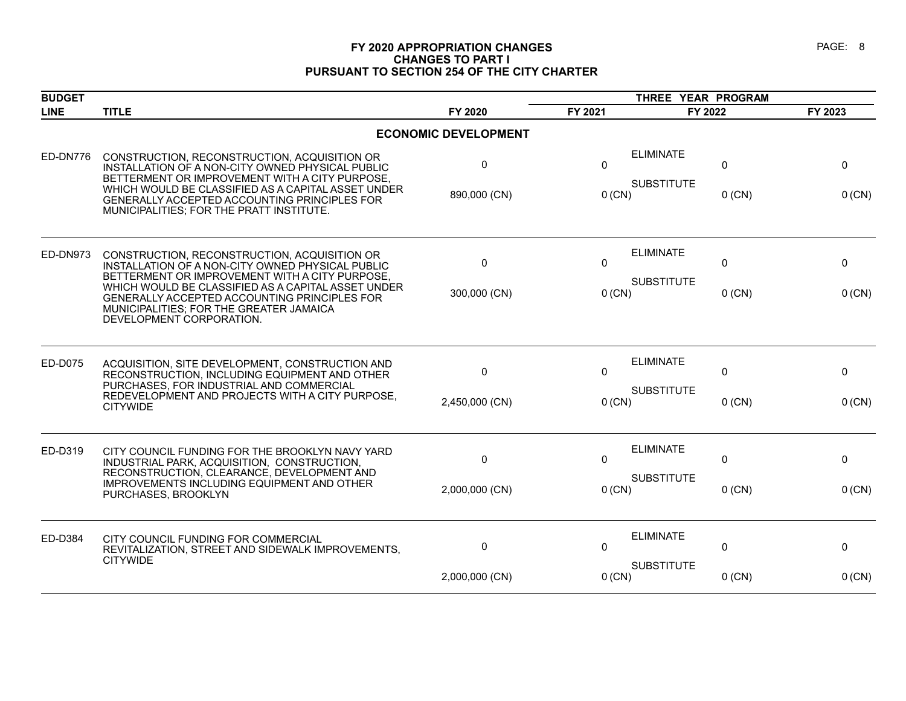# FY 2020 APPROPRIATION CHANGES
## CHANGES TO PART I
## PURSUANT TO SECTION 254 OF THE CITY CHARTER

| BUDGET LINE | TITLE | FY 2020 | THREE YEAR PROGRAM FY 2021 | | FY 2022 | FY 2023 |
|---|---|---|---|---|---|---|
| | **ECONOMIC DEVELOPMENT** | | | | | |
| ED-DN776 | CONSTRUCTION, RECONSTRUCTION, ACQUISITION OR INSTALLATION OF A NON-CITY OWNED PHYSICAL PUBLIC BETTERMENT OR IMPROVEMENT WITH A CITY PURPOSE, WHICH WOULD BE CLASSIFIED AS A CAPITAL ASSET UNDER GENERALLY ACCEPTED ACCOUNTING PRINCIPLES FOR MUNICIPALITIES; FOR THE PRATT INSTITUTE. | 0 | 0 | ELIMINATE | 0 | 0 |
| | | 890,000 (CN) | 0 (CN) | SUBSTITUTE | 0 (CN) | 0 (CN) |
| ED-DN973 | CONSTRUCTION, RECONSTRUCTION, ACQUISITION OR INSTALLATION OF A NON-CITY OWNED PHYSICAL PUBLIC BETTERMENT OR IMPROVEMENT WITH A CITY PURPOSE, WHICH WOULD BE CLASSIFIED AS A CAPITAL ASSET UNDER GENERALLY ACCEPTED ACCOUNTING PRINCIPLES FOR MUNICIPALITIES; FOR THE GREATER JAMAICA DEVELOPMENT CORPORATION. | 0 | 0 | ELIMINATE | 0 | 0 |
| | | 300,000 (CN) | 0 (CN) | SUBSTITUTE | 0 (CN) | 0 (CN) |
| ED-D075 | ACQUISITION, SITE DEVELOPMENT, CONSTRUCTION AND RECONSTRUCTION, INCLUDING EQUIPMENT AND OTHER PURCHASES, FOR INDUSTRIAL AND COMMERCIAL REDEVELOPMENT AND PROJECTS WITH A CITY PURPOSE, CITYWIDE | 0 | 0 | ELIMINATE | 0 | 0 |
| | | 2,450,000 (CN) | 0 (CN) | SUBSTITUTE | 0 (CN) | 0 (CN) |
| ED-D319 | CITY COUNCIL FUNDING FOR THE BROOKLYN NAVY YARD INDUSTRIAL PARK, ACQUISITION, CONSTRUCTION, RECONSTRUCTION, CLEARANCE, DEVELOPMENT AND IMPROVEMENTS INCLUDING EQUIPMENT AND OTHER PURCHASES, BROOKLYN | 0 | 0 | ELIMINATE | 0 | 0 |
| | | 2,000,000 (CN) | 0 (CN) | SUBSTITUTE | 0 (CN) | 0 (CN) |
| ED-D384 | CITY COUNCIL FUNDING FOR COMMERCIAL REVITALIZATION, STREET AND SIDEWALK IMPROVEMENTS, CITYWIDE | 0 | 0 | ELIMINATE | 0 | 0 |
| | | 2,000,000 (CN) | 0 (CN) | SUBSTITUTE | 0 (CN) | 0 (CN) |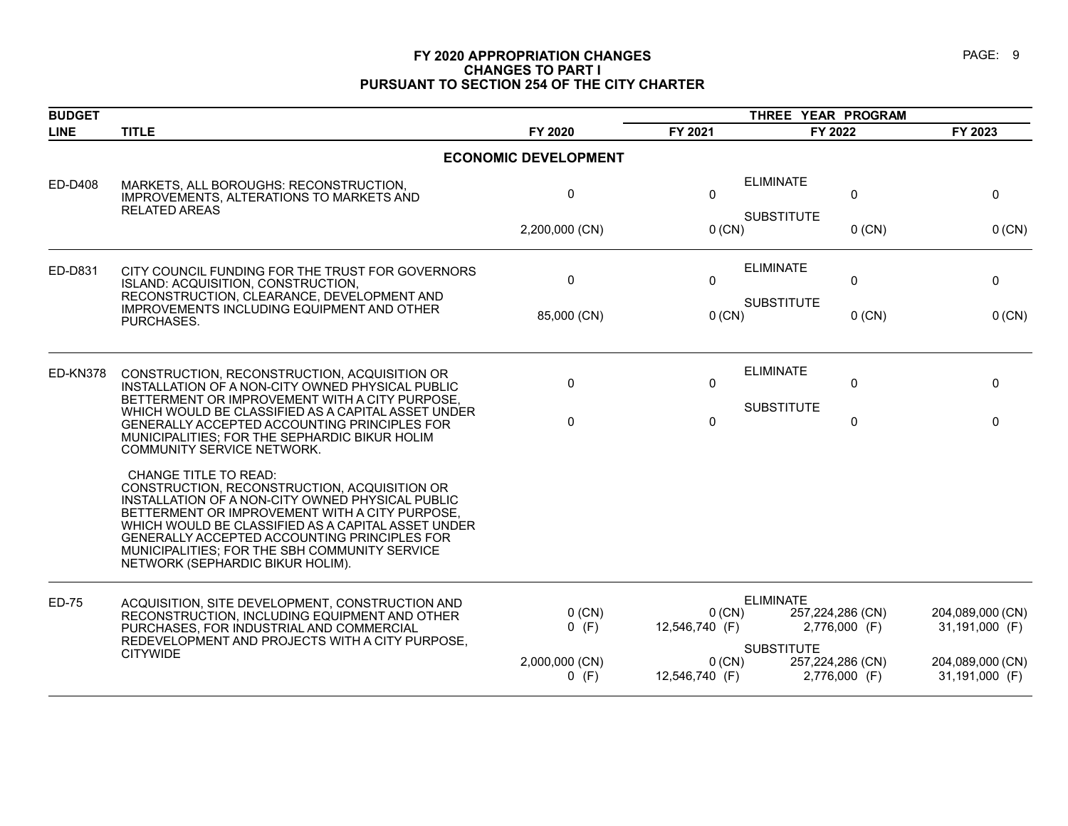# FY 2020 APPROPRIATION CHANGES
## CHANGES TO PART I
## PURSUANT TO SECTION 254 OF THE CITY CHARTER

| BUDGET LINE | TITLE | FY 2020 | THREE YEAR PROGRAM FY 2021 | FY 2022 | FY 2023 |
|---|---|---|---|---|---|
| | **ECONOMIC DEVELOPMENT** | | | | |
| ED-D408 | MARKETS, ALL BOROUGHS: RECONSTRUCTION, IMPROVEMENTS, ALTERATIONS TO MARKETS AND RELATED AREAS | | ELIMINATE | | |
| | | 0 | 0 | 0 | 0 |
| | | | SUBSTITUTE | | |
| | | 2,200,000 (CN) | 0 (CN) | 0 (CN) | 0 (CN) |
| ED-D831 | CITY COUNCIL FUNDING FOR THE TRUST FOR GOVERNORS ISLAND: ACQUISITION, CONSTRUCTION, RECONSTRUCTION, CLEARANCE, DEVELOPMENT AND IMPROVEMENTS INCLUDING EQUIPMENT AND OTHER PURCHASES. | | ELIMINATE | | |
| | | 0 | 0 | 0 | 0 |
| | | | SUBSTITUTE | | |
| | | 85,000 (CN) | 0 (CN) | 0 (CN) | 0 (CN) |
| ED-KN378 | CONSTRUCTION, RECONSTRUCTION, ACQUISITION OR INSTALLATION OF A NON-CITY OWNED PHYSICAL PUBLIC BETTERMENT OR IMPROVEMENT WITH A CITY PURPOSE, WHICH WOULD BE CLASSIFIED AS A CAPITAL ASSET UNDER GENERALLY ACCEPTED ACCOUNTING PRINCIPLES FOR MUNICIPALITIES; FOR THE SEPHARDIC BIKUR HOLIM COMMUNITY SERVICE NETWORK. | | ELIMINATE | | |
| | | 0 | 0 | 0 | 0 |
| | | | SUBSTITUTE | | |
| | | 0 | 0 | 0 | 0 |
| | CHANGE TITLE TO READ: CONSTRUCTION, RECONSTRUCTION, ACQUISITION OR INSTALLATION OF A NON-CITY OWNED PHYSICAL PUBLIC BETTERMENT OR IMPROVEMENT WITH A CITY PURPOSE, WHICH WOULD BE CLASSIFIED AS A CAPITAL ASSET UNDER GENERALLY ACCEPTED ACCOUNTING PRINCIPLES FOR MUNICIPALITIES; FOR THE SBH COMMUNITY SERVICE NETWORK (SEPHARDIC BIKUR HOLIM). | | | | |
| ED-75 | ACQUISITION, SITE DEVELOPMENT, CONSTRUCTION AND RECONSTRUCTION, INCLUDING EQUIPMENT AND OTHER PURCHASES, FOR INDUSTRIAL AND COMMERCIAL REDEVELOPMENT AND PROJECTS WITH A CITY PURPOSE, CITYWIDE | | ELIMINATE | | |
| | | 0 (CN) | 0 (CN) | 257,224,286 (CN) | 204,089,000 (CN) |
| | | 0 (F) | 12,546,740 (F) | 2,776,000 (F) | 31,191,000 (F) |
| | | | SUBSTITUTE | | |
| | | 2,000,000 (CN) | 0 (CN) | 257,224,286 (CN) | 204,089,000 (CN) |
| | | 0 (F) | 12,546,740 (F) | 2,776,000 (F) | 31,191,000 (F) |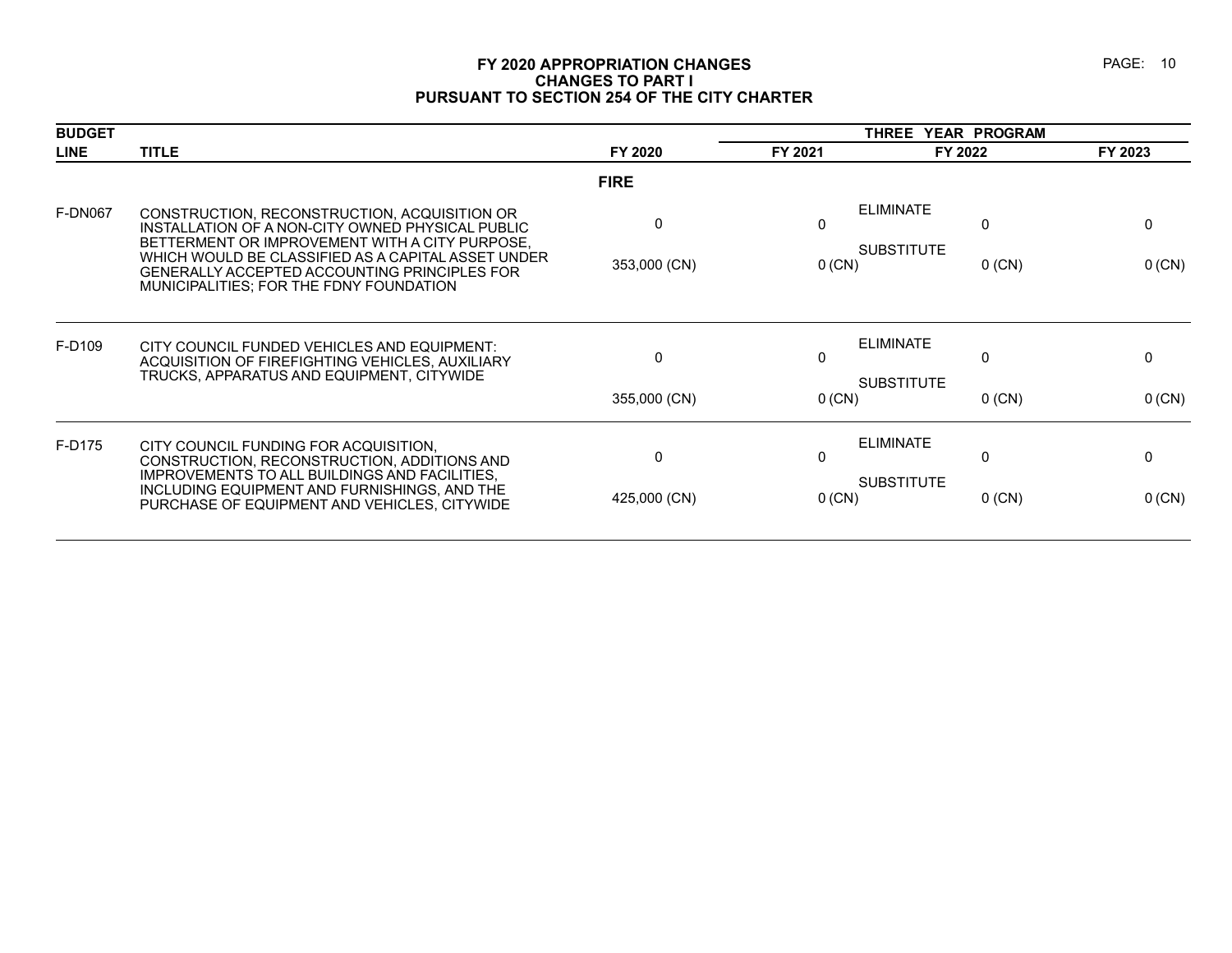## FY 2020 APPROPRIATION CHANGES
## CHANGES TO PART I
## PURSUANT TO SECTION 254 OF THE CITY CHARTER

| BUDGET LINE | TITLE | FY 2020 | FY 2021 | FY 2022 | FY 2023 |
|---|---|---|---|---|---|
| | | | THREE YEAR PROGRAM | | |
| | | **FIRE** | | | |
| F-DN067 | CONSTRUCTION, RECONSTRUCTION, ACQUISITION OR INSTALLATION OF A NON-CITY OWNED PHYSICAL PUBLIC BETTERMENT OR IMPROVEMENT WITH A CITY PURPOSE, WHICH WOULD BE CLASSIFIED AS A CAPITAL ASSET UNDER GENERALLY ACCEPTED ACCOUNTING PRINCIPLES FOR MUNICIPALITIES; FOR THE FDNY FOUNDATION | ELIMINATE<br>0<br>SUBSTITUTE<br>353,000 (CN) | <br>0<br><br>0 (CN) | <br>0<br><br>0 (CN) | <br>0<br><br>0 (CN) |
| F-D109 | CITY COUNCIL FUNDED VEHICLES AND EQUIPMENT: ACQUISITION OF FIREFIGHTING VEHICLES, AUXILIARY TRUCKS, APPARATUS AND EQUIPMENT, CITYWIDE | ELIMINATE<br>0<br>SUBSTITUTE<br>355,000 (CN) | <br>0<br><br>0 (CN) | <br>0<br><br>0 (CN) | <br>0<br><br>0 (CN) |
| F-D175 | CITY COUNCIL FUNDING FOR ACQUISITION, CONSTRUCTION, RECONSTRUCTION, ADDITIONS AND IMPROVEMENTS TO ALL BUILDINGS AND FACILITIES, INCLUDING EQUIPMENT AND FURNISHINGS, AND THE PURCHASE OF EQUIPMENT AND VEHICLES, CITYWIDE | ELIMINATE<br>0<br>SUBSTITUTE<br>425,000 (CN) | <br>0<br><br>0 (CN) | <br>0<br><br>0 (CN) | <br>0<br><br>0 (CN) |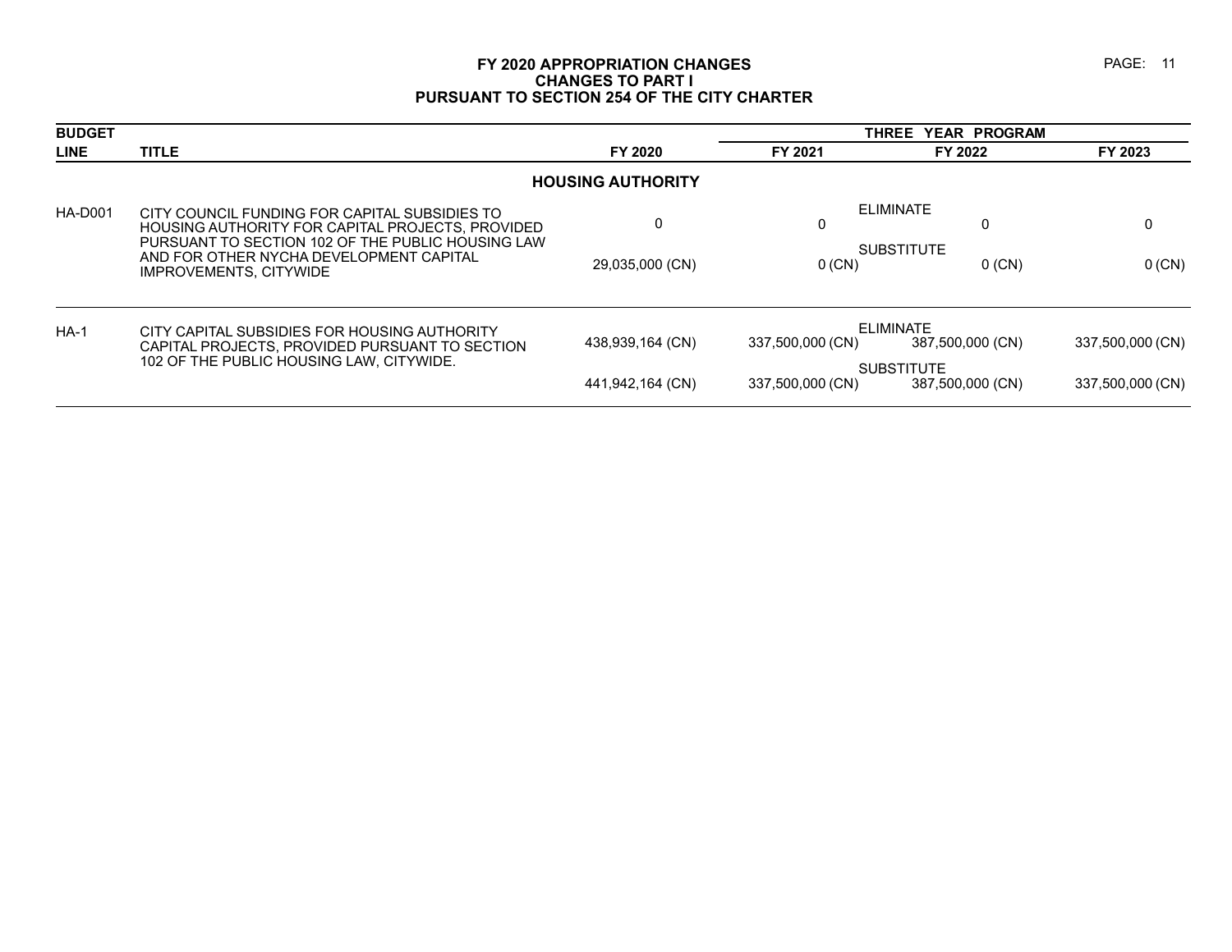# FY 2020 APPROPRIATION CHANGES
## CHANGES TO PART I
## PURSUANT TO SECTION 254 OF THE CITY CHARTER

| BUDGET LINE | TITLE | | FY 2020 | THREE YEAR PROGRAM FY 2021 | FY 2022 | FY 2023 |
|---|---|---|---|---|---|---|
| | | | **HOUSING AUTHORITY** | | | |
| HA-D001 | CITY COUNCIL FUNDING FOR CAPITAL SUBSIDIES TO HOUSING AUTHORITY FOR CAPITAL PROJECTS, PROVIDED PURSUANT TO SECTION 102 OF THE PUBLIC HOUSING LAW AND FOR OTHER NYCHA DEVELOPMENT CAPITAL IMPROVEMENTS, CITYWIDE | ELIMINATE | 0 | 0 | 0 | 0 |
| | | SUBSTITUTE | 29,035,000 (CN) | 0 (CN) | 0 (CN) | 0 (CN) |
| HA-1 | CITY CAPITAL SUBSIDIES FOR HOUSING AUTHORITY CAPITAL PROJECTS, PROVIDED PURSUANT TO SECTION 102 OF THE PUBLIC HOUSING LAW, CITYWIDE. | ELIMINATE | 438,939,164 (CN) | 337,500,000 (CN) | 387,500,000 (CN) | 337,500,000 (CN) |
| | | SUBSTITUTE | 441,942,164 (CN) | 337,500,000 (CN) | 387,500,000 (CN) | 337,500,000 (CN) |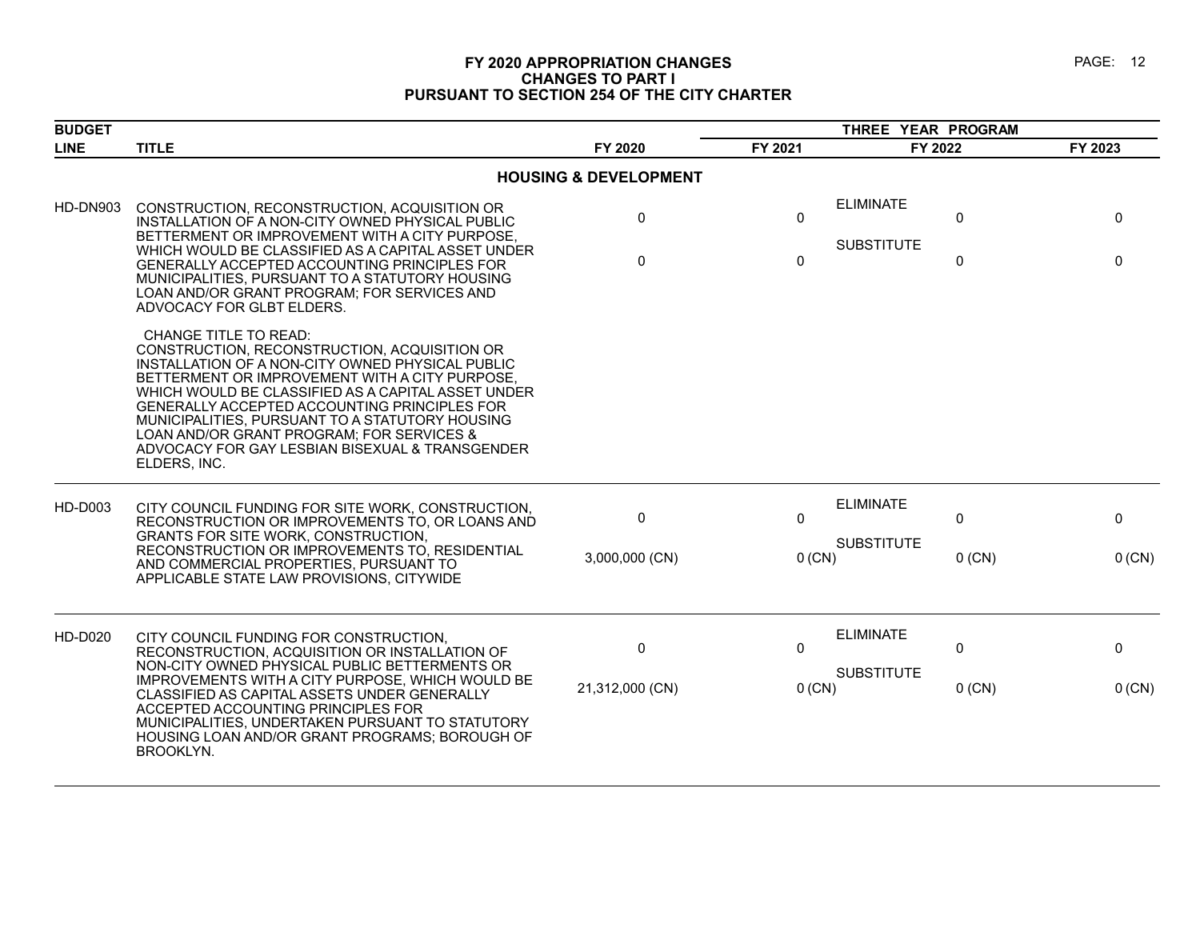# FY 2020 APPROPRIATION CHANGES
## CHANGES TO PART I
## PURSUANT TO SECTION 254 OF THE CITY CHARTER

| BUDGET LINE | TITLE | | FY 2020 | FY 2021 | FY 2022 | FY 2023 |
|---|---|---|---|---|---|---|
| | | | | THREE YEAR PROGRAM | | |
| | **HOUSING & DEVELOPMENT** | | | | | |
| HD-DN903 | CONSTRUCTION, RECONSTRUCTION, ACQUISITION OR INSTALLATION OF A NON-CITY OWNED PHYSICAL PUBLIC BETTERMENT OR IMPROVEMENT WITH A CITY PURPOSE, WHICH WOULD BE CLASSIFIED AS A CAPITAL ASSET UNDER GENERALLY ACCEPTED ACCOUNTING PRINCIPLES FOR MUNICIPALITIES, PURSUANT TO A STATUTORY HOUSING LOAN AND/OR GRANT PROGRAM; FOR SERVICES AND ADVOCACY FOR GLBT ELDERS. | ELIMINATE | 0 | 0 | 0 | 0 |
| | | SUBSTITUTE | 0 | 0 | 0 | 0 |
| | CHANGE TITLE TO READ: CONSTRUCTION, RECONSTRUCTION, ACQUISITION OR INSTALLATION OF A NON-CITY OWNED PHYSICAL PUBLIC BETTERMENT OR IMPROVEMENT WITH A CITY PURPOSE, WHICH WOULD BE CLASSIFIED AS A CAPITAL ASSET UNDER GENERALLY ACCEPTED ACCOUNTING PRINCIPLES FOR MUNICIPALITIES, PURSUANT TO A STATUTORY HOUSING LOAN AND/OR GRANT PROGRAM; FOR SERVICES & ADVOCACY FOR GAY LESBIAN BISEXUAL & TRANSGENDER ELDERS, INC. | | | | | |
| HD-D003 | CITY COUNCIL FUNDING FOR SITE WORK, CONSTRUCTION, RECONSTRUCTION OR IMPROVEMENTS TO, OR LOANS AND GRANTS FOR SITE WORK, CONSTRUCTION, RECONSTRUCTION OR IMPROVEMENTS TO, RESIDENTIAL AND COMMERCIAL PROPERTIES, PURSUANT TO APPLICABLE STATE LAW PROVISIONS, CITYWIDE | ELIMINATE | 0 | 0 | 0 | 0 |
| | | SUBSTITUTE | 3,000,000 (CN) | 0 (CN) | 0 (CN) | 0 (CN) |
| HD-D020 | CITY COUNCIL FUNDING FOR CONSTRUCTION, RECONSTRUCTION, ACQUISITION OR INSTALLATION OF NON-CITY OWNED PHYSICAL PUBLIC BETTERMENTS OR IMPROVEMENTS WITH A CITY PURPOSE, WHICH WOULD BE CLASSIFIED AS CAPITAL ASSETS UNDER GENERALLY ACCEPTED ACCOUNTING PRINCIPLES FOR MUNICIPALITIES, UNDERTAKEN PURSUANT TO STATUTORY HOUSING LOAN AND/OR GRANT PROGRAMS; BOROUGH OF BROOKLYN. | ELIMINATE | 0 | 0 | 0 | 0 |
| | | SUBSTITUTE | 21,312,000 (CN) | 0 (CN) | 0 (CN) | 0 (CN) |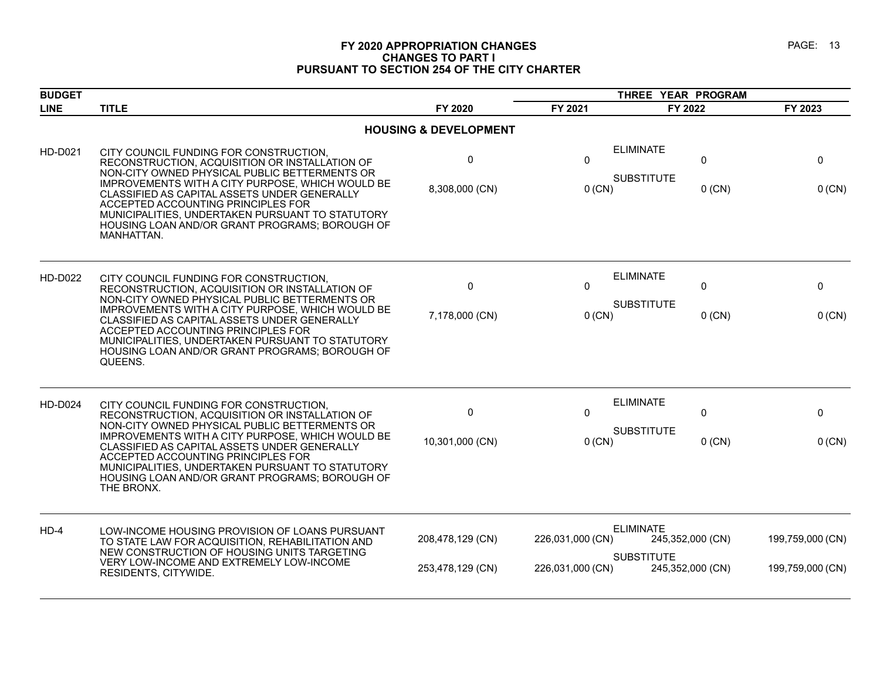# FY 2020 APPROPRIATION CHANGES
## CHANGES TO PART I
## PURSUANT TO SECTION 254 OF THE CITY CHARTER

| BUDGET LINE | TITLE | | FY 2020 | THREE YEAR PROGRAM FY 2021 | FY 2022 | FY 2023 |
|---|---|---|---|---|---|---|
| | **HOUSING & DEVELOPMENT** | | | | | |
| HD-D021 | CITY COUNCIL FUNDING FOR CONSTRUCTION, RECONSTRUCTION, ACQUISITION OR INSTALLATION OF NON-CITY OWNED PHYSICAL PUBLIC BETTERMENTS OR IMPROVEMENTS WITH A CITY PURPOSE, WHICH WOULD BE CLASSIFIED AS CAPITAL ASSETS UNDER GENERALLY ACCEPTED ACCOUNTING PRINCIPLES FOR MUNICIPALITIES, UNDERTAKEN PURSUANT TO STATUTORY HOUSING LOAN AND/OR GRANT PROGRAMS; BOROUGH OF MANHATTAN. | ELIMINATE | 0 | 0 | 0 | 0 |
| | | SUBSTITUTE | 8,308,000 (CN) | 0 (CN) | 0 (CN) | 0 (CN) |
| HD-D022 | CITY COUNCIL FUNDING FOR CONSTRUCTION, RECONSTRUCTION, ACQUISITION OR INSTALLATION OF NON-CITY OWNED PHYSICAL PUBLIC BETTERMENTS OR IMPROVEMENTS WITH A CITY PURPOSE, WHICH WOULD BE CLASSIFIED AS CAPITAL ASSETS UNDER GENERALLY ACCEPTED ACCOUNTING PRINCIPLES FOR MUNICIPALITIES, UNDERTAKEN PURSUANT TO STATUTORY HOUSING LOAN AND/OR GRANT PROGRAMS; BOROUGH OF QUEENS. | ELIMINATE | 0 | 0 | 0 | 0 |
| | | SUBSTITUTE | 7,178,000 (CN) | 0 (CN) | 0 (CN) | 0 (CN) |
| HD-D024 | CITY COUNCIL FUNDING FOR CONSTRUCTION, RECONSTRUCTION, ACQUISITION OR INSTALLATION OF NON-CITY OWNED PHYSICAL PUBLIC BETTERMENTS OR IMPROVEMENTS WITH A CITY PURPOSE, WHICH WOULD BE CLASSIFIED AS CAPITAL ASSETS UNDER GENERALLY ACCEPTED ACCOUNTING PRINCIPLES FOR MUNICIPALITIES, UNDERTAKEN PURSUANT TO STATUTORY HOUSING LOAN AND/OR GRANT PROGRAMS; BOROUGH OF THE BRONX. | ELIMINATE | 0 | 0 | 0 | 0 |
| | | SUBSTITUTE | 10,301,000 (CN) | 0 (CN) | 0 (CN) | 0 (CN) |
| HD-4 | LOW-INCOME HOUSING PROVISION OF LOANS PURSUANT TO STATE LAW FOR ACQUISITION, REHABILITATION AND NEW CONSTRUCTION OF HOUSING UNITS TARGETING VERY LOW-INCOME AND EXTREMELY LOW-INCOME RESIDENTS, CITYWIDE. | ELIMINATE | 208,478,129 (CN) | 226,031,000 (CN) | 245,352,000 (CN) | 199,759,000 (CN) |
| | | SUBSTITUTE | 253,478,129 (CN) | 226,031,000 (CN) | 245,352,000 (CN) | 199,759,000 (CN) |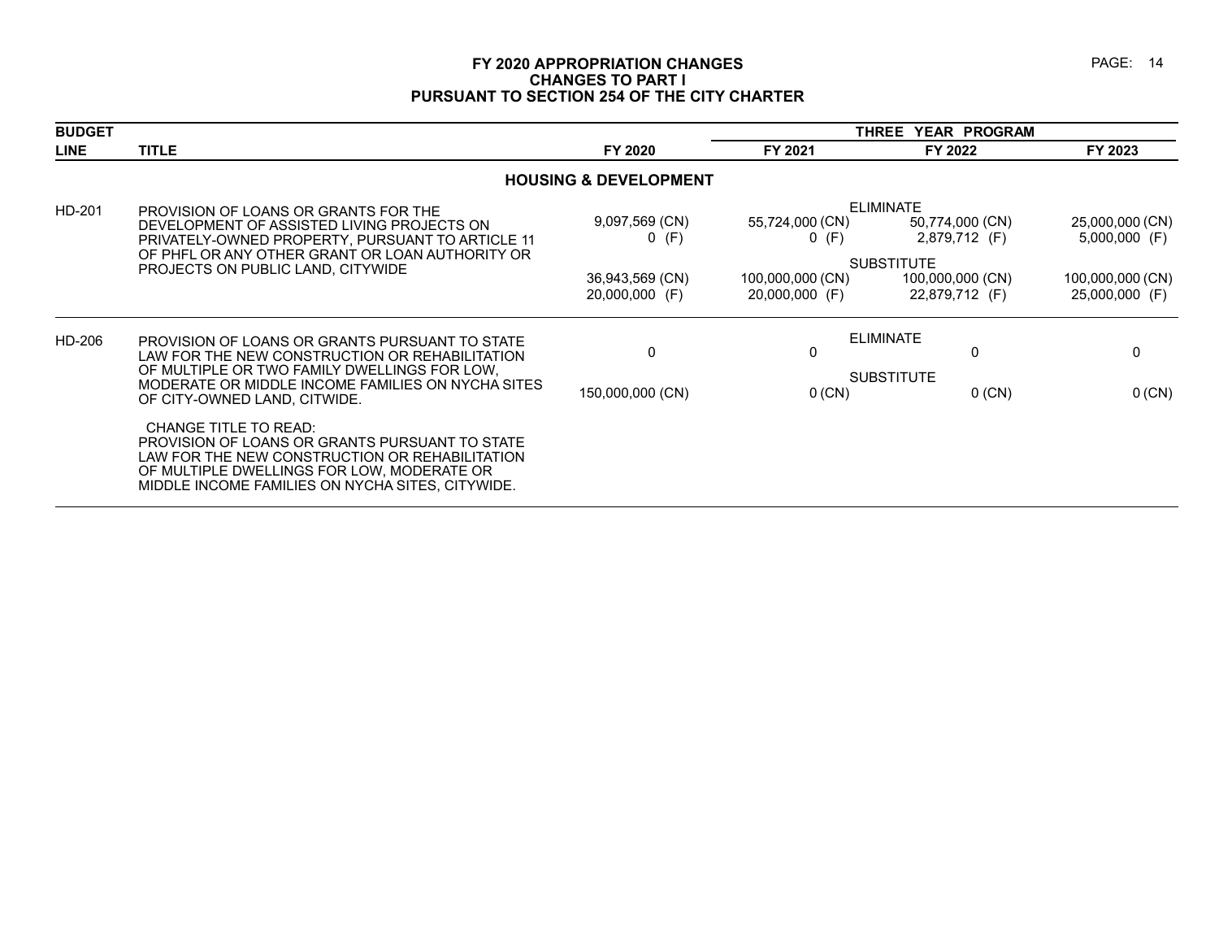# FY 2020 APPROPRIATION CHANGES
## CHANGES TO PART I
## PURSUANT TO SECTION 254 OF THE CITY CHARTER

| BUDGET LINE | TITLE | FY 2020 | FY 2021 | FY 2022 | FY 2023 |
|---|---|---|---|---|---|
| | | | THREE YEAR PROGRAM | | |
| | **HOUSING & DEVELOPMENT** | | | | |
| HD-201 | PROVISION OF LOANS OR GRANTS FOR THE DEVELOPMENT OF ASSISTED LIVING PROJECTS ON PRIVATELY-OWNED PROPERTY, PURSUANT TO ARTICLE 11 OF PHFL OR ANY OTHER GRANT OR LOAN AUTHORITY OR PROJECTS ON PUBLIC LAND, CITYWIDE | | | ELIMINATE | |
| | | 9,097,569 (CN) | 55,724,000 (CN) | 50,774,000 (CN) | 25,000,000 (CN) |
| | | 0 (F) | 0 (F) | 2,879,712 (F) | 5,000,000 (F) |
| | | | | SUBSTITUTE | |
| | | 36,943,569 (CN) | 100,000,000 (CN) | 100,000,000 (CN) | 100,000,000 (CN) |
| | | 20,000,000 (F) | 20,000,000 (F) | 22,879,712 (F) | 25,000,000 (F) |
| HD-206 | PROVISION OF LOANS OR GRANTS PURSUANT TO STATE LAW FOR THE NEW CONSTRUCTION OR REHABILITATION OF MULTIPLE OR TWO FAMILY DWELLINGS FOR LOW, MODERATE OR MIDDLE INCOME FAMILIES ON NYCHA SITES OF CITY-OWNED LAND, CITWIDE. | | | ELIMINATE | |
| | | 0 | 0 | 0 | 0 |
| | | | | SUBSTITUTE | |
| | | 150,000,000 (CN) | 0 (CN) | 0 (CN) | 0 (CN) |
| | CHANGE TITLE TO READ: PROVISION OF LOANS OR GRANTS PURSUANT TO STATE LAW FOR THE NEW CONSTRUCTION OR REHABILITATION OF MULTIPLE DWELLINGS FOR LOW, MODERATE OR MIDDLE INCOME FAMILIES ON NYCHA SITES, CITYWIDE. | | | | |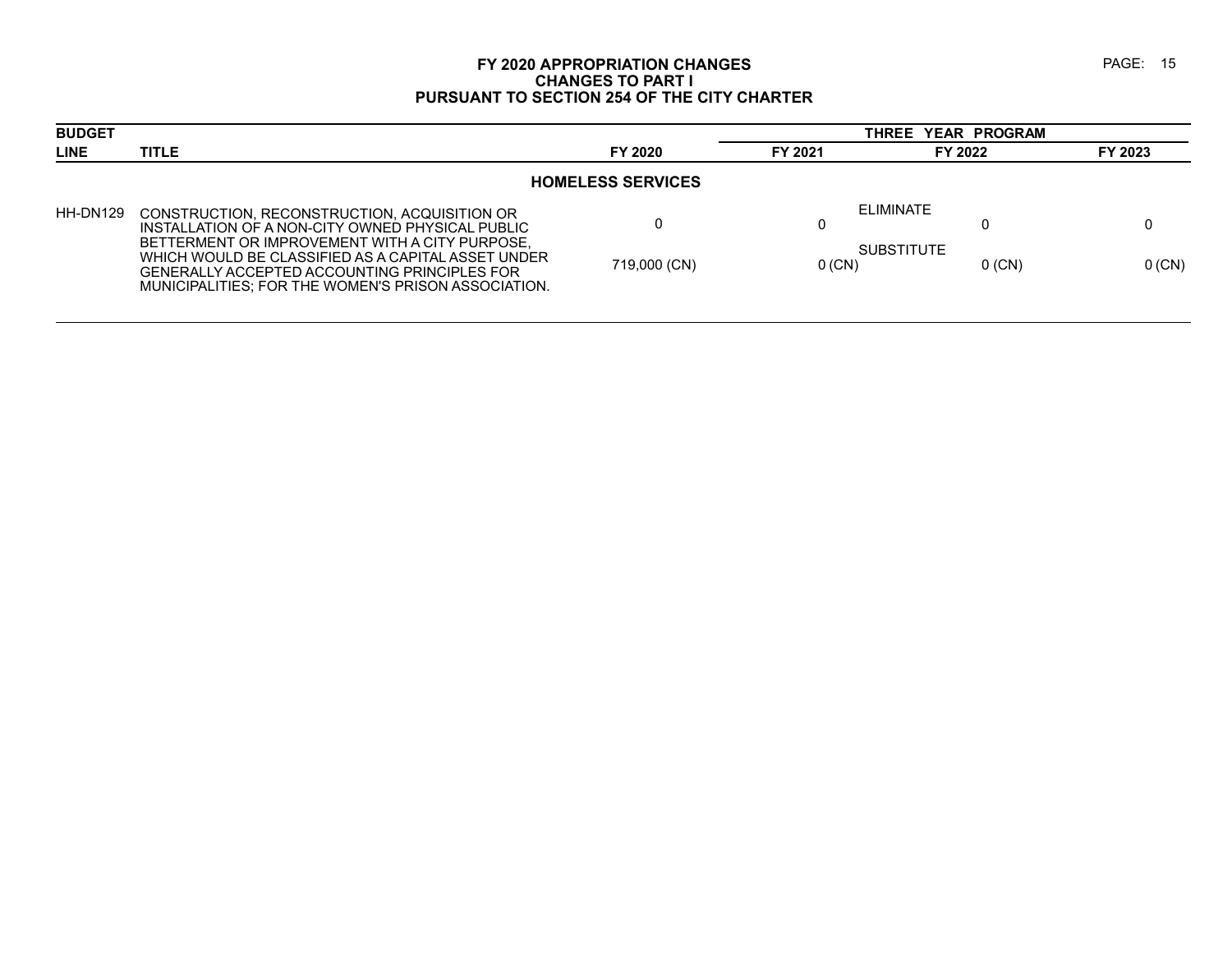# FY 2020 APPROPRIATION CHANGES
## CHANGES TO PART I
## PURSUANT TO SECTION 254 OF THE CITY CHARTER

| BUDGET LINE | TITLE | FY 2020 | THREE YEAR PROGRAM FY 2021 | FY 2022 | FY 2023 |
|---|---|---|---|---|---|
| | **HOMELESS SERVICES** | | | | |
| HH-DN129 | CONSTRUCTION, RECONSTRUCTION, ACQUISITION OR INSTALLATION OF A NON-CITY OWNED PHYSICAL PUBLIC BETTERMENT OR IMPROVEMENT WITH A CITY PURPOSE, WHICH WOULD BE CLASSIFIED AS A CAPITAL ASSET UNDER GENERALLY ACCEPTED ACCOUNTING PRINCIPLES FOR MUNICIPALITIES; FOR THE WOMEN'S PRISON ASSOCIATION. | | | | |
| | ELIMINATE | 0 | 0 | 0 | 0 |
| | SUBSTITUTE | 719,000 (CN) | 0 (CN) | 0 (CN) | 0 (CN) |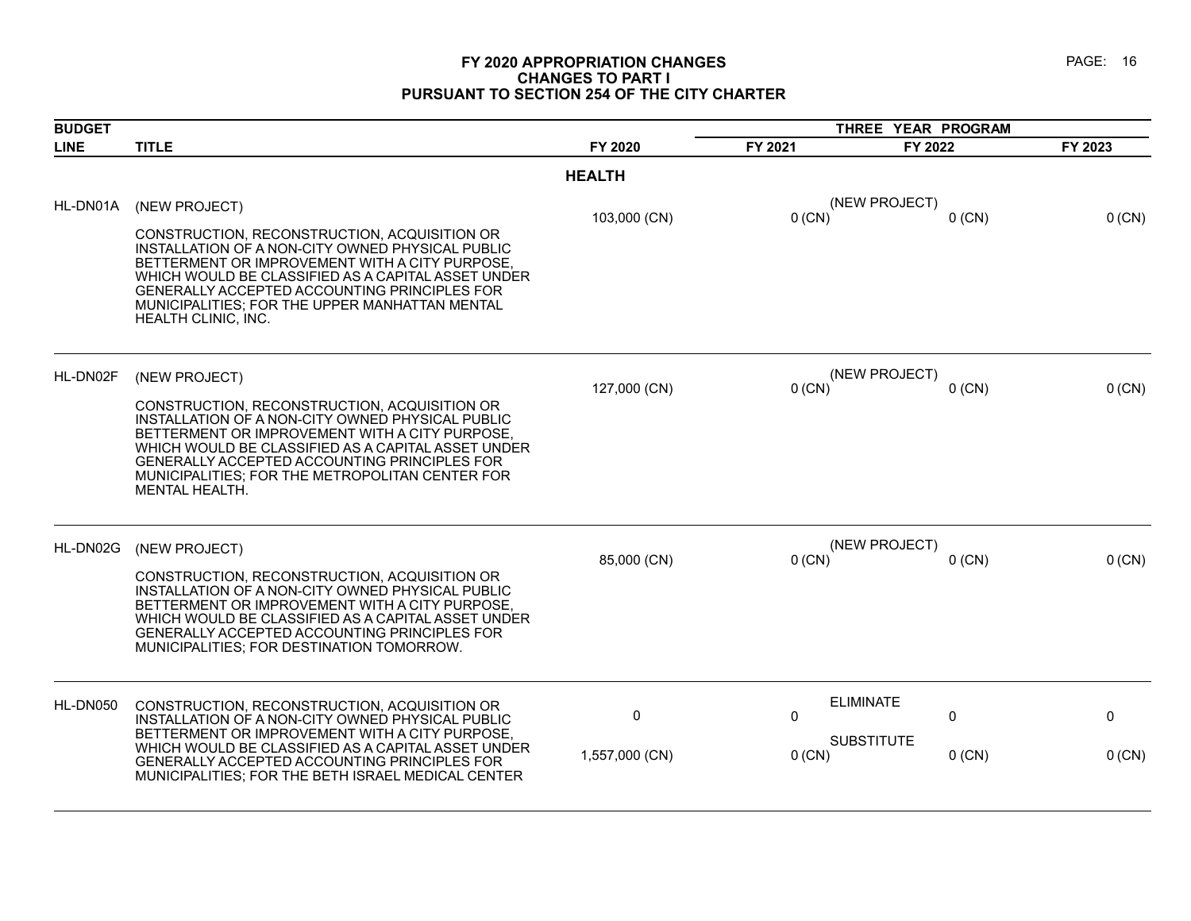**FY 2020 APPROPRIATION CHANGES**
**CHANGES TO PART I**
**PURSUANT TO SECTION 254 OF THE CITY CHARTER**

| BUDGET LINE | TITLE | FY 2020 | THREE YEAR PROGRAM FY 2021 | FY 2022 | FY 2023 |
|---|---|---|---|---|---|
| | | **HEALTH** | | | |
| HL-DN01A | (NEW PROJECT)<br><br>CONSTRUCTION, RECONSTRUCTION, ACQUISITION OR INSTALLATION OF A NON-CITY OWNED PHYSICAL PUBLIC BETTERMENT OR IMPROVEMENT WITH A CITY PURPOSE, WHICH WOULD BE CLASSIFIED AS A CAPITAL ASSET UNDER GENERALLY ACCEPTED ACCOUNTING PRINCIPLES FOR MUNICIPALITIES; FOR THE UPPER MANHATTAN MENTAL HEALTH CLINIC, INC. | 103,000 (CN) | (NEW PROJECT)<br>0 (CN) | 0 (CN) | 0 (CN) |
| HL-DN02F | (NEW PROJECT)<br><br>CONSTRUCTION, RECONSTRUCTION, ACQUISITION OR INSTALLATION OF A NON-CITY OWNED PHYSICAL PUBLIC BETTERMENT OR IMPROVEMENT WITH A CITY PURPOSE, WHICH WOULD BE CLASSIFIED AS A CAPITAL ASSET UNDER GENERALLY ACCEPTED ACCOUNTING PRINCIPLES FOR MUNICIPALITIES; FOR THE METROPOLITAN CENTER FOR MENTAL HEALTH. | 127,000 (CN) | (NEW PROJECT)<br>0 (CN) | 0 (CN) | 0 (CN) |
| HL-DN02G | (NEW PROJECT)<br><br>CONSTRUCTION, RECONSTRUCTION, ACQUISITION OR INSTALLATION OF A NON-CITY OWNED PHYSICAL PUBLIC BETTERMENT OR IMPROVEMENT WITH A CITY PURPOSE, WHICH WOULD BE CLASSIFIED AS A CAPITAL ASSET UNDER GENERALLY ACCEPTED ACCOUNTING PRINCIPLES FOR MUNICIPALITIES; FOR DESTINATION TOMORROW. | 85,000 (CN) | (NEW PROJECT)<br>0 (CN) | 0 (CN) | 0 (CN) |
| HL-DN050 | CONSTRUCTION, RECONSTRUCTION, ACQUISITION OR INSTALLATION OF A NON-CITY OWNED PHYSICAL PUBLIC BETTERMENT OR IMPROVEMENT WITH A CITY PURPOSE, WHICH WOULD BE CLASSIFIED AS A CAPITAL ASSET UNDER GENERALLY ACCEPTED ACCOUNTING PRINCIPLES FOR MUNICIPALITIES; FOR THE BETH ISRAEL MEDICAL CENTER | 0<br><br>1,557,000 (CN) | ELIMINATE<br>0<br><br>SUBSTITUTE<br>0 (CN) | 0<br><br>0 (CN) | 0<br><br>0 (CN) |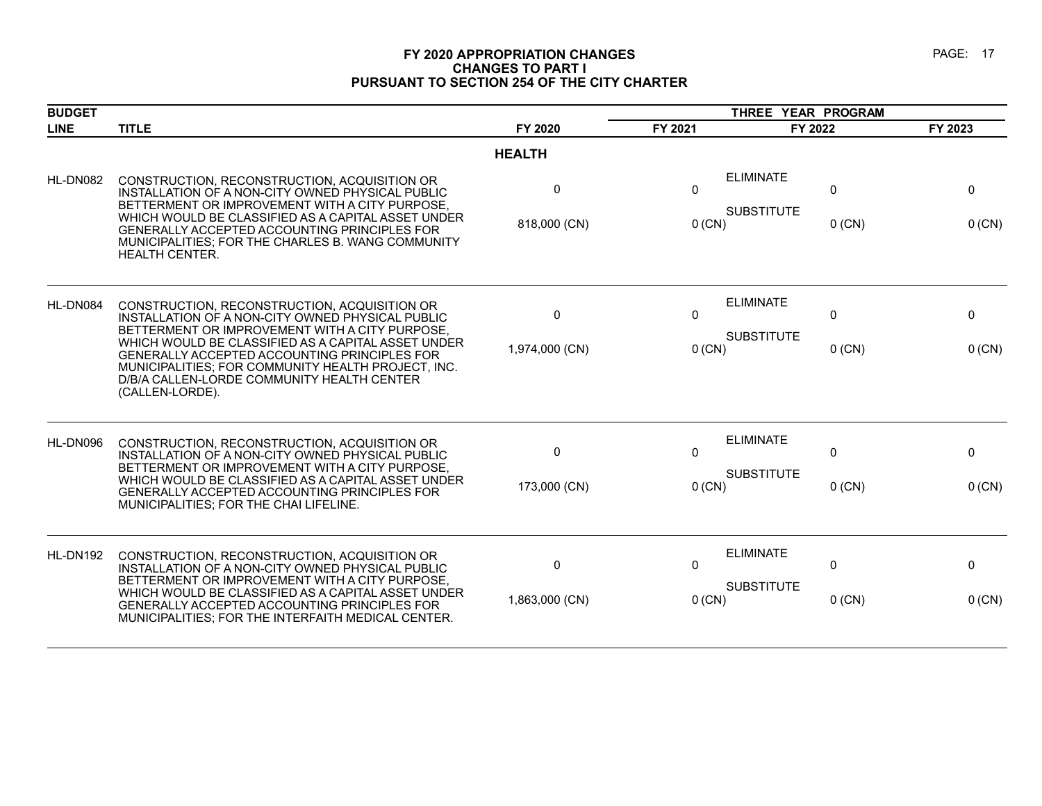# FY 2020 APPROPRIATION CHANGES
## CHANGES TO PART I
## PURSUANT TO SECTION 254 OF THE CITY CHARTER

| BUDGET LINE | TITLE | | FY 2020 | THREE YEAR PROGRAM FY 2021 | FY 2022 | FY 2023 |
|---|---|---|---|---|---|---|
| | | **HEALTH** | | | | |
| HL-DN082 | CONSTRUCTION, RECONSTRUCTION, ACQUISITION OR INSTALLATION OF A NON-CITY OWNED PHYSICAL PUBLIC BETTERMENT OR IMPROVEMENT WITH A CITY PURPOSE, WHICH WOULD BE CLASSIFIED AS A CAPITAL ASSET UNDER GENERALLY ACCEPTED ACCOUNTING PRINCIPLES FOR MUNICIPALITIES; FOR THE CHARLES B. WANG COMMUNITY HEALTH CENTER. | ELIMINATE | 0 | 0 | 0 | 0 |
| | | SUBSTITUTE | 818,000 (CN) | 0 (CN) | 0 (CN) | 0 (CN) |
| HL-DN084 | CONSTRUCTION, RECONSTRUCTION, ACQUISITION OR INSTALLATION OF A NON-CITY OWNED PHYSICAL PUBLIC BETTERMENT OR IMPROVEMENT WITH A CITY PURPOSE, WHICH WOULD BE CLASSIFIED AS A CAPITAL ASSET UNDER GENERALLY ACCEPTED ACCOUNTING PRINCIPLES FOR MUNICIPALITIES; FOR COMMUNITY HEALTH PROJECT, INC. D/B/A CALLEN-LORDE COMMUNITY HEALTH CENTER (CALLEN-LORDE). | ELIMINATE | 0 | 0 | 0 | 0 |
| | | SUBSTITUTE | 1,974,000 (CN) | 0 (CN) | 0 (CN) | 0 (CN) |
| HL-DN096 | CONSTRUCTION, RECONSTRUCTION, ACQUISITION OR INSTALLATION OF A NON-CITY OWNED PHYSICAL PUBLIC BETTERMENT OR IMPROVEMENT WITH A CITY PURPOSE, WHICH WOULD BE CLASSIFIED AS A CAPITAL ASSET UNDER GENERALLY ACCEPTED ACCOUNTING PRINCIPLES FOR MUNICIPALITIES; FOR THE CHAI LIFELINE. | ELIMINATE | 0 | 0 | 0 | 0 |
| | | SUBSTITUTE | 173,000 (CN) | 0 (CN) | 0 (CN) | 0 (CN) |
| HL-DN192 | CONSTRUCTION, RECONSTRUCTION, ACQUISITION OR INSTALLATION OF A NON-CITY OWNED PHYSICAL PUBLIC BETTERMENT OR IMPROVEMENT WITH A CITY PURPOSE, WHICH WOULD BE CLASSIFIED AS A CAPITAL ASSET UNDER GENERALLY ACCEPTED ACCOUNTING PRINCIPLES FOR MUNICIPALITIES; FOR THE INTERFAITH MEDICAL CENTER. | ELIMINATE | 0 | 0 | 0 | 0 |
| | | SUBSTITUTE | 1,863,000 (CN) | 0 (CN) | 0 (CN) | 0 (CN) |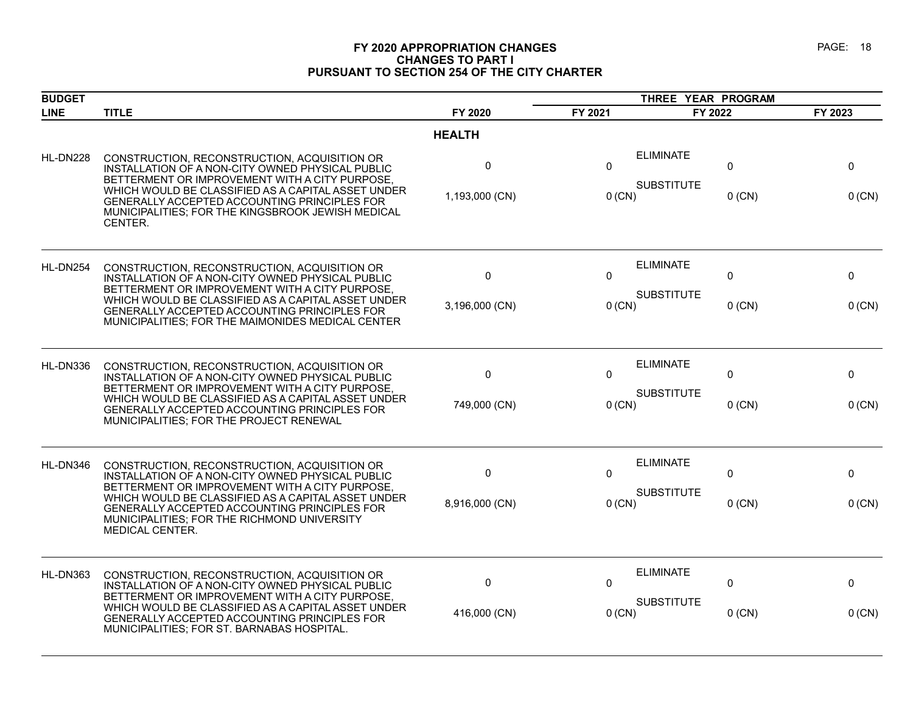# FY 2020 APPROPRIATION CHANGES
## CHANGES TO PART I
## PURSUANT TO SECTION 254 OF THE CITY CHARTER

| BUDGET LINE | TITLE | FY 2020 | THREE YEAR PROGRAM FY 2021 | FY 2022 | FY 2023 |
|---|---|---|---|---|---|
| | | **HEALTH** | | | |
| HL-DN228 | CONSTRUCTION, RECONSTRUCTION, ACQUISITION OR INSTALLATION OF A NON-CITY OWNED PHYSICAL PUBLIC BETTERMENT OR IMPROVEMENT WITH A CITY PURPOSE, WHICH WOULD BE CLASSIFIED AS A CAPITAL ASSET UNDER GENERALLY ACCEPTED ACCOUNTING PRINCIPLES FOR MUNICIPALITIES; FOR THE KINGSBROOK JEWISH MEDICAL CENTER. | ELIMINATE 0 | 0 | 0 | 0 |
| | | SUBSTITUTE 1,193,000 (CN) | 0 (CN) | 0 (CN) | 0 (CN) |
| HL-DN254 | CONSTRUCTION, RECONSTRUCTION, ACQUISITION OR INSTALLATION OF A NON-CITY OWNED PHYSICAL PUBLIC BETTERMENT OR IMPROVEMENT WITH A CITY PURPOSE, WHICH WOULD BE CLASSIFIED AS A CAPITAL ASSET UNDER GENERALLY ACCEPTED ACCOUNTING PRINCIPLES FOR MUNICIPALITIES; FOR THE MAIMONIDES MEDICAL CENTER | ELIMINATE 0 | 0 | 0 | 0 |
| | | SUBSTITUTE 3,196,000 (CN) | 0 (CN) | 0 (CN) | 0 (CN) |
| HL-DN336 | CONSTRUCTION, RECONSTRUCTION, ACQUISITION OR INSTALLATION OF A NON-CITY OWNED PHYSICAL PUBLIC BETTERMENT OR IMPROVEMENT WITH A CITY PURPOSE, WHICH WOULD BE CLASSIFIED AS A CAPITAL ASSET UNDER GENERALLY ACCEPTED ACCOUNTING PRINCIPLES FOR MUNICIPALITIES; FOR THE PROJECT RENEWAL | ELIMINATE 0 | 0 | 0 | 0 |
| | | SUBSTITUTE 749,000 (CN) | 0 (CN) | 0 (CN) | 0 (CN) |
| HL-DN346 | CONSTRUCTION, RECONSTRUCTION, ACQUISITION OR INSTALLATION OF A NON-CITY OWNED PHYSICAL PUBLIC BETTERMENT OR IMPROVEMENT WITH A CITY PURPOSE, WHICH WOULD BE CLASSIFIED AS A CAPITAL ASSET UNDER GENERALLY ACCEPTED ACCOUNTING PRINCIPLES FOR MUNICIPALITIES; FOR THE RICHMOND UNIVERSITY MEDICAL CENTER. | ELIMINATE 0 | 0 | 0 | 0 |
| | | SUBSTITUTE 8,916,000 (CN) | 0 (CN) | 0 (CN) | 0 (CN) |
| HL-DN363 | CONSTRUCTION, RECONSTRUCTION, ACQUISITION OR INSTALLATION OF A NON-CITY OWNED PHYSICAL PUBLIC BETTERMENT OR IMPROVEMENT WITH A CITY PURPOSE, WHICH WOULD BE CLASSIFIED AS A CAPITAL ASSET UNDER GENERALLY ACCEPTED ACCOUNTING PRINCIPLES FOR MUNICIPALITIES; FOR ST. BARNABAS HOSPITAL. | ELIMINATE 0 | 0 | 0 | 0 |
| | | SUBSTITUTE 416,000 (CN) | 0 (CN) | 0 (CN) | 0 (CN) |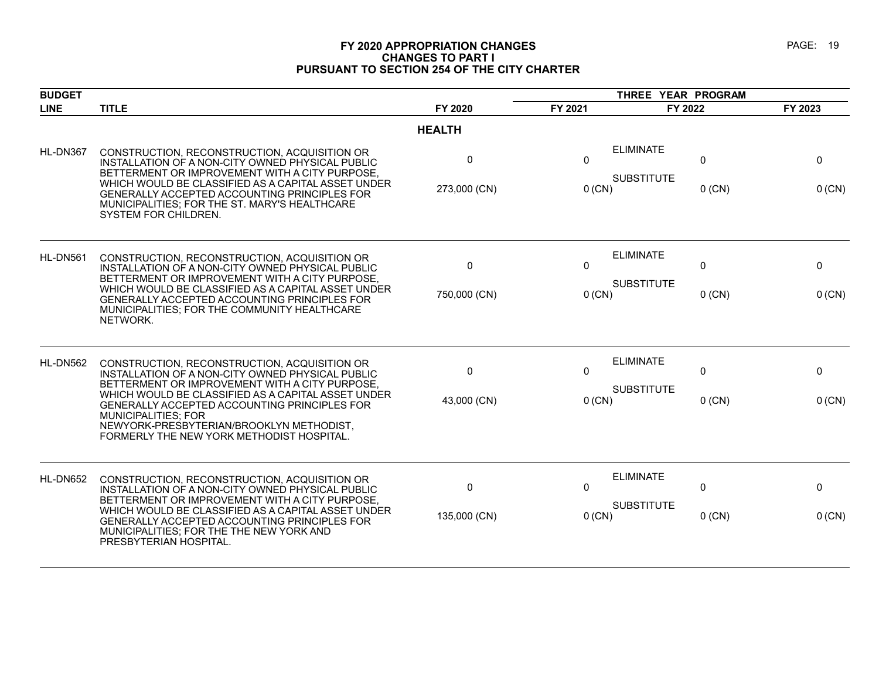# FY 2020 APPROPRIATION CHANGES
## CHANGES TO PART I
## PURSUANT TO SECTION 254 OF THE CITY CHARTER

| BUDGET LINE | TITLE | FY 2020 | FY 2021 | FY 2022 | FY 2023 |
|---|---|---|---|---|---|
| | | | THREE YEAR PROGRAM | | |
| | **HEALTH** | | | | |
| HL-DN367 | CONSTRUCTION, RECONSTRUCTION, ACQUISITION OR INSTALLATION OF A NON-CITY OWNED PHYSICAL PUBLIC BETTERMENT OR IMPROVEMENT WITH A CITY PURPOSE, WHICH WOULD BE CLASSIFIED AS A CAPITAL ASSET UNDER GENERALLY ACCEPTED ACCOUNTING PRINCIPLES FOR MUNICIPALITIES; FOR THE ST. MARY'S HEALTHCARE SYSTEM FOR CHILDREN. | ELIMINATE 0 | 0 | 0 | 0 |
| | | SUBSTITUTE 273,000 (CN) | 0 (CN) | 0 (CN) | 0 (CN) |
| HL-DN561 | CONSTRUCTION, RECONSTRUCTION, ACQUISITION OR INSTALLATION OF A NON-CITY OWNED PHYSICAL PUBLIC BETTERMENT OR IMPROVEMENT WITH A CITY PURPOSE, WHICH WOULD BE CLASSIFIED AS A CAPITAL ASSET UNDER GENERALLY ACCEPTED ACCOUNTING PRINCIPLES FOR MUNICIPALITIES; FOR THE COMMUNITY HEALTHCARE NETWORK. | ELIMINATE 0 | 0 | 0 | 0 |
| | | SUBSTITUTE 750,000 (CN) | 0 (CN) | 0 (CN) | 0 (CN) |
| HL-DN562 | CONSTRUCTION, RECONSTRUCTION, ACQUISITION OR INSTALLATION OF A NON-CITY OWNED PHYSICAL PUBLIC BETTERMENT OR IMPROVEMENT WITH A CITY PURPOSE, WHICH WOULD BE CLASSIFIED AS A CAPITAL ASSET UNDER GENERALLY ACCEPTED ACCOUNTING PRINCIPLES FOR MUNICIPALITIES; FOR NEWYORK-PRESBYTERIAN/BROOKLYN METHODIST, FORMERLY THE NEW YORK METHODIST HOSPITAL. | ELIMINATE 0 | 0 | 0 | 0 |
| | | SUBSTITUTE 43,000 (CN) | 0 (CN) | 0 (CN) | 0 (CN) |
| HL-DN652 | CONSTRUCTION, RECONSTRUCTION, ACQUISITION OR INSTALLATION OF A NON-CITY OWNED PHYSICAL PUBLIC BETTERMENT OR IMPROVEMENT WITH A CITY PURPOSE, WHICH WOULD BE CLASSIFIED AS A CAPITAL ASSET UNDER GENERALLY ACCEPTED ACCOUNTING PRINCIPLES FOR MUNICIPALITIES; FOR THE THE NEW YORK AND PRESBYTERIAN HOSPITAL. | ELIMINATE 0 | 0 | 0 | 0 |
| | | SUBSTITUTE 135,000 (CN) | 0 (CN) | 0 (CN) | 0 (CN) |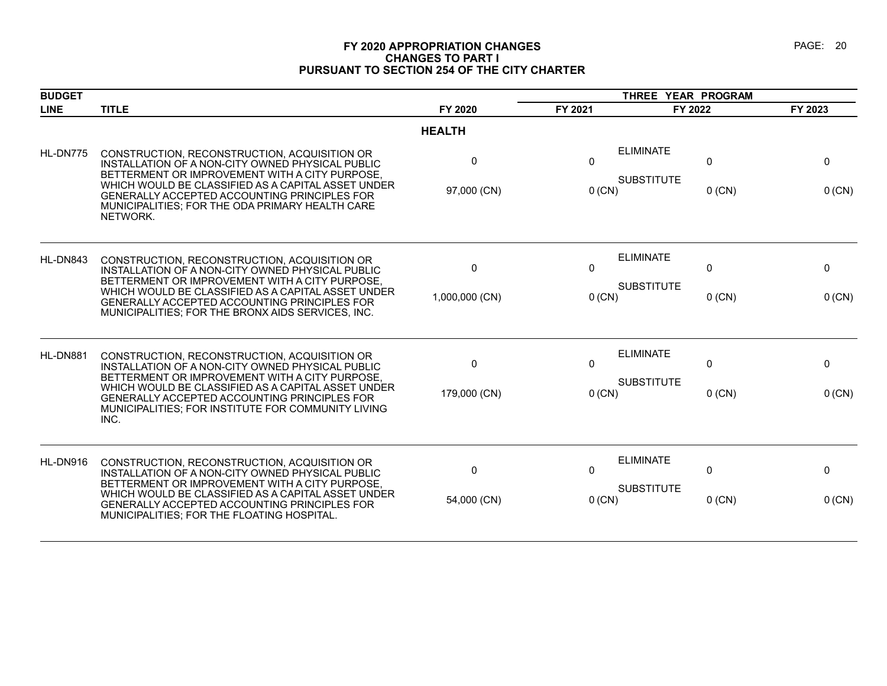# FY 2020 APPROPRIATION CHANGES
## CHANGES TO PART I
## PURSUANT TO SECTION 254 OF THE CITY CHARTER

| BUDGET LINE | TITLE | FY 2020 | THREE YEAR PROGRAM FY 2021 | FY 2022 | FY 2023 |
|---|---|---|---|---|---|
| | **HEALTH** | | | | |
| HL-DN775 | CONSTRUCTION, RECONSTRUCTION, ACQUISITION OR INSTALLATION OF A NON-CITY OWNED PHYSICAL PUBLIC BETTERMENT OR IMPROVEMENT WITH A CITY PURPOSE, WHICH WOULD BE CLASSIFIED AS A CAPITAL ASSET UNDER GENERALLY ACCEPTED ACCOUNTING PRINCIPLES FOR MUNICIPALITIES; FOR THE ODA PRIMARY HEALTH CARE NETWORK. | | ELIMINATE | | |
| | | 0 | 0 | 0 | 0 |
| | | | SUBSTITUTE | | |
| | | 97,000 (CN) | 0 (CN) | 0 (CN) | 0 (CN) |
| HL-DN843 | CONSTRUCTION, RECONSTRUCTION, ACQUISITION OR INSTALLATION OF A NON-CITY OWNED PHYSICAL PUBLIC BETTERMENT OR IMPROVEMENT WITH A CITY PURPOSE, WHICH WOULD BE CLASSIFIED AS A CAPITAL ASSET UNDER GENERALLY ACCEPTED ACCOUNTING PRINCIPLES FOR MUNICIPALITIES; FOR THE BRONX AIDS SERVICES, INC. | | ELIMINATE | | |
| | | 0 | 0 | 0 | 0 |
| | | | SUBSTITUTE | | |
| | | 1,000,000 (CN) | 0 (CN) | 0 (CN) | 0 (CN) |
| HL-DN881 | CONSTRUCTION, RECONSTRUCTION, ACQUISITION OR INSTALLATION OF A NON-CITY OWNED PHYSICAL PUBLIC BETTERMENT OR IMPROVEMENT WITH A CITY PURPOSE, WHICH WOULD BE CLASSIFIED AS A CAPITAL ASSET UNDER GENERALLY ACCEPTED ACCOUNTING PRINCIPLES FOR MUNICIPALITIES; FOR INSTITUTE FOR COMMUNITY LIVING INC. | | ELIMINATE | | |
| | | 0 | 0 | 0 | 0 |
| | | | SUBSTITUTE | | |
| | | 179,000 (CN) | 0 (CN) | 0 (CN) | 0 (CN) |
| HL-DN916 | CONSTRUCTION, RECONSTRUCTION, ACQUISITION OR INSTALLATION OF A NON-CITY OWNED PHYSICAL PUBLIC BETTERMENT OR IMPROVEMENT WITH A CITY PURPOSE, WHICH WOULD BE CLASSIFIED AS A CAPITAL ASSET UNDER GENERALLY ACCEPTED ACCOUNTING PRINCIPLES FOR MUNICIPALITIES; FOR THE FLOATING HOSPITAL. | | ELIMINATE | | |
| | | 0 | 0 | 0 | 0 |
| | | | SUBSTITUTE | | |
| | | 54,000 (CN) | 0 (CN) | 0 (CN) | 0 (CN) |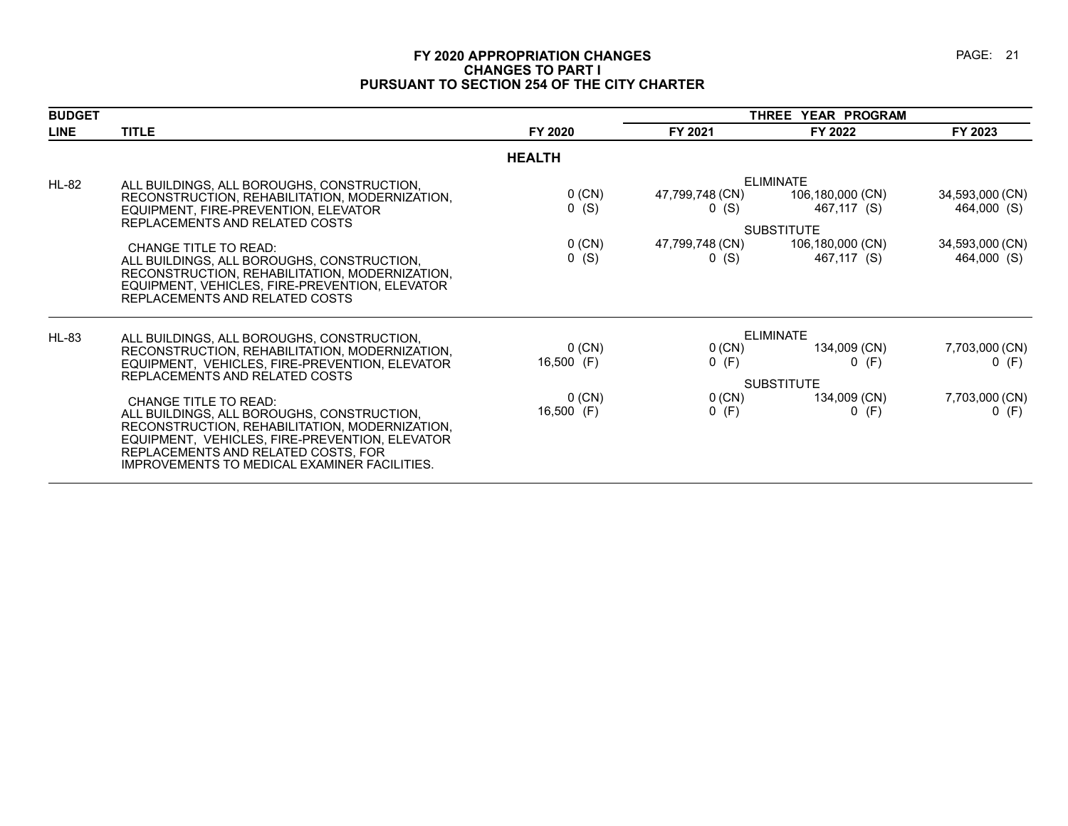# FY 2020 APPROPRIATION CHANGES
## CHANGES TO PART I
## PURSUANT TO SECTION 254 OF THE CITY CHARTER

| BUDGET LINE | TITLE | FY 2020 | FY 2021 | FY 2022 | FY 2023 |
|---|---|---|---|---|---|
| | | | THREE YEAR PROGRAM | | |
| | **HEALTH** | | | | |
| HL-82 | ALL BUILDINGS, ALL BOROUGHS, CONSTRUCTION, RECONSTRUCTION, REHABILITATION, MODERNIZATION, EQUIPMENT, FIRE-PREVENTION, ELEVATOR REPLACEMENTS AND RELATED COSTS | | ELIMINATE | | |
| | | 0 (CN) | 47,799,748 (CN) | 106,180,000 (CN) | 34,593,000 (CN) |
| | | 0 (S) | 0 (S) | 467,117 (S) | 464,000 (S) |
| | CHANGE TITLE TO READ: ALL BUILDINGS, ALL BOROUGHS, CONSTRUCTION, RECONSTRUCTION, REHABILITATION, MODERNIZATION, EQUIPMENT, VEHICLES, FIRE-PREVENTION, ELEVATOR REPLACEMENTS AND RELATED COSTS | | SUBSTITUTE | | |
| | | 0 (CN) | 47,799,748 (CN) | 106,180,000 (CN) | 34,593,000 (CN) |
| | | 0 (S) | 0 (S) | 467,117 (S) | 464,000 (S) |
| HL-83 | ALL BUILDINGS, ALL BOROUGHS, CONSTRUCTION, RECONSTRUCTION, REHABILITATION, MODERNIZATION, EQUIPMENT, VEHICLES, FIRE-PREVENTION, ELEVATOR REPLACEMENTS AND RELATED COSTS | | ELIMINATE | | |
| | | 0 (CN) | 0 (CN) | 134,009 (CN) | 7,703,000 (CN) |
| | | 16,500 (F) | 0 (F) | 0 (F) | 0 (F) |
| | CHANGE TITLE TO READ: ALL BUILDINGS, ALL BOROUGHS, CONSTRUCTION, RECONSTRUCTION, REHABILITATION, MODERNIZATION, EQUIPMENT, VEHICLES, FIRE-PREVENTION, ELEVATOR REPLACEMENTS AND RELATED COSTS, FOR IMPROVEMENTS TO MEDICAL EXAMINER FACILITIES. | | SUBSTITUTE | | |
| | | 0 (CN) | 0 (CN) | 134,009 (CN) | 7,703,000 (CN) |
| | | 16,500 (F) | 0 (F) | 0 (F) | 0 (F) |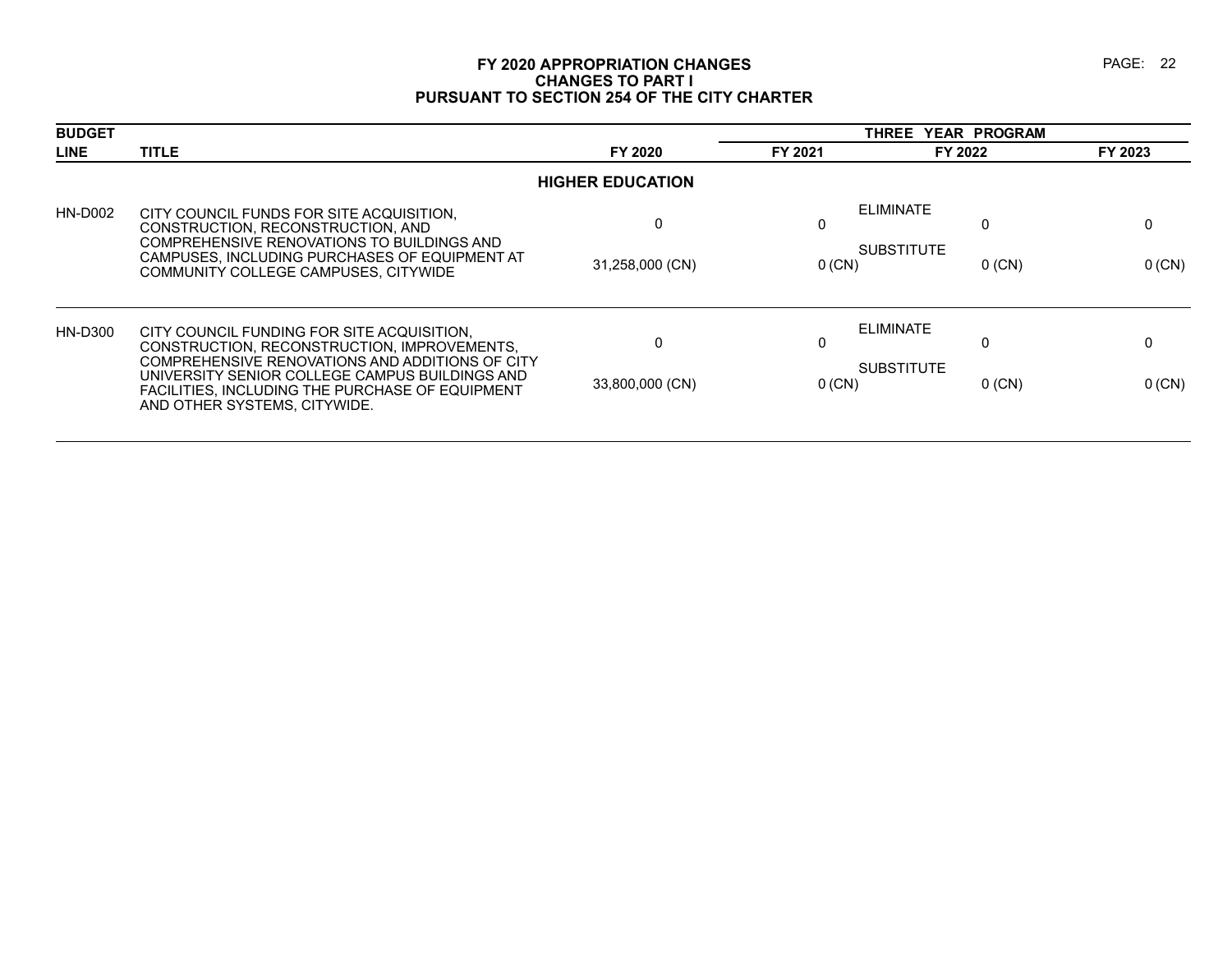# FY 2020 APPROPRIATION CHANGES
## CHANGES TO PART I
## PURSUANT TO SECTION 254 OF THE CITY CHARTER

| BUDGET LINE | TITLE | FY 2020 | THREE YEAR PROGRAM FY 2021 | FY 2022 | FY 2023 |
|---|---|---|---|---|---|
| | | **HIGHER EDUCATION** | | | |
| HN-D002 | CITY COUNCIL FUNDS FOR SITE ACQUISITION, CONSTRUCTION, RECONSTRUCTION, AND COMPREHENSIVE RENOVATIONS TO BUILDINGS AND CAMPUSES, INCLUDING PURCHASES OF EQUIPMENT AT COMMUNITY COLLEGE CAMPUSES, CITYWIDE | ELIMINATE 0 | 0 | 0 | 0 |
| | | SUBSTITUTE 31,258,000 (CN) | 0 (CN) | 0 (CN) | 0 (CN) |
| HN-D300 | CITY COUNCIL FUNDING FOR SITE ACQUISITION, CONSTRUCTION, RECONSTRUCTION, IMPROVEMENTS, COMPREHENSIVE RENOVATIONS AND ADDITIONS OF CITY UNIVERSITY SENIOR COLLEGE CAMPUS BUILDINGS AND FACILITIES, INCLUDING THE PURCHASE OF EQUIPMENT AND OTHER SYSTEMS, CITYWIDE. | ELIMINATE 0 | 0 | 0 | 0 |
| | | SUBSTITUTE 33,800,000 (CN) | 0 (CN) | 0 (CN) | 0 (CN) |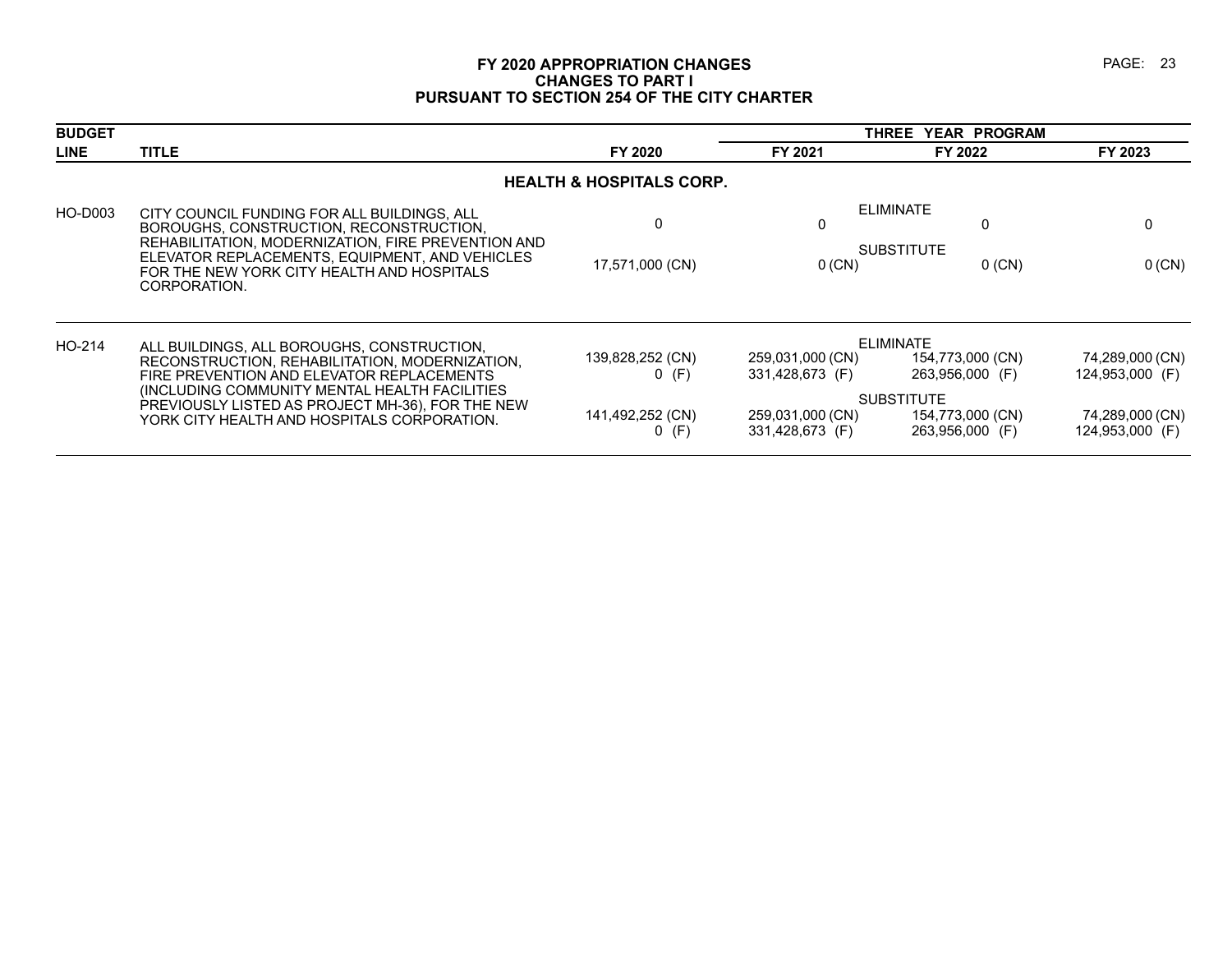# FY 2020 APPROPRIATION CHANGES
## CHANGES TO PART I
## PURSUANT TO SECTION 254 OF THE CITY CHARTER

| BUDGET LINE | TITLE | FY 2020 | THREE YEAR PROGRAM FY 2021 | FY 2022 | FY 2023 |
|---|---|---|---|---|---|
| | **HEALTH & HOSPITALS CORP.** | | | | |
| HO-D003 | CITY COUNCIL FUNDING FOR ALL BUILDINGS, ALL BOROUGHS, CONSTRUCTION, RECONSTRUCTION, REHABILITATION, MODERNIZATION, FIRE PREVENTION AND ELEVATOR REPLACEMENTS, EQUIPMENT, AND VEHICLES FOR THE NEW YORK CITY HEALTH AND HOSPITALS CORPORATION. | | | ELIMINATE | |
| | | 0 | 0 | 0 | 0 |
| | | | | SUBSTITUTE | |
| | | 17,571,000 (CN) | 0 (CN) | 0 (CN) | 0 (CN) |
| HO-214 | ALL BUILDINGS, ALL BOROUGHS, CONSTRUCTION, RECONSTRUCTION, REHABILITATION, MODERNIZATION, FIRE PREVENTION AND ELEVATOR REPLACEMENTS (INCLUDING COMMUNITY MENTAL HEALTH FACILITIES PREVIOUSLY LISTED AS PROJECT MH-36), FOR THE NEW YORK CITY HEALTH AND HOSPITALS CORPORATION. | | | ELIMINATE | |
| | | 139,828,252 (CN) | 259,031,000 (CN) | 154,773,000 (CN) | 74,289,000 (CN) |
| | | 0 (F) | 331,428,673 (F) | 263,956,000 (F) | 124,953,000 (F) |
| | | | | SUBSTITUTE | |
| | | 141,492,252 (CN) | 259,031,000 (CN) | 154,773,000 (CN) | 74,289,000 (CN) |
| | | 0 (F) | 331,428,673 (F) | 263,956,000 (F) | 124,953,000 (F) |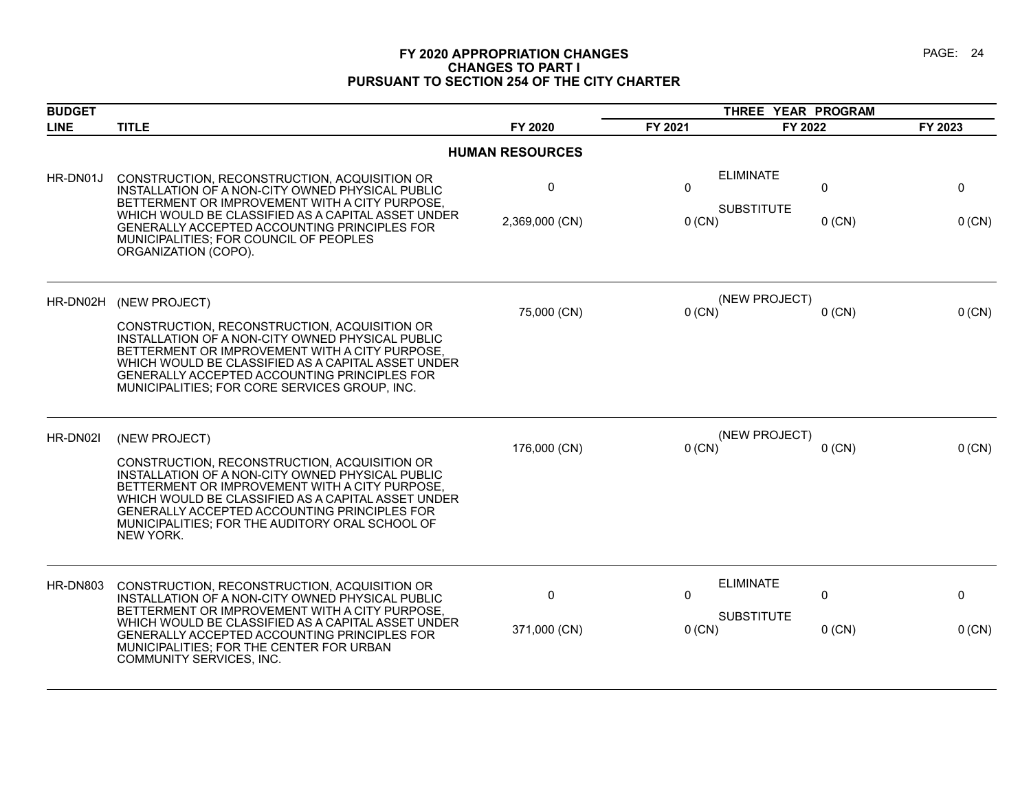# FY 2020 APPROPRIATION CHANGES
## CHANGES TO PART I
## PURSUANT TO SECTION 254 OF THE CITY CHARTER

| BUDGET LINE | TITLE | FY 2020 | THREE YEAR PROGRAM FY 2021 | FY 2022 | FY 2023 |
|---|---|---|---|---|---|
| | **HUMAN RESOURCES** | | | | |
| HR-DN01J | CONSTRUCTION, RECONSTRUCTION, ACQUISITION OR INSTALLATION OF A NON-CITY OWNED PHYSICAL PUBLIC BETTERMENT OR IMPROVEMENT WITH A CITY PURPOSE, WHICH WOULD BE CLASSIFIED AS A CAPITAL ASSET UNDER GENERALLY ACCEPTED ACCOUNTING PRINCIPLES FOR MUNICIPALITIES; FOR COUNCIL OF PEOPLES ORGANIZATION (COPO). | ELIMINATE<br>0 | 0 | 0 | 0 |
| | | SUBSTITUTE<br>2,369,000 (CN) | 0 (CN) | 0 (CN) | 0 (CN) |
| HR-DN02H | (NEW PROJECT)<br><br>CONSTRUCTION, RECONSTRUCTION, ACQUISITION OR INSTALLATION OF A NON-CITY OWNED PHYSICAL PUBLIC BETTERMENT OR IMPROVEMENT WITH A CITY PURPOSE, WHICH WOULD BE CLASSIFIED AS A CAPITAL ASSET UNDER GENERALLY ACCEPTED ACCOUNTING PRINCIPLES FOR MUNICIPALITIES; FOR CORE SERVICES GROUP, INC. | (NEW PROJECT)<br>75,000 (CN) | 0 (CN) | 0 (CN) | 0 (CN) |
| HR-DN02I | (NEW PROJECT)<br><br>CONSTRUCTION, RECONSTRUCTION, ACQUISITION OR INSTALLATION OF A NON-CITY OWNED PHYSICAL PUBLIC BETTERMENT OR IMPROVEMENT WITH A CITY PURPOSE, WHICH WOULD BE CLASSIFIED AS A CAPITAL ASSET UNDER GENERALLY ACCEPTED ACCOUNTING PRINCIPLES FOR MUNICIPALITIES; FOR THE AUDITORY ORAL SCHOOL OF NEW YORK. | (NEW PROJECT)<br>176,000 (CN) | 0 (CN) | 0 (CN) | 0 (CN) |
| HR-DN803 | CONSTRUCTION, RECONSTRUCTION, ACQUISITION OR INSTALLATION OF A NON-CITY OWNED PHYSICAL PUBLIC BETTERMENT OR IMPROVEMENT WITH A CITY PURPOSE, WHICH WOULD BE CLASSIFIED AS A CAPITAL ASSET UNDER GENERALLY ACCEPTED ACCOUNTING PRINCIPLES FOR MUNICIPALITIES; FOR THE CENTER FOR URBAN COMMUNITY SERVICES, INC. | ELIMINATE<br>0 | 0 | 0 | 0 |
| | | SUBSTITUTE<br>371,000 (CN) | 0 (CN) | 0 (CN) | 0 (CN) |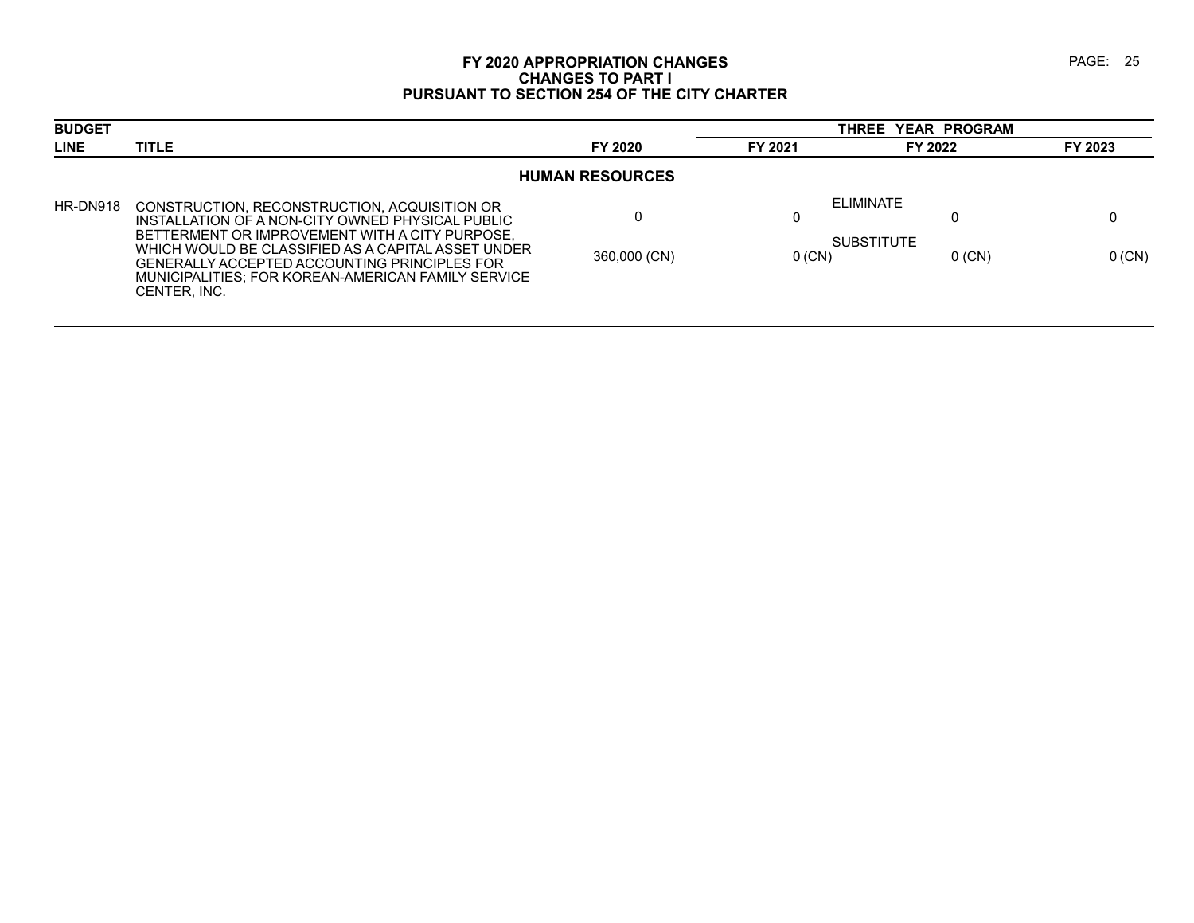# FY 2020 APPROPRIATION CHANGES
## CHANGES TO PART I
## PURSUANT TO SECTION 254 OF THE CITY CHARTER

| BUDGET LINE | TITLE | FY 2020 | THREE YEAR PROGRAM FY 2021 | FY 2022 | FY 2023 |
|---|---|---|---|---|---|
| | **HUMAN RESOURCES** | | | | |
| HR-DN918 | CONSTRUCTION, RECONSTRUCTION, ACQUISITION OR INSTALLATION OF A NON-CITY OWNED PHYSICAL PUBLIC BETTERMENT OR IMPROVEMENT WITH A CITY PURPOSE, WHICH WOULD BE CLASSIFIED AS A CAPITAL ASSET UNDER GENERALLY ACCEPTED ACCOUNTING PRINCIPLES FOR MUNICIPALITIES; FOR KOREAN-AMERICAN FAMILY SERVICE CENTER, INC. | | ELIMINATE | | |
| | | 0 | 0 | 0 | 0 |
| | | | SUBSTITUTE | | |
| | | 360,000 (CN) | 0 (CN) | 0 (CN) | 0 (CN) |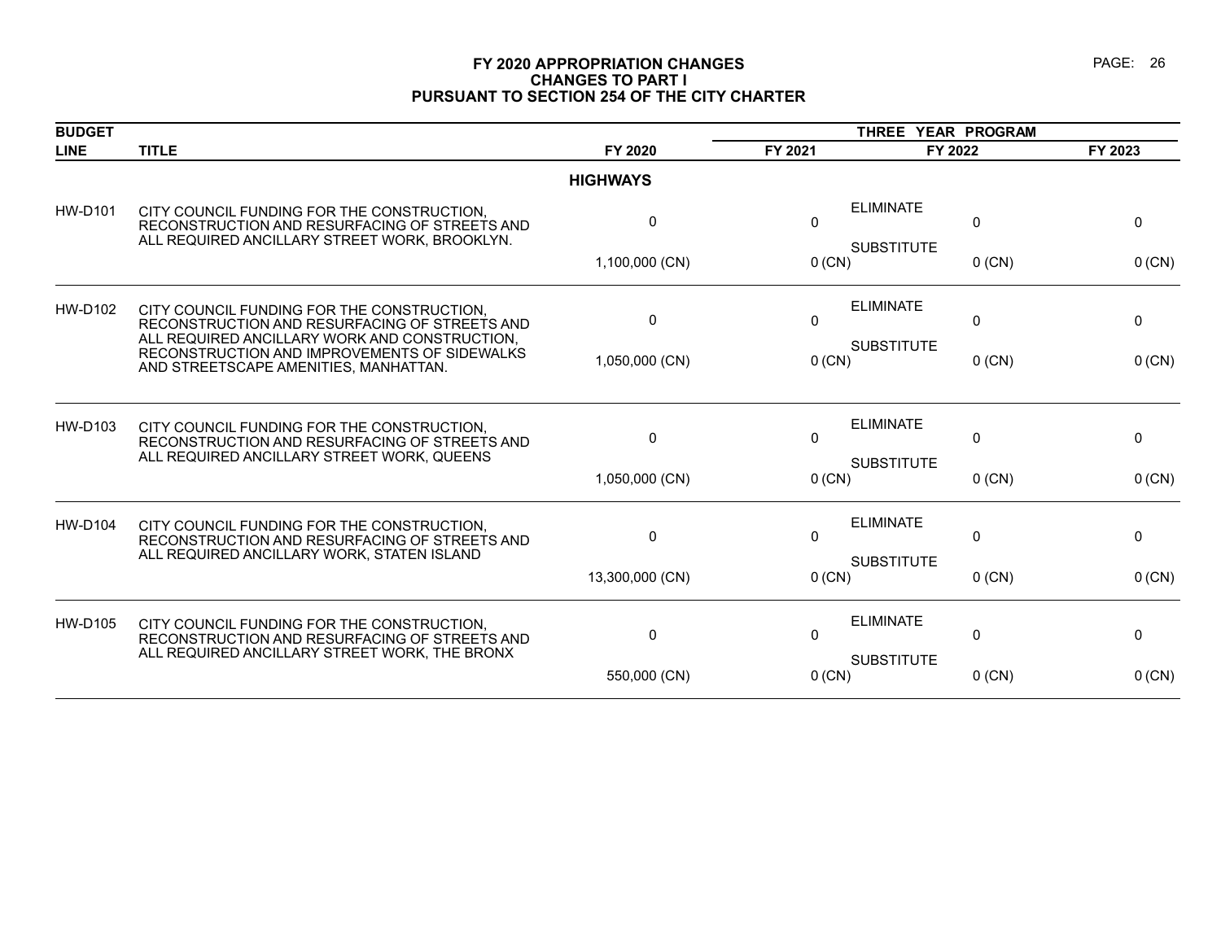# FY 2020 APPROPRIATION CHANGES
## CHANGES TO PART I
## PURSUANT TO SECTION 254 OF THE CITY CHARTER

| BUDGET LINE | TITLE | FY 2020 | THREE YEAR PROGRAM FY 2021 | FY 2022 | FY 2023 |
|---|---|---|---|---|---|
| | | **HIGHWAYS** | | | |
| HW-D101 | CITY COUNCIL FUNDING FOR THE CONSTRUCTION, RECONSTRUCTION AND RESURFACING OF STREETS AND ALL REQUIRED ANCILLARY STREET WORK, BROOKLYN. | 0 | ELIMINATE 0 | 0 | 0 |
| | | 1,100,000 (CN) | SUBSTITUTE 0 (CN) | 0 (CN) | 0 (CN) |
| HW-D102 | CITY COUNCIL FUNDING FOR THE CONSTRUCTION, RECONSTRUCTION AND RESURFACING OF STREETS AND ALL REQUIRED ANCILLARY WORK AND CONSTRUCTION, RECONSTRUCTION AND IMPROVEMENTS OF SIDEWALKS AND STREETSCAPE AMENITIES, MANHATTAN. | 0 | ELIMINATE 0 | 0 | 0 |
| | | 1,050,000 (CN) | SUBSTITUTE 0 (CN) | 0 (CN) | 0 (CN) |
| HW-D103 | CITY COUNCIL FUNDING FOR THE CONSTRUCTION, RECONSTRUCTION AND RESURFACING OF STREETS AND ALL REQUIRED ANCILLARY STREET WORK, QUEENS | 0 | ELIMINATE 0 | 0 | 0 |
| | | 1,050,000 (CN) | SUBSTITUTE 0 (CN) | 0 (CN) | 0 (CN) |
| HW-D104 | CITY COUNCIL FUNDING FOR THE CONSTRUCTION, RECONSTRUCTION AND RESURFACING OF STREETS AND ALL REQUIRED ANCILLARY WORK, STATEN ISLAND | 0 | ELIMINATE 0 | 0 | 0 |
| | | 13,300,000 (CN) | SUBSTITUTE 0 (CN) | 0 (CN) | 0 (CN) |
| HW-D105 | CITY COUNCIL FUNDING FOR THE CONSTRUCTION, RECONSTRUCTION AND RESURFACING OF STREETS AND ALL REQUIRED ANCILLARY STREET WORK, THE BRONX | 0 | ELIMINATE 0 | 0 | 0 |
| | | 550,000 (CN) | SUBSTITUTE 0 (CN) | 0 (CN) | 0 (CN) |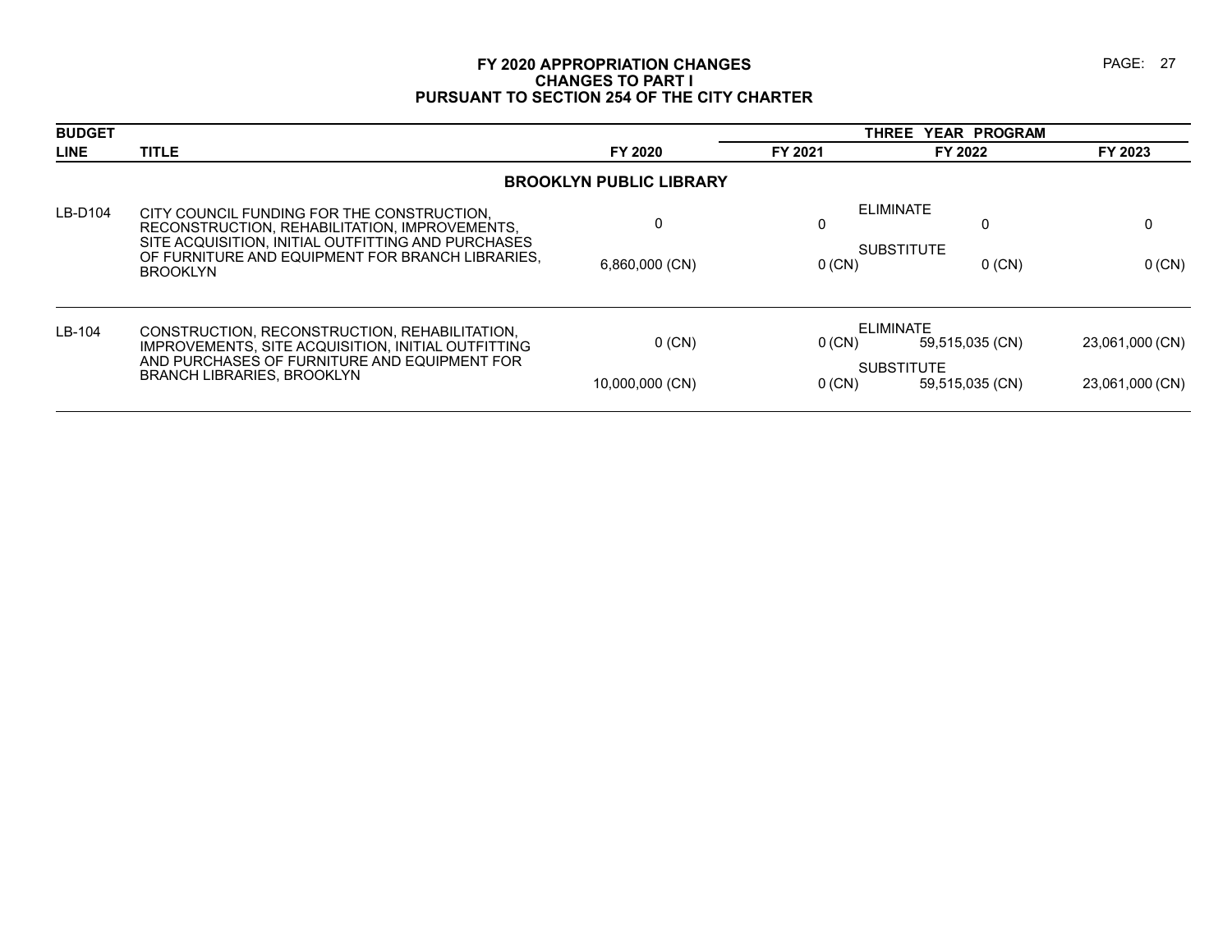# FY 2020 APPROPRIATION CHANGES
## CHANGES TO PART I
## PURSUANT TO SECTION 254 OF THE CITY CHARTER

| BUDGET LINE | TITLE | | FY 2020 | THREE YEAR PROGRAM FY 2021 | FY 2022 | FY 2023 |
|---|---|---|---|---|---|---|
| | | | **BROOKLYN PUBLIC LIBRARY** | | | |
| LB-D104 | CITY COUNCIL FUNDING FOR THE CONSTRUCTION, RECONSTRUCTION, REHABILITATION, IMPROVEMENTS, SITE ACQUISITION, INITIAL OUTFITTING AND PURCHASES OF FURNITURE AND EQUIPMENT FOR BRANCH LIBRARIES, BROOKLYN | ELIMINATE | 0 | 0 | 0 | 0 |
| | | SUBSTITUTE | 6,860,000 (CN) | 0 (CN) | 0 (CN) | 0 (CN) |
| LB-104 | CONSTRUCTION, RECONSTRUCTION, REHABILITATION, IMPROVEMENTS, SITE ACQUISITION, INITIAL OUTFITTING AND PURCHASES OF FURNITURE AND EQUIPMENT FOR BRANCH LIBRARIES, BROOKLYN | ELIMINATE | 0 (CN) | 0 (CN) | 59,515,035 (CN) | 23,061,000 (CN) |
| | | SUBSTITUTE | 10,000,000 (CN) | 0 (CN) | 59,515,035 (CN) | 23,061,000 (CN) |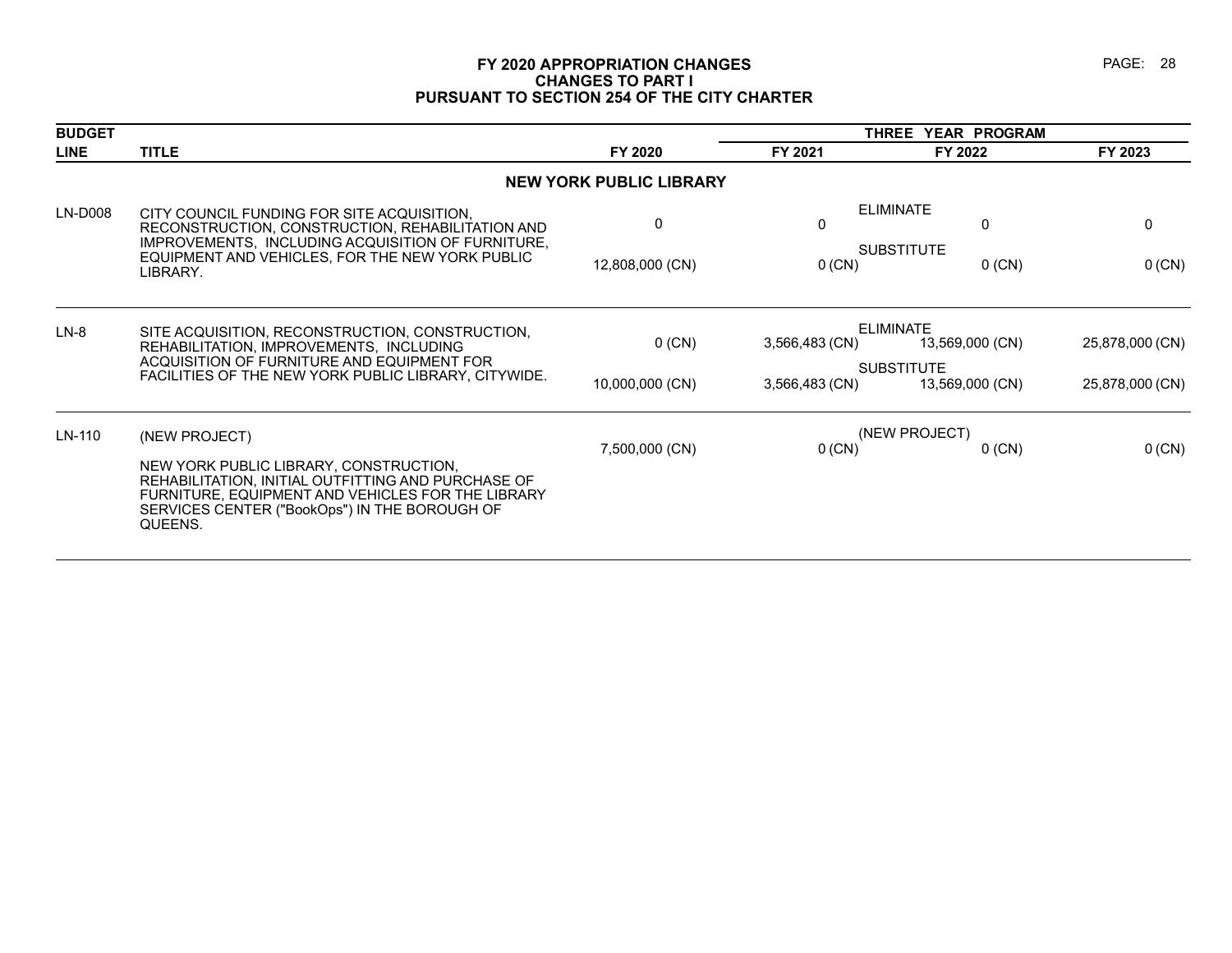# FY 2020 APPROPRIATION CHANGES
## CHANGES TO PART I
## PURSUANT TO SECTION 254 OF THE CITY CHARTER

| BUDGET LINE | TITLE | FY 2020 | THREE YEAR PROGRAM FY 2021 | FY 2022 | FY 2023 |
|---|---|---|---|---|---|
| | **NEW YORK PUBLIC LIBRARY** | | | | |
| LN-D008 | CITY COUNCIL FUNDING FOR SITE ACQUISITION, RECONSTRUCTION, CONSTRUCTION, REHABILITATION AND IMPROVEMENTS, INCLUDING ACQUISITION OF FURNITURE, EQUIPMENT AND VEHICLES, FOR THE NEW YORK PUBLIC LIBRARY. | | | ELIMINATE | |
| | | 0 | 0 | 0 | 0 |
| | | | | SUBSTITUTE | |
| | | 12,808,000 (CN) | 0 (CN) | 0 (CN) | 0 (CN) |
| LN-8 | SITE ACQUISITION, RECONSTRUCTION, CONSTRUCTION, REHABILITATION, IMPROVEMENTS, INCLUDING ACQUISITION OF FURNITURE AND EQUIPMENT FOR FACILITIES OF THE NEW YORK PUBLIC LIBRARY, CITYWIDE. | | | ELIMINATE | |
| | | 0 (CN) | 3,566,483 (CN) | 13,569,000 (CN) | 25,878,000 (CN) |
| | | | | SUBSTITUTE | |
| | | 10,000,000 (CN) | 3,566,483 (CN) | 13,569,000 (CN) | 25,878,000 (CN) |
| LN-110 | (NEW PROJECT) | | | (NEW PROJECT) | |
| | NEW YORK PUBLIC LIBRARY, CONSTRUCTION, REHABILITATION, INITIAL OUTFITTING AND PURCHASE OF FURNITURE, EQUIPMENT AND VEHICLES FOR THE LIBRARY SERVICES CENTER ("BookOps") IN THE BOROUGH OF QUEENS. | 7,500,000 (CN) | 0 (CN) | 0 (CN) | 0 (CN) |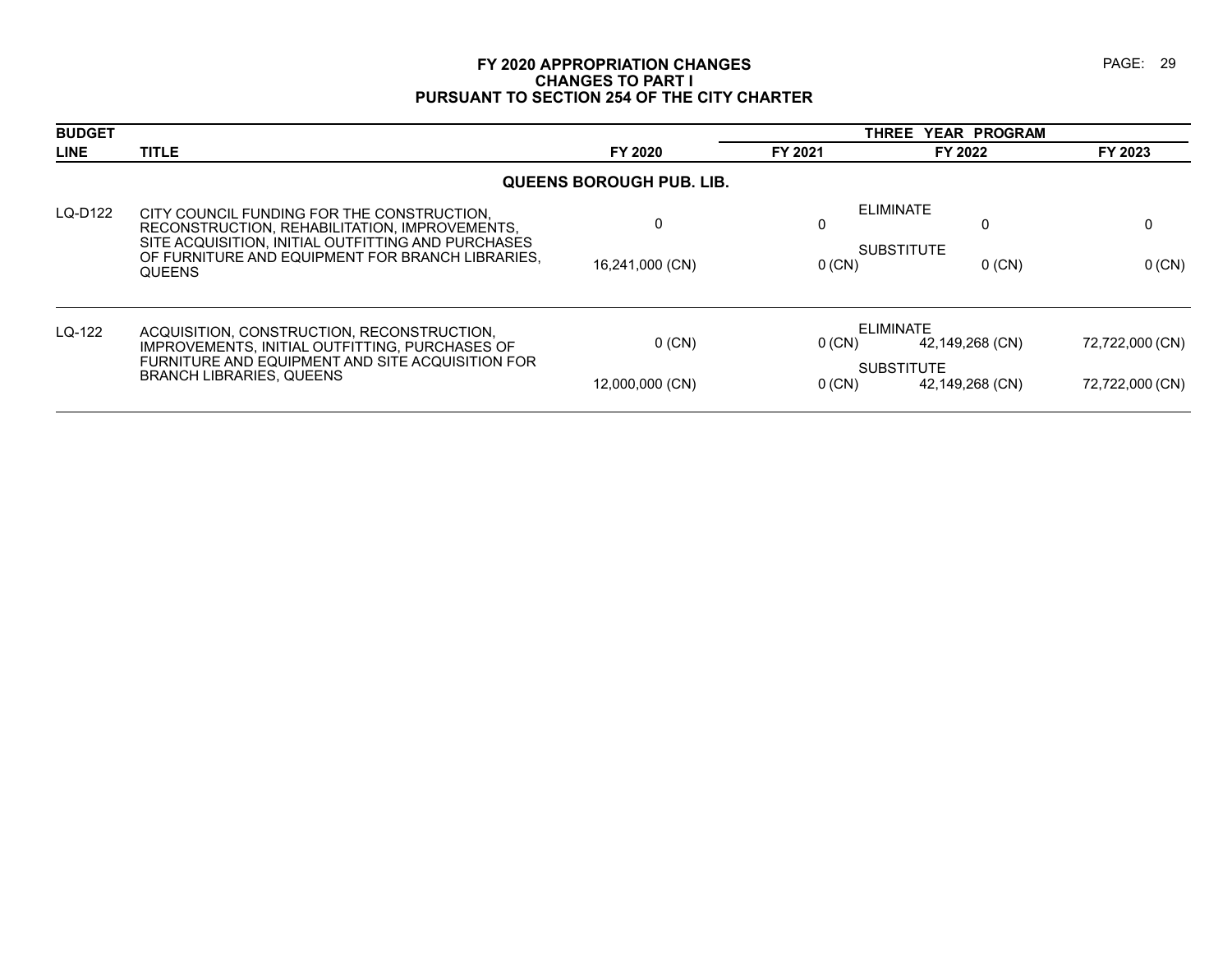# FY 2020 APPROPRIATION CHANGES
## CHANGES TO PART I
## PURSUANT TO SECTION 254 OF THE CITY CHARTER

| BUDGET LINE | TITLE | | FY 2020 | FY 2021 | FY 2022 | FY 2023 |
|---|---|---|---|---|---|---|
| | | | | THREE YEAR PROGRAM | | |
| | **QUEENS BOROUGH PUB. LIB.** | | | | | |
| LQ-D122 | CITY COUNCIL FUNDING FOR THE CONSTRUCTION, RECONSTRUCTION, REHABILITATION, IMPROVEMENTS, SITE ACQUISITION, INITIAL OUTFITTING AND PURCHASES OF FURNITURE AND EQUIPMENT FOR BRANCH LIBRARIES, QUEENS | ELIMINATE | 0 | 0 | 0 | 0 |
| | | SUBSTITUTE | 16,241,000 (CN) | 0 (CN) | 0 (CN) | 0 (CN) |
| LQ-122 | ACQUISITION, CONSTRUCTION, RECONSTRUCTION, IMPROVEMENTS, INITIAL OUTFITTING, PURCHASES OF FURNITURE AND EQUIPMENT AND SITE ACQUISITION FOR BRANCH LIBRARIES, QUEENS | ELIMINATE | 0 (CN) | 0 (CN) | 42,149,268 (CN) | 72,722,000 (CN) |
| | | SUBSTITUTE | 12,000,000 (CN) | 0 (CN) | 42,149,268 (CN) | 72,722,000 (CN) |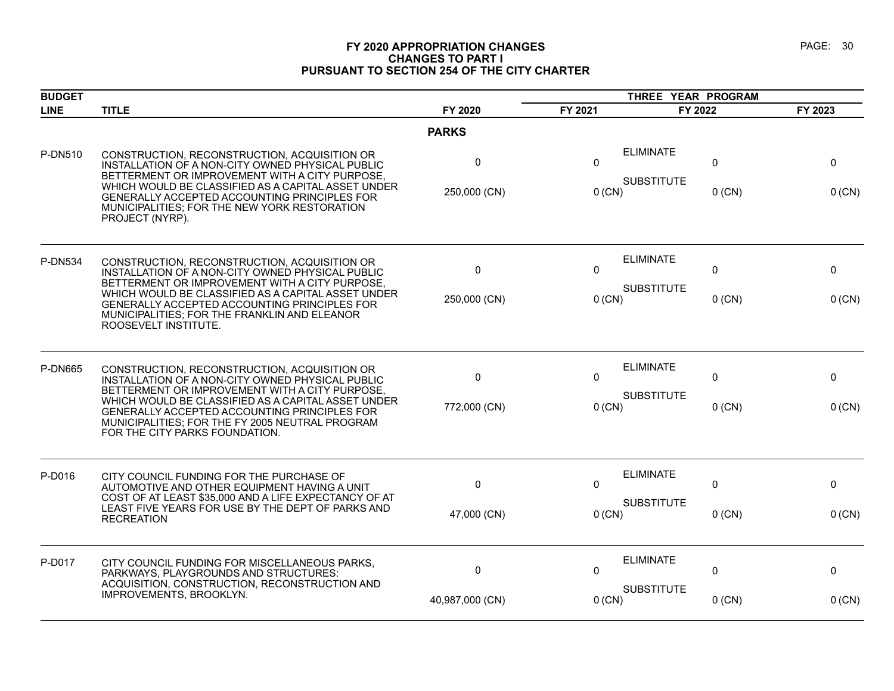# FY 2020 APPROPRIATION CHANGES
## CHANGES TO PART I
## PURSUANT TO SECTION 254 OF THE CITY CHARTER

| BUDGET LINE | TITLE | | FY 2020 | FY 2021 | FY 2022 | FY 2023 |
|---|---|---|---|---|---|---|
| | | | | THREE YEAR PROGRAM | | |
| | | | **PARKS** | | | |
| P-DN510 | CONSTRUCTION, RECONSTRUCTION, ACQUISITION OR INSTALLATION OF A NON-CITY OWNED PHYSICAL PUBLIC BETTERMENT OR IMPROVEMENT WITH A CITY PURPOSE, WHICH WOULD BE CLASSIFIED AS A CAPITAL ASSET UNDER GENERALLY ACCEPTED ACCOUNTING PRINCIPLES FOR MUNICIPALITIES; FOR THE NEW YORK RESTORATION PROJECT (NYRP). | ELIMINATE | 0 | 0 | 0 | 0 |
| | | SUBSTITUTE | 250,000 (CN) | 0 (CN) | 0 (CN) | 0 (CN) |
| P-DN534 | CONSTRUCTION, RECONSTRUCTION, ACQUISITION OR INSTALLATION OF A NON-CITY OWNED PHYSICAL PUBLIC BETTERMENT OR IMPROVEMENT WITH A CITY PURPOSE, WHICH WOULD BE CLASSIFIED AS A CAPITAL ASSET UNDER GENERALLY ACCEPTED ACCOUNTING PRINCIPLES FOR MUNICIPALITIES; FOR THE FRANKLIN AND ELEANOR ROOSEVELT INSTITUTE. | ELIMINATE | 0 | 0 | 0 | 0 |
| | | SUBSTITUTE | 250,000 (CN) | 0 (CN) | 0 (CN) | 0 (CN) |
| P-DN665 | CONSTRUCTION, RECONSTRUCTION, ACQUISITION OR INSTALLATION OF A NON-CITY OWNED PHYSICAL PUBLIC BETTERMENT OR IMPROVEMENT WITH A CITY PURPOSE, WHICH WOULD BE CLASSIFIED AS A CAPITAL ASSET UNDER GENERALLY ACCEPTED ACCOUNTING PRINCIPLES FOR MUNICIPALITIES; FOR THE FY 2005 NEUTRAL PROGRAM FOR THE CITY PARKS FOUNDATION. | ELIMINATE | 0 | 0 | 0 | 0 |
| | | SUBSTITUTE | 772,000 (CN) | 0 (CN) | 0 (CN) | 0 (CN) |
| P-D016 | CITY COUNCIL FUNDING FOR THE PURCHASE OF AUTOMOTIVE AND OTHER EQUIPMENT HAVING A UNIT COST OF AT LEAST $35,000 AND A LIFE EXPECTANCY OF AT LEAST FIVE YEARS FOR USE BY THE DEPT OF PARKS AND RECREATION | ELIMINATE | 0 | 0 | 0 | 0 |
| | | SUBSTITUTE | 47,000 (CN) | 0 (CN) | 0 (CN) | 0 (CN) |
| P-D017 | CITY COUNCIL FUNDING FOR MISCELLANEOUS PARKS, PARKWAYS, PLAYGROUNDS AND STRUCTURES: ACQUISITION, CONSTRUCTION, RECONSTRUCTION AND IMPROVEMENTS, BROOKLYN. | ELIMINATE | 0 | 0 | 0 | 0 |
| | | SUBSTITUTE | 40,987,000 (CN) | 0 (CN) | 0 (CN) | 0 (CN) |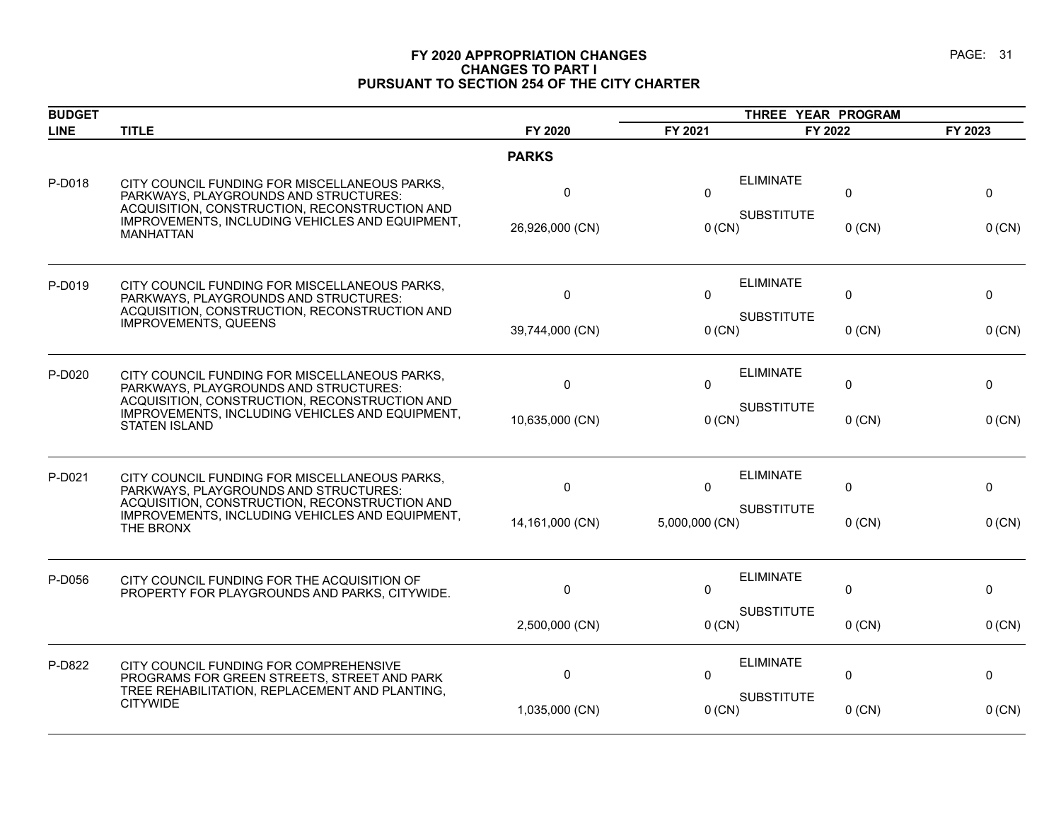# FY 2020 APPROPRIATION CHANGES
## CHANGES TO PART I
## PURSUANT TO SECTION 254 OF THE CITY CHARTER

| BUDGET LINE | TITLE | | FY 2020 | FY 2021 | FY 2022 | FY 2023 |
|---|---|---|---|---|---|---|
| | | | | THREE YEAR PROGRAM | | |
| | **PARKS** | | | | | |
| P-D018 | CITY COUNCIL FUNDING FOR MISCELLANEOUS PARKS, PARKWAYS, PLAYGROUNDS AND STRUCTURES: ACQUISITION, CONSTRUCTION, RECONSTRUCTION AND IMPROVEMENTS, INCLUDING VEHICLES AND EQUIPMENT, MANHATTAN | ELIMINATE | 0 | 0 | 0 | 0 |
| | | SUBSTITUTE | 26,926,000 (CN) | 0 (CN) | 0 (CN) | 0 (CN) |
| P-D019 | CITY COUNCIL FUNDING FOR MISCELLANEOUS PARKS, PARKWAYS, PLAYGROUNDS AND STRUCTURES: ACQUISITION, CONSTRUCTION, RECONSTRUCTION AND IMPROVEMENTS, QUEENS | ELIMINATE | 0 | 0 | 0 | 0 |
| | | SUBSTITUTE | 39,744,000 (CN) | 0 (CN) | 0 (CN) | 0 (CN) |
| P-D020 | CITY COUNCIL FUNDING FOR MISCELLANEOUS PARKS, PARKWAYS, PLAYGROUNDS AND STRUCTURES: ACQUISITION, CONSTRUCTION, RECONSTRUCTION AND IMPROVEMENTS, INCLUDING VEHICLES AND EQUIPMENT, STATEN ISLAND | ELIMINATE | 0 | 0 | 0 | 0 |
| | | SUBSTITUTE | 10,635,000 (CN) | 0 (CN) | 0 (CN) | 0 (CN) |
| P-D021 | CITY COUNCIL FUNDING FOR MISCELLANEOUS PARKS, PARKWAYS, PLAYGROUNDS AND STRUCTURES: ACQUISITION, CONSTRUCTION, RECONSTRUCTION AND IMPROVEMENTS, INCLUDING VEHICLES AND EQUIPMENT, THE BRONX | ELIMINATE | 0 | 0 | 0 | 0 |
| | | SUBSTITUTE | 14,161,000 (CN) | 5,000,000 (CN) | 0 (CN) | 0 (CN) |
| P-D056 | CITY COUNCIL FUNDING FOR THE ACQUISITION OF PROPERTY FOR PLAYGROUNDS AND PARKS, CITYWIDE. | ELIMINATE | 0 | 0 | 0 | 0 |
| | | SUBSTITUTE | 2,500,000 (CN) | 0 (CN) | 0 (CN) | 0 (CN) |
| P-D822 | CITY COUNCIL FUNDING FOR COMPREHENSIVE PROGRAMS FOR GREEN STREETS, STREET AND PARK TREE REHABILITATION, REPLACEMENT AND PLANTING, CITYWIDE | ELIMINATE | 0 | 0 | 0 | 0 |
| | | SUBSTITUTE | 1,035,000 (CN) | 0 (CN) | 0 (CN) | 0 (CN) |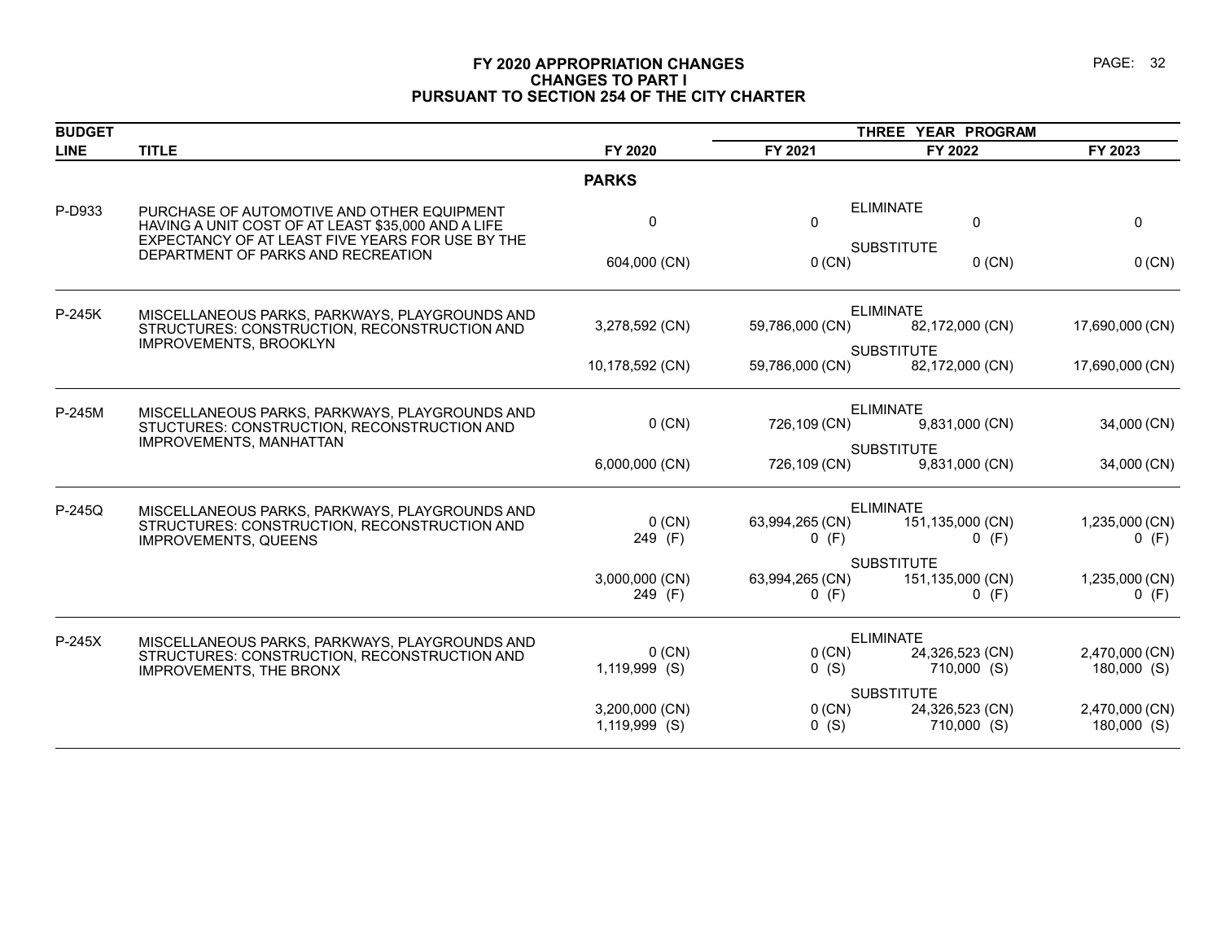# FY 2020 APPROPRIATION CHANGES
## CHANGES TO PART I
## PURSUANT TO SECTION 254 OF THE CITY CHARTER

| BUDGET LINE | TITLE | | FY 2020 | FY 2021 | FY 2022 | FY 2023 |
|---|---|---|---|---|---|---|
| | | | | THREE YEAR PROGRAM | | |
| | **PARKS** | | | | | |
| P-D933 | PURCHASE OF AUTOMOTIVE AND OTHER EQUIPMENT HAVING A UNIT COST OF AT LEAST $35,000 AND A LIFE EXPECTANCY OF AT LEAST FIVE YEARS FOR USE BY THE DEPARTMENT OF PARKS AND RECREATION | ELIMINATE | 0 | 0 | 0 | 0 |
| | | SUBSTITUTE | 604,000 (CN) | 0 (CN) | 0 (CN) | 0 (CN) |
| P-245K | MISCELLANEOUS PARKS, PARKWAYS, PLAYGROUNDS AND STRUCTURES: CONSTRUCTION, RECONSTRUCTION AND IMPROVEMENTS, BROOKLYN | ELIMINATE | 3,278,592 (CN) | 59,786,000 (CN) | 82,172,000 (CN) | 17,690,000 (CN) |
| | | SUBSTITUTE | 10,178,592 (CN) | 59,786,000 (CN) | 82,172,000 (CN) | 17,690,000 (CN) |
| P-245M | MISCELLANEOUS PARKS, PARKWAYS, PLAYGROUNDS AND STUCTURES: CONSTRUCTION, RECONSTRUCTION AND IMPROVEMENTS, MANHATTAN | ELIMINATE | 0 (CN) | 726,109 (CN) | 9,831,000 (CN) | 34,000 (CN) |
| | | SUBSTITUTE | 6,000,000 (CN) | 726,109 (CN) | 9,831,000 (CN) | 34,000 (CN) |
| P-245Q | MISCELLANEOUS PARKS, PARKWAYS, PLAYGROUNDS AND STRUCTURES: CONSTRUCTION, RECONSTRUCTION AND IMPROVEMENTS, QUEENS | ELIMINATE | 0 (CN)<br>249 (F) | 63,994,265 (CN)<br>0 (F) | 151,135,000 (CN)<br>0 (F) | 1,235,000 (CN)<br>0 (F) |
| | | SUBSTITUTE | 3,000,000 (CN)<br>249 (F) | 63,994,265 (CN)<br>0 (F) | 151,135,000 (CN)<br>0 (F) | 1,235,000 (CN)<br>0 (F) |
| P-245X | MISCELLANEOUS PARKS, PARKWAYS, PLAYGROUNDS AND STRUCTURES: CONSTRUCTION, RECONSTRUCTION AND IMPROVEMENTS, THE BRONX | ELIMINATE | 0 (CN)<br>1,119,999 (S) | 0 (CN)<br>0 (S) | 24,326,523 (CN)<br>710,000 (S) | 2,470,000 (CN)<br>180,000 (S) |
| | | SUBSTITUTE | 3,200,000 (CN)<br>1,119,999 (S) | 0 (CN)<br>0 (S) | 24,326,523 (CN)<br>710,000 (S) | 2,470,000 (CN)<br>180,000 (S) |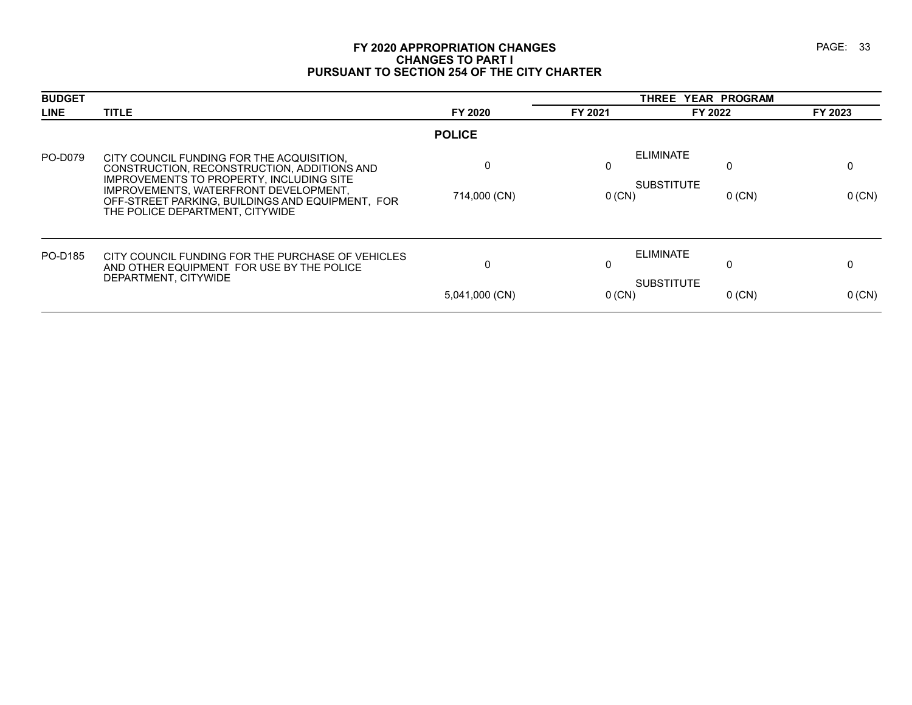# FY 2020 APPROPRIATION CHANGES
## CHANGES TO PART I
## PURSUANT TO SECTION 254 OF THE CITY CHARTER

| BUDGET LINE | TITLE | FY 2020 | THREE YEAR PROGRAM FY 2021 | FY 2022 | FY 2023 |
|---|---|---|---|---|---|
| | | **POLICE** | | | |
| PO-D079 | CITY COUNCIL FUNDING FOR THE ACQUISITION, CONSTRUCTION, RECONSTRUCTION, ADDITIONS AND IMPROVEMENTS TO PROPERTY, INCLUDING SITE IMPROVEMENTS, WATERFRONT DEVELOPMENT, OFF-STREET PARKING, BUILDINGS AND EQUIPMENT, FOR THE POLICE DEPARTMENT, CITYWIDE | | ELIMINATE | | |
| | | 0 | 0 | 0 | 0 |
| | | | SUBSTITUTE | | |
| | | 714,000 (CN) | 0 (CN) | 0 (CN) | 0 (CN) |
| PO-D185 | CITY COUNCIL FUNDING FOR THE PURCHASE OF VEHICLES AND OTHER EQUIPMENT FOR USE BY THE POLICE DEPARTMENT, CITYWIDE | | ELIMINATE | | |
| | | 0 | 0 | 0 | 0 |
| | | | SUBSTITUTE | | |
| | | 5,041,000 (CN) | 0 (CN) | 0 (CN) | 0 (CN) |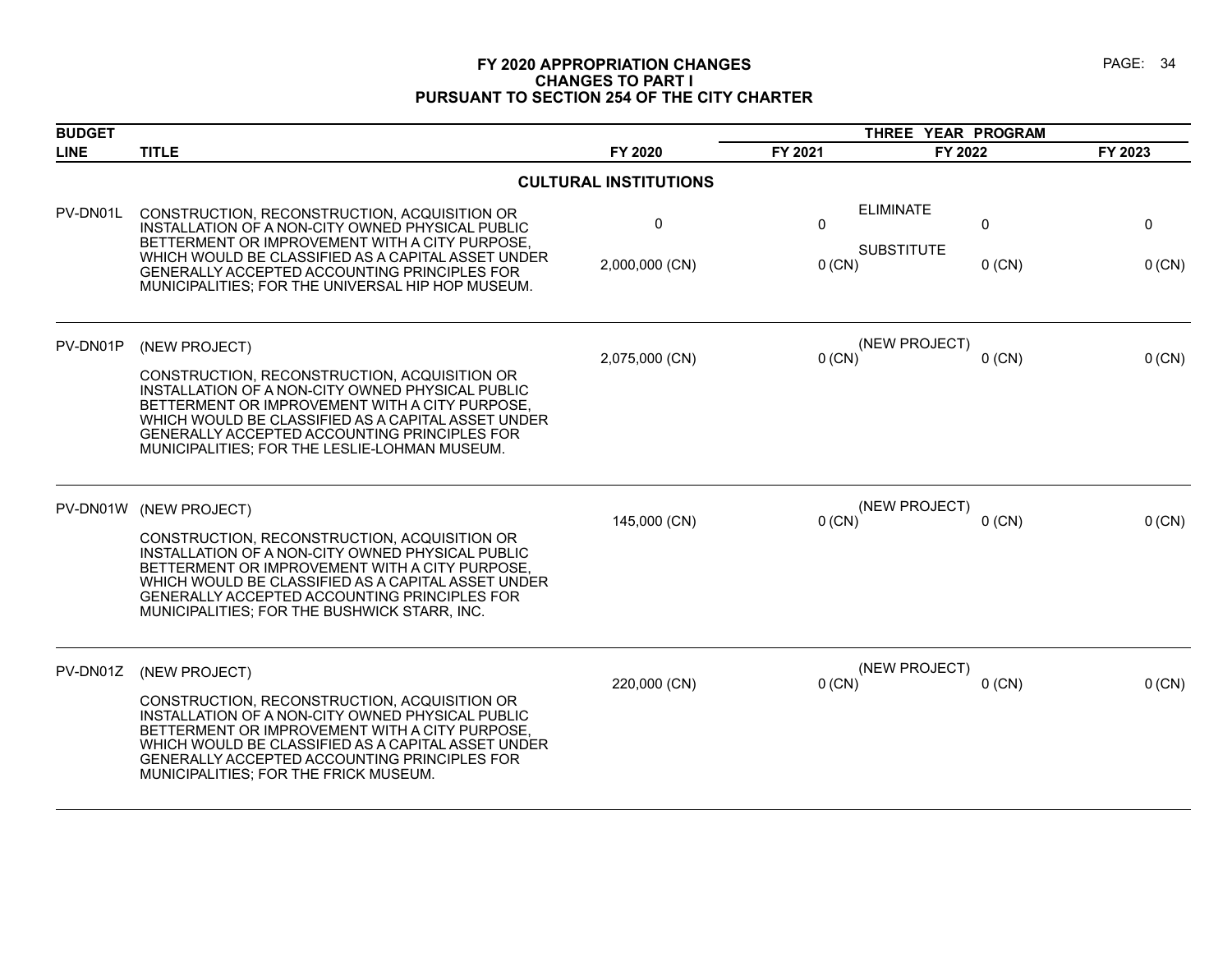# FY 2020 APPROPRIATION CHANGES
## CHANGES TO PART I
## PURSUANT TO SECTION 254 OF THE CITY CHARTER

| BUDGET LINE | TITLE | FY 2020 | THREE YEAR PROGRAM FY 2021 | FY 2022 | FY 2023 |
|---|---|---|---|---|---|
| | **CULTURAL INSTITUTIONS** | | | | |
| PV-DN01L | CONSTRUCTION, RECONSTRUCTION, ACQUISITION OR INSTALLATION OF A NON-CITY OWNED PHYSICAL PUBLIC BETTERMENT OR IMPROVEMENT WITH A CITY PURPOSE, WHICH WOULD BE CLASSIFIED AS A CAPITAL ASSET UNDER GENERALLY ACCEPTED ACCOUNTING PRINCIPLES FOR MUNICIPALITIES; FOR THE UNIVERSAL HIP HOP MUSEUM. | ELIMINATE 0 | 0 | 0 | 0 |
| | | SUBSTITUTE 2,000,000 (CN) | 0 (CN) | 0 (CN) | 0 (CN) |
| PV-DN01P | (NEW PROJECT) CONSTRUCTION, RECONSTRUCTION, ACQUISITION OR INSTALLATION OF A NON-CITY OWNED PHYSICAL PUBLIC BETTERMENT OR IMPROVEMENT WITH A CITY PURPOSE, WHICH WOULD BE CLASSIFIED AS A CAPITAL ASSET UNDER GENERALLY ACCEPTED ACCOUNTING PRINCIPLES FOR MUNICIPALITIES; FOR THE LESLIE-LOHMAN MUSEUM. | (NEW PROJECT) 2,075,000 (CN) | 0 (CN) | 0 (CN) | 0 (CN) |
| PV-DN01W | (NEW PROJECT) CONSTRUCTION, RECONSTRUCTION, ACQUISITION OR INSTALLATION OF A NON-CITY OWNED PHYSICAL PUBLIC BETTERMENT OR IMPROVEMENT WITH A CITY PURPOSE, WHICH WOULD BE CLASSIFIED AS A CAPITAL ASSET UNDER GENERALLY ACCEPTED ACCOUNTING PRINCIPLES FOR MUNICIPALITIES; FOR THE BUSHWICK STARR, INC. | (NEW PROJECT) 145,000 (CN) | 0 (CN) | 0 (CN) | 0 (CN) |
| PV-DN01Z | (NEW PROJECT) CONSTRUCTION, RECONSTRUCTION, ACQUISITION OR INSTALLATION OF A NON-CITY OWNED PHYSICAL PUBLIC BETTERMENT OR IMPROVEMENT WITH A CITY PURPOSE, WHICH WOULD BE CLASSIFIED AS A CAPITAL ASSET UNDER GENERALLY ACCEPTED ACCOUNTING PRINCIPLES FOR MUNICIPALITIES; FOR THE FRICK MUSEUM. | (NEW PROJECT) 220,000 (CN) | 0 (CN) | 0 (CN) | 0 (CN) |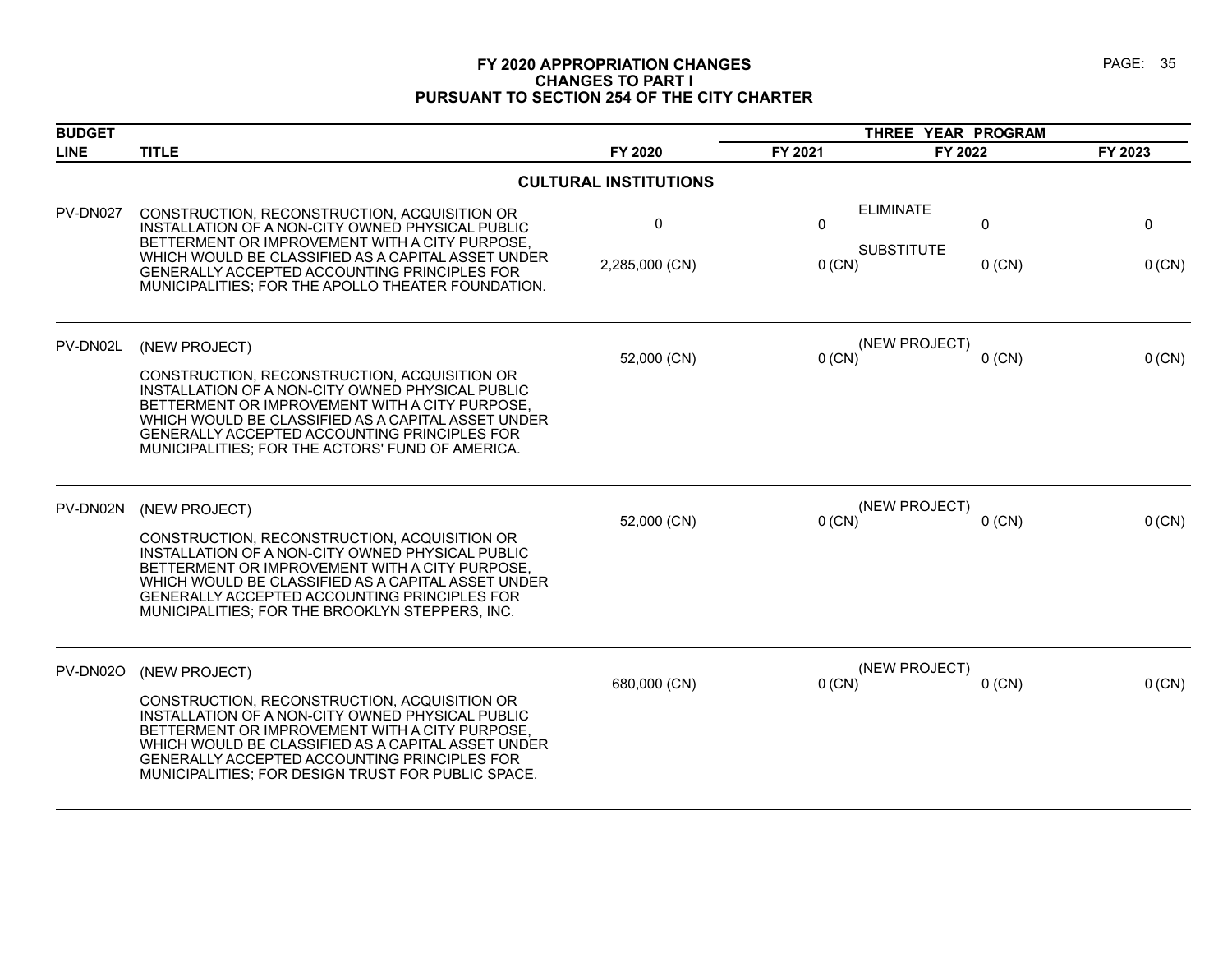# FY 2020 APPROPRIATION CHANGES
## CHANGES TO PART I
## PURSUANT TO SECTION 254 OF THE CITY CHARTER

| BUDGET LINE | TITLE | FY 2020 | THREE YEAR PROGRAM FY 2021 | FY 2022 | FY 2023 |
|---|---|---|---|---|---|
| | **CULTURAL INSTITUTIONS** | | | | |
| PV-DN027 | CONSTRUCTION, RECONSTRUCTION, ACQUISITION OR INSTALLATION OF A NON-CITY OWNED PHYSICAL PUBLIC BETTERMENT OR IMPROVEMENT WITH A CITY PURPOSE, WHICH WOULD BE CLASSIFIED AS A CAPITAL ASSET UNDER GENERALLY ACCEPTED ACCOUNTING PRINCIPLES FOR MUNICIPALITIES; FOR THE APOLLO THEATER FOUNDATION. | ELIMINATE<br>0 | 0 | 0 | 0 |
| | | SUBSTITUTE<br>2,285,000 (CN) | 0 (CN) | 0 (CN) | 0 (CN) |
| PV-DN02L | (NEW PROJECT)<br><br>CONSTRUCTION, RECONSTRUCTION, ACQUISITION OR INSTALLATION OF A NON-CITY OWNED PHYSICAL PUBLIC BETTERMENT OR IMPROVEMENT WITH A CITY PURPOSE, WHICH WOULD BE CLASSIFIED AS A CAPITAL ASSET UNDER GENERALLY ACCEPTED ACCOUNTING PRINCIPLES FOR MUNICIPALITIES; FOR THE ACTORS' FUND OF AMERICA. | (NEW PROJECT)<br>52,000 (CN) | 0 (CN) | 0 (CN) | 0 (CN) |
| PV-DN02N | (NEW PROJECT)<br><br>CONSTRUCTION, RECONSTRUCTION, ACQUISITION OR INSTALLATION OF A NON-CITY OWNED PHYSICAL PUBLIC BETTERMENT OR IMPROVEMENT WITH A CITY PURPOSE, WHICH WOULD BE CLASSIFIED AS A CAPITAL ASSET UNDER GENERALLY ACCEPTED ACCOUNTING PRINCIPLES FOR MUNICIPALITIES; FOR THE BROOKLYN STEPPERS, INC. | (NEW PROJECT)<br>52,000 (CN) | 0 (CN) | 0 (CN) | 0 (CN) |
| PV-DN02O | (NEW PROJECT)<br><br>CONSTRUCTION, RECONSTRUCTION, ACQUISITION OR INSTALLATION OF A NON-CITY OWNED PHYSICAL PUBLIC BETTERMENT OR IMPROVEMENT WITH A CITY PURPOSE, WHICH WOULD BE CLASSIFIED AS A CAPITAL ASSET UNDER GENERALLY ACCEPTED ACCOUNTING PRINCIPLES FOR MUNICIPALITIES; FOR DESIGN TRUST FOR PUBLIC SPACE. | (NEW PROJECT)<br>680,000 (CN) | 0 (CN) | 0 (CN) | 0 (CN) |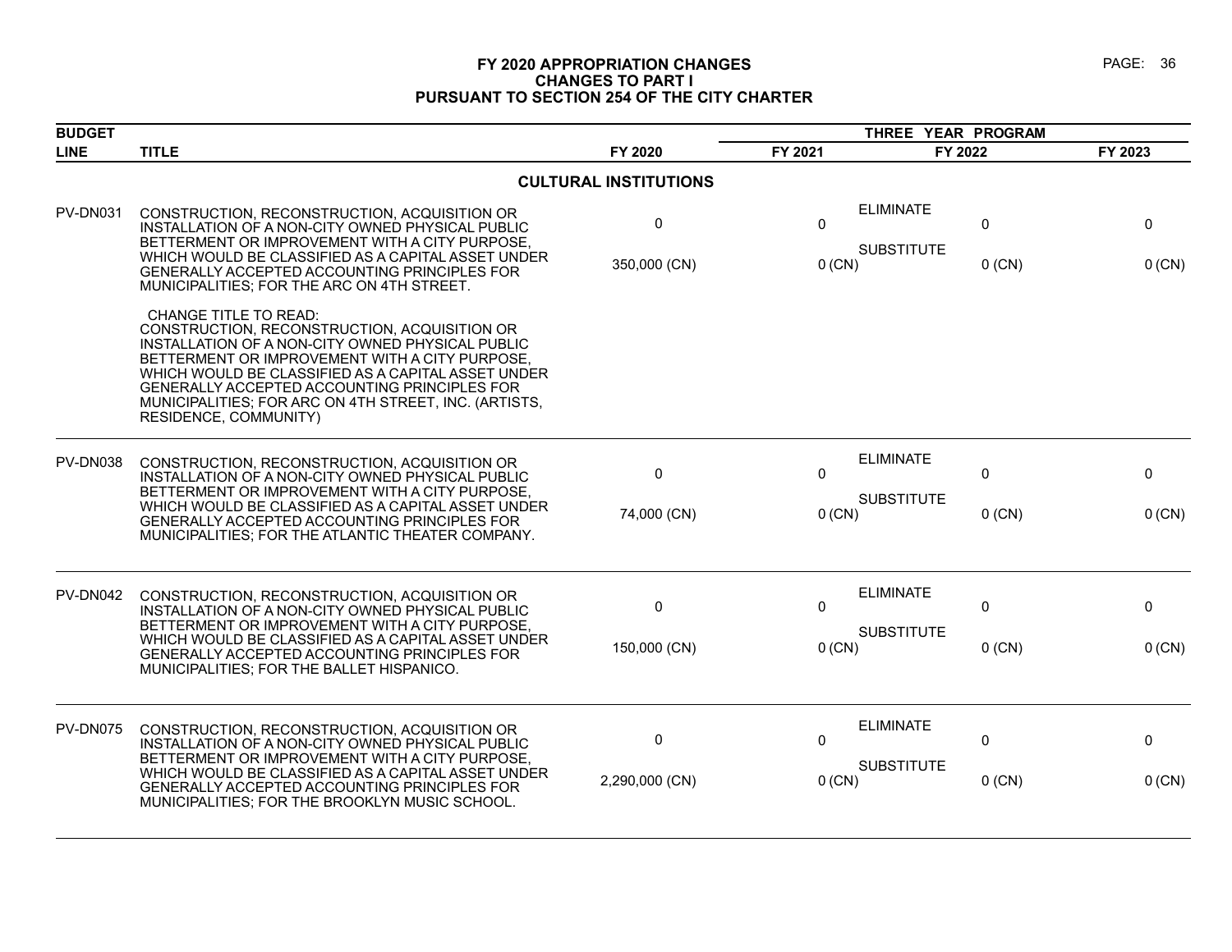# FY 2020 APPROPRIATION CHANGES
## CHANGES TO PART I
## PURSUANT TO SECTION 254 OF THE CITY CHARTER

| BUDGET LINE | TITLE | FY 2020 | THREE YEAR PROGRAM FY 2021 | FY 2022 | FY 2023 |
|---|---|---|---|---|---|
| | **CULTURAL INSTITUTIONS** | | | | |
| PV-DN031 | CONSTRUCTION, RECONSTRUCTION, ACQUISITION OR INSTALLATION OF A NON-CITY OWNED PHYSICAL PUBLIC BETTERMENT OR IMPROVEMENT WITH A CITY PURPOSE, WHICH WOULD BE CLASSIFIED AS A CAPITAL ASSET UNDER GENERALLY ACCEPTED ACCOUNTING PRINCIPLES FOR MUNICIPALITIES; FOR THE ARC ON 4TH STREET. | ELIMINATE 0 | 0 | 0 | 0 |
| | | SUBSTITUTE 350,000 (CN) | 0 (CN) | 0 (CN) | 0 (CN) |
| | CHANGE TITLE TO READ: CONSTRUCTION, RECONSTRUCTION, ACQUISITION OR INSTALLATION OF A NON-CITY OWNED PHYSICAL PUBLIC BETTERMENT OR IMPROVEMENT WITH A CITY PURPOSE, WHICH WOULD BE CLASSIFIED AS A CAPITAL ASSET UNDER GENERALLY ACCEPTED ACCOUNTING PRINCIPLES FOR MUNICIPALITIES; FOR ARC ON 4TH STREET, INC. (ARTISTS, RESIDENCE, COMMUNITY) | | | | |
| PV-DN038 | CONSTRUCTION, RECONSTRUCTION, ACQUISITION OR INSTALLATION OF A NON-CITY OWNED PHYSICAL PUBLIC BETTERMENT OR IMPROVEMENT WITH A CITY PURPOSE, WHICH WOULD BE CLASSIFIED AS A CAPITAL ASSET UNDER GENERALLY ACCEPTED ACCOUNTING PRINCIPLES FOR MUNICIPALITIES; FOR THE ATLANTIC THEATER COMPANY. | ELIMINATE 0 | 0 | 0 | 0 |
| | | SUBSTITUTE 74,000 (CN) | 0 (CN) | 0 (CN) | 0 (CN) |
| PV-DN042 | CONSTRUCTION, RECONSTRUCTION, ACQUISITION OR INSTALLATION OF A NON-CITY OWNED PHYSICAL PUBLIC BETTERMENT OR IMPROVEMENT WITH A CITY PURPOSE, WHICH WOULD BE CLASSIFIED AS A CAPITAL ASSET UNDER GENERALLY ACCEPTED ACCOUNTING PRINCIPLES FOR MUNICIPALITIES; FOR THE BALLET HISPANICO. | ELIMINATE 0 | 0 | 0 | 0 |
| | | SUBSTITUTE 150,000 (CN) | 0 (CN) | 0 (CN) | 0 (CN) |
| PV-DN075 | CONSTRUCTION, RECONSTRUCTION, ACQUISITION OR INSTALLATION OF A NON-CITY OWNED PHYSICAL PUBLIC BETTERMENT OR IMPROVEMENT WITH A CITY PURPOSE, WHICH WOULD BE CLASSIFIED AS A CAPITAL ASSET UNDER GENERALLY ACCEPTED ACCOUNTING PRINCIPLES FOR MUNICIPALITIES; FOR THE BROOKLYN MUSIC SCHOOL. | ELIMINATE 0 | 0 | 0 | 0 |
| | | SUBSTITUTE 2,290,000 (CN) | 0 (CN) | 0 (CN) | 0 (CN) |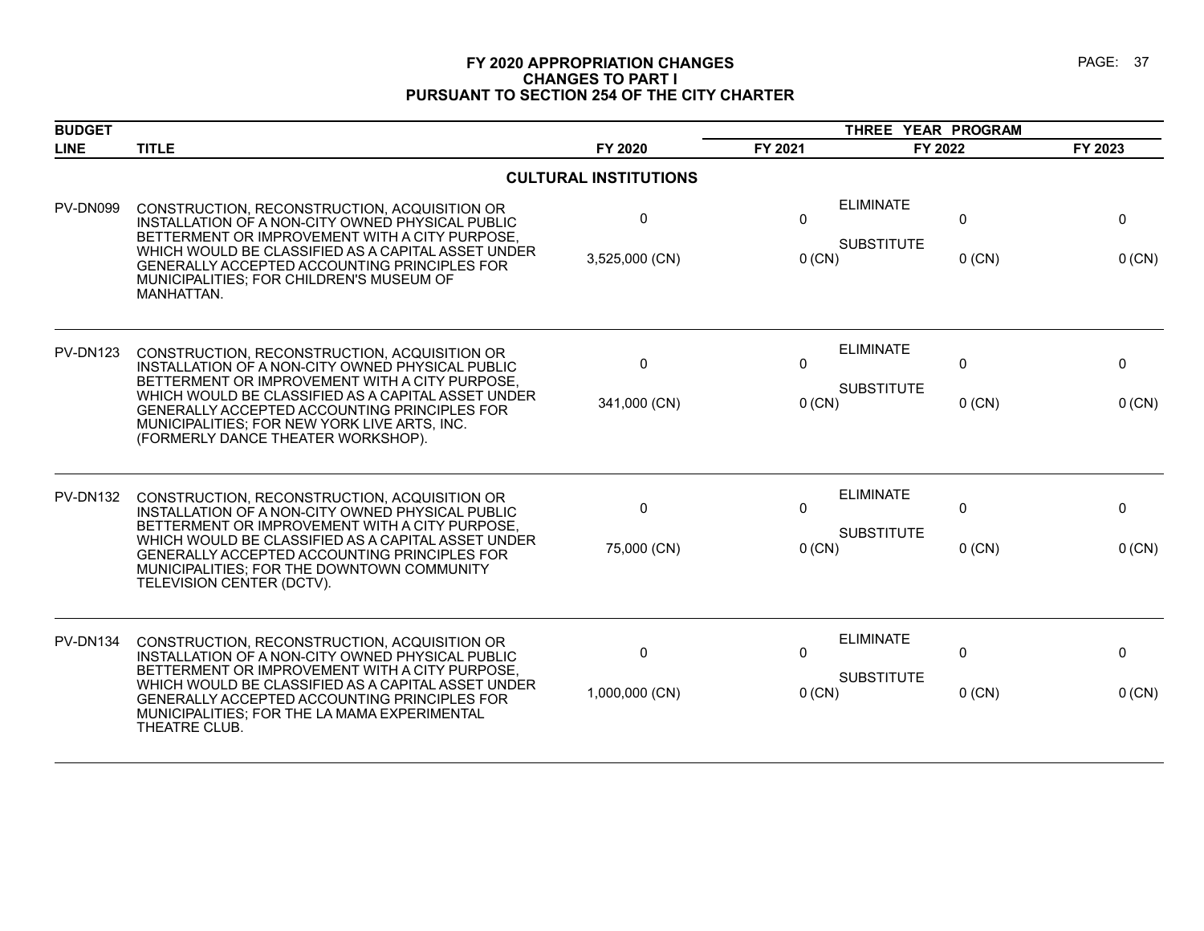**FY 2020 APPROPRIATION CHANGES**
**CHANGES TO PART I**
**PURSUANT TO SECTION 254 OF THE CITY CHARTER**

| BUDGET LINE | TITLE | FY 2020 | THREE YEAR PROGRAM FY 2021 | FY 2022 | FY 2023 |
|---|---|---|---|---|---|
| | **CULTURAL INSTITUTIONS** | | | | |
| PV-DN099 | CONSTRUCTION, RECONSTRUCTION, ACQUISITION OR INSTALLATION OF A NON-CITY OWNED PHYSICAL PUBLIC BETTERMENT OR IMPROVEMENT WITH A CITY PURPOSE, WHICH WOULD BE CLASSIFIED AS A CAPITAL ASSET UNDER GENERALLY ACCEPTED ACCOUNTING PRINCIPLES FOR MUNICIPALITIES; FOR CHILDREN'S MUSEUM OF MANHATTAN. | ELIMINATE 0 | 0 | 0 | 0 |
| | | SUBSTITUTE 3,525,000 (CN) | 0 (CN) | 0 (CN) | 0 (CN) |
| PV-DN123 | CONSTRUCTION, RECONSTRUCTION, ACQUISITION OR INSTALLATION OF A NON-CITY OWNED PHYSICAL PUBLIC BETTERMENT OR IMPROVEMENT WITH A CITY PURPOSE, WHICH WOULD BE CLASSIFIED AS A CAPITAL ASSET UNDER GENERALLY ACCEPTED ACCOUNTING PRINCIPLES FOR MUNICIPALITIES; FOR NEW YORK LIVE ARTS, INC. (FORMERLY DANCE THEATER WORKSHOP). | ELIMINATE 0 | 0 | 0 | 0 |
| | | SUBSTITUTE 341,000 (CN) | 0 (CN) | 0 (CN) | 0 (CN) |
| PV-DN132 | CONSTRUCTION, RECONSTRUCTION, ACQUISITION OR INSTALLATION OF A NON-CITY OWNED PHYSICAL PUBLIC BETTERMENT OR IMPROVEMENT WITH A CITY PURPOSE, WHICH WOULD BE CLASSIFIED AS A CAPITAL ASSET UNDER GENERALLY ACCEPTED ACCOUNTING PRINCIPLES FOR MUNICIPALITIES; FOR THE DOWNTOWN COMMUNITY TELEVISION CENTER (DCTV). | ELIMINATE 0 | 0 | 0 | 0 |
| | | SUBSTITUTE 75,000 (CN) | 0 (CN) | 0 (CN) | 0 (CN) |
| PV-DN134 | CONSTRUCTION, RECONSTRUCTION, ACQUISITION OR INSTALLATION OF A NON-CITY OWNED PHYSICAL PUBLIC BETTERMENT OR IMPROVEMENT WITH A CITY PURPOSE, WHICH WOULD BE CLASSIFIED AS A CAPITAL ASSET UNDER GENERALLY ACCEPTED ACCOUNTING PRINCIPLES FOR MUNICIPALITIES; FOR THE LA MAMA EXPERIMENTAL THEATRE CLUB. | ELIMINATE 0 | 0 | 0 | 0 |
| | | SUBSTITUTE 1,000,000 (CN) | 0 (CN) | 0 (CN) | 0 (CN) |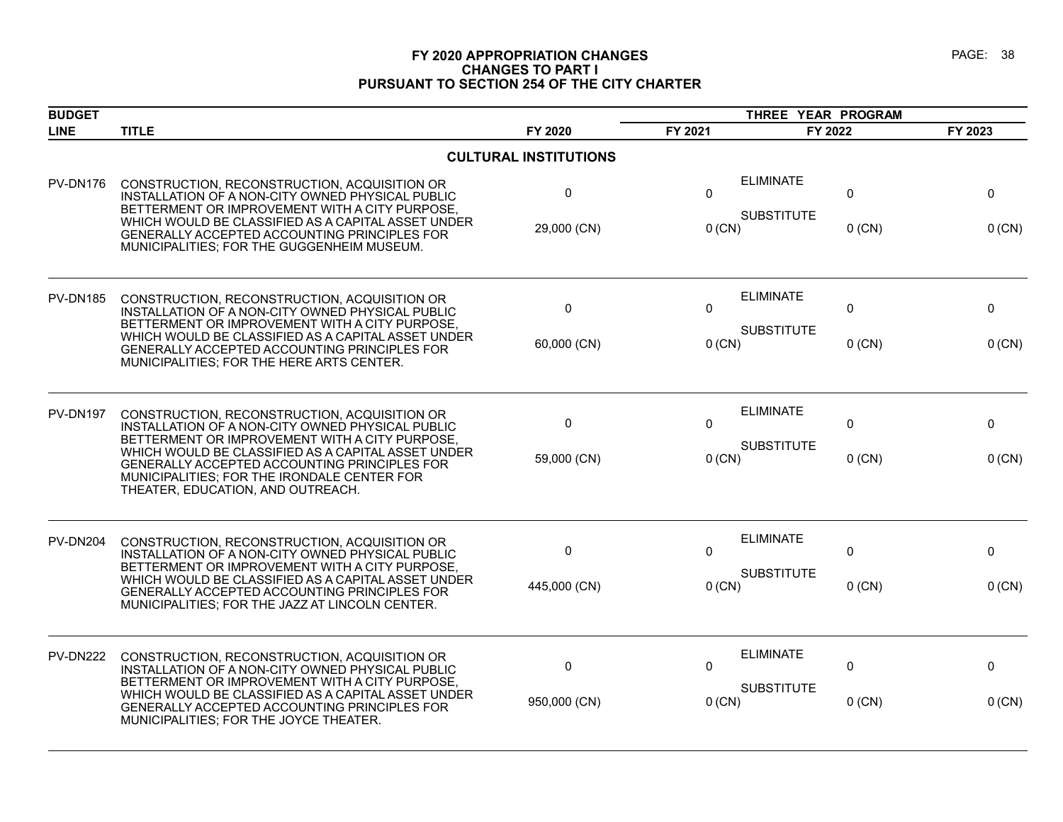# FY 2020 APPROPRIATION CHANGES
## CHANGES TO PART I
## PURSUANT TO SECTION 254 OF THE CITY CHARTER

| BUDGET LINE | TITLE | FY 2020 | THREE YEAR PROGRAM FY 2021 | FY 2022 | FY 2023 |
|---|---|---|---|---|---|
| | **CULTURAL INSTITUTIONS** | | | | |
| PV-DN176 | CONSTRUCTION, RECONSTRUCTION, ACQUISITION OR INSTALLATION OF A NON-CITY OWNED PHYSICAL PUBLIC BETTERMENT OR IMPROVEMENT WITH A CITY PURPOSE, WHICH WOULD BE CLASSIFIED AS A CAPITAL ASSET UNDER GENERALLY ACCEPTED ACCOUNTING PRINCIPLES FOR MUNICIPALITIES; FOR THE GUGGENHEIM MUSEUM. | ELIMINATE 0 | 0 | 0 | 0 |
| | | SUBSTITUTE 29,000 (CN) | 0 (CN) | 0 (CN) | 0 (CN) |
| PV-DN185 | CONSTRUCTION, RECONSTRUCTION, ACQUISITION OR INSTALLATION OF A NON-CITY OWNED PHYSICAL PUBLIC BETTERMENT OR IMPROVEMENT WITH A CITY PURPOSE, WHICH WOULD BE CLASSIFIED AS A CAPITAL ASSET UNDER GENERALLY ACCEPTED ACCOUNTING PRINCIPLES FOR MUNICIPALITIES; FOR THE HERE ARTS CENTER. | ELIMINATE 0 | 0 | 0 | 0 |
| | | SUBSTITUTE 60,000 (CN) | 0 (CN) | 0 (CN) | 0 (CN) |
| PV-DN197 | CONSTRUCTION, RECONSTRUCTION, ACQUISITION OR INSTALLATION OF A NON-CITY OWNED PHYSICAL PUBLIC BETTERMENT OR IMPROVEMENT WITH A CITY PURPOSE, WHICH WOULD BE CLASSIFIED AS A CAPITAL ASSET UNDER GENERALLY ACCEPTED ACCOUNTING PRINCIPLES FOR MUNICIPALITIES; FOR THE IRONDALE CENTER FOR THEATER, EDUCATION, AND OUTREACH. | ELIMINATE 0 | 0 | 0 | 0 |
| | | SUBSTITUTE 59,000 (CN) | 0 (CN) | 0 (CN) | 0 (CN) |
| PV-DN204 | CONSTRUCTION, RECONSTRUCTION, ACQUISITION OR INSTALLATION OF A NON-CITY OWNED PHYSICAL PUBLIC BETTERMENT OR IMPROVEMENT WITH A CITY PURPOSE, WHICH WOULD BE CLASSIFIED AS A CAPITAL ASSET UNDER GENERALLY ACCEPTED ACCOUNTING PRINCIPLES FOR MUNICIPALITIES; FOR THE JAZZ AT LINCOLN CENTER. | ELIMINATE 0 | 0 | 0 | 0 |
| | | SUBSTITUTE 445,000 (CN) | 0 (CN) | 0 (CN) | 0 (CN) |
| PV-DN222 | CONSTRUCTION, RECONSTRUCTION, ACQUISITION OR INSTALLATION OF A NON-CITY OWNED PHYSICAL PUBLIC BETTERMENT OR IMPROVEMENT WITH A CITY PURPOSE, WHICH WOULD BE CLASSIFIED AS A CAPITAL ASSET UNDER GENERALLY ACCEPTED ACCOUNTING PRINCIPLES FOR MUNICIPALITIES; FOR THE JOYCE THEATER. | ELIMINATE 0 | 0 | 0 | 0 |
| | | SUBSTITUTE 950,000 (CN) | 0 (CN) | 0 (CN) | 0 (CN) |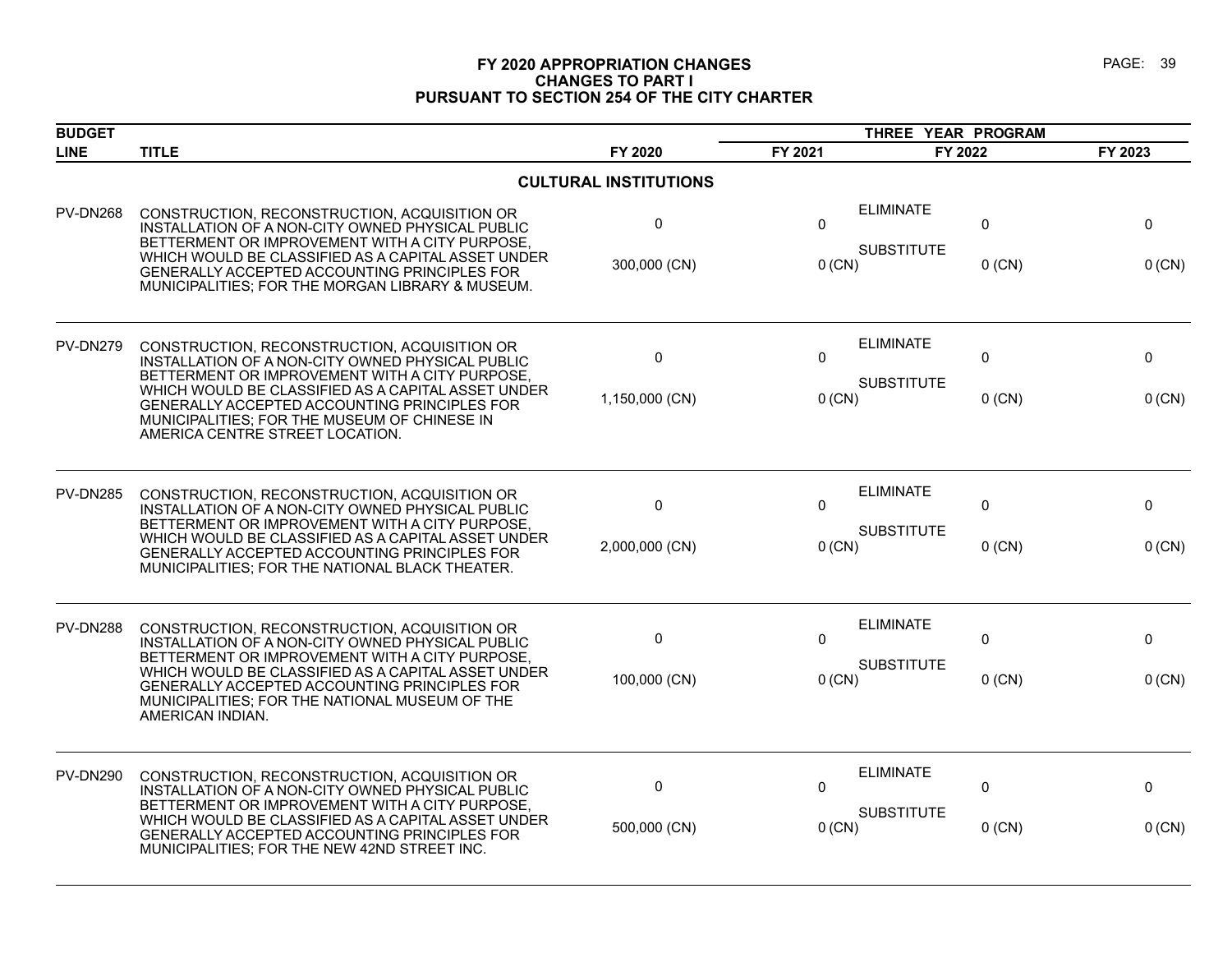# FY 2020 APPROPRIATION CHANGES
## CHANGES TO PART I
## PURSUANT TO SECTION 254 OF THE CITY CHARTER

| BUDGET LINE | TITLE | FY 2020 | FY 2021 | | FY 2022 | FY 2023 |
|---|---|---|---|---|---|---|
| | | | THREE YEAR PROGRAM | | | |
| | **CULTURAL INSTITUTIONS** | | | | | |
| PV-DN268 | CONSTRUCTION, RECONSTRUCTION, ACQUISITION OR INSTALLATION OF A NON-CITY OWNED PHYSICAL PUBLIC BETTERMENT OR IMPROVEMENT WITH A CITY PURPOSE, WHICH WOULD BE CLASSIFIED AS A CAPITAL ASSET UNDER GENERALLY ACCEPTED ACCOUNTING PRINCIPLES FOR MUNICIPALITIES; FOR THE MORGAN LIBRARY & MUSEUM. | 0 | 0 | ELIMINATE | 0 | 0 |
| | | 300,000 (CN) | 0 (CN) | SUBSTITUTE | 0 (CN) | 0 (CN) |
| PV-DN279 | CONSTRUCTION, RECONSTRUCTION, ACQUISITION OR INSTALLATION OF A NON-CITY OWNED PHYSICAL PUBLIC BETTERMENT OR IMPROVEMENT WITH A CITY PURPOSE, WHICH WOULD BE CLASSIFIED AS A CAPITAL ASSET UNDER GENERALLY ACCEPTED ACCOUNTING PRINCIPLES FOR MUNICIPALITIES; FOR THE MUSEUM OF CHINESE IN AMERICA CENTRE STREET LOCATION. | 0 | 0 | ELIMINATE | 0 | 0 |
| | | 1,150,000 (CN) | 0 (CN) | SUBSTITUTE | 0 (CN) | 0 (CN) |
| PV-DN285 | CONSTRUCTION, RECONSTRUCTION, ACQUISITION OR INSTALLATION OF A NON-CITY OWNED PHYSICAL PUBLIC BETTERMENT OR IMPROVEMENT WITH A CITY PURPOSE, WHICH WOULD BE CLASSIFIED AS A CAPITAL ASSET UNDER GENERALLY ACCEPTED ACCOUNTING PRINCIPLES FOR MUNICIPALITIES; FOR THE NATIONAL BLACK THEATER. | 0 | 0 | ELIMINATE | 0 | 0 |
| | | 2,000,000 (CN) | 0 (CN) | SUBSTITUTE | 0 (CN) | 0 (CN) |
| PV-DN288 | CONSTRUCTION, RECONSTRUCTION, ACQUISITION OR INSTALLATION OF A NON-CITY OWNED PHYSICAL PUBLIC BETTERMENT OR IMPROVEMENT WITH A CITY PURPOSE, WHICH WOULD BE CLASSIFIED AS A CAPITAL ASSET UNDER GENERALLY ACCEPTED ACCOUNTING PRINCIPLES FOR MUNICIPALITIES; FOR THE NATIONAL MUSEUM OF THE AMERICAN INDIAN. | 0 | 0 | ELIMINATE | 0 | 0 |
| | | 100,000 (CN) | 0 (CN) | SUBSTITUTE | 0 (CN) | 0 (CN) |
| PV-DN290 | CONSTRUCTION, RECONSTRUCTION, ACQUISITION OR INSTALLATION OF A NON-CITY OWNED PHYSICAL PUBLIC BETTERMENT OR IMPROVEMENT WITH A CITY PURPOSE, WHICH WOULD BE CLASSIFIED AS A CAPITAL ASSET UNDER GENERALLY ACCEPTED ACCOUNTING PRINCIPLES FOR MUNICIPALITIES; FOR THE NEW 42ND STREET INC. | 0 | 0 | ELIMINATE | 0 | 0 |
| | | 500,000 (CN) | 0 (CN) | SUBSTITUTE | 0 (CN) | 0 (CN) |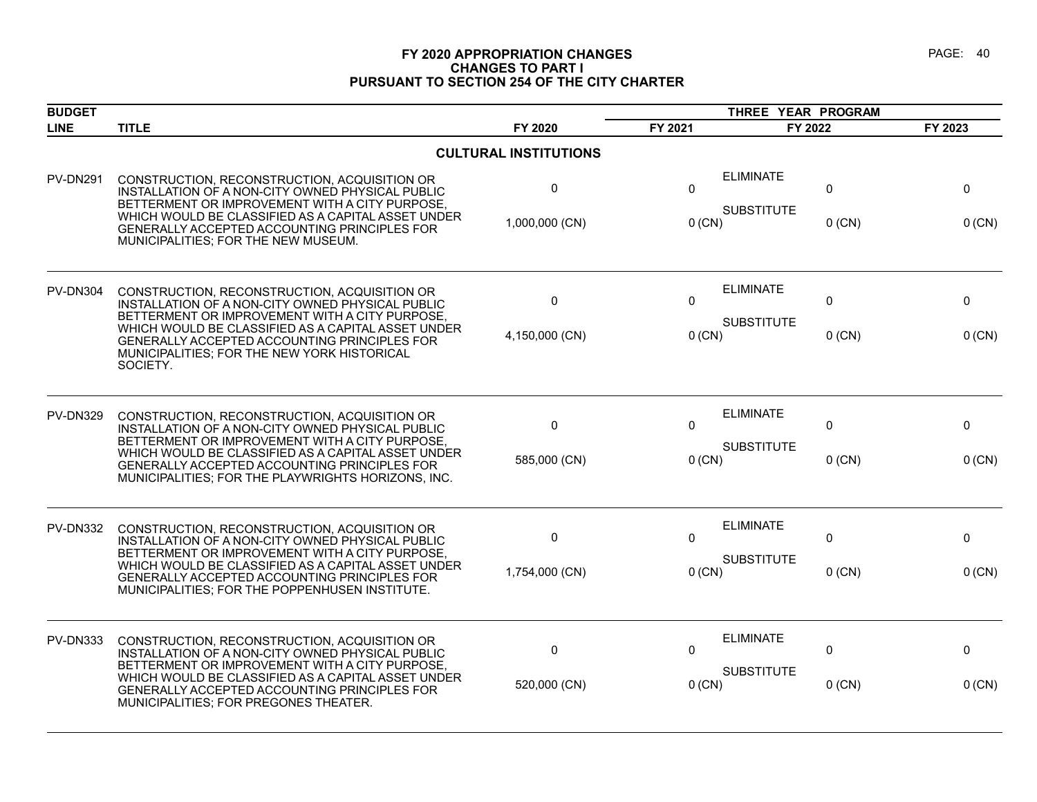# FY 2020 APPROPRIATION CHANGES
## CHANGES TO PART I
## PURSUANT TO SECTION 254 OF THE CITY CHARTER

| BUDGET LINE | TITLE | FY 2020 | THREE YEAR PROGRAM FY 2021 | FY 2022 | FY 2023 |
|---|---|---|---|---|---|
| | **CULTURAL INSTITUTIONS** | | | | |
| PV-DN291 | CONSTRUCTION, RECONSTRUCTION, ACQUISITION OR INSTALLATION OF A NON-CITY OWNED PHYSICAL PUBLIC BETTERMENT OR IMPROVEMENT WITH A CITY PURPOSE, WHICH WOULD BE CLASSIFIED AS A CAPITAL ASSET UNDER GENERALLY ACCEPTED ACCOUNTING PRINCIPLES FOR MUNICIPALITIES; FOR THE NEW MUSEUM. | ELIMINATE<br>0<br>SUBSTITUTE<br>1,000,000 (CN) | <br>0<br><br>0 (CN) | <br>0<br><br>0 (CN) | <br>0<br><br>0 (CN) |
| PV-DN304 | CONSTRUCTION, RECONSTRUCTION, ACQUISITION OR INSTALLATION OF A NON-CITY OWNED PHYSICAL PUBLIC BETTERMENT OR IMPROVEMENT WITH A CITY PURPOSE, WHICH WOULD BE CLASSIFIED AS A CAPITAL ASSET UNDER GENERALLY ACCEPTED ACCOUNTING PRINCIPLES FOR MUNICIPALITIES; FOR THE NEW YORK HISTORICAL SOCIETY. | ELIMINATE<br>0<br>SUBSTITUTE<br>4,150,000 (CN) | <br>0<br><br>0 (CN) | <br>0<br><br>0 (CN) | <br>0<br><br>0 (CN) |
| PV-DN329 | CONSTRUCTION, RECONSTRUCTION, ACQUISITION OR INSTALLATION OF A NON-CITY OWNED PHYSICAL PUBLIC BETTERMENT OR IMPROVEMENT WITH A CITY PURPOSE, WHICH WOULD BE CLASSIFIED AS A CAPITAL ASSET UNDER GENERALLY ACCEPTED ACCOUNTING PRINCIPLES FOR MUNICIPALITIES; FOR THE PLAYWRIGHTS HORIZONS, INC. | ELIMINATE<br>0<br>SUBSTITUTE<br>585,000 (CN) | <br>0<br><br>0 (CN) | <br>0<br><br>0 (CN) | <br>0<br><br>0 (CN) |
| PV-DN332 | CONSTRUCTION, RECONSTRUCTION, ACQUISITION OR INSTALLATION OF A NON-CITY OWNED PHYSICAL PUBLIC BETTERMENT OR IMPROVEMENT WITH A CITY PURPOSE, WHICH WOULD BE CLASSIFIED AS A CAPITAL ASSET UNDER GENERALLY ACCEPTED ACCOUNTING PRINCIPLES FOR MUNICIPALITIES; FOR THE POPPENHUSEN INSTITUTE. | ELIMINATE<br>0<br>SUBSTITUTE<br>1,754,000 (CN) | <br>0<br><br>0 (CN) | <br>0<br><br>0 (CN) | <br>0<br><br>0 (CN) |
| PV-DN333 | CONSTRUCTION, RECONSTRUCTION, ACQUISITION OR INSTALLATION OF A NON-CITY OWNED PHYSICAL PUBLIC BETTERMENT OR IMPROVEMENT WITH A CITY PURPOSE, WHICH WOULD BE CLASSIFIED AS A CAPITAL ASSET UNDER GENERALLY ACCEPTED ACCOUNTING PRINCIPLES FOR MUNICIPALITIES; FOR PREGONES THEATER. | ELIMINATE<br>0<br>SUBSTITUTE<br>520,000 (CN) | <br>0<br><br>0 (CN) | <br>0<br><br>0 (CN) | <br>0<br><br>0 (CN) |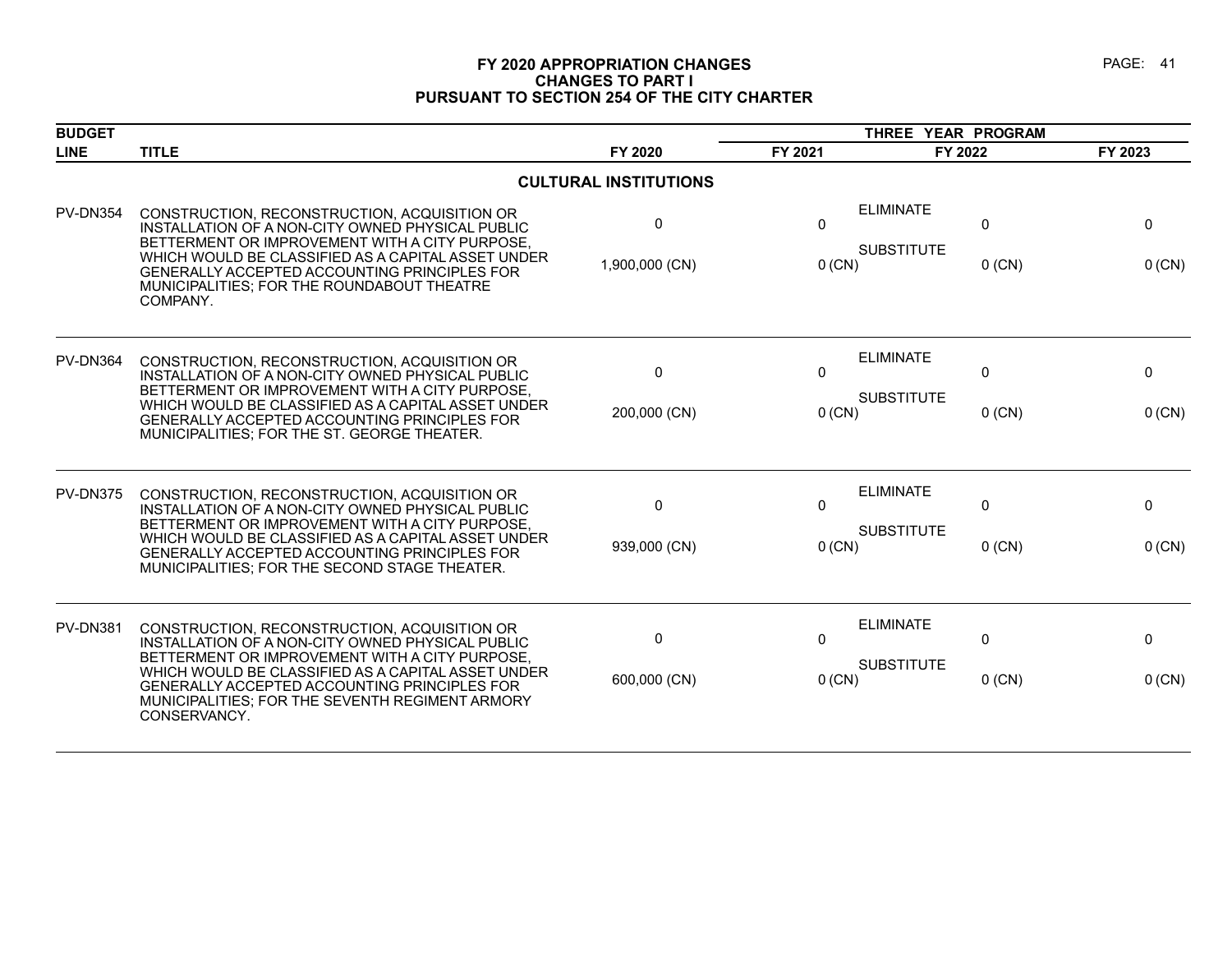# FY 2020 APPROPRIATION CHANGES
## CHANGES TO PART I
## PURSUANT TO SECTION 254 OF THE CITY CHARTER

### CULTURAL INSTITUTIONS

| BUDGET LINE | TITLE | | FY 2020 | FY 2021 | FY 2022 | FY 2023 |
|---|---|---|---|---|---|---|
| | | | | THREE YEAR PROGRAM | | |
| PV-DN354 | CONSTRUCTION, RECONSTRUCTION, ACQUISITION OR INSTALLATION OF A NON-CITY OWNED PHYSICAL PUBLIC BETTERMENT OR IMPROVEMENT WITH A CITY PURPOSE, WHICH WOULD BE CLASSIFIED AS A CAPITAL ASSET UNDER GENERALLY ACCEPTED ACCOUNTING PRINCIPLES FOR MUNICIPALITIES; FOR THE ROUNDABOUT THEATRE COMPANY. | ELIMINATE | 0 | 0 | 0 | 0 |
| | | SUBSTITUTE | 1,900,000 (CN) | 0 (CN) | 0 (CN) | 0 (CN) |
| PV-DN364 | CONSTRUCTION, RECONSTRUCTION, ACQUISITION OR INSTALLATION OF A NON-CITY OWNED PHYSICAL PUBLIC BETTERMENT OR IMPROVEMENT WITH A CITY PURPOSE, WHICH WOULD BE CLASSIFIED AS A CAPITAL ASSET UNDER GENERALLY ACCEPTED ACCOUNTING PRINCIPLES FOR MUNICIPALITIES; FOR THE ST. GEORGE THEATER. | ELIMINATE | 0 | 0 | 0 | 0 |
| | | SUBSTITUTE | 200,000 (CN) | 0 (CN) | 0 (CN) | 0 (CN) |
| PV-DN375 | CONSTRUCTION, RECONSTRUCTION, ACQUISITION OR INSTALLATION OF A NON-CITY OWNED PHYSICAL PUBLIC BETTERMENT OR IMPROVEMENT WITH A CITY PURPOSE, WHICH WOULD BE CLASSIFIED AS A CAPITAL ASSET UNDER GENERALLY ACCEPTED ACCOUNTING PRINCIPLES FOR MUNICIPALITIES; FOR THE SECOND STAGE THEATER. | ELIMINATE | 0 | 0 | 0 | 0 |
| | | SUBSTITUTE | 939,000 (CN) | 0 (CN) | 0 (CN) | 0 (CN) |
| PV-DN381 | CONSTRUCTION, RECONSTRUCTION, ACQUISITION OR INSTALLATION OF A NON-CITY OWNED PHYSICAL PUBLIC BETTERMENT OR IMPROVEMENT WITH A CITY PURPOSE, WHICH WOULD BE CLASSIFIED AS A CAPITAL ASSET UNDER GENERALLY ACCEPTED ACCOUNTING PRINCIPLES FOR MUNICIPALITIES; FOR THE SEVENTH REGIMENT ARMORY CONSERVANCY. | ELIMINATE | 0 | 0 | 0 | 0 |
| | | SUBSTITUTE | 600,000 (CN) | 0 (CN) | 0 (CN) | 0 (CN) |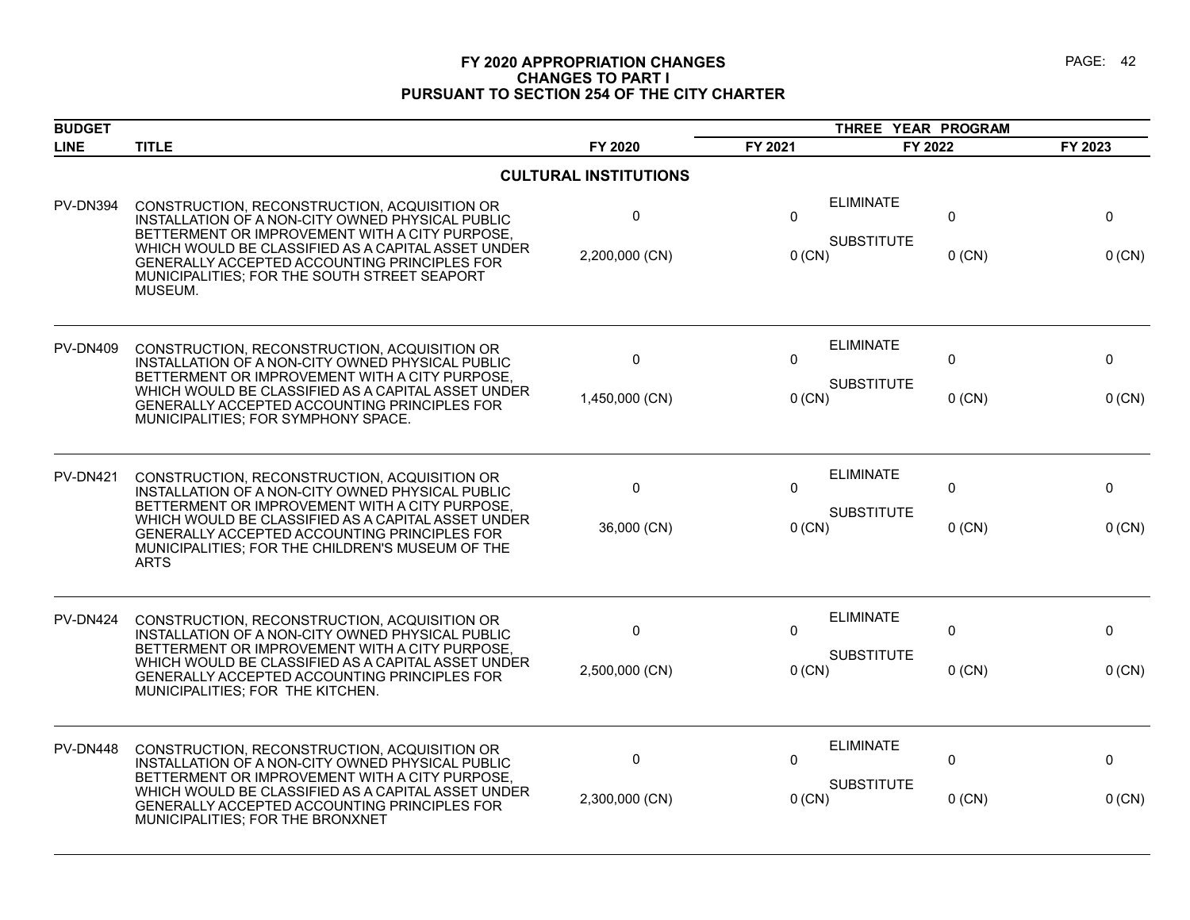# FY 2020 APPROPRIATION CHANGES
## CHANGES TO PART I
## PURSUANT TO SECTION 254 OF THE CITY CHARTER

| BUDGET LINE | TITLE | FY 2020 | THREE YEAR PROGRAM FY 2021 | FY 2022 | FY 2023 |
|---|---|---|---|---|---|
| | **CULTURAL INSTITUTIONS** | | | | |
| PV-DN394 | CONSTRUCTION, RECONSTRUCTION, ACQUISITION OR INSTALLATION OF A NON-CITY OWNED PHYSICAL PUBLIC BETTERMENT OR IMPROVEMENT WITH A CITY PURPOSE, WHICH WOULD BE CLASSIFIED AS A CAPITAL ASSET UNDER GENERALLY ACCEPTED ACCOUNTING PRINCIPLES FOR MUNICIPALITIES; FOR THE SOUTH STREET SEAPORT MUSEUM. | ELIMINATE<br>0<br>SUBSTITUTE<br>2,200,000 (CN) | 0<br><br>0 (CN) | 0<br><br>0 (CN) | 0<br><br>0 (CN) |
| PV-DN409 | CONSTRUCTION, RECONSTRUCTION, ACQUISITION OR INSTALLATION OF A NON-CITY OWNED PHYSICAL PUBLIC BETTERMENT OR IMPROVEMENT WITH A CITY PURPOSE, WHICH WOULD BE CLASSIFIED AS A CAPITAL ASSET UNDER GENERALLY ACCEPTED ACCOUNTING PRINCIPLES FOR MUNICIPALITIES; FOR SYMPHONY SPACE. | ELIMINATE<br>0<br>SUBSTITUTE<br>1,450,000 (CN) | 0<br><br>0 (CN) | 0<br><br>0 (CN) | 0<br><br>0 (CN) |
| PV-DN421 | CONSTRUCTION, RECONSTRUCTION, ACQUISITION OR INSTALLATION OF A NON-CITY OWNED PHYSICAL PUBLIC BETTERMENT OR IMPROVEMENT WITH A CITY PURPOSE, WHICH WOULD BE CLASSIFIED AS A CAPITAL ASSET UNDER GENERALLY ACCEPTED ACCOUNTING PRINCIPLES FOR MUNICIPALITIES; FOR THE CHILDREN'S MUSEUM OF THE ARTS | ELIMINATE<br>0<br>SUBSTITUTE<br>36,000 (CN) | 0<br><br>0 (CN) | 0<br><br>0 (CN) | 0<br><br>0 (CN) |
| PV-DN424 | CONSTRUCTION, RECONSTRUCTION, ACQUISITION OR INSTALLATION OF A NON-CITY OWNED PHYSICAL PUBLIC BETTERMENT OR IMPROVEMENT WITH A CITY PURPOSE, WHICH WOULD BE CLASSIFIED AS A CAPITAL ASSET UNDER GENERALLY ACCEPTED ACCOUNTING PRINCIPLES FOR MUNICIPALITIES; FOR THE KITCHEN. | ELIMINATE<br>0<br>SUBSTITUTE<br>2,500,000 (CN) | 0<br><br>0 (CN) | 0<br><br>0 (CN) | 0<br><br>0 (CN) |
| PV-DN448 | CONSTRUCTION, RECONSTRUCTION, ACQUISITION OR INSTALLATION OF A NON-CITY OWNED PHYSICAL PUBLIC BETTERMENT OR IMPROVEMENT WITH A CITY PURPOSE, WHICH WOULD BE CLASSIFIED AS A CAPITAL ASSET UNDER GENERALLY ACCEPTED ACCOUNTING PRINCIPLES FOR MUNICIPALITIES; FOR THE BRONXNET | ELIMINATE<br>0<br>SUBSTITUTE<br>2,300,000 (CN) | 0<br><br>0 (CN) | 0<br><br>0 (CN) | 0<br><br>0 (CN) |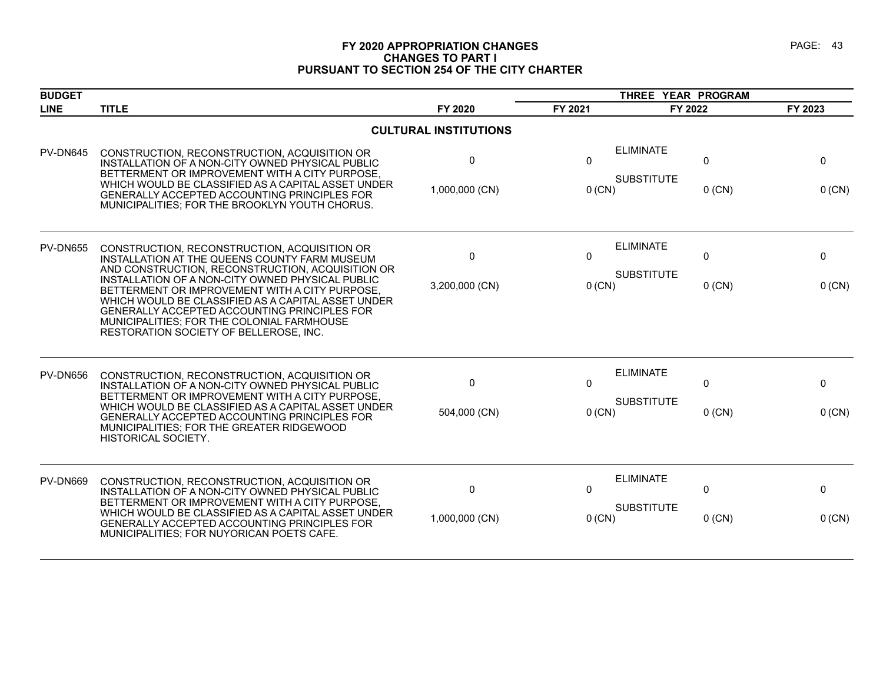# FY 2020 APPROPRIATION CHANGES
## CHANGES TO PART I
## PURSUANT TO SECTION 254 OF THE CITY CHARTER

| BUDGET LINE | TITLE | FY 2020 | THREE YEAR PROGRAM FY 2021 | FY 2022 | FY 2023 |
|---|---|---|---|---|---|
| | **CULTURAL INSTITUTIONS** | | | | |
| PV-DN645 | CONSTRUCTION, RECONSTRUCTION, ACQUISITION OR INSTALLATION OF A NON-CITY OWNED PHYSICAL PUBLIC BETTERMENT OR IMPROVEMENT WITH A CITY PURPOSE, WHICH WOULD BE CLASSIFIED AS A CAPITAL ASSET UNDER GENERALLY ACCEPTED ACCOUNTING PRINCIPLES FOR MUNICIPALITIES; FOR THE BROOKLYN YOUTH CHORUS. | ELIMINATE<br>0<br>SUBSTITUTE<br>1,000,000 (CN) | <br>0<br><br>0 (CN) | <br>0<br><br>0 (CN) | <br>0<br><br>0 (CN) |
| PV-DN655 | CONSTRUCTION, RECONSTRUCTION, ACQUISITION OR INSTALLATION AT THE QUEENS COUNTY FARM MUSEUM AND CONSTRUCTION, RECONSTRUCTION, ACQUISITION OR INSTALLATION OF A NON-CITY OWNED PHYSICAL PUBLIC BETTERMENT OR IMPROVEMENT WITH A CITY PURPOSE, WHICH WOULD BE CLASSIFIED AS A CAPITAL ASSET UNDER GENERALLY ACCEPTED ACCOUNTING PRINCIPLES FOR MUNICIPALITIES; FOR THE COLONIAL FARMHOUSE RESTORATION SOCIETY OF BELLEROSE, INC. | ELIMINATE<br>0<br>SUBSTITUTE<br>3,200,000 (CN) | <br>0<br><br>0 (CN) | <br>0<br><br>0 (CN) | <br>0<br><br>0 (CN) |
| PV-DN656 | CONSTRUCTION, RECONSTRUCTION, ACQUISITION OR INSTALLATION OF A NON-CITY OWNED PHYSICAL PUBLIC BETTERMENT OR IMPROVEMENT WITH A CITY PURPOSE, WHICH WOULD BE CLASSIFIED AS A CAPITAL ASSET UNDER GENERALLY ACCEPTED ACCOUNTING PRINCIPLES FOR MUNICIPALITIES; FOR THE GREATER RIDGEWOOD HISTORICAL SOCIETY. | ELIMINATE<br>0<br>SUBSTITUTE<br>504,000 (CN) | <br>0<br><br>0 (CN) | <br>0<br><br>0 (CN) | <br>0<br><br>0 (CN) |
| PV-DN669 | CONSTRUCTION, RECONSTRUCTION, ACQUISITION OR INSTALLATION OF A NON-CITY OWNED PHYSICAL PUBLIC BETTERMENT OR IMPROVEMENT WITH A CITY PURPOSE, WHICH WOULD BE CLASSIFIED AS A CAPITAL ASSET UNDER GENERALLY ACCEPTED ACCOUNTING PRINCIPLES FOR MUNICIPALITIES; FOR NUYORICAN POETS CAFE. | ELIMINATE<br>0<br>SUBSTITUTE<br>1,000,000 (CN) | <br>0<br><br>0 (CN) | <br>0<br><br>0 (CN) | <br>0<br><br>0 (CN) |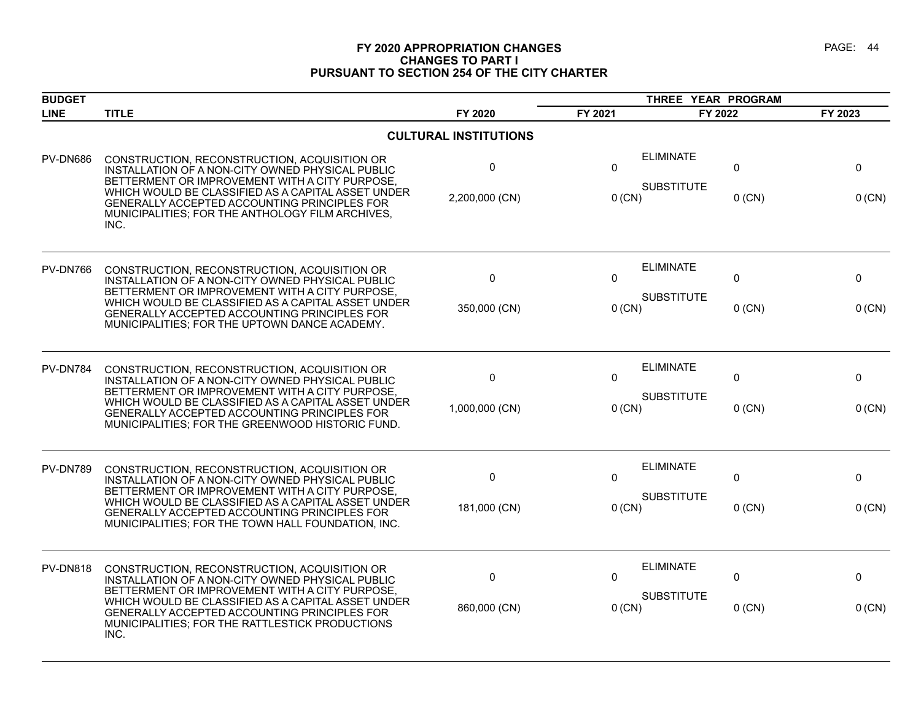# FY 2020 APPROPRIATION CHANGES
## CHANGES TO PART I
## PURSUANT TO SECTION 254 OF THE CITY CHARTER

| BUDGET LINE | TITLE | FY 2020 | FY 2021 | FY 2022 | FY 2023 |
|---|---|---|---|---|---|
| | | | THREE YEAR PROGRAM | | |
| | **CULTURAL INSTITUTIONS** | | | | |
| PV-DN686 | CONSTRUCTION, RECONSTRUCTION, ACQUISITION OR INSTALLATION OF A NON-CITY OWNED PHYSICAL PUBLIC BETTERMENT OR IMPROVEMENT WITH A CITY PURPOSE, WHICH WOULD BE CLASSIFIED AS A CAPITAL ASSET UNDER GENERALLY ACCEPTED ACCOUNTING PRINCIPLES FOR MUNICIPALITIES; FOR THE ANTHOLOGY FILM ARCHIVES, INC. | ELIMINATE<br>0<br>SUBSTITUTE<br>2,200,000 (CN) | 0<br><br>0 (CN) | 0<br><br>0 (CN) | 0<br><br>0 (CN) |
| PV-DN766 | CONSTRUCTION, RECONSTRUCTION, ACQUISITION OR INSTALLATION OF A NON-CITY OWNED PHYSICAL PUBLIC BETTERMENT OR IMPROVEMENT WITH A CITY PURPOSE, WHICH WOULD BE CLASSIFIED AS A CAPITAL ASSET UNDER GENERALLY ACCEPTED ACCOUNTING PRINCIPLES FOR MUNICIPALITIES; FOR THE UPTOWN DANCE ACADEMY. | ELIMINATE<br>0<br>SUBSTITUTE<br>350,000 (CN) | 0<br><br>0 (CN) | 0<br><br>0 (CN) | 0<br><br>0 (CN) |
| PV-DN784 | CONSTRUCTION, RECONSTRUCTION, ACQUISITION OR INSTALLATION OF A NON-CITY OWNED PHYSICAL PUBLIC BETTERMENT OR IMPROVEMENT WITH A CITY PURPOSE, WHICH WOULD BE CLASSIFIED AS A CAPITAL ASSET UNDER GENERALLY ACCEPTED ACCOUNTING PRINCIPLES FOR MUNICIPALITIES; FOR THE GREENWOOD HISTORIC FUND. | ELIMINATE<br>0<br>SUBSTITUTE<br>1,000,000 (CN) | 0<br><br>0 (CN) | 0<br><br>0 (CN) | 0<br><br>0 (CN) |
| PV-DN789 | CONSTRUCTION, RECONSTRUCTION, ACQUISITION OR INSTALLATION OF A NON-CITY OWNED PHYSICAL PUBLIC BETTERMENT OR IMPROVEMENT WITH A CITY PURPOSE, WHICH WOULD BE CLASSIFIED AS A CAPITAL ASSET UNDER GENERALLY ACCEPTED ACCOUNTING PRINCIPLES FOR MUNICIPALITIES; FOR THE TOWN HALL FOUNDATION, INC. | ELIMINATE<br>0<br>SUBSTITUTE<br>181,000 (CN) | 0<br><br>0 (CN) | 0<br><br>0 (CN) | 0<br><br>0 (CN) |
| PV-DN818 | CONSTRUCTION, RECONSTRUCTION, ACQUISITION OR INSTALLATION OF A NON-CITY OWNED PHYSICAL PUBLIC BETTERMENT OR IMPROVEMENT WITH A CITY PURPOSE, WHICH WOULD BE CLASSIFIED AS A CAPITAL ASSET UNDER GENERALLY ACCEPTED ACCOUNTING PRINCIPLES FOR MUNICIPALITIES; FOR THE RATTLESTICK PRODUCTIONS INC. | ELIMINATE<br>0<br>SUBSTITUTE<br>860,000 (CN) | 0<br><br>0 (CN) | 0<br><br>0 (CN) | 0<br><br>0 (CN) |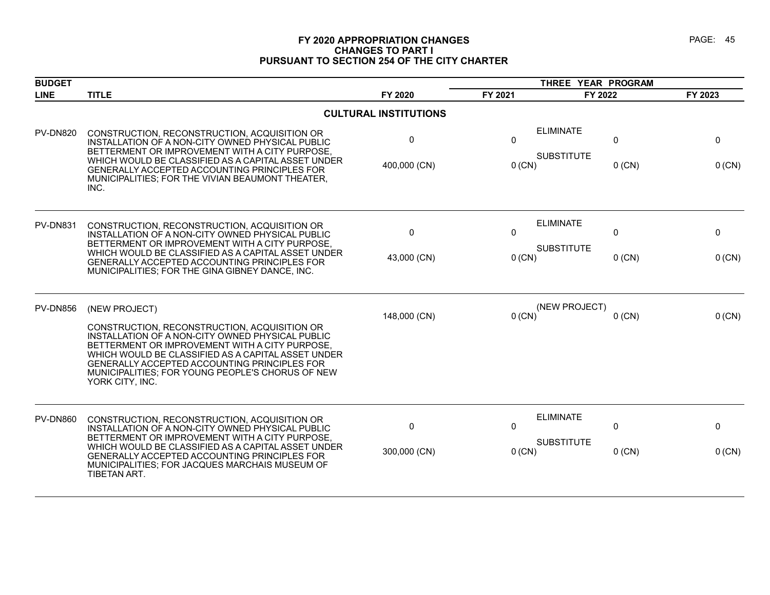# FY 2020 APPROPRIATION CHANGES
## CHANGES TO PART I
## PURSUANT TO SECTION 254 OF THE CITY CHARTER

| BUDGET LINE | TITLE | FY 2020 | THREE YEAR PROGRAM FY 2021 | FY 2022 | FY 2023 |
|---|---|---|---|---|---|
| | **CULTURAL INSTITUTIONS** | | | | |
| PV-DN820 | CONSTRUCTION, RECONSTRUCTION, ACQUISITION OR INSTALLATION OF A NON-CITY OWNED PHYSICAL PUBLIC BETTERMENT OR IMPROVEMENT WITH A CITY PURPOSE, WHICH WOULD BE CLASSIFIED AS A CAPITAL ASSET UNDER GENERALLY ACCEPTED ACCOUNTING PRINCIPLES FOR MUNICIPALITIES; FOR THE VIVIAN BEAUMONT THEATER, INC. | ELIMINATE<br>0<br>SUBSTITUTE<br>400,000 (CN) | 0<br><br>0 (CN) | 0<br><br>0 (CN) | 0<br><br>0 (CN) |
| PV-DN831 | CONSTRUCTION, RECONSTRUCTION, ACQUISITION OR INSTALLATION OF A NON-CITY OWNED PHYSICAL PUBLIC BETTERMENT OR IMPROVEMENT WITH A CITY PURPOSE, WHICH WOULD BE CLASSIFIED AS A CAPITAL ASSET UNDER GENERALLY ACCEPTED ACCOUNTING PRINCIPLES FOR MUNICIPALITIES; FOR THE GINA GIBNEY DANCE, INC. | ELIMINATE<br>0<br>SUBSTITUTE<br>43,000 (CN) | 0<br><br>0 (CN) | 0<br><br>0 (CN) | 0<br><br>0 (CN) |
| PV-DN856 | (NEW PROJECT)<br><br>CONSTRUCTION, RECONSTRUCTION, ACQUISITION OR INSTALLATION OF A NON-CITY OWNED PHYSICAL PUBLIC BETTERMENT OR IMPROVEMENT WITH A CITY PURPOSE, WHICH WOULD BE CLASSIFIED AS A CAPITAL ASSET UNDER GENERALLY ACCEPTED ACCOUNTING PRINCIPLES FOR MUNICIPALITIES; FOR YOUNG PEOPLE'S CHORUS OF NEW YORK CITY, INC. | (NEW PROJECT)<br>148,000 (CN) | 0 (CN) | 0 (CN) | 0 (CN) |
| PV-DN860 | CONSTRUCTION, RECONSTRUCTION, ACQUISITION OR INSTALLATION OF A NON-CITY OWNED PHYSICAL PUBLIC BETTERMENT OR IMPROVEMENT WITH A CITY PURPOSE, WHICH WOULD BE CLASSIFIED AS A CAPITAL ASSET UNDER GENERALLY ACCEPTED ACCOUNTING PRINCIPLES FOR MUNICIPALITIES; FOR JACQUES MARCHAIS MUSEUM OF TIBETAN ART. | ELIMINATE<br>0<br>SUBSTITUTE<br>300,000 (CN) | 0<br><br>0 (CN) | 0<br><br>0 (CN) | 0<br><br>0 (CN) |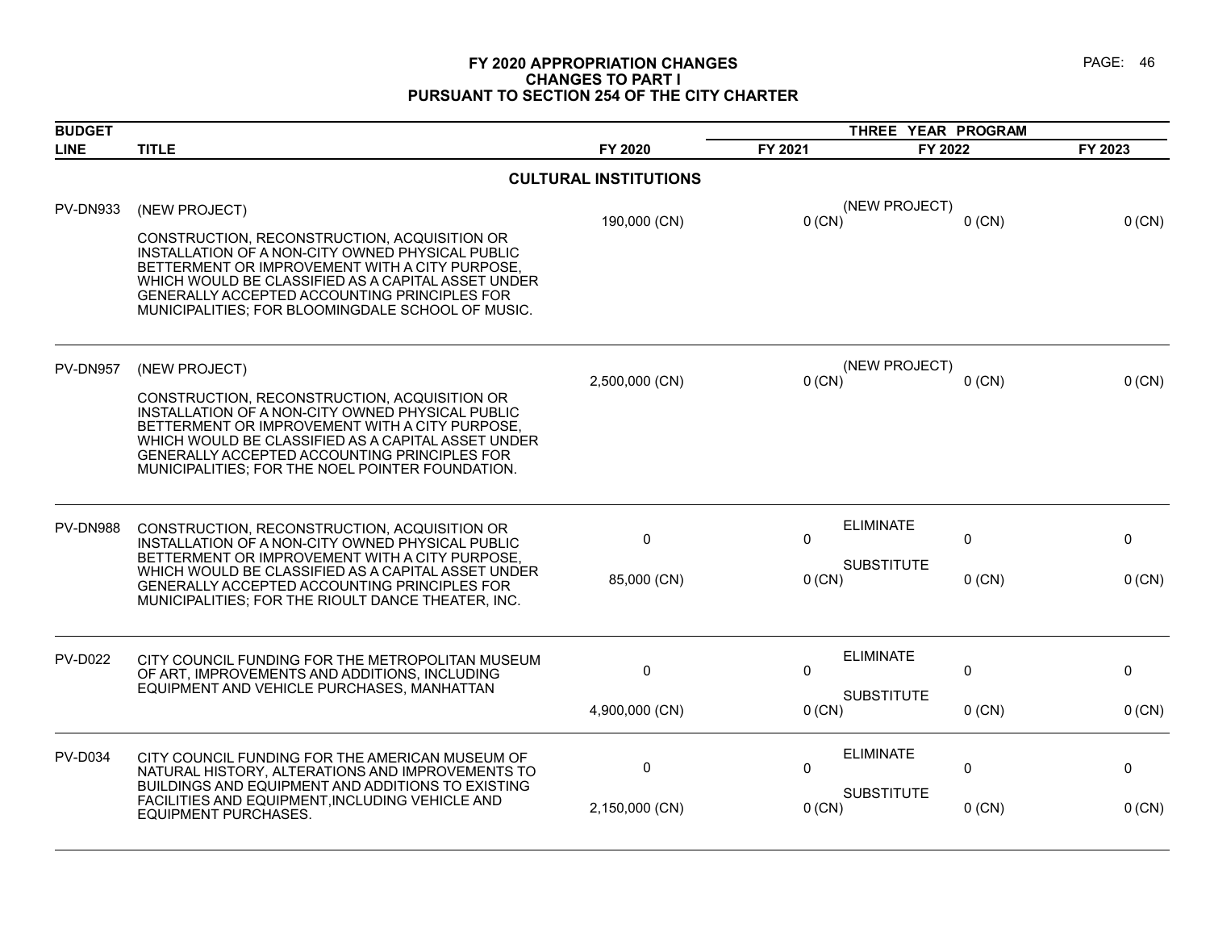# FY 2020 APPROPRIATION CHANGES
## CHANGES TO PART I
## PURSUANT TO SECTION 254 OF THE CITY CHARTER

| BUDGET LINE | TITLE | FY 2020 | THREE YEAR PROGRAM FY 2021 | FY 2022 | FY 2023 |
|---|---|---|---|---|---|
| | **CULTURAL INSTITUTIONS** | | | | |
| PV-DN933 | (NEW PROJECT) CONSTRUCTION, RECONSTRUCTION, ACQUISITION OR INSTALLATION OF A NON-CITY OWNED PHYSICAL PUBLIC BETTERMENT OR IMPROVEMENT WITH A CITY PURPOSE, WHICH WOULD BE CLASSIFIED AS A CAPITAL ASSET UNDER GENERALLY ACCEPTED ACCOUNTING PRINCIPLES FOR MUNICIPALITIES; FOR BLOOMINGDALE SCHOOL OF MUSIC. | (NEW PROJECT) 190,000 (CN) | 0 (CN) | 0 (CN) | 0 (CN) |
| PV-DN957 | (NEW PROJECT) CONSTRUCTION, RECONSTRUCTION, ACQUISITION OR INSTALLATION OF A NON-CITY OWNED PHYSICAL PUBLIC BETTERMENT OR IMPROVEMENT WITH A CITY PURPOSE, WHICH WOULD BE CLASSIFIED AS A CAPITAL ASSET UNDER GENERALLY ACCEPTED ACCOUNTING PRINCIPLES FOR MUNICIPALITIES; FOR THE NOEL POINTER FOUNDATION. | (NEW PROJECT) 2,500,000 (CN) | 0 (CN) | 0 (CN) | 0 (CN) |
| PV-DN988 | CONSTRUCTION, RECONSTRUCTION, ACQUISITION OR INSTALLATION OF A NON-CITY OWNED PHYSICAL PUBLIC BETTERMENT OR IMPROVEMENT WITH A CITY PURPOSE, WHICH WOULD BE CLASSIFIED AS A CAPITAL ASSET UNDER GENERALLY ACCEPTED ACCOUNTING PRINCIPLES FOR MUNICIPALITIES; FOR THE RIOULT DANCE THEATER, INC. | ELIMINATE 0 | 0 | 0 | 0 |
| | | SUBSTITUTE 85,000 (CN) | 0 (CN) | 0 (CN) | 0 (CN) |
| PV-D022 | CITY COUNCIL FUNDING FOR THE METROPOLITAN MUSEUM OF ART, IMPROVEMENTS AND ADDITIONS, INCLUDING EQUIPMENT AND VEHICLE PURCHASES, MANHATTAN | ELIMINATE 0 | 0 | 0 | 0 |
| | | SUBSTITUTE 4,900,000 (CN) | 0 (CN) | 0 (CN) | 0 (CN) |
| PV-D034 | CITY COUNCIL FUNDING FOR THE AMERICAN MUSEUM OF NATURAL HISTORY, ALTERATIONS AND IMPROVEMENTS TO BUILDINGS AND EQUIPMENT AND ADDITIONS TO EXISTING FACILITIES AND EQUIPMENT,INCLUDING VEHICLE AND EQUIPMENT PURCHASES. | ELIMINATE 0 | 0 | 0 | 0 |
| | | SUBSTITUTE 2,150,000 (CN) | 0 (CN) | 0 (CN) | 0 (CN) |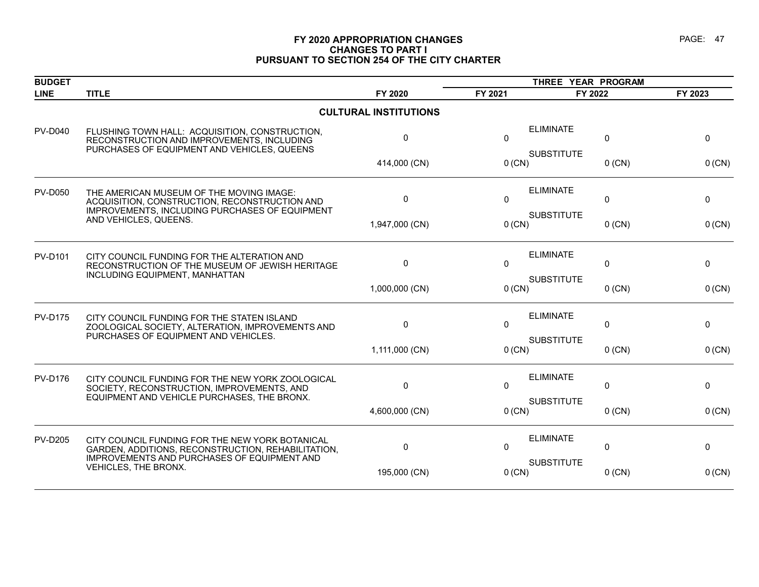# FY 2020 APPROPRIATION CHANGES
## CHANGES TO PART I
## PURSUANT TO SECTION 254 OF THE CITY CHARTER

| BUDGET LINE | TITLE | FY 2020 | THREE YEAR PROGRAM FY 2021 | FY 2022 | FY 2023 |
|---|---|---|---|---|---|
| | **CULTURAL INSTITUTIONS** | | | | |
| PV-D040 | FLUSHING TOWN HALL: ACQUISITION, CONSTRUCTION, RECONSTRUCTION AND IMPROVEMENTS, INCLUDING PURCHASES OF EQUIPMENT AND VEHICLES, QUEENS | ELIMINATE 0 | 0 | 0 | 0 |
| | | SUBSTITUTE 414,000 (CN) | 0 (CN) | 0 (CN) | 0 (CN) |
| PV-D050 | THE AMERICAN MUSEUM OF THE MOVING IMAGE: ACQUISITION, CONSTRUCTION, RECONSTRUCTION AND IMPROVEMENTS, INCLUDING PURCHASES OF EQUIPMENT AND VEHICLES, QUEENS. | ELIMINATE 0 | 0 | 0 | 0 |
| | | SUBSTITUTE 1,947,000 (CN) | 0 (CN) | 0 (CN) | 0 (CN) |
| PV-D101 | CITY COUNCIL FUNDING FOR THE ALTERATION AND RECONSTRUCTION OF THE MUSEUM OF JEWISH HERITAGE INCLUDING EQUIPMENT, MANHATTAN | ELIMINATE 0 | 0 | 0 | 0 |
| | | SUBSTITUTE 1,000,000 (CN) | 0 (CN) | 0 (CN) | 0 (CN) |
| PV-D175 | CITY COUNCIL FUNDING FOR THE STATEN ISLAND ZOOLOGICAL SOCIETY, ALTERATION, IMPROVEMENTS AND PURCHASES OF EQUIPMENT AND VEHICLES. | ELIMINATE 0 | 0 | 0 | 0 |
| | | SUBSTITUTE 1,111,000 (CN) | 0 (CN) | 0 (CN) | 0 (CN) |
| PV-D176 | CITY COUNCIL FUNDING FOR THE NEW YORK ZOOLOGICAL SOCIETY, RECONSTRUCTION, IMPROVEMENTS, AND EQUIPMENT AND VEHICLE PURCHASES, THE BRONX. | ELIMINATE 0 | 0 | 0 | 0 |
| | | SUBSTITUTE 4,600,000 (CN) | 0 (CN) | 0 (CN) | 0 (CN) |
| PV-D205 | CITY COUNCIL FUNDING FOR THE NEW YORK BOTANICAL GARDEN, ADDITIONS, RECONSTRUCTION, REHABILITATION, IMPROVEMENTS AND PURCHASES OF EQUIPMENT AND VEHICLES, THE BRONX. | ELIMINATE 0 | 0 | 0 | 0 |
| | | SUBSTITUTE 195,000 (CN) | 0 (CN) | 0 (CN) | 0 (CN) |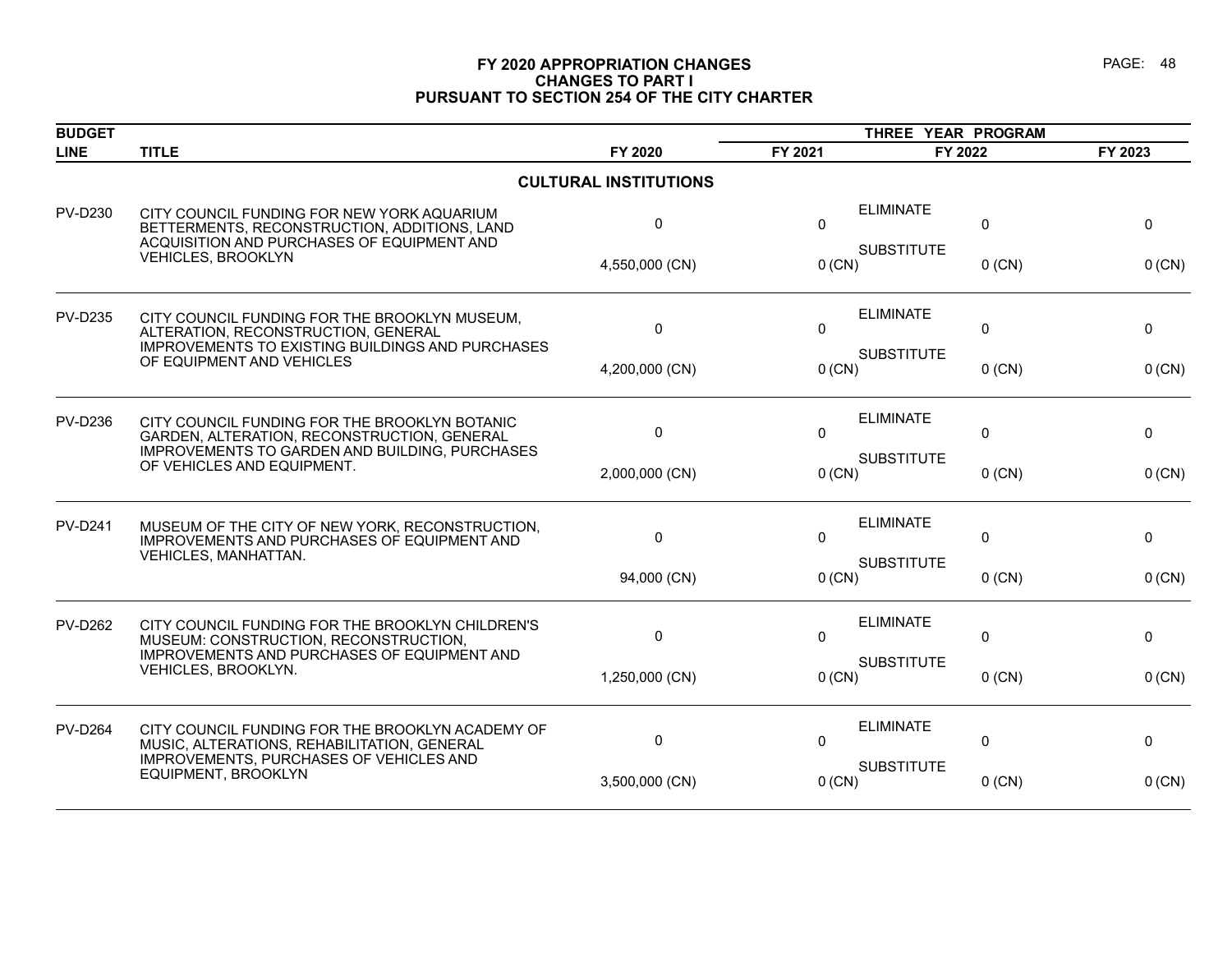# FY 2020 APPROPRIATION CHANGES
## CHANGES TO PART I
## PURSUANT TO SECTION 254 OF THE CITY CHARTER

| BUDGET LINE | TITLE | FY 2020 | THREE YEAR PROGRAM FY 2021 | FY 2022 | FY 2023 |
|---|---|---|---|---|---|
| | **CULTURAL INSTITUTIONS** | | | | |
| PV-D230 | CITY COUNCIL FUNDING FOR NEW YORK AQUARIUM BETTERMENTS, RECONSTRUCTION, ADDITIONS, LAND ACQUISITION AND PURCHASES OF EQUIPMENT AND VEHICLES, BROOKLYN | ELIMINATE | | | |
| | | 0 | 0 | 0 | 0 |
| | | SUBSTITUTE | | | |
| | | 4,550,000 (CN) | 0 (CN) | 0 (CN) | 0 (CN) |
| PV-D235 | CITY COUNCIL FUNDING FOR THE BROOKLYN MUSEUM, ALTERATION, RECONSTRUCTION, GENERAL IMPROVEMENTS TO EXISTING BUILDINGS AND PURCHASES OF EQUIPMENT AND VEHICLES | ELIMINATE | | | |
| | | 0 | 0 | 0 | 0 |
| | | SUBSTITUTE | | | |
| | | 4,200,000 (CN) | 0 (CN) | 0 (CN) | 0 (CN) |
| PV-D236 | CITY COUNCIL FUNDING FOR THE BROOKLYN BOTANIC GARDEN, ALTERATION, RECONSTRUCTION, GENERAL IMPROVEMENTS TO GARDEN AND BUILDING, PURCHASES OF VEHICLES AND EQUIPMENT. | ELIMINATE | | | |
| | | 0 | 0 | 0 | 0 |
| | | SUBSTITUTE | | | |
| | | 2,000,000 (CN) | 0 (CN) | 0 (CN) | 0 (CN) |
| PV-D241 | MUSEUM OF THE CITY OF NEW YORK, RECONSTRUCTION, IMPROVEMENTS AND PURCHASES OF EQUIPMENT AND VEHICLES, MANHATTAN. | ELIMINATE | | | |
| | | 0 | 0 | 0 | 0 |
| | | SUBSTITUTE | | | |
| | | 94,000 (CN) | 0 (CN) | 0 (CN) | 0 (CN) |
| PV-D262 | CITY COUNCIL FUNDING FOR THE BROOKLYN CHILDREN'S MUSEUM: CONSTRUCTION, RECONSTRUCTION, IMPROVEMENTS AND PURCHASES OF EQUIPMENT AND VEHICLES, BROOKLYN. | ELIMINATE | | | |
| | | 0 | 0 | 0 | 0 |
| | | SUBSTITUTE | | | |
| | | 1,250,000 (CN) | 0 (CN) | 0 (CN) | 0 (CN) |
| PV-D264 | CITY COUNCIL FUNDING FOR THE BROOKLYN ACADEMY OF MUSIC, ALTERATIONS, REHABILITATION, GENERAL IMPROVEMENTS, PURCHASES OF VEHICLES AND EQUIPMENT, BROOKLYN | ELIMINATE | | | |
| | | 0 | 0 | 0 | 0 |
| | | SUBSTITUTE | | | |
| | | 3,500,000 (CN) | 0 (CN) | 0 (CN) | 0 (CN) |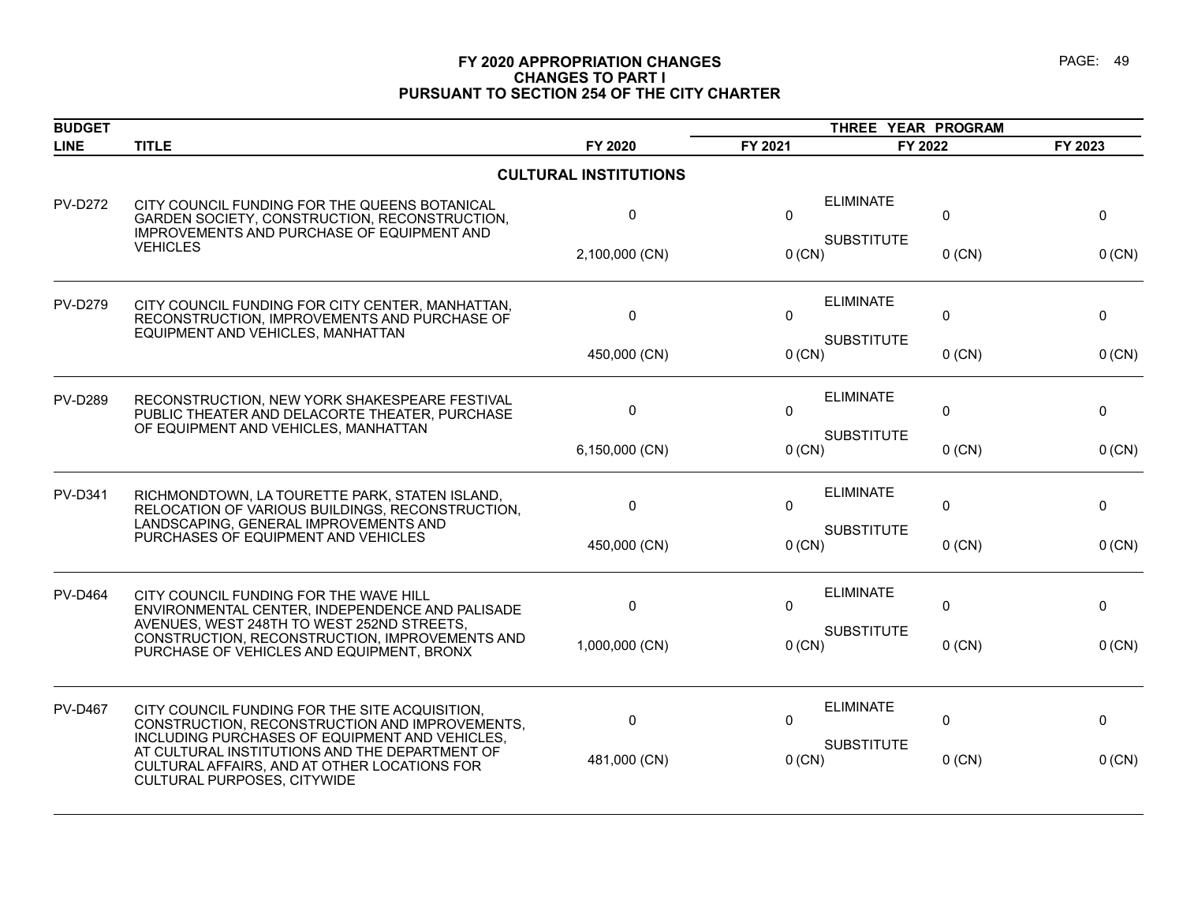# FY 2020 APPROPRIATION CHANGES
## CHANGES TO PART I
## PURSUANT TO SECTION 254 OF THE CITY CHARTER

| BUDGET LINE | TITLE | FY 2020 | THREE YEAR PROGRAM FY 2021 | FY 2022 | FY 2023 |
|---|---|---|---|---|---|
| | **CULTURAL INSTITUTIONS** | | | | |
| PV-D272 | CITY COUNCIL FUNDING FOR THE QUEENS BOTANICAL GARDEN SOCIETY, CONSTRUCTION, RECONSTRUCTION, IMPROVEMENTS AND PURCHASE OF EQUIPMENT AND VEHICLES | ELIMINATE | | | |
| | | 0 | 0 | 0 | 0 |
| | | SUBSTITUTE | | | |
| | | 2,100,000 (CN) | 0 (CN) | 0 (CN) | 0 (CN) |
| PV-D279 | CITY COUNCIL FUNDING FOR CITY CENTER, MANHATTAN, RECONSTRUCTION, IMPROVEMENTS AND PURCHASE OF EQUIPMENT AND VEHICLES, MANHATTAN | ELIMINATE | | | |
| | | 0 | 0 | 0 | 0 |
| | | SUBSTITUTE | | | |
| | | 450,000 (CN) | 0 (CN) | 0 (CN) | 0 (CN) |
| PV-D289 | RECONSTRUCTION, NEW YORK SHAKESPEARE FESTIVAL PUBLIC THEATER AND DELACORTE THEATER, PURCHASE OF EQUIPMENT AND VEHICLES, MANHATTAN | ELIMINATE | | | |
| | | 0 | 0 | 0 | 0 |
| | | SUBSTITUTE | | | |
| | | 6,150,000 (CN) | 0 (CN) | 0 (CN) | 0 (CN) |
| PV-D341 | RICHMONDTOWN, LA TOURETTE PARK, STATEN ISLAND, RELOCATION OF VARIOUS BUILDINGS, RECONSTRUCTION, LANDSCAPING, GENERAL IMPROVEMENTS AND PURCHASES OF EQUIPMENT AND VEHICLES | ELIMINATE | | | |
| | | 0 | 0 | 0 | 0 |
| | | SUBSTITUTE | | | |
| | | 450,000 (CN) | 0 (CN) | 0 (CN) | 0 (CN) |
| PV-D464 | CITY COUNCIL FUNDING FOR THE WAVE HILL ENVIRONMENTAL CENTER, INDEPENDENCE AND PALISADE AVENUES, WEST 248TH TO WEST 252ND STREETS, CONSTRUCTION, RECONSTRUCTION, IMPROVEMENTS AND PURCHASE OF VEHICLES AND EQUIPMENT, BRONX | ELIMINATE | | | |
| | | 0 | 0 | 0 | 0 |
| | | SUBSTITUTE | | | |
| | | 1,000,000 (CN) | 0 (CN) | 0 (CN) | 0 (CN) |
| PV-D467 | CITY COUNCIL FUNDING FOR THE SITE ACQUISITION, CONSTRUCTION, RECONSTRUCTION AND IMPROVEMENTS, INCLUDING PURCHASES OF EQUIPMENT AND VEHICLES, AT CULTURAL INSTITUTIONS AND THE DEPARTMENT OF CULTURAL AFFAIRS, AND AT OTHER LOCATIONS FOR CULTURAL PURPOSES, CITYWIDE | ELIMINATE | | | |
| | | 0 | 0 | 0 | 0 |
| | | SUBSTITUTE | | | |
| | | 481,000 (CN) | 0 (CN) | 0 (CN) | 0 (CN) |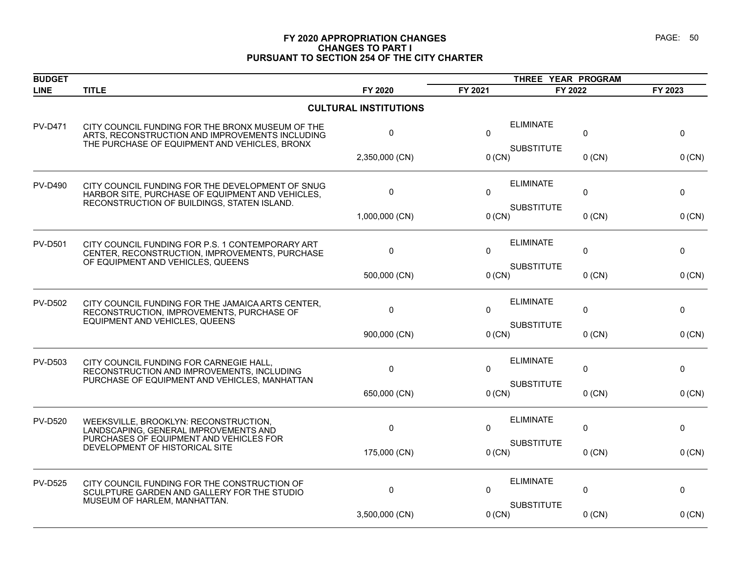# FY 2020 APPROPRIATION CHANGES
## CHANGES TO PART I
## PURSUANT TO SECTION 254 OF THE CITY CHARTER

| BUDGET LINE | TITLE | FY 2020 | THREE YEAR PROGRAM FY 2021 | | FY 2022 | FY 2023 |
|---|---|---|---|---|---|---|
| | **CULTURAL INSTITUTIONS** | | | | | |
| PV-D471 | CITY COUNCIL FUNDING FOR THE BRONX MUSEUM OF THE ARTS, RECONSTRUCTION AND IMPROVEMENTS INCLUDING THE PURCHASE OF EQUIPMENT AND VEHICLES, BRONX | 0 | 0 | ELIMINATE | 0 | 0 |
| | | 2,350,000 (CN) | 0 (CN) | SUBSTITUTE | 0 (CN) | 0 (CN) |
| PV-D490 | CITY COUNCIL FUNDING FOR THE DEVELOPMENT OF SNUG HARBOR SITE, PURCHASE OF EQUIPMENT AND VEHICLES, RECONSTRUCTION OF BUILDINGS, STATEN ISLAND. | 0 | 0 | ELIMINATE | 0 | 0 |
| | | 1,000,000 (CN) | 0 (CN) | SUBSTITUTE | 0 (CN) | 0 (CN) |
| PV-D501 | CITY COUNCIL FUNDING FOR P.S. 1 CONTEMPORARY ART CENTER, RECONSTRUCTION, IMPROVEMENTS, PURCHASE OF EQUIPMENT AND VEHICLES, QUEENS | 0 | 0 | ELIMINATE | 0 | 0 |
| | | 500,000 (CN) | 0 (CN) | SUBSTITUTE | 0 (CN) | 0 (CN) |
| PV-D502 | CITY COUNCIL FUNDING FOR THE JAMAICA ARTS CENTER, RECONSTRUCTION, IMPROVEMENTS, PURCHASE OF EQUIPMENT AND VEHICLES, QUEENS | 0 | 0 | ELIMINATE | 0 | 0 |
| | | 900,000 (CN) | 0 (CN) | SUBSTITUTE | 0 (CN) | 0 (CN) |
| PV-D503 | CITY COUNCIL FUNDING FOR CARNEGIE HALL, RECONSTRUCTION AND IMPROVEMENTS, INCLUDING PURCHASE OF EQUIPMENT AND VEHICLES, MANHATTAN | 0 | 0 | ELIMINATE | 0 | 0 |
| | | 650,000 (CN) | 0 (CN) | SUBSTITUTE | 0 (CN) | 0 (CN) |
| PV-D520 | WEEKSVILLE, BROOKLYN: RECONSTRUCTION, LANDSCAPING, GENERAL IMPROVEMENTS AND PURCHASES OF EQUIPMENT AND VEHICLES FOR DEVELOPMENT OF HISTORICAL SITE | 0 | 0 | ELIMINATE | 0 | 0 |
| | | 175,000 (CN) | 0 (CN) | SUBSTITUTE | 0 (CN) | 0 (CN) |
| PV-D525 | CITY COUNCIL FUNDING FOR THE CONSTRUCTION OF SCULPTURE GARDEN AND GALLERY FOR THE STUDIO MUSEUM OF HARLEM, MANHATTAN. | 0 | 0 | ELIMINATE | 0 | 0 |
| | | 3,500,000 (CN) | 0 (CN) | SUBSTITUTE | 0 (CN) | 0 (CN) |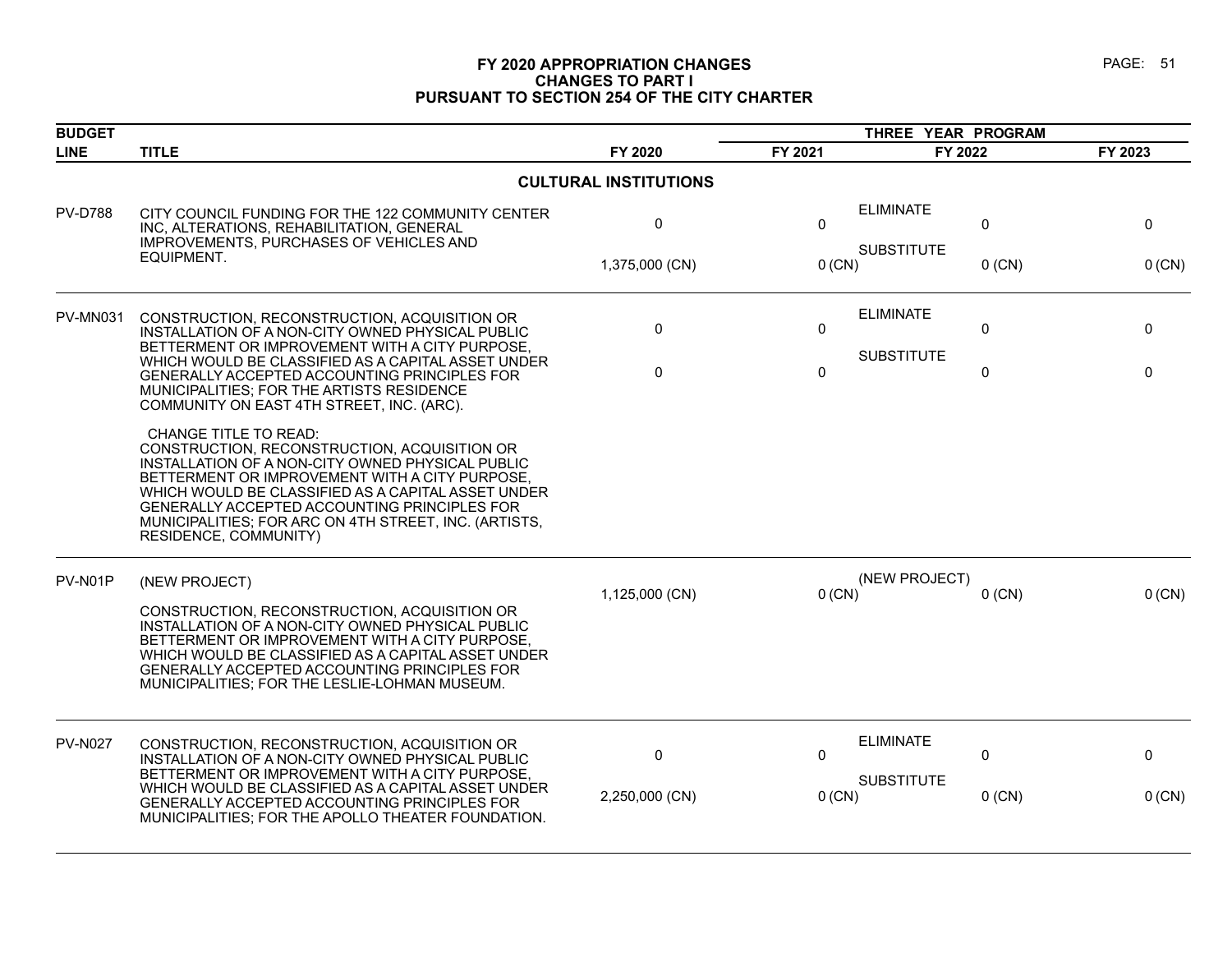# FY 2020 APPROPRIATION CHANGES
## CHANGES TO PART I
## PURSUANT TO SECTION 254 OF THE CITY CHARTER

| BUDGET LINE | TITLE | FY 2020 | THREE YEAR PROGRAM FY 2021 | FY 2022 | FY 2023 |
|---|---|---|---|---|---|
| | **CULTURAL INSTITUTIONS** | | | | |
| PV-D788 | CITY COUNCIL FUNDING FOR THE 122 COMMUNITY CENTER INC, ALTERATIONS, REHABILITATION, GENERAL IMPROVEMENTS, PURCHASES OF VEHICLES AND EQUIPMENT. | ELIMINATE 0 | 0 | 0 | 0 |
| | | SUBSTITUTE 1,375,000 (CN) | 0 (CN) | 0 (CN) | 0 (CN) |
| PV-MN031 | CONSTRUCTION, RECONSTRUCTION, ACQUISITION OR INSTALLATION OF A NON-CITY OWNED PHYSICAL PUBLIC BETTERMENT OR IMPROVEMENT WITH A CITY PURPOSE, WHICH WOULD BE CLASSIFIED AS A CAPITAL ASSET UNDER GENERALLY ACCEPTED ACCOUNTING PRINCIPLES FOR MUNICIPALITIES; FOR THE ARTISTS RESIDENCE COMMUNITY ON EAST 4TH STREET, INC. (ARC).<br><br>CHANGE TITLE TO READ:<br>CONSTRUCTION, RECONSTRUCTION, ACQUISITION OR INSTALLATION OF A NON-CITY OWNED PHYSICAL PUBLIC BETTERMENT OR IMPROVEMENT WITH A CITY PURPOSE, WHICH WOULD BE CLASSIFIED AS A CAPITAL ASSET UNDER GENERALLY ACCEPTED ACCOUNTING PRINCIPLES FOR MUNICIPALITIES; FOR ARC ON 4TH STREET, INC. (ARTISTS, RESIDENCE, COMMUNITY) | ELIMINATE 0 | 0 | 0 | 0 |
| | | SUBSTITUTE 0 | 0 | 0 | 0 |
| PV-N01P | (NEW PROJECT)<br><br>CONSTRUCTION, RECONSTRUCTION, ACQUISITION OR INSTALLATION OF A NON-CITY OWNED PHYSICAL PUBLIC BETTERMENT OR IMPROVEMENT WITH A CITY PURPOSE, WHICH WOULD BE CLASSIFIED AS A CAPITAL ASSET UNDER GENERALLY ACCEPTED ACCOUNTING PRINCIPLES FOR MUNICIPALITIES; FOR THE LESLIE-LOHMAN MUSEUM. | (NEW PROJECT) 1,125,000 (CN) | 0 (CN) | 0 (CN) | 0 (CN) |
| PV-N027 | CONSTRUCTION, RECONSTRUCTION, ACQUISITION OR INSTALLATION OF A NON-CITY OWNED PHYSICAL PUBLIC BETTERMENT OR IMPROVEMENT WITH A CITY PURPOSE, WHICH WOULD BE CLASSIFIED AS A CAPITAL ASSET UNDER GENERALLY ACCEPTED ACCOUNTING PRINCIPLES FOR MUNICIPALITIES; FOR THE APOLLO THEATER FOUNDATION. | ELIMINATE 0 | 0 | 0 | 0 |
| | | SUBSTITUTE 2,250,000 (CN) | 0 (CN) | 0 (CN) | 0 (CN) |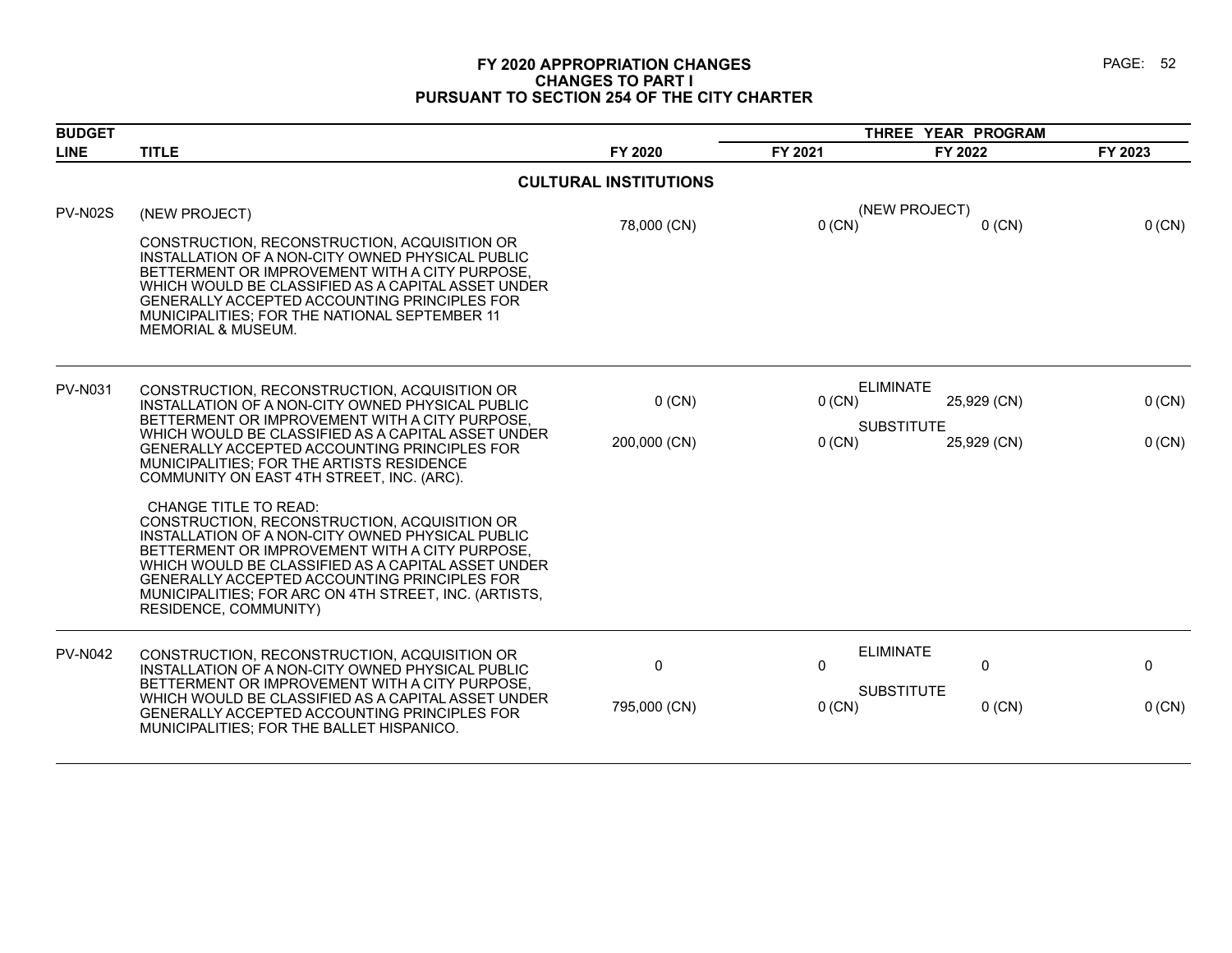# FY 2020 APPROPRIATION CHANGES
## CHANGES TO PART I
## PURSUANT TO SECTION 254 OF THE CITY CHARTER

| BUDGET LINE | TITLE | FY 2020 | THREE YEAR PROGRAM FY 2021 | FY 2022 | FY 2023 |
|---|---|---|---|---|---|
| | **CULTURAL INSTITUTIONS** | | | | |
| PV-N02S | (NEW PROJECT)<br><br>CONSTRUCTION, RECONSTRUCTION, ACQUISITION OR INSTALLATION OF A NON-CITY OWNED PHYSICAL PUBLIC BETTERMENT OR IMPROVEMENT WITH A CITY PURPOSE, WHICH WOULD BE CLASSIFIED AS A CAPITAL ASSET UNDER GENERALLY ACCEPTED ACCOUNTING PRINCIPLES FOR MUNICIPALITIES; FOR THE NATIONAL SEPTEMBER 11 MEMORIAL & MUSEUM. | (NEW PROJECT)<br>78,000 (CN) | 0 (CN) | 0 (CN) | 0 (CN) |
| PV-N031 | CONSTRUCTION, RECONSTRUCTION, ACQUISITION OR INSTALLATION OF A NON-CITY OWNED PHYSICAL PUBLIC BETTERMENT OR IMPROVEMENT WITH A CITY PURPOSE, WHICH WOULD BE CLASSIFIED AS A CAPITAL ASSET UNDER GENERALLY ACCEPTED ACCOUNTING PRINCIPLES FOR MUNICIPALITIES; FOR THE ARTISTS RESIDENCE COMMUNITY ON EAST 4TH STREET, INC. (ARC).<br><br>CHANGE TITLE TO READ:<br>CONSTRUCTION, RECONSTRUCTION, ACQUISITION OR INSTALLATION OF A NON-CITY OWNED PHYSICAL PUBLIC BETTERMENT OR IMPROVEMENT WITH A CITY PURPOSE, WHICH WOULD BE CLASSIFIED AS A CAPITAL ASSET UNDER GENERALLY ACCEPTED ACCOUNTING PRINCIPLES FOR MUNICIPALITIES; FOR ARC ON 4TH STREET, INC. (ARTISTS, RESIDENCE, COMMUNITY) | ELIMINATE<br>0 (CN)<br>SUBSTITUTE<br>200,000 (CN) | <br>0 (CN)<br><br>0 (CN) | <br>25,929 (CN)<br><br>25,929 (CN) | <br>0 (CN)<br><br>0 (CN) |
| PV-N042 | CONSTRUCTION, RECONSTRUCTION, ACQUISITION OR INSTALLATION OF A NON-CITY OWNED PHYSICAL PUBLIC BETTERMENT OR IMPROVEMENT WITH A CITY PURPOSE, WHICH WOULD BE CLASSIFIED AS A CAPITAL ASSET UNDER GENERALLY ACCEPTED ACCOUNTING PRINCIPLES FOR MUNICIPALITIES; FOR THE BALLET HISPANICO. | ELIMINATE<br>0<br>SUBSTITUTE<br>795,000 (CN) | <br>0<br><br>0 (CN) | <br>0<br><br>0 (CN) | <br>0<br><br>0 (CN) |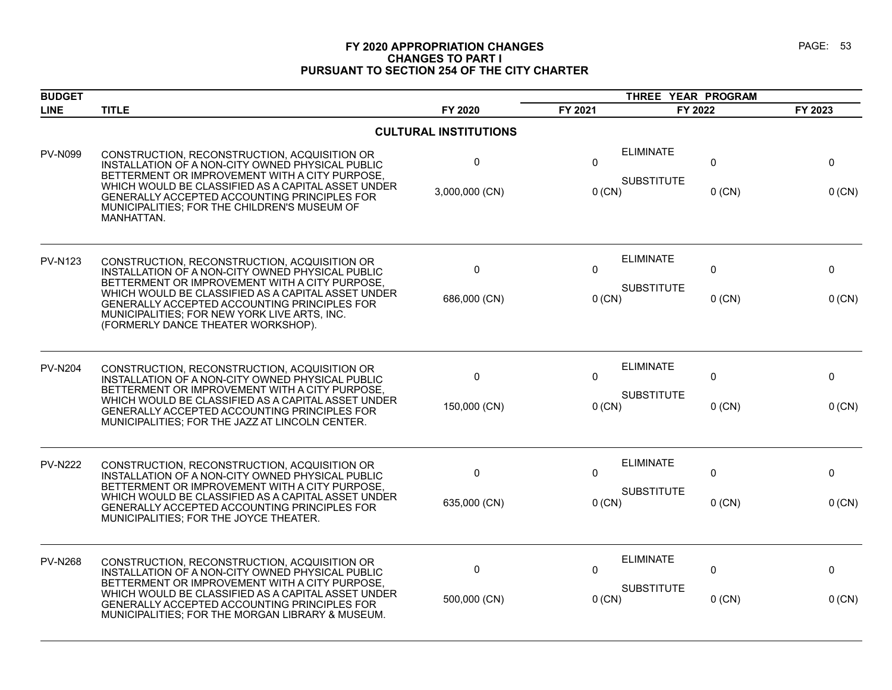# FY 2020 APPROPRIATION CHANGES
## CHANGES TO PART I
## PURSUANT TO SECTION 254 OF THE CITY CHARTER

| BUDGET LINE | TITLE | FY 2020 | THREE YEAR PROGRAM FY 2021 | FY 2022 | FY 2023 |
|---|---|---|---|---|---|
| | **CULTURAL INSTITUTIONS** | | | | |
| PV-N099 | CONSTRUCTION, RECONSTRUCTION, ACQUISITION OR INSTALLATION OF A NON-CITY OWNED PHYSICAL PUBLIC BETTERMENT OR IMPROVEMENT WITH A CITY PURPOSE, WHICH WOULD BE CLASSIFIED AS A CAPITAL ASSET UNDER GENERALLY ACCEPTED ACCOUNTING PRINCIPLES FOR MUNICIPALITIES; FOR THE CHILDREN'S MUSEUM OF MANHATTAN. | ELIMINATE<br>0<br>SUBSTITUTE<br>3,000,000 (CN) | 0<br><br>0 (CN) | 0<br><br>0 (CN) | 0<br><br>0 (CN) |
| PV-N123 | CONSTRUCTION, RECONSTRUCTION, ACQUISITION OR INSTALLATION OF A NON-CITY OWNED PHYSICAL PUBLIC BETTERMENT OR IMPROVEMENT WITH A CITY PURPOSE, WHICH WOULD BE CLASSIFIED AS A CAPITAL ASSET UNDER GENERALLY ACCEPTED ACCOUNTING PRINCIPLES FOR MUNICIPALITIES; FOR NEW YORK LIVE ARTS, INC. (FORMERLY DANCE THEATER WORKSHOP). | ELIMINATE<br>0<br>SUBSTITUTE<br>686,000 (CN) | 0<br><br>0 (CN) | 0<br><br>0 (CN) | 0<br><br>0 (CN) |
| PV-N204 | CONSTRUCTION, RECONSTRUCTION, ACQUISITION OR INSTALLATION OF A NON-CITY OWNED PHYSICAL PUBLIC BETTERMENT OR IMPROVEMENT WITH A CITY PURPOSE, WHICH WOULD BE CLASSIFIED AS A CAPITAL ASSET UNDER GENERALLY ACCEPTED ACCOUNTING PRINCIPLES FOR MUNICIPALITIES; FOR THE JAZZ AT LINCOLN CENTER. | ELIMINATE<br>0<br>SUBSTITUTE<br>150,000 (CN) | 0<br><br>0 (CN) | 0<br><br>0 (CN) | 0<br><br>0 (CN) |
| PV-N222 | CONSTRUCTION, RECONSTRUCTION, ACQUISITION OR INSTALLATION OF A NON-CITY OWNED PHYSICAL PUBLIC BETTERMENT OR IMPROVEMENT WITH A CITY PURPOSE, WHICH WOULD BE CLASSIFIED AS A CAPITAL ASSET UNDER GENERALLY ACCEPTED ACCOUNTING PRINCIPLES FOR MUNICIPALITIES; FOR THE JOYCE THEATER. | ELIMINATE<br>0<br>SUBSTITUTE<br>635,000 (CN) | 0<br><br>0 (CN) | 0<br><br>0 (CN) | 0<br><br>0 (CN) |
| PV-N268 | CONSTRUCTION, RECONSTRUCTION, ACQUISITION OR INSTALLATION OF A NON-CITY OWNED PHYSICAL PUBLIC BETTERMENT OR IMPROVEMENT WITH A CITY PURPOSE, WHICH WOULD BE CLASSIFIED AS A CAPITAL ASSET UNDER GENERALLY ACCEPTED ACCOUNTING PRINCIPLES FOR MUNICIPALITIES; FOR THE MORGAN LIBRARY & MUSEUM. | ELIMINATE<br>0<br>SUBSTITUTE<br>500,000 (CN) | 0<br><br>0 (CN) | 0<br><br>0 (CN) | 0<br><br>0 (CN) |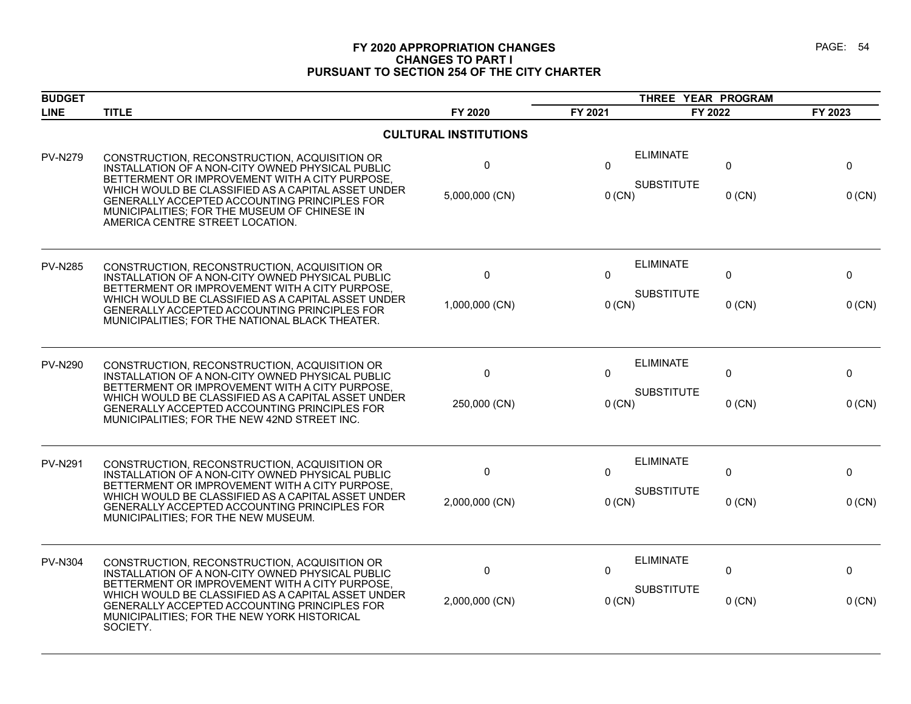# FY 2020 APPROPRIATION CHANGES
## CHANGES TO PART I
## PURSUANT TO SECTION 254 OF THE CITY CHARTER

| BUDGET LINE | TITLE | FY 2020 | FY 2021 | FY 2022 | FY 2023 |
|---|---|---|---|---|---|
| | **CULTURAL INSTITUTIONS** | | | | |
| PV-N279 | CONSTRUCTION, RECONSTRUCTION, ACQUISITION OR INSTALLATION OF A NON-CITY OWNED PHYSICAL PUBLIC BETTERMENT OR IMPROVEMENT WITH A CITY PURPOSE, WHICH WOULD BE CLASSIFIED AS A CAPITAL ASSET UNDER GENERALLY ACCEPTED ACCOUNTING PRINCIPLES FOR MUNICIPALITIES; FOR THE MUSEUM OF CHINESE IN AMERICA CENTRE STREET LOCATION. | ELIMINATE<br>0<br>SUBSTITUTE<br>5,000,000 (CN) | 0<br><br>0 (CN) | 0<br><br>0 (CN) | 0<br><br>0 (CN) |
| PV-N285 | CONSTRUCTION, RECONSTRUCTION, ACQUISITION OR INSTALLATION OF A NON-CITY OWNED PHYSICAL PUBLIC BETTERMENT OR IMPROVEMENT WITH A CITY PURPOSE, WHICH WOULD BE CLASSIFIED AS A CAPITAL ASSET UNDER GENERALLY ACCEPTED ACCOUNTING PRINCIPLES FOR MUNICIPALITIES; FOR THE NATIONAL BLACK THEATER. | ELIMINATE<br>0<br>SUBSTITUTE<br>1,000,000 (CN) | 0<br><br>0 (CN) | 0<br><br>0 (CN) | 0<br><br>0 (CN) |
| PV-N290 | CONSTRUCTION, RECONSTRUCTION, ACQUISITION OR INSTALLATION OF A NON-CITY OWNED PHYSICAL PUBLIC BETTERMENT OR IMPROVEMENT WITH A CITY PURPOSE, WHICH WOULD BE CLASSIFIED AS A CAPITAL ASSET UNDER GENERALLY ACCEPTED ACCOUNTING PRINCIPLES FOR MUNICIPALITIES; FOR THE NEW 42ND STREET INC. | ELIMINATE<br>0<br>SUBSTITUTE<br>250,000 (CN) | 0<br><br>0 (CN) | 0<br><br>0 (CN) | 0<br><br>0 (CN) |
| PV-N291 | CONSTRUCTION, RECONSTRUCTION, ACQUISITION OR INSTALLATION OF A NON-CITY OWNED PHYSICAL PUBLIC BETTERMENT OR IMPROVEMENT WITH A CITY PURPOSE, WHICH WOULD BE CLASSIFIED AS A CAPITAL ASSET UNDER GENERALLY ACCEPTED ACCOUNTING PRINCIPLES FOR MUNICIPALITIES; FOR THE NEW MUSEUM. | ELIMINATE<br>0<br>SUBSTITUTE<br>2,000,000 (CN) | 0<br><br>0 (CN) | 0<br><br>0 (CN) | 0<br><br>0 (CN) |
| PV-N304 | CONSTRUCTION, RECONSTRUCTION, ACQUISITION OR INSTALLATION OF A NON-CITY OWNED PHYSICAL PUBLIC BETTERMENT OR IMPROVEMENT WITH A CITY PURPOSE, WHICH WOULD BE CLASSIFIED AS A CAPITAL ASSET UNDER GENERALLY ACCEPTED ACCOUNTING PRINCIPLES FOR MUNICIPALITIES; FOR THE NEW YORK HISTORICAL SOCIETY. | ELIMINATE<br>0<br>SUBSTITUTE<br>2,000,000 (CN) | 0<br><br>0 (CN) | 0<br><br>0 (CN) | 0<br><br>0 (CN) |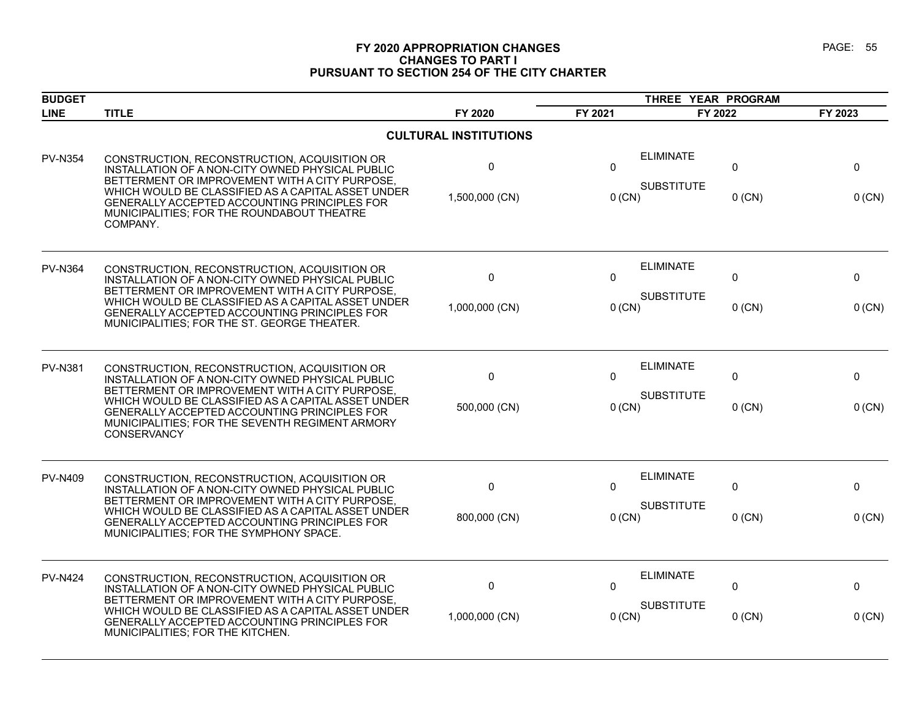# FY 2020 APPROPRIATION CHANGES
## CHANGES TO PART I
## PURSUANT TO SECTION 254 OF THE CITY CHARTER

| BUDGET LINE | TITLE | FY 2020 | THREE YEAR PROGRAM FY 2021 | FY 2022 | FY 2023 |
|---|---|---|---|---|---|
| | **CULTURAL INSTITUTIONS** | | | | |
| PV-N354 | CONSTRUCTION, RECONSTRUCTION, ACQUISITION OR INSTALLATION OF A NON-CITY OWNED PHYSICAL PUBLIC BETTERMENT OR IMPROVEMENT WITH A CITY PURPOSE, WHICH WOULD BE CLASSIFIED AS A CAPITAL ASSET UNDER GENERALLY ACCEPTED ACCOUNTING PRINCIPLES FOR MUNICIPALITIES; FOR THE ROUNDABOUT THEATRE COMPANY. | ELIMINATE 0 | 0 | 0 | 0 |
| | | SUBSTITUTE 1,500,000 (CN) | 0 (CN) | 0 (CN) | 0 (CN) |
| PV-N364 | CONSTRUCTION, RECONSTRUCTION, ACQUISITION OR INSTALLATION OF A NON-CITY OWNED PHYSICAL PUBLIC BETTERMENT OR IMPROVEMENT WITH A CITY PURPOSE, WHICH WOULD BE CLASSIFIED AS A CAPITAL ASSET UNDER GENERALLY ACCEPTED ACCOUNTING PRINCIPLES FOR MUNICIPALITIES; FOR THE ST. GEORGE THEATER. | ELIMINATE 0 | 0 | 0 | 0 |
| | | SUBSTITUTE 1,000,000 (CN) | 0 (CN) | 0 (CN) | 0 (CN) |
| PV-N381 | CONSTRUCTION, RECONSTRUCTION, ACQUISITION OR INSTALLATION OF A NON-CITY OWNED PHYSICAL PUBLIC BETTERMENT OR IMPROVEMENT WITH A CITY PURPOSE, WHICH WOULD BE CLASSIFIED AS A CAPITAL ASSET UNDER GENERALLY ACCEPTED ACCOUNTING PRINCIPLES FOR MUNICIPALITIES; FOR THE SEVENTH REGIMENT ARMORY CONSERVANCY | ELIMINATE 0 | 0 | 0 | 0 |
| | | SUBSTITUTE 500,000 (CN) | 0 (CN) | 0 (CN) | 0 (CN) |
| PV-N409 | CONSTRUCTION, RECONSTRUCTION, ACQUISITION OR INSTALLATION OF A NON-CITY OWNED PHYSICAL PUBLIC BETTERMENT OR IMPROVEMENT WITH A CITY PURPOSE, WHICH WOULD BE CLASSIFIED AS A CAPITAL ASSET UNDER GENERALLY ACCEPTED ACCOUNTING PRINCIPLES FOR MUNICIPALITIES; FOR THE SYMPHONY SPACE. | ELIMINATE 0 | 0 | 0 | 0 |
| | | SUBSTITUTE 800,000 (CN) | 0 (CN) | 0 (CN) | 0 (CN) |
| PV-N424 | CONSTRUCTION, RECONSTRUCTION, ACQUISITION OR INSTALLATION OF A NON-CITY OWNED PHYSICAL PUBLIC BETTERMENT OR IMPROVEMENT WITH A CITY PURPOSE, WHICH WOULD BE CLASSIFIED AS A CAPITAL ASSET UNDER GENERALLY ACCEPTED ACCOUNTING PRINCIPLES FOR MUNICIPALITIES; FOR THE KITCHEN. | ELIMINATE 0 | 0 | 0 | 0 |
| | | SUBSTITUTE 1,000,000 (CN) | 0 (CN) | 0 (CN) | 0 (CN) |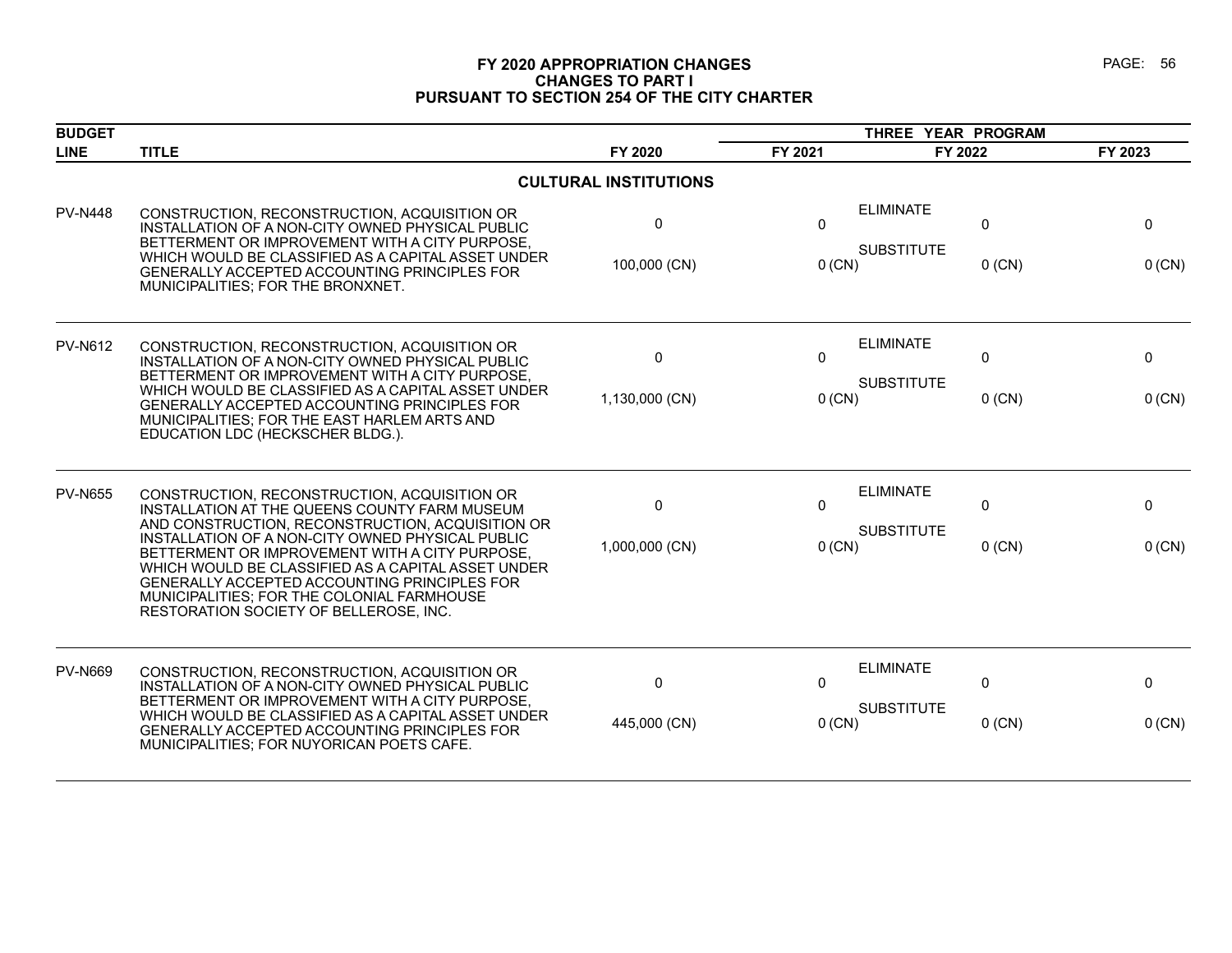# FY 2020 APPROPRIATION CHANGES
## CHANGES TO PART I
## PURSUANT TO SECTION 254 OF THE CITY CHARTER

| BUDGET LINE | TITLE | FY 2020 | THREE YEAR PROGRAM FY 2021 | FY 2022 | FY 2023 |
|---|---|---|---|---|---|
| | **CULTURAL INSTITUTIONS** | | | | |
| PV-N448 | CONSTRUCTION, RECONSTRUCTION, ACQUISITION OR INSTALLATION OF A NON-CITY OWNED PHYSICAL PUBLIC BETTERMENT OR IMPROVEMENT WITH A CITY PURPOSE, WHICH WOULD BE CLASSIFIED AS A CAPITAL ASSET UNDER GENERALLY ACCEPTED ACCOUNTING PRINCIPLES FOR MUNICIPALITIES; FOR THE BRONXNET. | ELIMINATE<br>0<br>SUBSTITUTE<br>100,000 (CN) | <br>0<br><br>0 (CN) | <br>0<br><br>0 (CN) | <br>0<br><br>0 (CN) |
| PV-N612 | CONSTRUCTION, RECONSTRUCTION, ACQUISITION OR INSTALLATION OF A NON-CITY OWNED PHYSICAL PUBLIC BETTERMENT OR IMPROVEMENT WITH A CITY PURPOSE, WHICH WOULD BE CLASSIFIED AS A CAPITAL ASSET UNDER GENERALLY ACCEPTED ACCOUNTING PRINCIPLES FOR MUNICIPALITIES; FOR THE EAST HARLEM ARTS AND EDUCATION LDC (HECKSCHER BLDG.). | ELIMINATE<br>0<br>SUBSTITUTE<br>1,130,000 (CN) | <br>0<br><br>0 (CN) | <br>0<br><br>0 (CN) | <br>0<br><br>0 (CN) |
| PV-N655 | CONSTRUCTION, RECONSTRUCTION, ACQUISITION OR INSTALLATION AT THE QUEENS COUNTY FARM MUSEUM AND CONSTRUCTION, RECONSTRUCTION, ACQUISITION OR INSTALLATION OF A NON-CITY OWNED PHYSICAL PUBLIC BETTERMENT OR IMPROVEMENT WITH A CITY PURPOSE, WHICH WOULD BE CLASSIFIED AS A CAPITAL ASSET UNDER GENERALLY ACCEPTED ACCOUNTING PRINCIPLES FOR MUNICIPALITIES; FOR THE COLONIAL FARMHOUSE RESTORATION SOCIETY OF BELLEROSE, INC. | ELIMINATE<br>0<br>SUBSTITUTE<br>1,000,000 (CN) | <br>0<br><br>0 (CN) | <br>0<br><br>0 (CN) | <br>0<br><br>0 (CN) |
| PV-N669 | CONSTRUCTION, RECONSTRUCTION, ACQUISITION OR INSTALLATION OF A NON-CITY OWNED PHYSICAL PUBLIC BETTERMENT OR IMPROVEMENT WITH A CITY PURPOSE, WHICH WOULD BE CLASSIFIED AS A CAPITAL ASSET UNDER GENERALLY ACCEPTED ACCOUNTING PRINCIPLES FOR MUNICIPALITIES; FOR NUYORICAN POETS CAFE. | ELIMINATE<br>0<br>SUBSTITUTE<br>445,000 (CN) | <br>0<br><br>0 (CN) | <br>0<br><br>0 (CN) | <br>0<br><br>0 (CN) |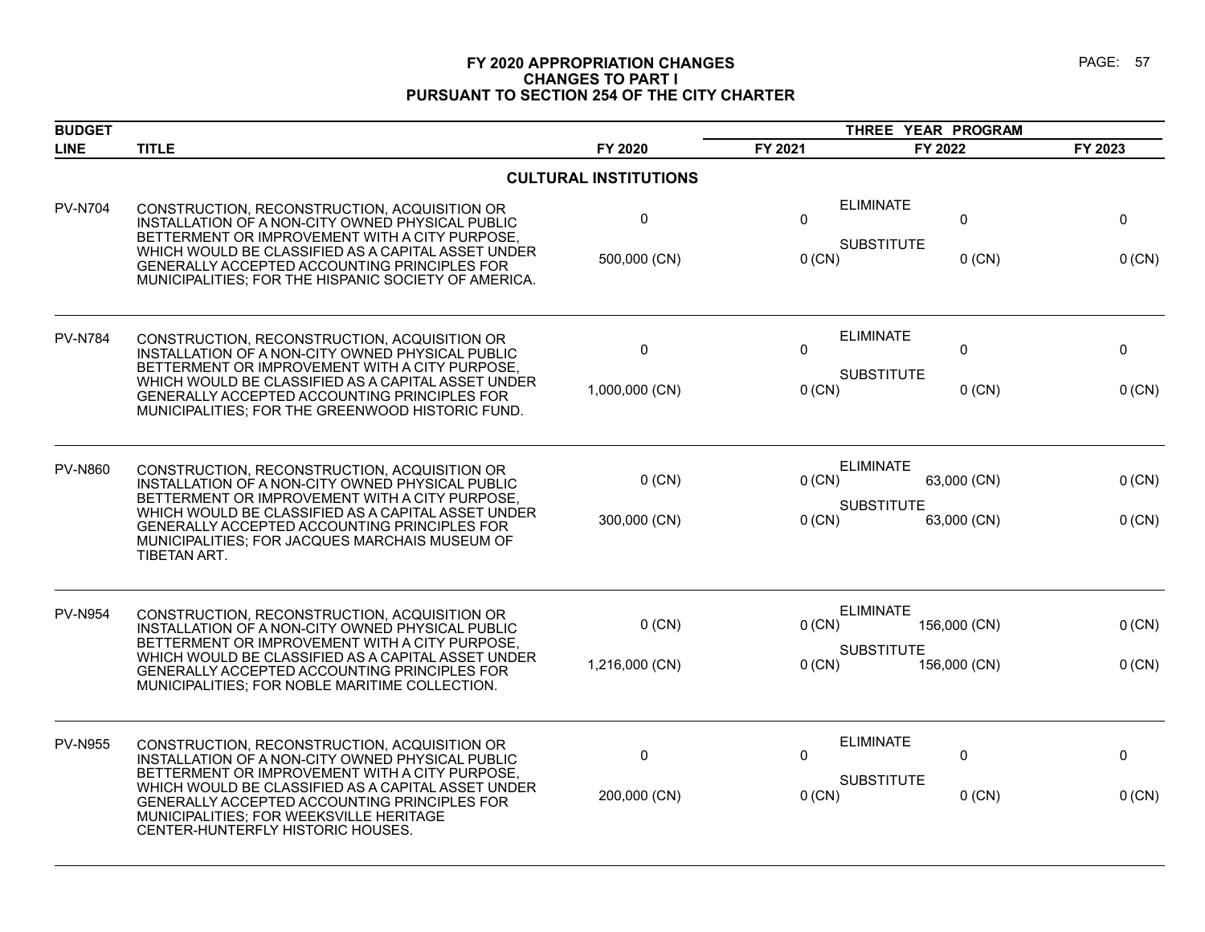# FY 2020 APPROPRIATION CHANGES
## CHANGES TO PART I
## PURSUANT TO SECTION 254 OF THE CITY CHARTER

### CULTURAL INSTITUTIONS

| BUDGET LINE | TITLE | | FY 2020 | FY 2021 | FY 2022 | FY 2023 |
|---|---|---|---|---|---|---|
| | | | | THREE YEAR PROGRAM | | |
| PV-N704 | CONSTRUCTION, RECONSTRUCTION, ACQUISITION OR INSTALLATION OF A NON-CITY OWNED PHYSICAL PUBLIC BETTERMENT OR IMPROVEMENT WITH A CITY PURPOSE, WHICH WOULD BE CLASSIFIED AS A CAPITAL ASSET UNDER GENERALLY ACCEPTED ACCOUNTING PRINCIPLES FOR MUNICIPALITIES; FOR THE HISPANIC SOCIETY OF AMERICA. | ELIMINATE | 0 | 0 | 0 | 0 |
| | | SUBSTITUTE | 500,000 (CN) | 0 (CN) | 0 (CN) | 0 (CN) |
| PV-N784 | CONSTRUCTION, RECONSTRUCTION, ACQUISITION OR INSTALLATION OF A NON-CITY OWNED PHYSICAL PUBLIC BETTERMENT OR IMPROVEMENT WITH A CITY PURPOSE, WHICH WOULD BE CLASSIFIED AS A CAPITAL ASSET UNDER GENERALLY ACCEPTED ACCOUNTING PRINCIPLES FOR MUNICIPALITIES; FOR THE GREENWOOD HISTORIC FUND. | ELIMINATE | 0 | 0 | 0 | 0 |
| | | SUBSTITUTE | 1,000,000 (CN) | 0 (CN) | 0 (CN) | 0 (CN) |
| PV-N860 | CONSTRUCTION, RECONSTRUCTION, ACQUISITION OR INSTALLATION OF A NON-CITY OWNED PHYSICAL PUBLIC BETTERMENT OR IMPROVEMENT WITH A CITY PURPOSE, WHICH WOULD BE CLASSIFIED AS A CAPITAL ASSET UNDER GENERALLY ACCEPTED ACCOUNTING PRINCIPLES FOR MUNICIPALITIES; FOR JACQUES MARCHAIS MUSEUM OF TIBETAN ART. | ELIMINATE | 0 (CN) | 0 (CN) | 63,000 (CN) | 0 (CN) |
| | | SUBSTITUTE | 300,000 (CN) | 0 (CN) | 63,000 (CN) | 0 (CN) |
| PV-N954 | CONSTRUCTION, RECONSTRUCTION, ACQUISITION OR INSTALLATION OF A NON-CITY OWNED PHYSICAL PUBLIC BETTERMENT OR IMPROVEMENT WITH A CITY PURPOSE, WHICH WOULD BE CLASSIFIED AS A CAPITAL ASSET UNDER GENERALLY ACCEPTED ACCOUNTING PRINCIPLES FOR MUNICIPALITIES; FOR NOBLE MARITIME COLLECTION. | ELIMINATE | 0 (CN) | 0 (CN) | 156,000 (CN) | 0 (CN) |
| | | SUBSTITUTE | 1,216,000 (CN) | 0 (CN) | 156,000 (CN) | 0 (CN) |
| PV-N955 | CONSTRUCTION, RECONSTRUCTION, ACQUISITION OR INSTALLATION OF A NON-CITY OWNED PHYSICAL PUBLIC BETTERMENT OR IMPROVEMENT WITH A CITY PURPOSE, WHICH WOULD BE CLASSIFIED AS A CAPITAL ASSET UNDER GENERALLY ACCEPTED ACCOUNTING PRINCIPLES FOR MUNICIPALITIES; FOR WEEKSVILLE HERITAGE CENTER-HUNTERFLY HISTORIC HOUSES. | ELIMINATE | 0 | 0 | 0 | 0 |
| | | SUBSTITUTE | 200,000 (CN) | 0 (CN) | 0 (CN) | 0 (CN) |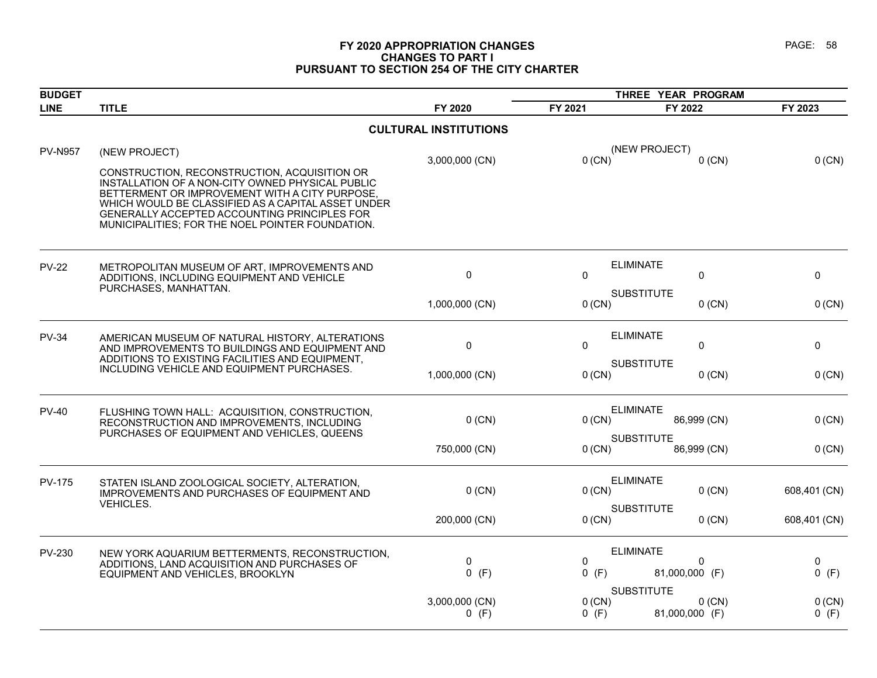# FY 2020 APPROPRIATION CHANGES
## CHANGES TO PART I
## PURSUANT TO SECTION 254 OF THE CITY CHARTER

| BUDGET LINE | TITLE | FY 2020 | | FY 2021 | FY 2022 | FY 2023 |
|---|---|---|---|---|---|---|
| | | | | THREE YEAR PROGRAM | | |

### CULTURAL INSTITUTIONS

| BUDGET LINE | TITLE | | FY 2020 | FY 2021 | FY 2022 | FY 2023 |
|---|---|---|---|---|---|---|
| PV-N957 | (NEW PROJECT) CONSTRUCTION, RECONSTRUCTION, ACQUISITION OR INSTALLATION OF A NON-CITY OWNED PHYSICAL PUBLIC BETTERMENT OR IMPROVEMENT WITH A CITY PURPOSE, WHICH WOULD BE CLASSIFIED AS A CAPITAL ASSET UNDER GENERALLY ACCEPTED ACCOUNTING PRINCIPLES FOR MUNICIPALITIES; FOR THE NOEL POINTER FOUNDATION. | (NEW PROJECT) | 3,000,000 (CN) | 0 (CN) | 0 (CN) | 0 (CN) |
| PV-22 | METROPOLITAN MUSEUM OF ART, IMPROVEMENTS AND ADDITIONS, INCLUDING EQUIPMENT AND VEHICLE PURCHASES, MANHATTAN. | ELIMINATE | 0 | 0 | 0 | 0 |
| | | SUBSTITUTE | 1,000,000 (CN) | 0 (CN) | 0 (CN) | 0 (CN) |
| PV-34 | AMERICAN MUSEUM OF NATURAL HISTORY, ALTERATIONS AND IMPROVEMENTS TO BUILDINGS AND EQUIPMENT AND ADDITIONS TO EXISTING FACILITIES AND EQUIPMENT, INCLUDING VEHICLE AND EQUIPMENT PURCHASES. | ELIMINATE | 0 | 0 | 0 | 0 |
| | | SUBSTITUTE | 1,000,000 (CN) | 0 (CN) | 0 (CN) | 0 (CN) |
| PV-40 | FLUSHING TOWN HALL: ACQUISITION, CONSTRUCTION, RECONSTRUCTION AND IMPROVEMENTS, INCLUDING PURCHASES OF EQUIPMENT AND VEHICLES, QUEENS | ELIMINATE | 0 (CN) | 0 (CN) | 86,999 (CN) | 0 (CN) |
| | | SUBSTITUTE | 750,000 (CN) | 0 (CN) | 86,999 (CN) | 0 (CN) |
| PV-175 | STATEN ISLAND ZOOLOGICAL SOCIETY, ALTERATION, IMPROVEMENTS AND PURCHASES OF EQUIPMENT AND VEHICLES. | ELIMINATE | 0 (CN) | 0 (CN) | 0 (CN) | 608,401 (CN) |
| | | SUBSTITUTE | 200,000 (CN) | 0 (CN) | 0 (CN) | 608,401 (CN) |
| PV-230 | NEW YORK AQUARIUM BETTERMENTS, RECONSTRUCTION, ADDITIONS, LAND ACQUISITION AND PURCHASES OF EQUIPMENT AND VEHICLES, BROOKLYN | ELIMINATE | 0 | 0 | 0 | 0 |
| | | | 0 (F) | 0 (F) | 81,000,000 (F) | 0 (F) |
| | | SUBSTITUTE | 3,000,000 (CN) | 0 (CN) | 0 (CN) | 0 (CN) |
| | | | 0 (F) | 0 (F) | 81,000,000 (F) | 0 (F) |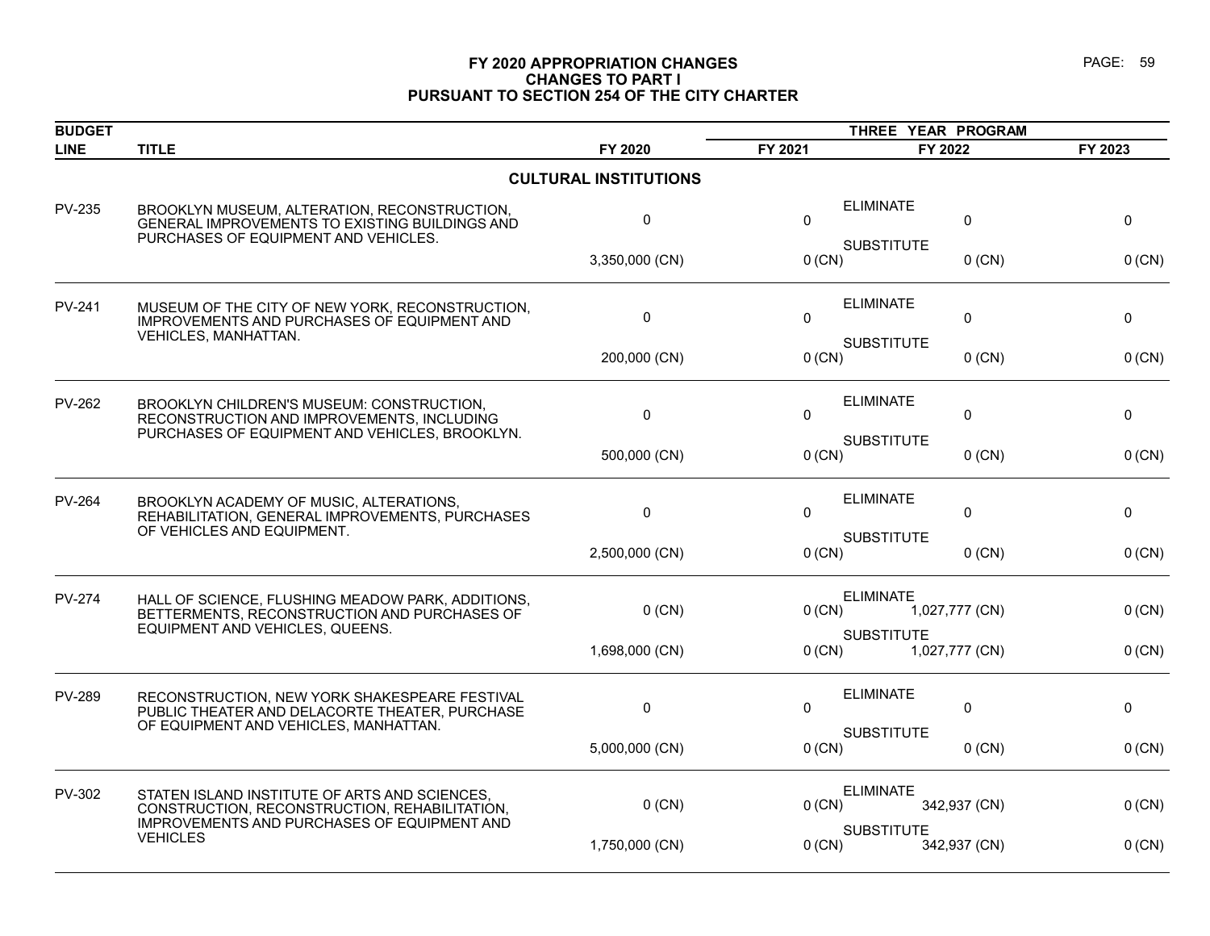# FY 2020 APPROPRIATION CHANGES
## CHANGES TO PART I
## PURSUANT TO SECTION 254 OF THE CITY CHARTER

| BUDGET LINE | TITLE | | FY 2020 | THREE YEAR PROGRAM FY 2021 | FY 2022 | FY 2023 |
|---|---|---|---|---|---|---|
| | **CULTURAL INSTITUTIONS** | | | | | |
| PV-235 | BROOKLYN MUSEUM, ALTERATION, RECONSTRUCTION, GENERAL IMPROVEMENTS TO EXISTING BUILDINGS AND PURCHASES OF EQUIPMENT AND VEHICLES. | ELIMINATE | 0 | 0 | 0 | 0 |
| | | SUBSTITUTE | 3,350,000 (CN) | 0 (CN) | 0 (CN) | 0 (CN) |
| PV-241 | MUSEUM OF THE CITY OF NEW YORK, RECONSTRUCTION, IMPROVEMENTS AND PURCHASES OF EQUIPMENT AND VEHICLES, MANHATTAN. | ELIMINATE | 0 | 0 | 0 | 0 |
| | | SUBSTITUTE | 200,000 (CN) | 0 (CN) | 0 (CN) | 0 (CN) |
| PV-262 | BROOKLYN CHILDREN'S MUSEUM: CONSTRUCTION, RECONSTRUCTION AND IMPROVEMENTS, INCLUDING PURCHASES OF EQUIPMENT AND VEHICLES, BROOKLYN. | ELIMINATE | 0 | 0 | 0 | 0 |
| | | SUBSTITUTE | 500,000 (CN) | 0 (CN) | 0 (CN) | 0 (CN) |
| PV-264 | BROOKLYN ACADEMY OF MUSIC, ALTERATIONS, REHABILITATION, GENERAL IMPROVEMENTS, PURCHASES OF VEHICLES AND EQUIPMENT. | ELIMINATE | 0 | 0 | 0 | 0 |
| | | SUBSTITUTE | 2,500,000 (CN) | 0 (CN) | 0 (CN) | 0 (CN) |
| PV-274 | HALL OF SCIENCE, FLUSHING MEADOW PARK, ADDITIONS, BETTERMENTS, RECONSTRUCTION AND PURCHASES OF EQUIPMENT AND VEHICLES, QUEENS. | ELIMINATE | 0 (CN) | 0 (CN) | 1,027,777 (CN) | 0 (CN) |
| | | SUBSTITUTE | 1,698,000 (CN) | 0 (CN) | 1,027,777 (CN) | 0 (CN) |
| PV-289 | RECONSTRUCTION, NEW YORK SHAKESPEARE FESTIVAL PUBLIC THEATER AND DELACORTE THEATER, PURCHASE OF EQUIPMENT AND VEHICLES, MANHATTAN. | ELIMINATE | 0 | 0 | 0 | 0 |
| | | SUBSTITUTE | 5,000,000 (CN) | 0 (CN) | 0 (CN) | 0 (CN) |
| PV-302 | STATEN ISLAND INSTITUTE OF ARTS AND SCIENCES, CONSTRUCTION, RECONSTRUCTION, REHABILITATION, IMPROVEMENTS AND PURCHASES OF EQUIPMENT AND VEHICLES | ELIMINATE | 0 (CN) | 0 (CN) | 342,937 (CN) | 0 (CN) |
| | | SUBSTITUTE | 1,750,000 (CN) | 0 (CN) | 342,937 (CN) | 0 (CN) |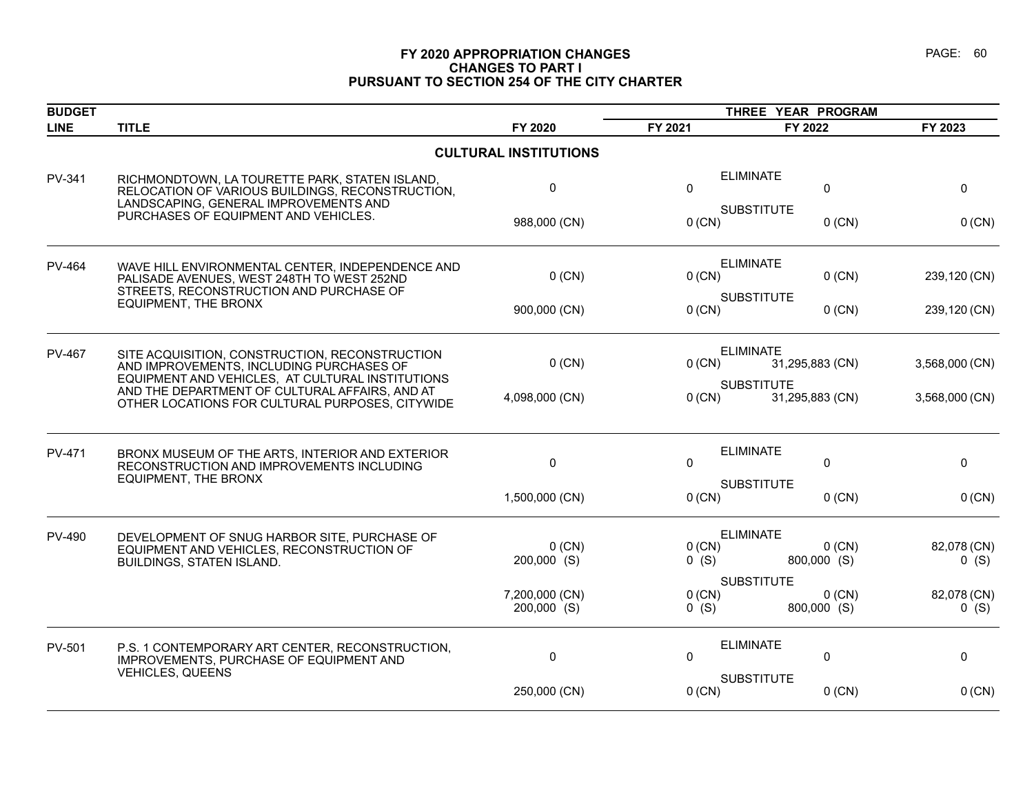# FY 2020 APPROPRIATION CHANGES
## CHANGES TO PART I
## PURSUANT TO SECTION 254 OF THE CITY CHARTER

| BUDGET LINE | TITLE | | FY 2020 | FY 2021 | FY 2022 | FY 2023 |
|---|---|---|---|---|---|---|
| | | | | THREE YEAR PROGRAM | | |
| | **CULTURAL INSTITUTIONS** | | | | | |
| PV-341 | RICHMONDTOWN, LA TOURETTE PARK, STATEN ISLAND, RELOCATION OF VARIOUS BUILDINGS, RECONSTRUCTION, LANDSCAPING, GENERAL IMPROVEMENTS AND PURCHASES OF EQUIPMENT AND VEHICLES. | ELIMINATE | 0 | 0 | 0 | 0 |
| | | SUBSTITUTE | 988,000 (CN) | 0 (CN) | 0 (CN) | 0 (CN) |
| PV-464 | WAVE HILL ENVIRONMENTAL CENTER, INDEPENDENCE AND PALISADE AVENUES, WEST 248TH TO WEST 252ND STREETS, RECONSTRUCTION AND PURCHASE OF EQUIPMENT, THE BRONX | ELIMINATE | 0 (CN) | 0 (CN) | 0 (CN) | 239,120 (CN) |
| | | SUBSTITUTE | 900,000 (CN) | 0 (CN) | 0 (CN) | 239,120 (CN) |
| PV-467 | SITE ACQUISITION, CONSTRUCTION, RECONSTRUCTION AND IMPROVEMENTS, INCLUDING PURCHASES OF EQUIPMENT AND VEHICLES, AT CULTURAL INSTITUTIONS AND THE DEPARTMENT OF CULTURAL AFFAIRS, AND AT OTHER LOCATIONS FOR CULTURAL PURPOSES, CITYWIDE | ELIMINATE | 0 (CN) | 0 (CN) | 31,295,883 (CN) | 3,568,000 (CN) |
| | | SUBSTITUTE | 4,098,000 (CN) | 0 (CN) | 31,295,883 (CN) | 3,568,000 (CN) |
| PV-471 | BRONX MUSEUM OF THE ARTS, INTERIOR AND EXTERIOR RECONSTRUCTION AND IMPROVEMENTS INCLUDING EQUIPMENT, THE BRONX | ELIMINATE | 0 | 0 | 0 | 0 |
| | | SUBSTITUTE | 1,500,000 (CN) | 0 (CN) | 0 (CN) | 0 (CN) |
| PV-490 | DEVELOPMENT OF SNUG HARBOR SITE, PURCHASE OF EQUIPMENT AND VEHICLES, RECONSTRUCTION OF BUILDINGS, STATEN ISLAND. | ELIMINATE | 0 (CN)<br>200,000 (S) | 0 (CN)<br>0 (S) | 0 (CN)<br>800,000 (S) | 82,078 (CN)<br>0 (S) |
| | | SUBSTITUTE | 7,200,000 (CN)<br>200,000 (S) | 0 (CN)<br>0 (S) | 0 (CN)<br>800,000 (S) | 82,078 (CN)<br>0 (S) |
| PV-501 | P.S. 1 CONTEMPORARY ART CENTER, RECONSTRUCTION, IMPROVEMENTS, PURCHASE OF EQUIPMENT AND VEHICLES, QUEENS | ELIMINATE | 0 | 0 | 0 | 0 |
| | | SUBSTITUTE | 250,000 (CN) | 0 (CN) | 0 (CN) | 0 (CN) |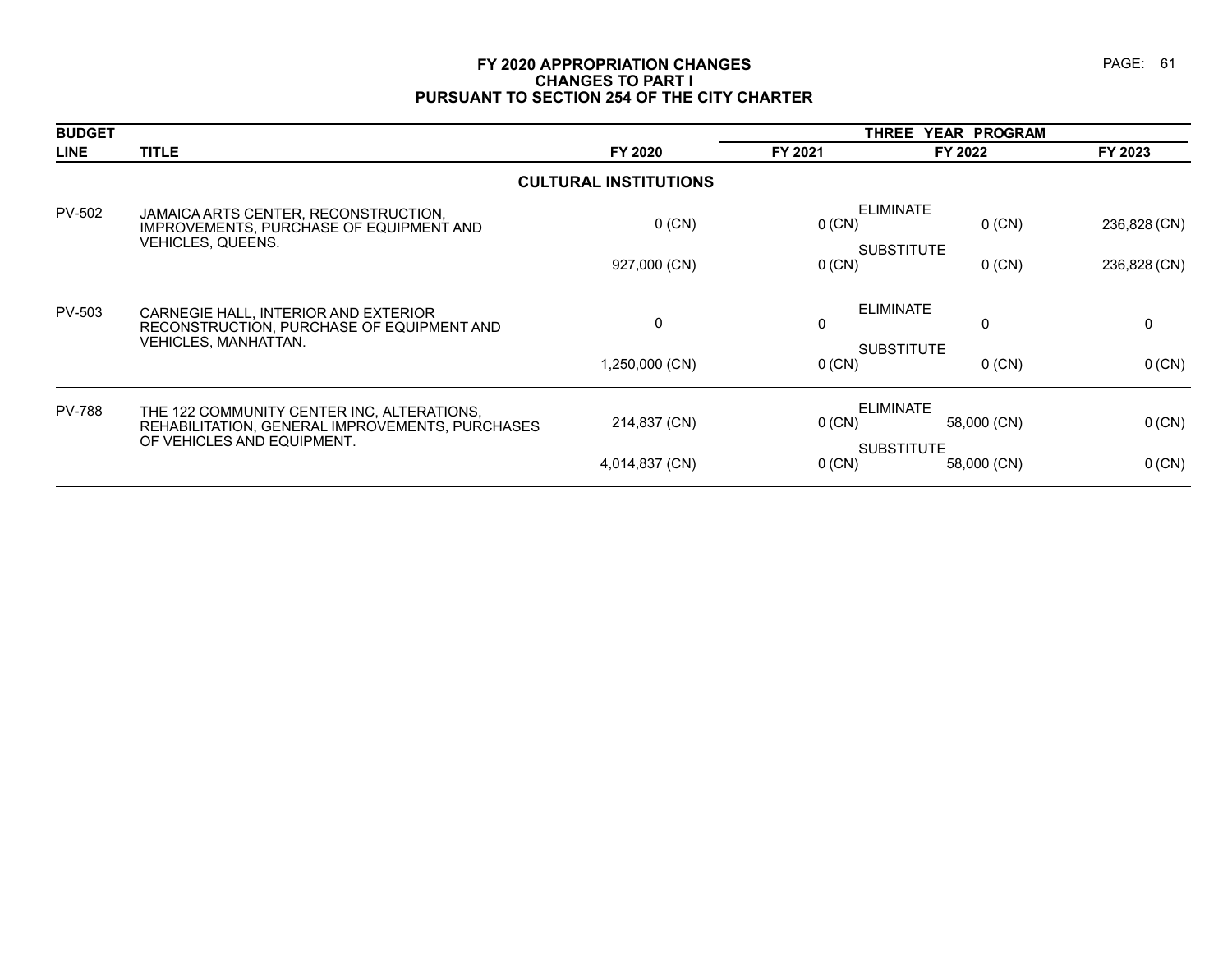**FY 2020 APPROPRIATION CHANGES**
**CHANGES TO PART I**
**PURSUANT TO SECTION 254 OF THE CITY CHARTER**

| BUDGET LINE | TITLE | | FY 2020 | FY 2021 (THREE YEAR PROGRAM) | FY 2022 (THREE YEAR PROGRAM) | FY 2023 (THREE YEAR PROGRAM) |
|---|---|---|---|---|---|---|
| | **CULTURAL INSTITUTIONS** | | | | | |
| PV-502 | JAMAICA ARTS CENTER, RECONSTRUCTION, IMPROVEMENTS, PURCHASE OF EQUIPMENT AND VEHICLES, QUEENS. | ELIMINATE | 0 (CN) | 0 (CN) | 0 (CN) | 236,828 (CN) |
| | | SUBSTITUTE | 927,000 (CN) | 0 (CN) | 0 (CN) | 236,828 (CN) |
| PV-503 | CARNEGIE HALL, INTERIOR AND EXTERIOR RECONSTRUCTION, PURCHASE OF EQUIPMENT AND VEHICLES, MANHATTAN. | ELIMINATE | 0 | 0 | 0 | 0 |
| | | SUBSTITUTE | 1,250,000 (CN) | 0 (CN) | 0 (CN) | 0 (CN) |
| PV-788 | THE 122 COMMUNITY CENTER INC, ALTERATIONS, REHABILITATION, GENERAL IMPROVEMENTS, PURCHASES OF VEHICLES AND EQUIPMENT. | ELIMINATE | 214,837 (CN) | 0 (CN) | 58,000 (CN) | 0 (CN) |
| | | SUBSTITUTE | 4,014,837 (CN) | 0 (CN) | 58,000 (CN) | 0 (CN) |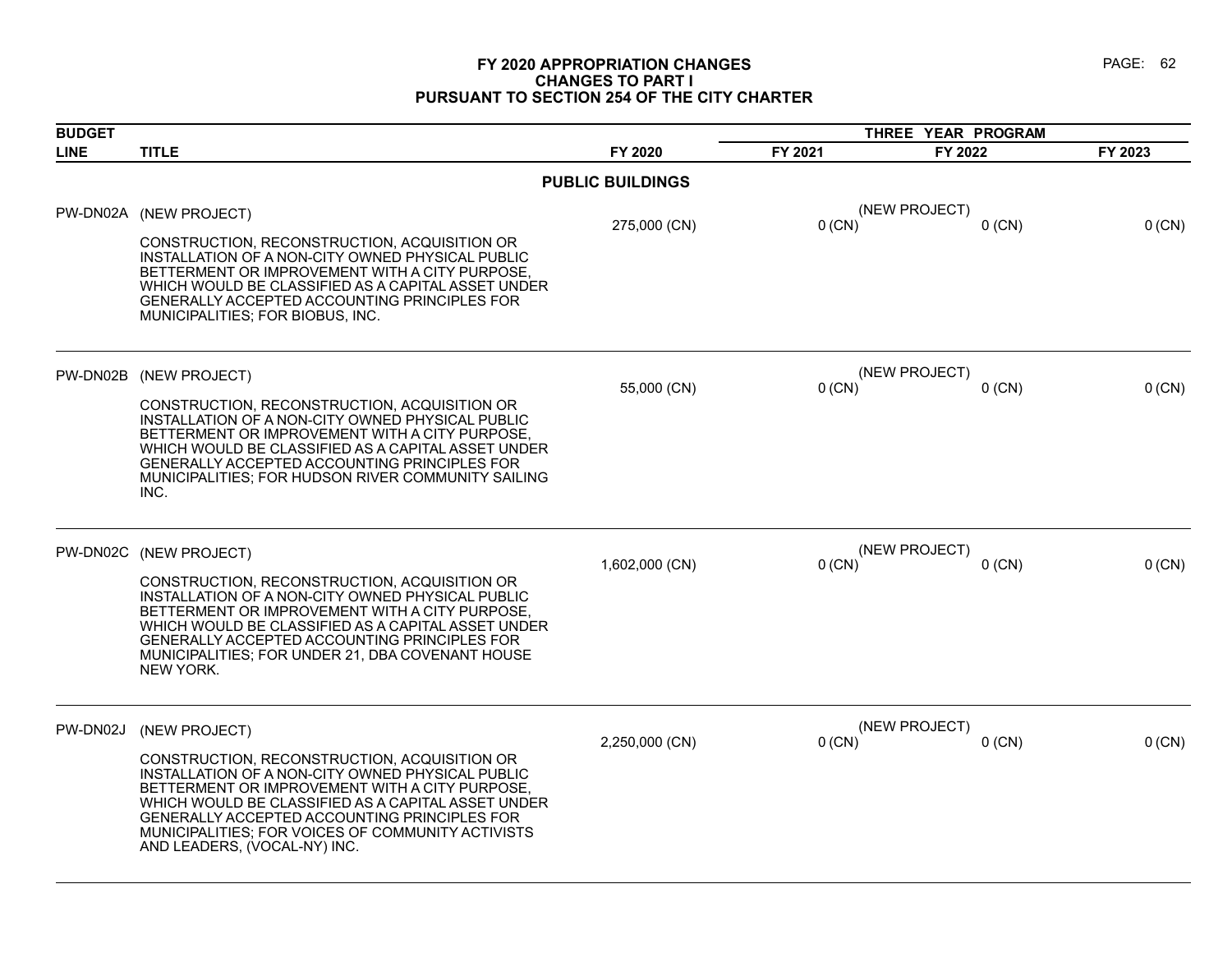# FY 2020 APPROPRIATION CHANGES
## CHANGES TO PART I
## PURSUANT TO SECTION 254 OF THE CITY CHARTER

| BUDGET LINE | TITLE | FY 2020 | THREE YEAR PROGRAM FY 2021 | FY 2022 | FY 2023 |
|---|---|---|---|---|---|
| | **PUBLIC BUILDINGS** | | | | |
| PW-DN02A | (NEW PROJECT)<br><br>CONSTRUCTION, RECONSTRUCTION, ACQUISITION OR INSTALLATION OF A NON-CITY OWNED PHYSICAL PUBLIC BETTERMENT OR IMPROVEMENT WITH A CITY PURPOSE, WHICH WOULD BE CLASSIFIED AS A CAPITAL ASSET UNDER GENERALLY ACCEPTED ACCOUNTING PRINCIPLES FOR MUNICIPALITIES; FOR BIOBUS, INC. | 275,000 (CN) | (NEW PROJECT)<br>0 (CN) | 0 (CN) | 0 (CN) |
| PW-DN02B | (NEW PROJECT)<br><br>CONSTRUCTION, RECONSTRUCTION, ACQUISITION OR INSTALLATION OF A NON-CITY OWNED PHYSICAL PUBLIC BETTERMENT OR IMPROVEMENT WITH A CITY PURPOSE, WHICH WOULD BE CLASSIFIED AS A CAPITAL ASSET UNDER GENERALLY ACCEPTED ACCOUNTING PRINCIPLES FOR MUNICIPALITIES; FOR HUDSON RIVER COMMUNITY SAILING INC. | 55,000 (CN) | (NEW PROJECT)<br>0 (CN) | 0 (CN) | 0 (CN) |
| PW-DN02C | (NEW PROJECT)<br><br>CONSTRUCTION, RECONSTRUCTION, ACQUISITION OR INSTALLATION OF A NON-CITY OWNED PHYSICAL PUBLIC BETTERMENT OR IMPROVEMENT WITH A CITY PURPOSE, WHICH WOULD BE CLASSIFIED AS A CAPITAL ASSET UNDER GENERALLY ACCEPTED ACCOUNTING PRINCIPLES FOR MUNICIPALITIES; FOR UNDER 21, DBA COVENANT HOUSE NEW YORK. | 1,602,000 (CN) | (NEW PROJECT)<br>0 (CN) | 0 (CN) | 0 (CN) |
| PW-DN02J | (NEW PROJECT)<br><br>CONSTRUCTION, RECONSTRUCTION, ACQUISITION OR INSTALLATION OF A NON-CITY OWNED PHYSICAL PUBLIC BETTERMENT OR IMPROVEMENT WITH A CITY PURPOSE, WHICH WOULD BE CLASSIFIED AS A CAPITAL ASSET UNDER GENERALLY ACCEPTED ACCOUNTING PRINCIPLES FOR MUNICIPALITIES; FOR VOICES OF COMMUNITY ACTIVISTS AND LEADERS, (VOCAL-NY) INC. | 2,250,000 (CN) | (NEW PROJECT)<br>0 (CN) | 0 (CN) | 0 (CN) |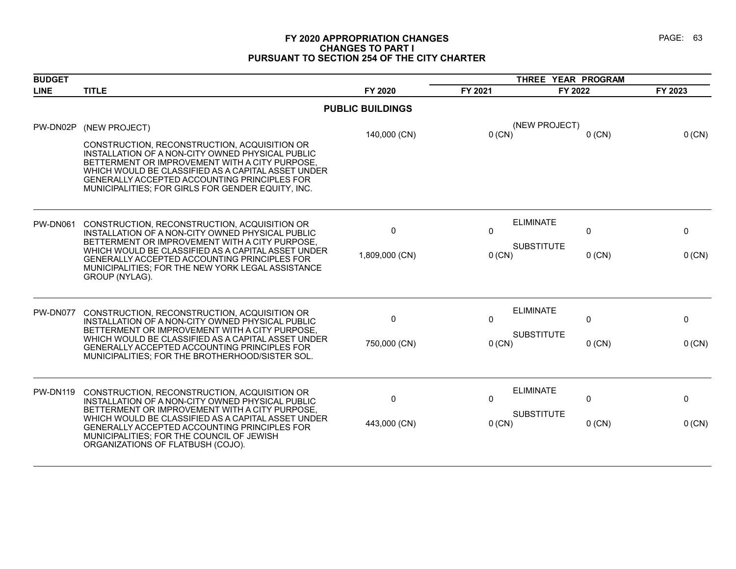# FY 2020 APPROPRIATION CHANGES
## CHANGES TO PART I
## PURSUANT TO SECTION 254 OF THE CITY CHARTER

| BUDGET LINE | TITLE | FY 2020 | THREE YEAR PROGRAM FY 2021 | FY 2022 | FY 2023 |
|---|---|---|---|---|---|
| | **PUBLIC BUILDINGS** | | | | |
| PW-DN02P | (NEW PROJECT) | | (NEW PROJECT) | | |
| | CONSTRUCTION, RECONSTRUCTION, ACQUISITION OR INSTALLATION OF A NON-CITY OWNED PHYSICAL PUBLIC BETTERMENT OR IMPROVEMENT WITH A CITY PURPOSE, WHICH WOULD BE CLASSIFIED AS A CAPITAL ASSET UNDER GENERALLY ACCEPTED ACCOUNTING PRINCIPLES FOR MUNICIPALITIES; FOR GIRLS FOR GENDER EQUITY, INC. | 140,000 (CN) | 0 (CN) | 0 (CN) | 0 (CN) |
| PW-DN061 | CONSTRUCTION, RECONSTRUCTION, ACQUISITION OR INSTALLATION OF A NON-CITY OWNED PHYSICAL PUBLIC BETTERMENT OR IMPROVEMENT WITH A CITY PURPOSE, WHICH WOULD BE CLASSIFIED AS A CAPITAL ASSET UNDER GENERALLY ACCEPTED ACCOUNTING PRINCIPLES FOR MUNICIPALITIES; FOR THE NEW YORK LEGAL ASSISTANCE GROUP (NYLAG). | | ELIMINATE | | |
| | | 0 | 0 | 0 | 0 |
| | | | SUBSTITUTE | | |
| | | 1,809,000 (CN) | 0 (CN) | 0 (CN) | 0 (CN) |
| PW-DN077 | CONSTRUCTION, RECONSTRUCTION, ACQUISITION OR INSTALLATION OF A NON-CITY OWNED PHYSICAL PUBLIC BETTERMENT OR IMPROVEMENT WITH A CITY PURPOSE, WHICH WOULD BE CLASSIFIED AS A CAPITAL ASSET UNDER GENERALLY ACCEPTED ACCOUNTING PRINCIPLES FOR MUNICIPALITIES; FOR THE BROTHERHOOD/SISTER SOL. | | ELIMINATE | | |
| | | 0 | 0 | 0 | 0 |
| | | | SUBSTITUTE | | |
| | | 750,000 (CN) | 0 (CN) | 0 (CN) | 0 (CN) |
| PW-DN119 | CONSTRUCTION, RECONSTRUCTION, ACQUISITION OR INSTALLATION OF A NON-CITY OWNED PHYSICAL PUBLIC BETTERMENT OR IMPROVEMENT WITH A CITY PURPOSE, WHICH WOULD BE CLASSIFIED AS A CAPITAL ASSET UNDER GENERALLY ACCEPTED ACCOUNTING PRINCIPLES FOR MUNICIPALITIES; FOR THE COUNCIL OF JEWISH ORGANIZATIONS OF FLATBUSH (COJO). | | ELIMINATE | | |
| | | 0 | 0 | 0 | 0 |
| | | | SUBSTITUTE | | |
| | | 443,000 (CN) | 0 (CN) | 0 (CN) | 0 (CN) |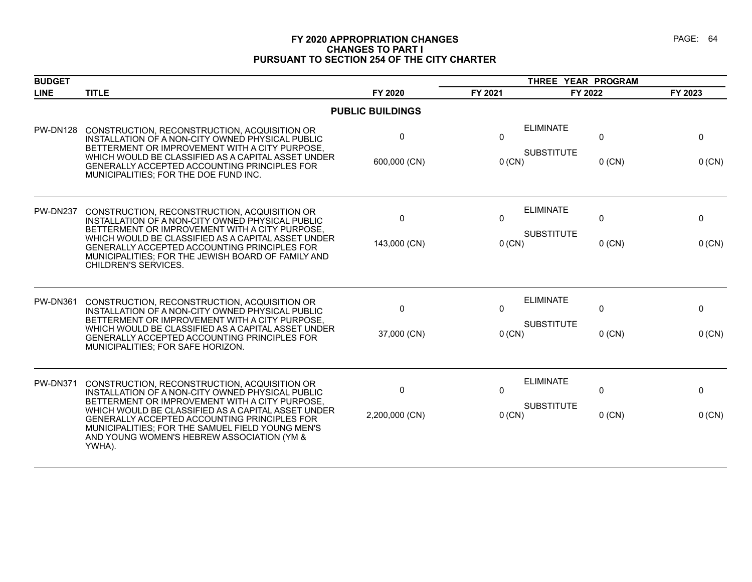# FY 2020 APPROPRIATION CHANGES
## CHANGES TO PART I
## PURSUANT TO SECTION 254 OF THE CITY CHARTER

| BUDGET LINE | TITLE | FY 2020 | THREE YEAR PROGRAM FY 2021 | FY 2022 | FY 2023 |
|---|---|---|---|---|---|
| | | **PUBLIC BUILDINGS** | | | |
| PW-DN128 | CONSTRUCTION, RECONSTRUCTION, ACQUISITION OR INSTALLATION OF A NON-CITY OWNED PHYSICAL PUBLIC BETTERMENT OR IMPROVEMENT WITH A CITY PURPOSE, WHICH WOULD BE CLASSIFIED AS A CAPITAL ASSET UNDER GENERALLY ACCEPTED ACCOUNTING PRINCIPLES FOR MUNICIPALITIES; FOR THE DOE FUND INC. | ELIMINATE<br>0<br>SUBSTITUTE<br>600,000 (CN) | 0<br><br>0 (CN) | 0<br><br>0 (CN) | 0<br><br>0 (CN) |
| PW-DN237 | CONSTRUCTION, RECONSTRUCTION, ACQUISITION OR INSTALLATION OF A NON-CITY OWNED PHYSICAL PUBLIC BETTERMENT OR IMPROVEMENT WITH A CITY PURPOSE, WHICH WOULD BE CLASSIFIED AS A CAPITAL ASSET UNDER GENERALLY ACCEPTED ACCOUNTING PRINCIPLES FOR MUNICIPALITIES; FOR THE JEWISH BOARD OF FAMILY AND CHILDREN'S SERVICES. | ELIMINATE<br>0<br>SUBSTITUTE<br>143,000 (CN) | 0<br><br>0 (CN) | 0<br><br>0 (CN) | 0<br><br>0 (CN) |
| PW-DN361 | CONSTRUCTION, RECONSTRUCTION, ACQUISITION OR INSTALLATION OF A NON-CITY OWNED PHYSICAL PUBLIC BETTERMENT OR IMPROVEMENT WITH A CITY PURPOSE, WHICH WOULD BE CLASSIFIED AS A CAPITAL ASSET UNDER GENERALLY ACCEPTED ACCOUNTING PRINCIPLES FOR MUNICIPALITIES; FOR SAFE HORIZON. | ELIMINATE<br>0<br>SUBSTITUTE<br>37,000 (CN) | 0<br><br>0 (CN) | 0<br><br>0 (CN) | 0<br><br>0 (CN) |
| PW-DN371 | CONSTRUCTION, RECONSTRUCTION, ACQUISITION OR INSTALLATION OF A NON-CITY OWNED PHYSICAL PUBLIC BETTERMENT OR IMPROVEMENT WITH A CITY PURPOSE, WHICH WOULD BE CLASSIFIED AS A CAPITAL ASSET UNDER GENERALLY ACCEPTED ACCOUNTING PRINCIPLES FOR MUNICIPALITIES; FOR THE SAMUEL FIELD YOUNG MEN'S AND YOUNG WOMEN'S HEBREW ASSOCIATION (YM & YWHA). | ELIMINATE<br>0<br>SUBSTITUTE<br>2,200,000 (CN) | 0<br><br>0 (CN) | 0<br><br>0 (CN) | 0<br><br>0 (CN) |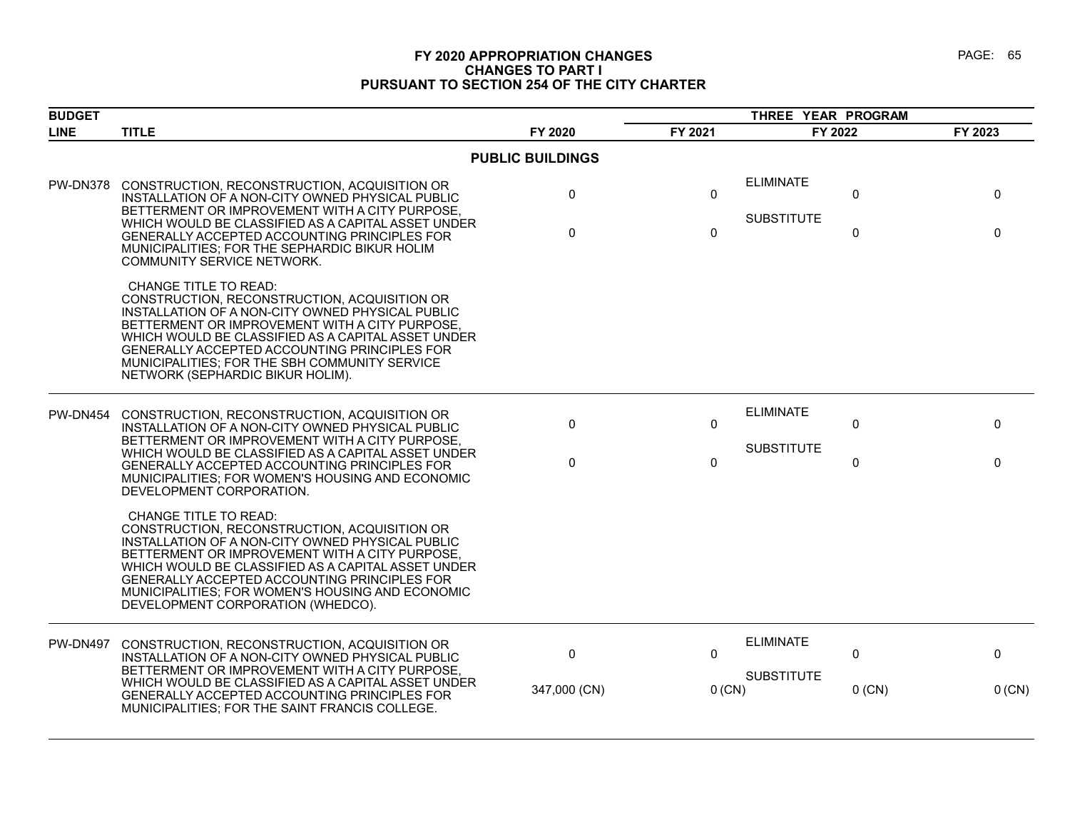# FY 2020 APPROPRIATION CHANGES
## CHANGES TO PART I
## PURSUANT TO SECTION 254 OF THE CITY CHARTER

| BUDGET LINE | TITLE | FY 2020 | THREE YEAR PROGRAM FY 2021 | | FY 2022 | FY 2023 |
|---|---|---|---|---|---|---|
| | **PUBLIC BUILDINGS** | | | | | |
| PW-DN378 | CONSTRUCTION, RECONSTRUCTION, ACQUISITION OR INSTALLATION OF A NON-CITY OWNED PHYSICAL PUBLIC BETTERMENT OR IMPROVEMENT WITH A CITY PURPOSE, WHICH WOULD BE CLASSIFIED AS A CAPITAL ASSET UNDER GENERALLY ACCEPTED ACCOUNTING PRINCIPLES FOR MUNICIPALITIES; FOR THE SEPHARDIC BIKUR HOLIM COMMUNITY SERVICE NETWORK. | 0 | 0 | ELIMINATE | 0 | 0 |
| | | 0 | 0 | SUBSTITUTE | 0 | 0 |
| | CHANGE TITLE TO READ: CONSTRUCTION, RECONSTRUCTION, ACQUISITION OR INSTALLATION OF A NON-CITY OWNED PHYSICAL PUBLIC BETTERMENT OR IMPROVEMENT WITH A CITY PURPOSE, WHICH WOULD BE CLASSIFIED AS A CAPITAL ASSET UNDER GENERALLY ACCEPTED ACCOUNTING PRINCIPLES FOR MUNICIPALITIES; FOR THE SBH COMMUNITY SERVICE NETWORK (SEPHARDIC BIKUR HOLIM). | | | | | |
| PW-DN454 | CONSTRUCTION, RECONSTRUCTION, ACQUISITION OR INSTALLATION OF A NON-CITY OWNED PHYSICAL PUBLIC BETTERMENT OR IMPROVEMENT WITH A CITY PURPOSE, WHICH WOULD BE CLASSIFIED AS A CAPITAL ASSET UNDER GENERALLY ACCEPTED ACCOUNTING PRINCIPLES FOR MUNICIPALITIES; FOR WOMEN'S HOUSING AND ECONOMIC DEVELOPMENT CORPORATION. | 0 | 0 | ELIMINATE | 0 | 0 |
| | | 0 | 0 | SUBSTITUTE | 0 | 0 |
| | CHANGE TITLE TO READ: CONSTRUCTION, RECONSTRUCTION, ACQUISITION OR INSTALLATION OF A NON-CITY OWNED PHYSICAL PUBLIC BETTERMENT OR IMPROVEMENT WITH A CITY PURPOSE, WHICH WOULD BE CLASSIFIED AS A CAPITAL ASSET UNDER GENERALLY ACCEPTED ACCOUNTING PRINCIPLES FOR MUNICIPALITIES; FOR WOMEN'S HOUSING AND ECONOMIC DEVELOPMENT CORPORATION (WHEDCO). | | | | | |
| PW-DN497 | CONSTRUCTION, RECONSTRUCTION, ACQUISITION OR INSTALLATION OF A NON-CITY OWNED PHYSICAL PUBLIC BETTERMENT OR IMPROVEMENT WITH A CITY PURPOSE, WHICH WOULD BE CLASSIFIED AS A CAPITAL ASSET UNDER GENERALLY ACCEPTED ACCOUNTING PRINCIPLES FOR MUNICIPALITIES; FOR THE SAINT FRANCIS COLLEGE. | 0 | 0 | ELIMINATE | 0 | 0 |
| | | 347,000 (CN) | 0 (CN) | SUBSTITUTE | 0 (CN) | 0 (CN) |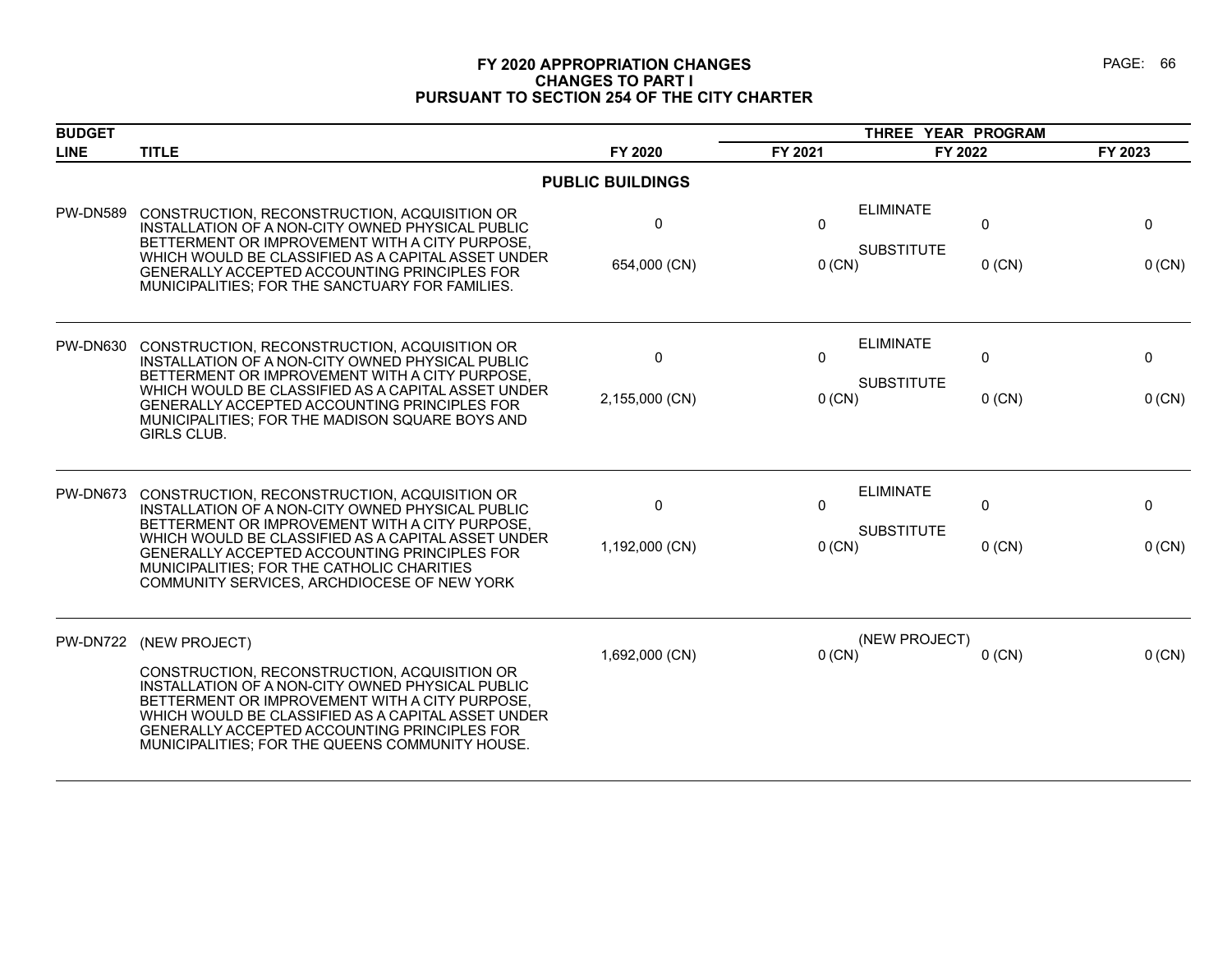# FY 2020 APPROPRIATION CHANGES
## CHANGES TO PART I
## PURSUANT TO SECTION 254 OF THE CITY CHARTER

| BUDGET LINE | TITLE | FY 2020 | FY 2021 | FY 2022 | FY 2023 |
|---|---|---|---|---|---|
| | | | THREE YEAR PROGRAM | | |
| | **PUBLIC BUILDINGS** | | | | |
| PW-DN589 | CONSTRUCTION, RECONSTRUCTION, ACQUISITION OR INSTALLATION OF A NON-CITY OWNED PHYSICAL PUBLIC BETTERMENT OR IMPROVEMENT WITH A CITY PURPOSE, WHICH WOULD BE CLASSIFIED AS A CAPITAL ASSET UNDER GENERALLY ACCEPTED ACCOUNTING PRINCIPLES FOR MUNICIPALITIES; FOR THE SANCTUARY FOR FAMILIES. | ELIMINATE<br>0 | 0 | 0 | 0 |
| | | SUBSTITUTE<br>654,000 (CN) | 0 (CN) | 0 (CN) | 0 (CN) |
| PW-DN630 | CONSTRUCTION, RECONSTRUCTION, ACQUISITION OR INSTALLATION OF A NON-CITY OWNED PHYSICAL PUBLIC BETTERMENT OR IMPROVEMENT WITH A CITY PURPOSE, WHICH WOULD BE CLASSIFIED AS A CAPITAL ASSET UNDER GENERALLY ACCEPTED ACCOUNTING PRINCIPLES FOR MUNICIPALITIES; FOR THE MADISON SQUARE BOYS AND GIRLS CLUB. | ELIMINATE<br>0 | 0 | 0 | 0 |
| | | SUBSTITUTE<br>2,155,000 (CN) | 0 (CN) | 0 (CN) | 0 (CN) |
| PW-DN673 | CONSTRUCTION, RECONSTRUCTION, ACQUISITION OR INSTALLATION OF A NON-CITY OWNED PHYSICAL PUBLIC BETTERMENT OR IMPROVEMENT WITH A CITY PURPOSE, WHICH WOULD BE CLASSIFIED AS A CAPITAL ASSET UNDER GENERALLY ACCEPTED ACCOUNTING PRINCIPLES FOR MUNICIPALITIES; FOR THE CATHOLIC CHARITIES COMMUNITY SERVICES, ARCHDIOCESE OF NEW YORK | ELIMINATE<br>0 | 0 | 0 | 0 |
| | | SUBSTITUTE<br>1,192,000 (CN) | 0 (CN) | 0 (CN) | 0 (CN) |
| PW-DN722 | (NEW PROJECT)<br><br>CONSTRUCTION, RECONSTRUCTION, ACQUISITION OR INSTALLATION OF A NON-CITY OWNED PHYSICAL PUBLIC BETTERMENT OR IMPROVEMENT WITH A CITY PURPOSE, WHICH WOULD BE CLASSIFIED AS A CAPITAL ASSET UNDER GENERALLY ACCEPTED ACCOUNTING PRINCIPLES FOR MUNICIPALITIES; FOR THE QUEENS COMMUNITY HOUSE. | (NEW PROJECT)<br>1,692,000 (CN) | 0 (CN) | 0 (CN) | 0 (CN) |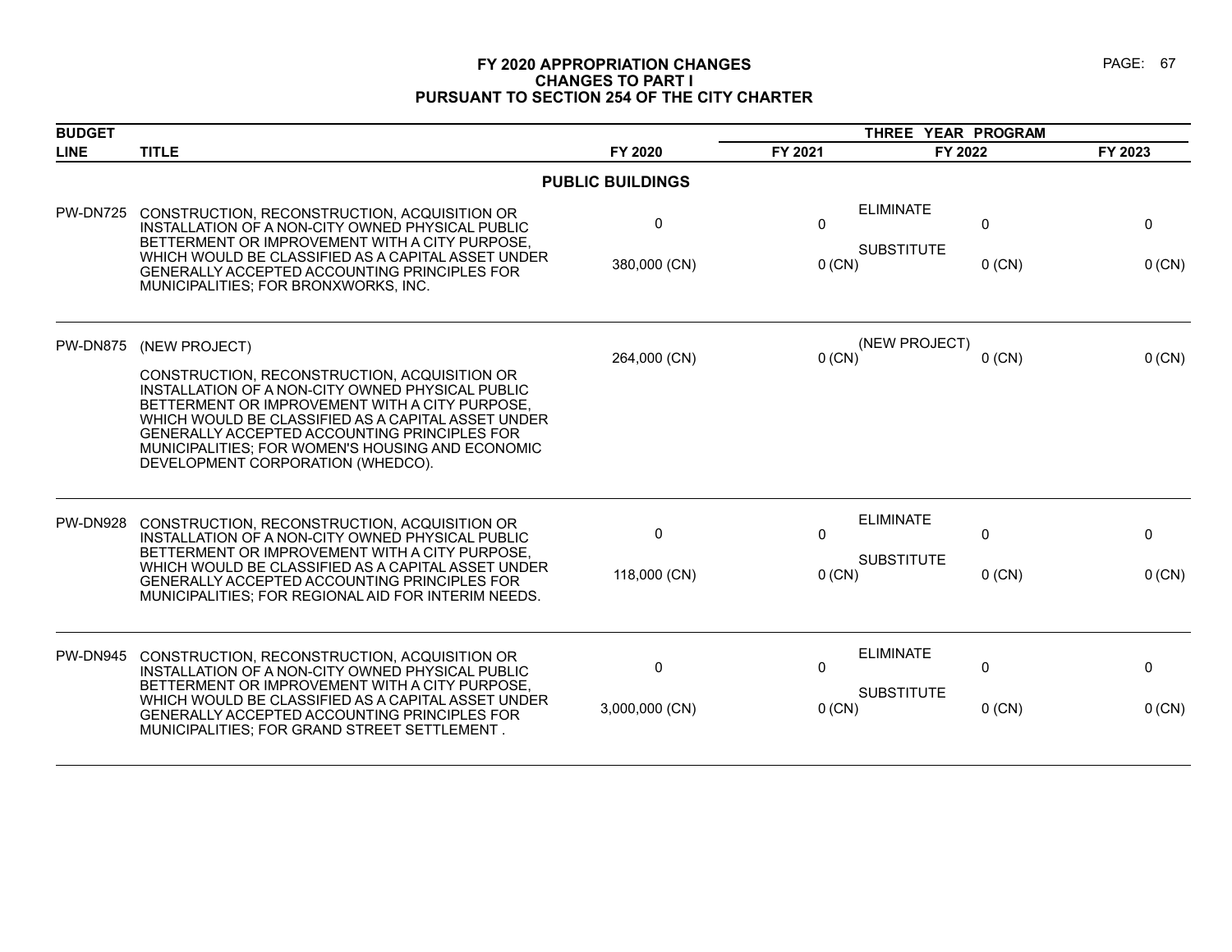# FY 2020 APPROPRIATION CHANGES
## CHANGES TO PART I
## PURSUANT TO SECTION 254 OF THE CITY CHARTER

| BUDGET LINE | TITLE | FY 2020 | FY 2021 | FY 2022 | FY 2023 |
|---|---|---|---|---|---|
| | | | THREE YEAR PROGRAM | | |
| | **PUBLIC BUILDINGS** | | | | |
| PW-DN725 | CONSTRUCTION, RECONSTRUCTION, ACQUISITION OR INSTALLATION OF A NON-CITY OWNED PHYSICAL PUBLIC BETTERMENT OR IMPROVEMENT WITH A CITY PURPOSE, WHICH WOULD BE CLASSIFIED AS A CAPITAL ASSET UNDER GENERALLY ACCEPTED ACCOUNTING PRINCIPLES FOR MUNICIPALITIES; FOR BRONXWORKS, INC. | ELIMINATE<br>0<br>SUBSTITUTE<br>380,000 (CN) | 0<br><br>0 (CN) | 0<br><br>0 (CN) | 0<br><br>0 (CN) |
| PW-DN875 | (NEW PROJECT)<br>CONSTRUCTION, RECONSTRUCTION, ACQUISITION OR INSTALLATION OF A NON-CITY OWNED PHYSICAL PUBLIC BETTERMENT OR IMPROVEMENT WITH A CITY PURPOSE, WHICH WOULD BE CLASSIFIED AS A CAPITAL ASSET UNDER GENERALLY ACCEPTED ACCOUNTING PRINCIPLES FOR MUNICIPALITIES; FOR WOMEN'S HOUSING AND ECONOMIC DEVELOPMENT CORPORATION (WHEDCO). | (NEW PROJECT)<br>264,000 (CN) | 0 (CN) | 0 (CN) | 0 (CN) |
| PW-DN928 | CONSTRUCTION, RECONSTRUCTION, ACQUISITION OR INSTALLATION OF A NON-CITY OWNED PHYSICAL PUBLIC BETTERMENT OR IMPROVEMENT WITH A CITY PURPOSE, WHICH WOULD BE CLASSIFIED AS A CAPITAL ASSET UNDER GENERALLY ACCEPTED ACCOUNTING PRINCIPLES FOR MUNICIPALITIES; FOR REGIONAL AID FOR INTERIM NEEDS. | ELIMINATE<br>0<br>SUBSTITUTE<br>118,000 (CN) | 0<br><br>0 (CN) | 0<br><br>0 (CN) | 0<br><br>0 (CN) |
| PW-DN945 | CONSTRUCTION, RECONSTRUCTION, ACQUISITION OR INSTALLATION OF A NON-CITY OWNED PHYSICAL PUBLIC BETTERMENT OR IMPROVEMENT WITH A CITY PURPOSE, WHICH WOULD BE CLASSIFIED AS A CAPITAL ASSET UNDER GENERALLY ACCEPTED ACCOUNTING PRINCIPLES FOR MUNICIPALITIES; FOR GRAND STREET SETTLEMENT . | ELIMINATE<br>0<br>SUBSTITUTE<br>3,000,000 (CN) | 0<br><br>0 (CN) | 0<br><br>0 (CN) | 0<br><br>0 (CN) |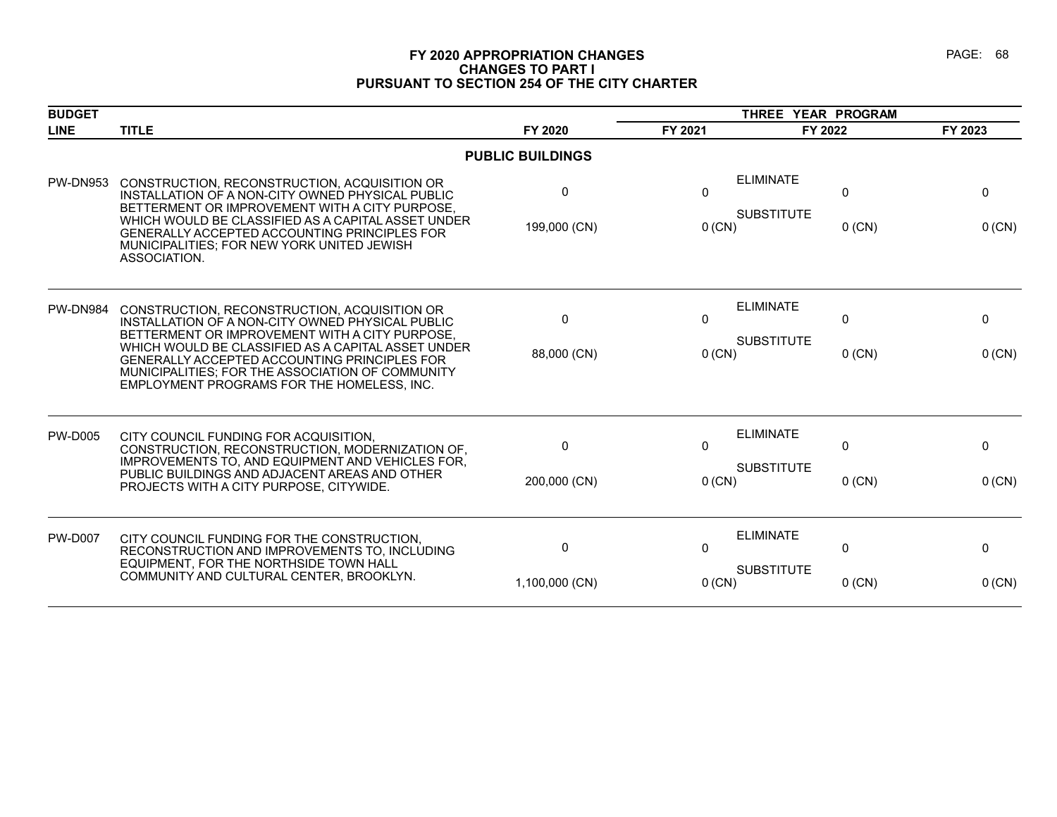# FY 2020 APPROPRIATION CHANGES
## CHANGES TO PART I
## PURSUANT TO SECTION 254 OF THE CITY CHARTER

| BUDGET LINE | TITLE | FY 2020 | FY 2021 | FY 2022 | FY 2023 |
|---|---|---|---|---|---|
| | | | THREE YEAR PROGRAM | | |
| | | **PUBLIC BUILDINGS** | | | |
| PW-DN953 | CONSTRUCTION, RECONSTRUCTION, ACQUISITION OR INSTALLATION OF A NON-CITY OWNED PHYSICAL PUBLIC BETTERMENT OR IMPROVEMENT WITH A CITY PURPOSE, WHICH WOULD BE CLASSIFIED AS A CAPITAL ASSET UNDER GENERALLY ACCEPTED ACCOUNTING PRINCIPLES FOR MUNICIPALITIES; FOR NEW YORK UNITED JEWISH ASSOCIATION. | ELIMINATE 0 | 0 | 0 | 0 |
| | | SUBSTITUTE 199,000 (CN) | 0 (CN) | 0 (CN) | 0 (CN) |
| PW-DN984 | CONSTRUCTION, RECONSTRUCTION, ACQUISITION OR INSTALLATION OF A NON-CITY OWNED PHYSICAL PUBLIC BETTERMENT OR IMPROVEMENT WITH A CITY PURPOSE, WHICH WOULD BE CLASSIFIED AS A CAPITAL ASSET UNDER GENERALLY ACCEPTED ACCOUNTING PRINCIPLES FOR MUNICIPALITIES; FOR THE ASSOCIATION OF COMMUNITY EMPLOYMENT PROGRAMS FOR THE HOMELESS, INC. | ELIMINATE 0 | 0 | 0 | 0 |
| | | SUBSTITUTE 88,000 (CN) | 0 (CN) | 0 (CN) | 0 (CN) |
| PW-D005 | CITY COUNCIL FUNDING FOR ACQUISITION, CONSTRUCTION, RECONSTRUCTION, MODERNIZATION OF, IMPROVEMENTS TO, AND EQUIPMENT AND VEHICLES FOR, PUBLIC BUILDINGS AND ADJACENT AREAS AND OTHER PROJECTS WITH A CITY PURPOSE, CITYWIDE. | ELIMINATE 0 | 0 | 0 | 0 |
| | | SUBSTITUTE 200,000 (CN) | 0 (CN) | 0 (CN) | 0 (CN) |
| PW-D007 | CITY COUNCIL FUNDING FOR THE CONSTRUCTION, RECONSTRUCTION AND IMPROVEMENTS TO, INCLUDING EQUIPMENT, FOR THE NORTHSIDE TOWN HALL COMMUNITY AND CULTURAL CENTER, BROOKLYN. | ELIMINATE 0 | 0 | 0 | 0 |
| | | SUBSTITUTE 1,100,000 (CN) | 0 (CN) | 0 (CN) | 0 (CN) |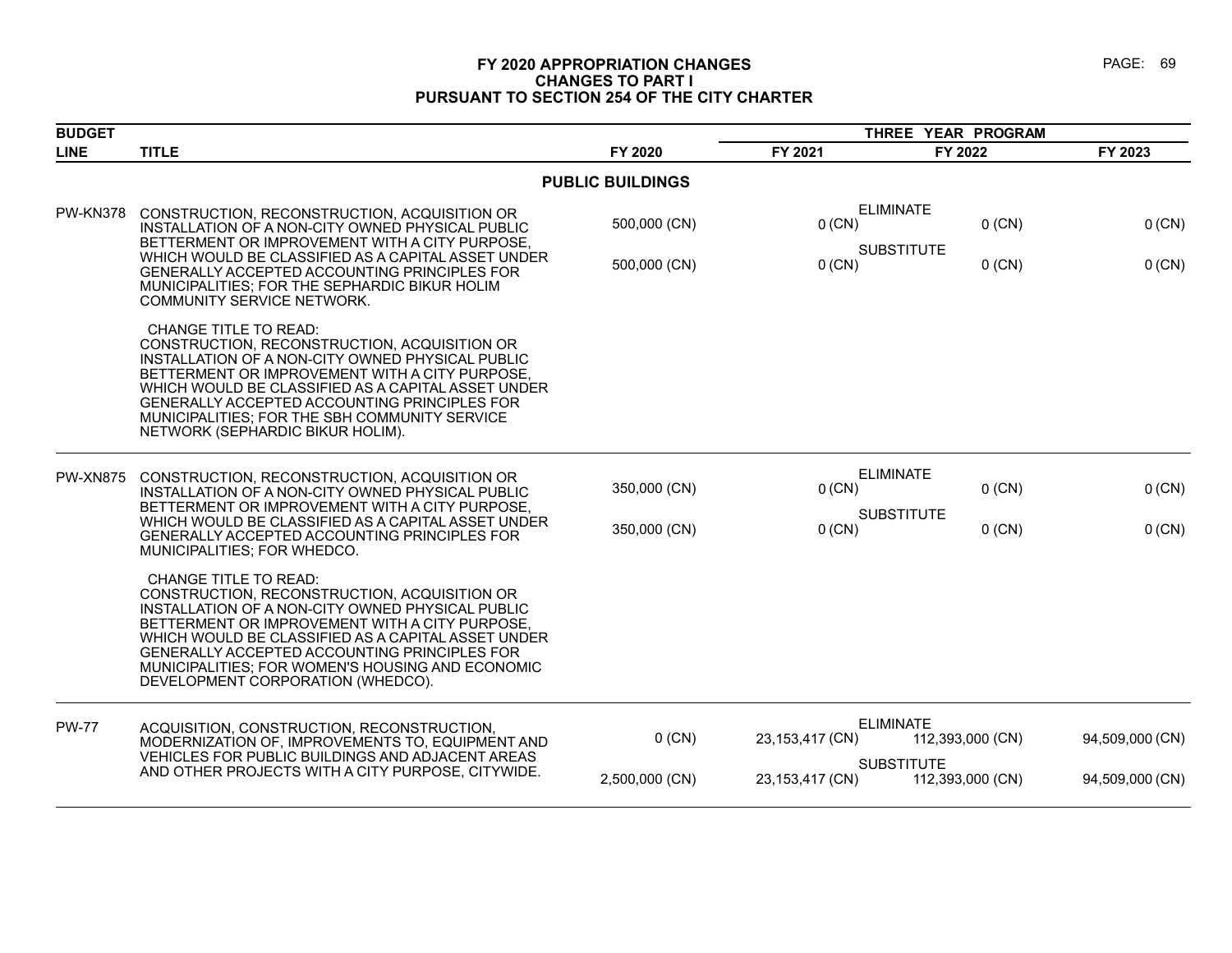# FY 2020 APPROPRIATION CHANGES
## CHANGES TO PART I
## PURSUANT TO SECTION 254 OF THE CITY CHARTER

| BUDGET | | | THREE YEAR PROGRAM | | |
|---|---|---|---|---|---|
| LINE | TITLE | FY 2020 | FY 2021 | FY 2022 | FY 2023 |
| | **PUBLIC BUILDINGS** | | | | |
| PW-KN378 | CONSTRUCTION, RECONSTRUCTION, ACQUISITION OR INSTALLATION OF A NON-CITY OWNED PHYSICAL PUBLIC BETTERMENT OR IMPROVEMENT WITH A CITY PURPOSE, WHICH WOULD BE CLASSIFIED AS A CAPITAL ASSET UNDER GENERALLY ACCEPTED ACCOUNTING PRINCIPLES FOR MUNICIPALITIES; FOR THE SEPHARDIC BIKUR HOLIM COMMUNITY SERVICE NETWORK. | ELIMINATE<br>500,000 (CN) | 0 (CN) | 0 (CN) | 0 (CN) |
| | | SUBSTITUTE<br>500,000 (CN) | 0 (CN) | 0 (CN) | 0 (CN) |
| | CHANGE TITLE TO READ:<br>CONSTRUCTION, RECONSTRUCTION, ACQUISITION OR INSTALLATION OF A NON-CITY OWNED PHYSICAL PUBLIC BETTERMENT OR IMPROVEMENT WITH A CITY PURPOSE, WHICH WOULD BE CLASSIFIED AS A CAPITAL ASSET UNDER GENERALLY ACCEPTED ACCOUNTING PRINCIPLES FOR MUNICIPALITIES; FOR THE SBH COMMUNITY SERVICE NETWORK (SEPHARDIC BIKUR HOLIM). | | | | |
| PW-XN875 | CONSTRUCTION, RECONSTRUCTION, ACQUISITION OR INSTALLATION OF A NON-CITY OWNED PHYSICAL PUBLIC BETTERMENT OR IMPROVEMENT WITH A CITY PURPOSE, WHICH WOULD BE CLASSIFIED AS A CAPITAL ASSET UNDER GENERALLY ACCEPTED ACCOUNTING PRINCIPLES FOR MUNICIPALITIES; FOR WHEDCO. | ELIMINATE<br>350,000 (CN) | 0 (CN) | 0 (CN) | 0 (CN) |
| | | SUBSTITUTE<br>350,000 (CN) | 0 (CN) | 0 (CN) | 0 (CN) |
| | CHANGE TITLE TO READ:<br>CONSTRUCTION, RECONSTRUCTION, ACQUISITION OR INSTALLATION OF A NON-CITY OWNED PHYSICAL PUBLIC BETTERMENT OR IMPROVEMENT WITH A CITY PURPOSE, WHICH WOULD BE CLASSIFIED AS A CAPITAL ASSET UNDER GENERALLY ACCEPTED ACCOUNTING PRINCIPLES FOR MUNICIPALITIES; FOR WOMEN'S HOUSING AND ECONOMIC DEVELOPMENT CORPORATION (WHEDCO). | | | | |
| PW-77 | ACQUISITION, CONSTRUCTION, RECONSTRUCTION, MODERNIZATION OF, IMPROVEMENTS TO, EQUIPMENT AND VEHICLES FOR PUBLIC BUILDINGS AND ADJACENT AREAS AND OTHER PROJECTS WITH A CITY PURPOSE, CITYWIDE. | ELIMINATE<br>0 (CN) | 23,153,417 (CN) | 112,393,000 (CN) | 94,509,000 (CN) |
| | | SUBSTITUTE<br>2,500,000 (CN) | 23,153,417 (CN) | 112,393,000 (CN) | 94,509,000 (CN) |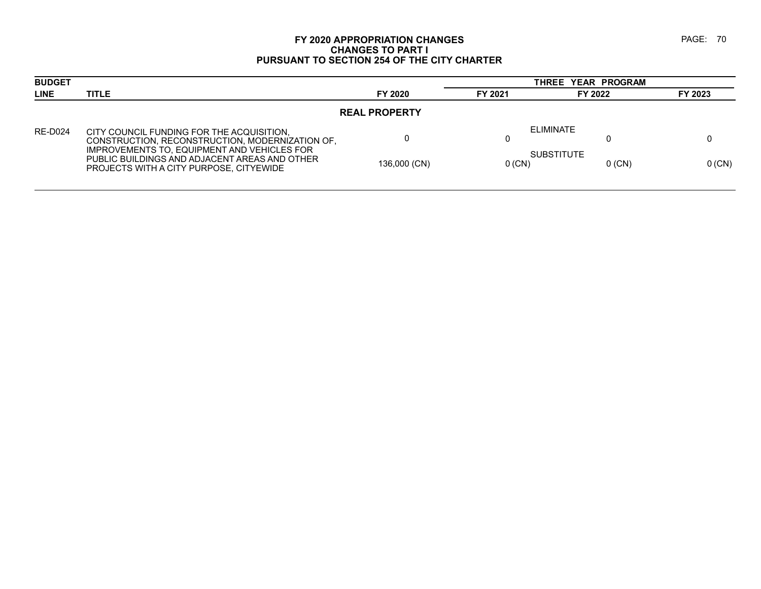# FY 2020 APPROPRIATION CHANGES
## CHANGES TO PART I
## PURSUANT TO SECTION 254 OF THE CITY CHARTER

| BUDGET | | | THREE YEAR PROGRAM | | |
|---|---|---|---|---|---|
| LINE | TITLE | FY 2020 | FY 2021 | FY 2022 | FY 2023 |
| | **REAL PROPERTY** | | | | |
| RE-D024 | CITY COUNCIL FUNDING FOR THE ACQUISITION, CONSTRUCTION, RECONSTRUCTION, MODERNIZATION OF, IMPROVEMENTS TO, EQUIPMENT AND VEHICLES FOR PUBLIC BUILDINGS AND ADJACENT AREAS AND OTHER PROJECTS WITH A CITY PURPOSE, CITYWIDE | | | ELIMINATE | |
| | | 0 | 0 | 0 | 0 |
| | | | | SUBSTITUTE | |
| | | 136,000 (CN) | 0 (CN) | 0 (CN) | 0 (CN) |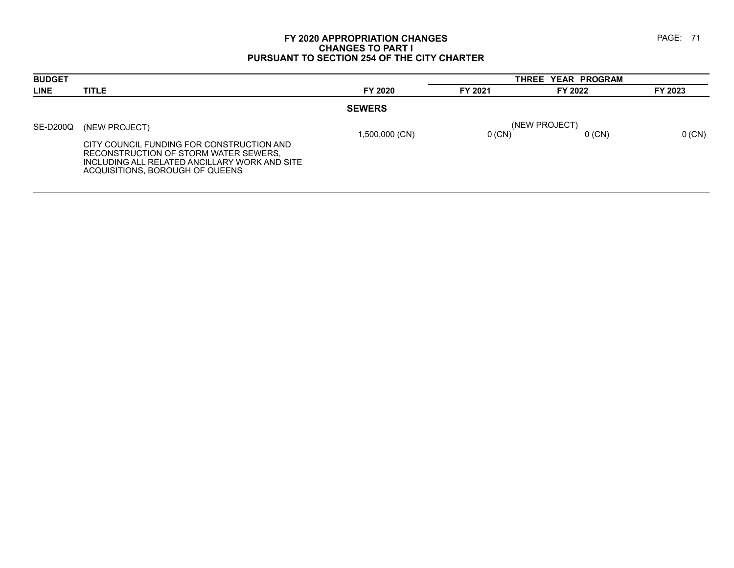# FY 2020 APPROPRIATION CHANGES
## CHANGES TO PART I
## PURSUANT TO SECTION 254 OF THE CITY CHARTER

| BUDGET LINE | TITLE | FY 2020 | THREE YEAR PROGRAM FY 2021 | FY 2022 | FY 2023 |
|---|---|---|---|---|---|
| | | **SEWERS** | | | |
| SE-D200Q | (NEW PROJECT) CITY COUNCIL FUNDING FOR CONSTRUCTION AND RECONSTRUCTION OF STORM WATER SEWERS, INCLUDING ALL RELATED ANCILLARY WORK AND SITE ACQUISITIONS, BOROUGH OF QUEENS | 1,500,000 (CN) | (NEW PROJECT) 0 (CN) | 0 (CN) | 0 (CN) |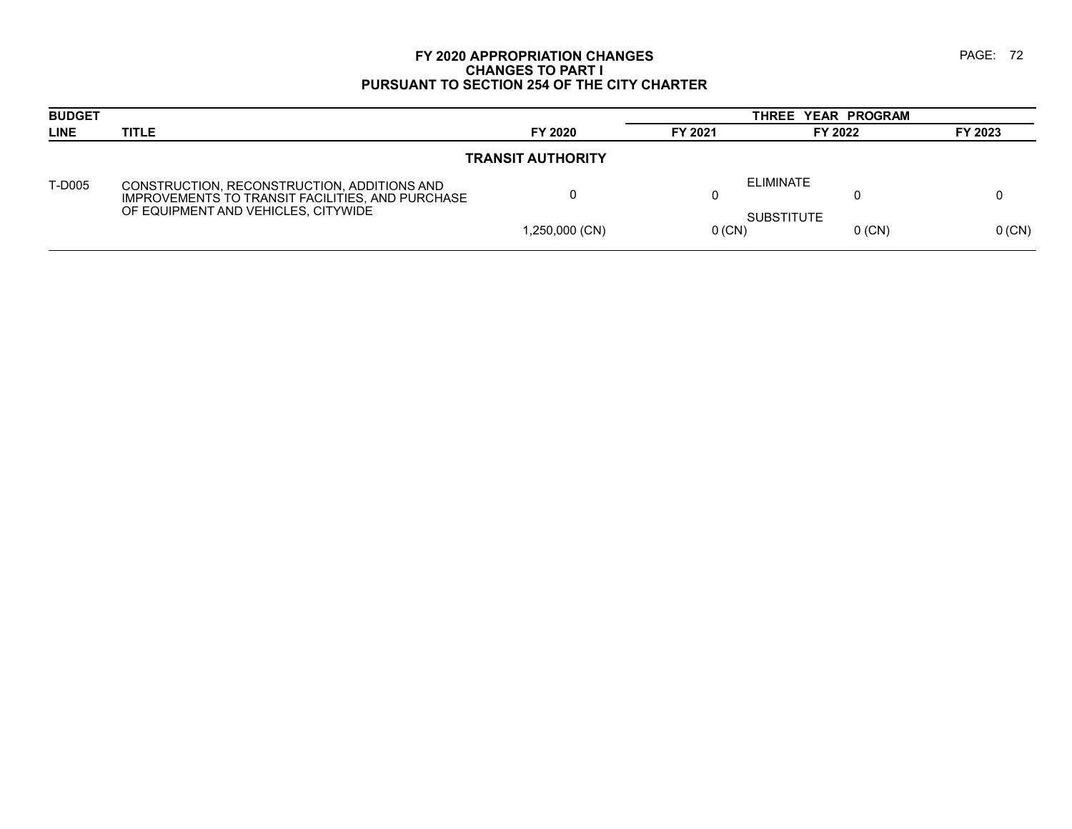# FY 2020 APPROPRIATION CHANGES
## CHANGES TO PART I
## PURSUANT TO SECTION 254 OF THE CITY CHARTER

| BUDGET LINE | TITLE | FY 2020 | THREE YEAR PROGRAM FY 2021 | FY 2022 | FY 2023 |
|---|---|---|---|---|---|
| | **TRANSIT AUTHORITY** | | | | |
| T-D005 | CONSTRUCTION, RECONSTRUCTION, ADDITIONS AND IMPROVEMENTS TO TRANSIT FACILITIES, AND PURCHASE OF EQUIPMENT AND VEHICLES, CITYWIDE | | ELIMINATE | | |
| | | 0 | 0 | 0 | 0 |
| | | | SUBSTITUTE | | |
| | | 1,250,000 (CN) | 0 (CN) | 0 (CN) | 0 (CN) |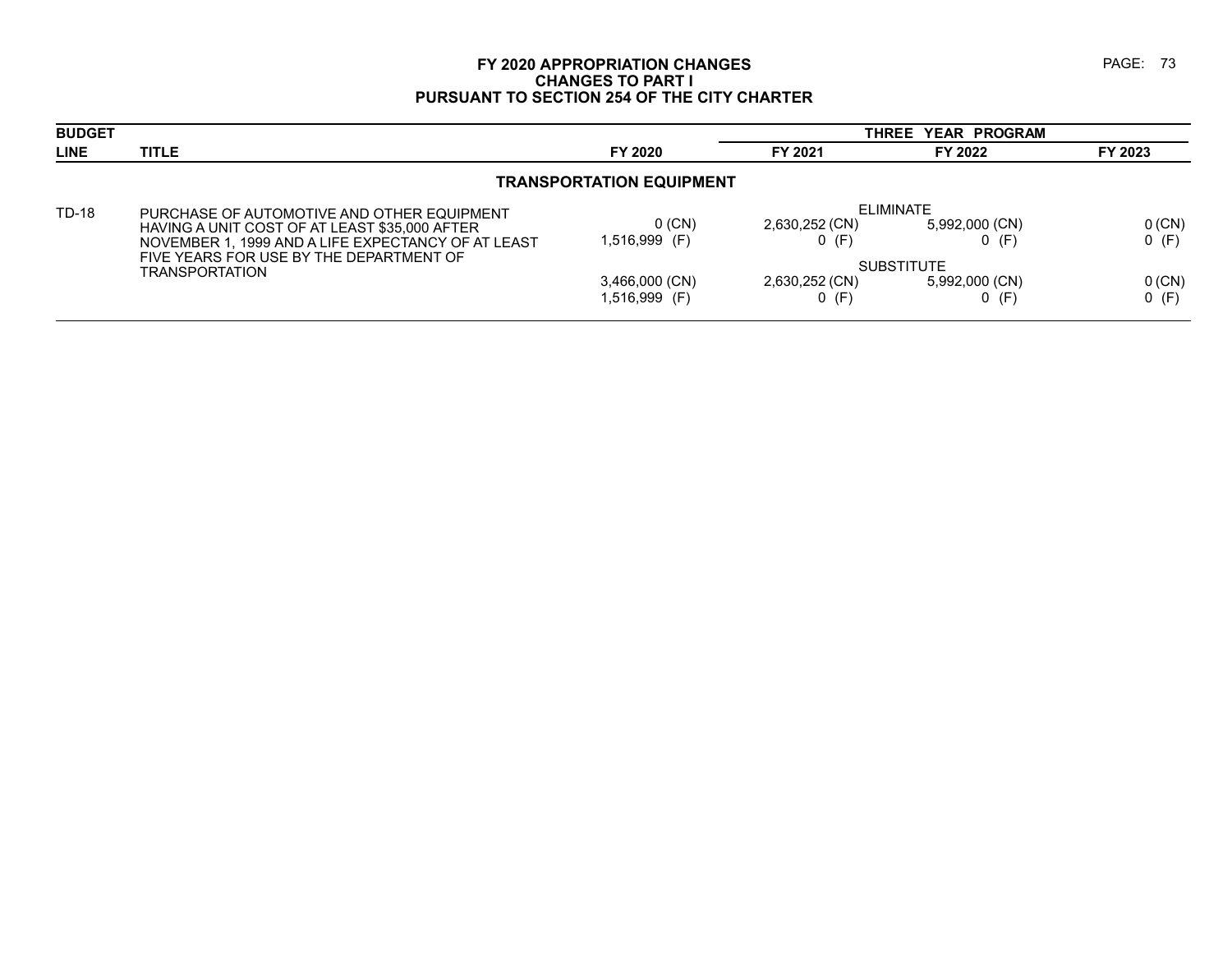# FY 2020 APPROPRIATION CHANGES
## CHANGES TO PART I
## PURSUANT TO SECTION 254 OF THE CITY CHARTER

| BUDGET LINE | TITLE | FY 2020 | FY 2021 | FY 2022 | FY 2023 |
|---|---|---|---|---|---|
| | | | THREE YEAR PROGRAM | | |
| | **TRANSPORTATION EQUIPMENT** | | | | |
| TD-18 | PURCHASE OF AUTOMOTIVE AND OTHER EQUIPMENT HAVING A UNIT COST OF AT LEAST $35,000 AFTER NOVEMBER 1, 1999 AND A LIFE EXPECTANCY OF AT LEAST FIVE YEARS FOR USE BY THE DEPARTMENT OF TRANSPORTATION | | ELIMINATE | | |
| | | 0 (CN) | 2,630,252 (CN) | 5,992,000 (CN) | 0 (CN) |
| | | 1,516,999 (F) | 0 (F) | 0 (F) | 0 (F) |
| | | | SUBSTITUTE | | |
| | | 3,466,000 (CN) | 2,630,252 (CN) | 5,992,000 (CN) | 0 (CN) |
| | | 1,516,999 (F) | 0 (F) | 0 (F) | 0 (F) |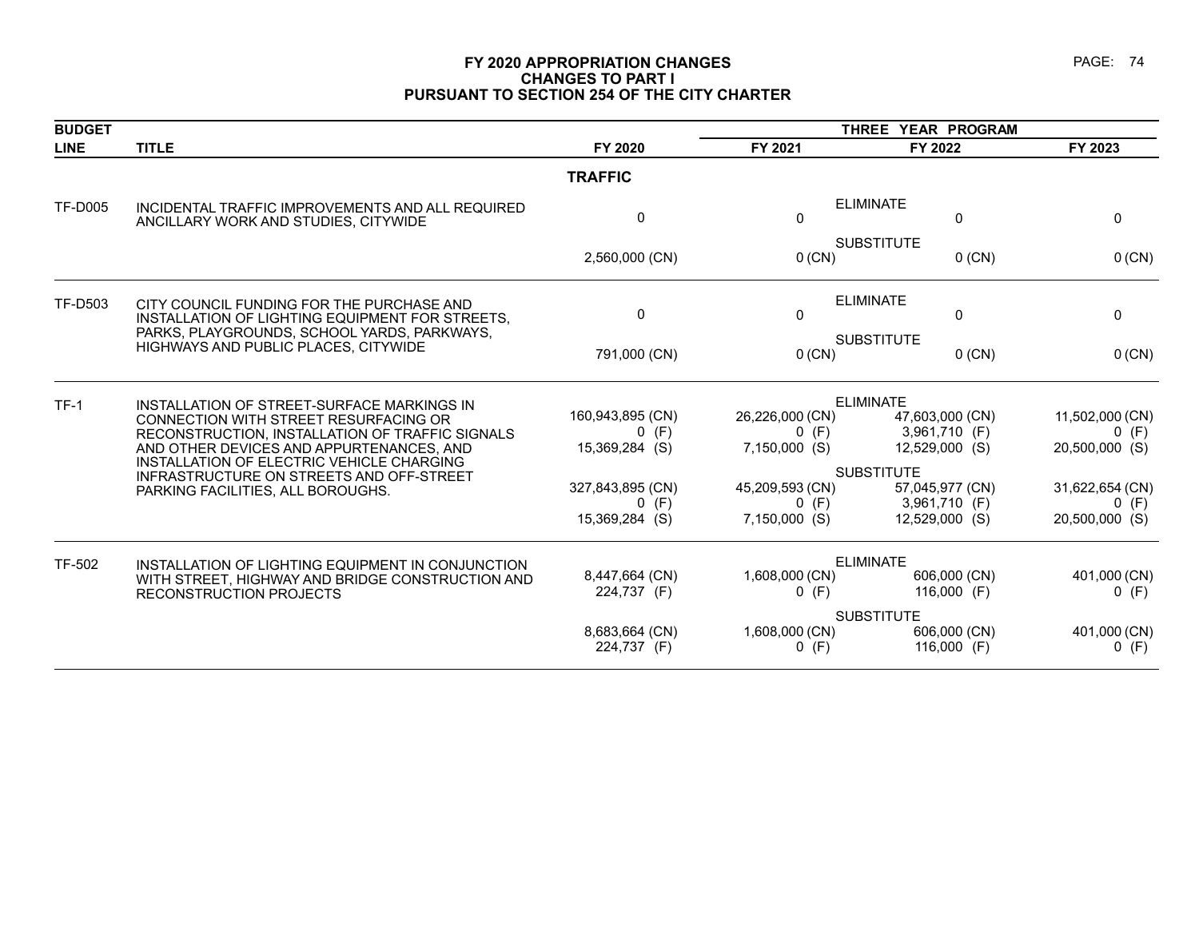# FY 2020 APPROPRIATION CHANGES
## CHANGES TO PART I
## PURSUANT TO SECTION 254 OF THE CITY CHARTER

| BUDGET LINE | TITLE | | FY 2020 | FY 2021 | FY 2022 | FY 2023 |
|---|---|---|---|---|---|---|
| | | | | THREE YEAR PROGRAM | | |
| | | | **TRAFFIC** | | | |
| TF-D005 | INCIDENTAL TRAFFIC IMPROVEMENTS AND ALL REQUIRED ANCILLARY WORK AND STUDIES, CITYWIDE | ELIMINATE | 0 | 0 | 0 | 0 |
| | | SUBSTITUTE | 2,560,000 (CN) | 0 (CN) | 0 (CN) | 0 (CN) |
| TF-D503 | CITY COUNCIL FUNDING FOR THE PURCHASE AND INSTALLATION OF LIGHTING EQUIPMENT FOR STREETS, PARKS, PLAYGROUNDS, SCHOOL YARDS, PARKWAYS, HIGHWAYS AND PUBLIC PLACES, CITYWIDE | ELIMINATE | 0 | 0 | 0 | 0 |
| | | SUBSTITUTE | 791,000 (CN) | 0 (CN) | 0 (CN) | 0 (CN) |
| TF-1 | INSTALLATION OF STREET-SURFACE MARKINGS IN CONNECTION WITH STREET RESURFACING OR RECONSTRUCTION, INSTALLATION OF TRAFFIC SIGNALS AND OTHER DEVICES AND APPURTENANCES, AND INSTALLATION OF ELECTRIC VEHICLE CHARGING INFRASTRUCTURE ON STREETS AND OFF-STREET PARKING FACILITIES, ALL BOROUGHS. | ELIMINATE | 160,943,895 (CN) | 26,226,000 (CN) | 47,603,000 (CN) | 11,502,000 (CN) |
| | | | 0 (F) | 0 (F) | 3,961,710 (F) | 0 (F) |
| | | | 15,369,284 (S) | 7,150,000 (S) | 12,529,000 (S) | 20,500,000 (S) |
| | | SUBSTITUTE | 327,843,895 (CN) | 45,209,593 (CN) | 57,045,977 (CN) | 31,622,654 (CN) |
| | | | 0 (F) | 0 (F) | 3,961,710 (F) | 0 (F) |
| | | | 15,369,284 (S) | 7,150,000 (S) | 12,529,000 (S) | 20,500,000 (S) |
| TF-502 | INSTALLATION OF LIGHTING EQUIPMENT IN CONJUNCTION WITH STREET, HIGHWAY AND BRIDGE CONSTRUCTION AND RECONSTRUCTION PROJECTS | ELIMINATE | 8,447,664 (CN) | 1,608,000 (CN) | 606,000 (CN) | 401,000 (CN) |
| | | | 224,737 (F) | 0 (F) | 116,000 (F) | 0 (F) |
| | | SUBSTITUTE | 8,683,664 (CN) | 1,608,000 (CN) | 606,000 (CN) | 401,000 (CN) |
| | | | 224,737 (F) | 0 (F) | 116,000 (F) | 0 (F) |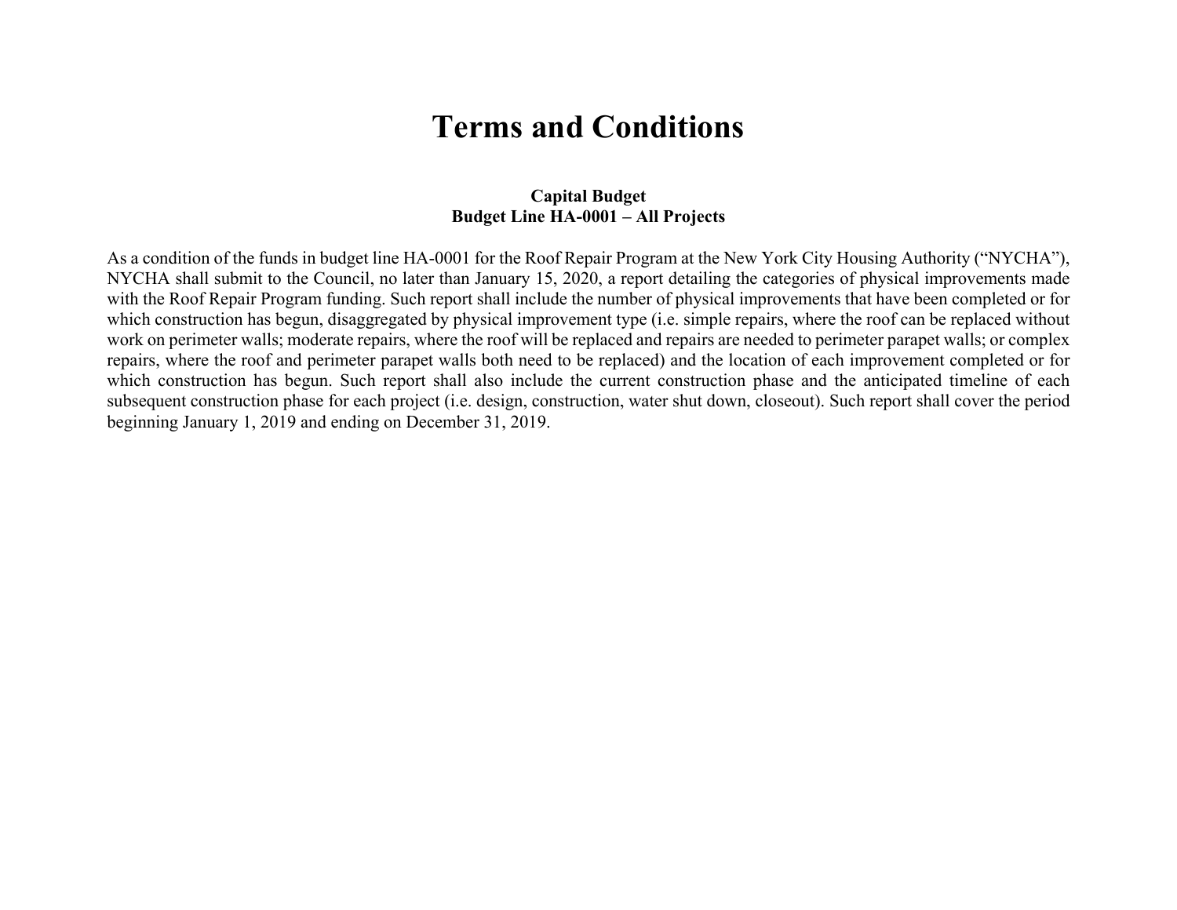# Terms and Conditions

**Capital Budget**
**Budget Line HA-0001 – All Projects**

As a condition of the funds in budget line HA-0001 for the Roof Repair Program at the New York City Housing Authority ("NYCHA"), NYCHA shall submit to the Council, no later than January 15, 2020, a report detailing the categories of physical improvements made with the Roof Repair Program funding. Such report shall include the number of physical improvements that have been completed or for which construction has begun, disaggregated by physical improvement type (i.e. simple repairs, where the roof can be replaced without work on perimeter walls; moderate repairs, where the roof will be replaced and repairs are needed to perimeter parapet walls; or complex repairs, where the roof and perimeter parapet walls both need to be replaced) and the location of each improvement completed or for which construction has begun. Such report shall also include the current construction phase and the anticipated timeline of each subsequent construction phase for each project (i.e. design, construction, water shut down, closeout). Such report shall cover the period beginning January 1, 2019 and ending on December 31, 2019.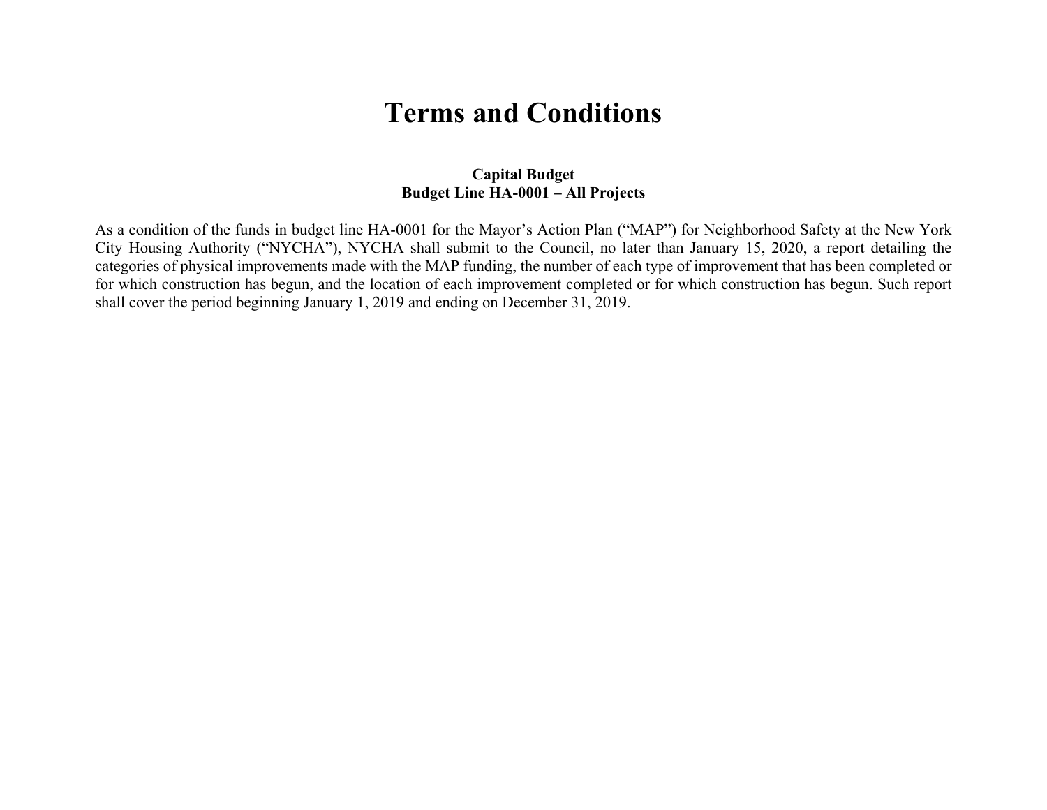# Terms and Conditions

**Capital Budget**
**Budget Line HA-0001 – All Projects**

As a condition of the funds in budget line HA-0001 for the Mayor's Action Plan ("MAP") for Neighborhood Safety at the New York City Housing Authority ("NYCHA"), NYCHA shall submit to the Council, no later than January 15, 2020, a report detailing the categories of physical improvements made with the MAP funding, the number of each type of improvement that has been completed or for which construction has begun, and the location of each improvement completed or for which construction has begun. Such report shall cover the period beginning January 1, 2019 and ending on December 31, 2019.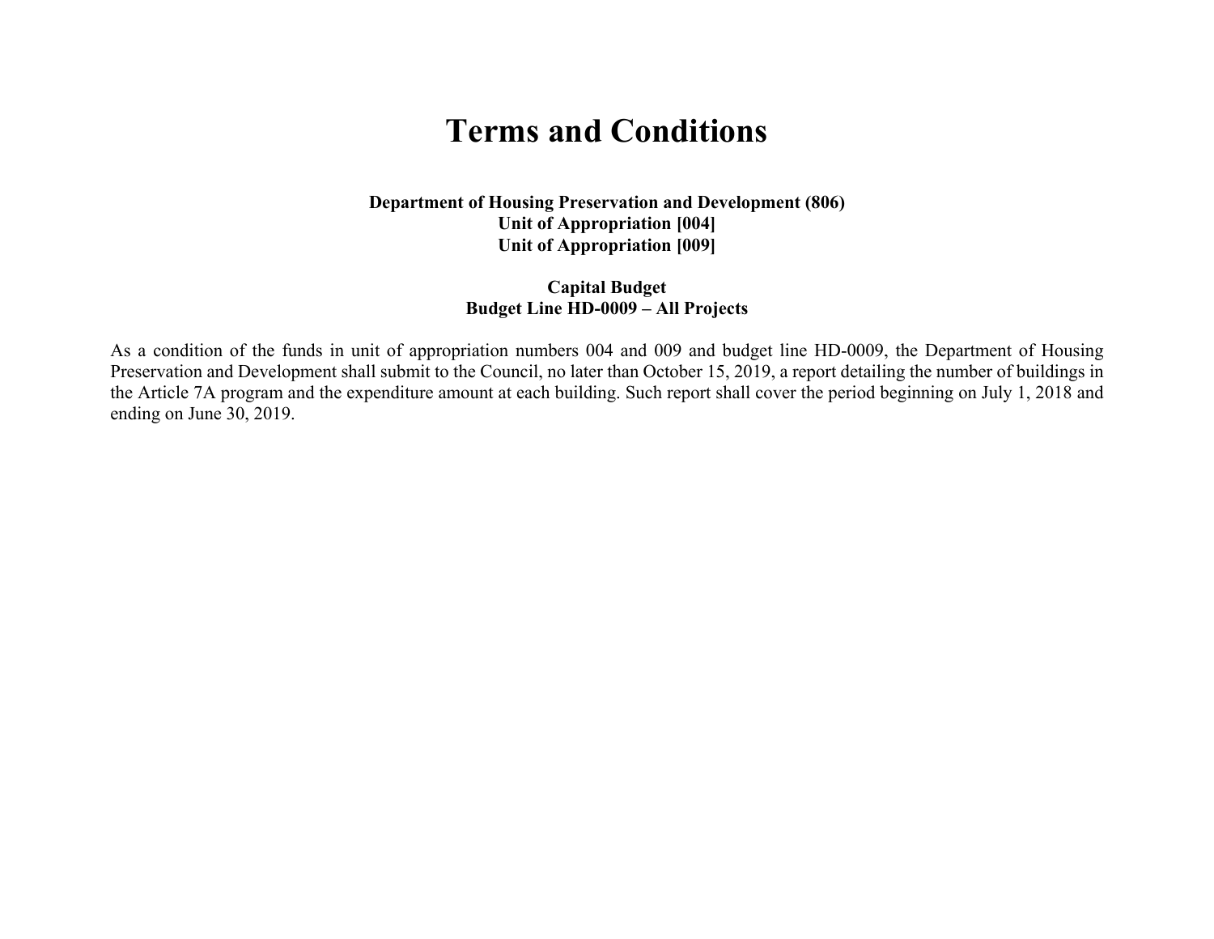# Terms and Conditions

**Department of Housing Preservation and Development (806)**
**Unit of Appropriation [004]**
**Unit of Appropriation [009]**

**Capital Budget**
**Budget Line HD-0009 – All Projects**

As a condition of the funds in unit of appropriation numbers 004 and 009 and budget line HD-0009, the Department of Housing Preservation and Development shall submit to the Council, no later than October 15, 2019, a report detailing the number of buildings in the Article 7A program and the expenditure amount at each building. Such report shall cover the period beginning on July 1, 2018 and ending on June 30, 2019.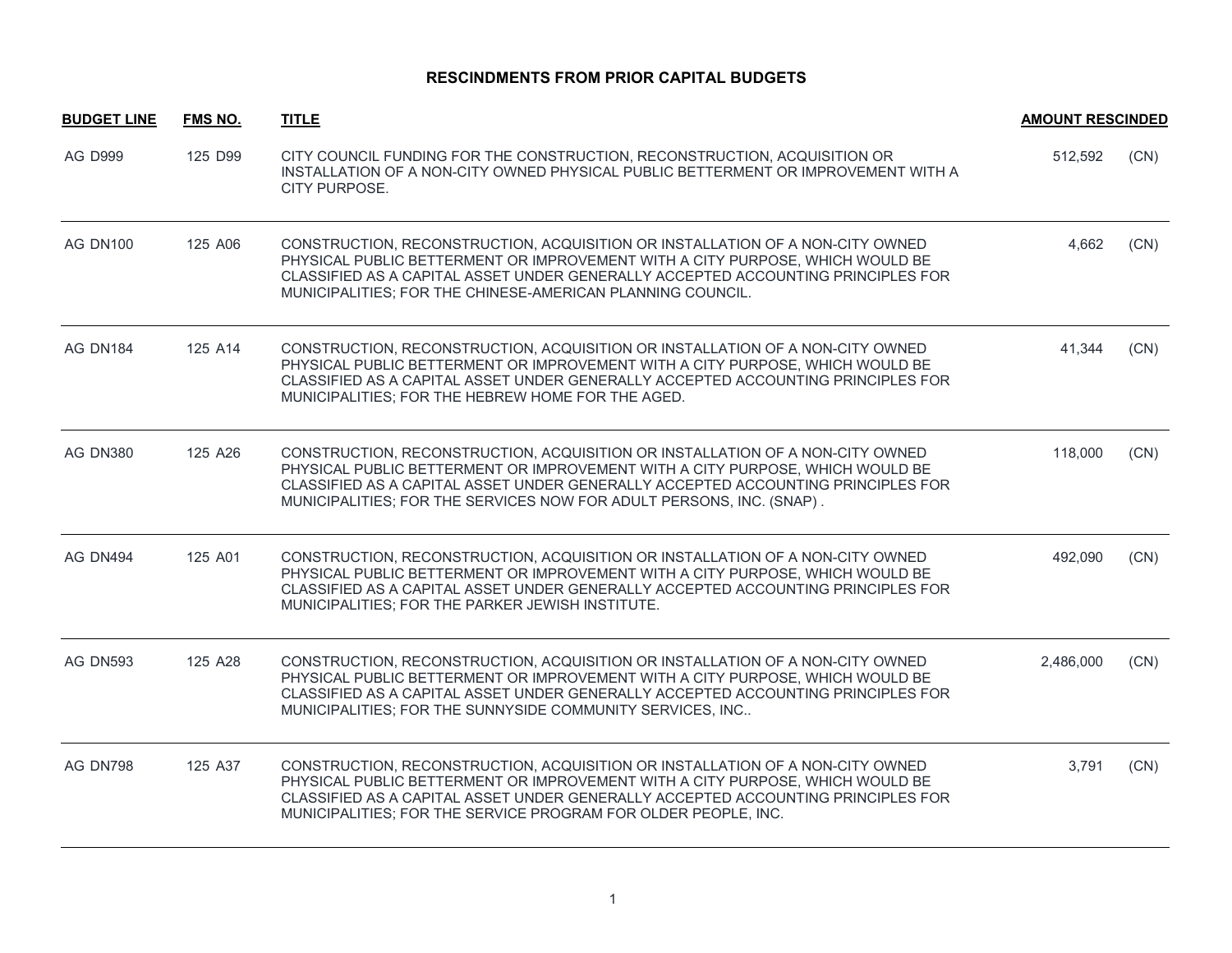# RESCINDMENTS FROM PRIOR CAPITAL BUDGETS

| BUDGET LINE | FMS NO. | TITLE | AMOUNT RESCINDED | |
|---|---|---|---|---|
| AG D999 | 125 D99 | CITY COUNCIL FUNDING FOR THE CONSTRUCTION, RECONSTRUCTION, ACQUISITION OR INSTALLATION OF A NON-CITY OWNED PHYSICAL PUBLIC BETTERMENT OR IMPROVEMENT WITH A CITY PURPOSE. | 512,592 | (CN) |
| AG DN100 | 125 A06 | CONSTRUCTION, RECONSTRUCTION, ACQUISITION OR INSTALLATION OF A NON-CITY OWNED PHYSICAL PUBLIC BETTERMENT OR IMPROVEMENT WITH A CITY PURPOSE, WHICH WOULD BE CLASSIFIED AS A CAPITAL ASSET UNDER GENERALLY ACCEPTED ACCOUNTING PRINCIPLES FOR MUNICIPALITIES; FOR THE CHINESE-AMERICAN PLANNING COUNCIL. | 4,662 | (CN) |
| AG DN184 | 125 A14 | CONSTRUCTION, RECONSTRUCTION, ACQUISITION OR INSTALLATION OF A NON-CITY OWNED PHYSICAL PUBLIC BETTERMENT OR IMPROVEMENT WITH A CITY PURPOSE, WHICH WOULD BE CLASSIFIED AS A CAPITAL ASSET UNDER GENERALLY ACCEPTED ACCOUNTING PRINCIPLES FOR MUNICIPALITIES; FOR THE HEBREW HOME FOR THE AGED. | 41,344 | (CN) |
| AG DN380 | 125 A26 | CONSTRUCTION, RECONSTRUCTION, ACQUISITION OR INSTALLATION OF A NON-CITY OWNED PHYSICAL PUBLIC BETTERMENT OR IMPROVEMENT WITH A CITY PURPOSE, WHICH WOULD BE CLASSIFIED AS A CAPITAL ASSET UNDER GENERALLY ACCEPTED ACCOUNTING PRINCIPLES FOR MUNICIPALITIES; FOR THE SERVICES NOW FOR ADULT PERSONS, INC. (SNAP) . | 118,000 | (CN) |
| AG DN494 | 125 A01 | CONSTRUCTION, RECONSTRUCTION, ACQUISITION OR INSTALLATION OF A NON-CITY OWNED PHYSICAL PUBLIC BETTERMENT OR IMPROVEMENT WITH A CITY PURPOSE, WHICH WOULD BE CLASSIFIED AS A CAPITAL ASSET UNDER GENERALLY ACCEPTED ACCOUNTING PRINCIPLES FOR MUNICIPALITIES; FOR THE PARKER JEWISH INSTITUTE. | 492,090 | (CN) |
| AG DN593 | 125 A28 | CONSTRUCTION, RECONSTRUCTION, ACQUISITION OR INSTALLATION OF A NON-CITY OWNED PHYSICAL PUBLIC BETTERMENT OR IMPROVEMENT WITH A CITY PURPOSE, WHICH WOULD BE CLASSIFIED AS A CAPITAL ASSET UNDER GENERALLY ACCEPTED ACCOUNTING PRINCIPLES FOR MUNICIPALITIES; FOR THE SUNNYSIDE COMMUNITY SERVICES, INC.. | 2,486,000 | (CN) |
| AG DN798 | 125 A37 | CONSTRUCTION, RECONSTRUCTION, ACQUISITION OR INSTALLATION OF A NON-CITY OWNED PHYSICAL PUBLIC BETTERMENT OR IMPROVEMENT WITH A CITY PURPOSE, WHICH WOULD BE CLASSIFIED AS A CAPITAL ASSET UNDER GENERALLY ACCEPTED ACCOUNTING PRINCIPLES FOR MUNICIPALITIES; FOR THE SERVICE PROGRAM FOR OLDER PEOPLE, INC. | 3,791 | (CN) |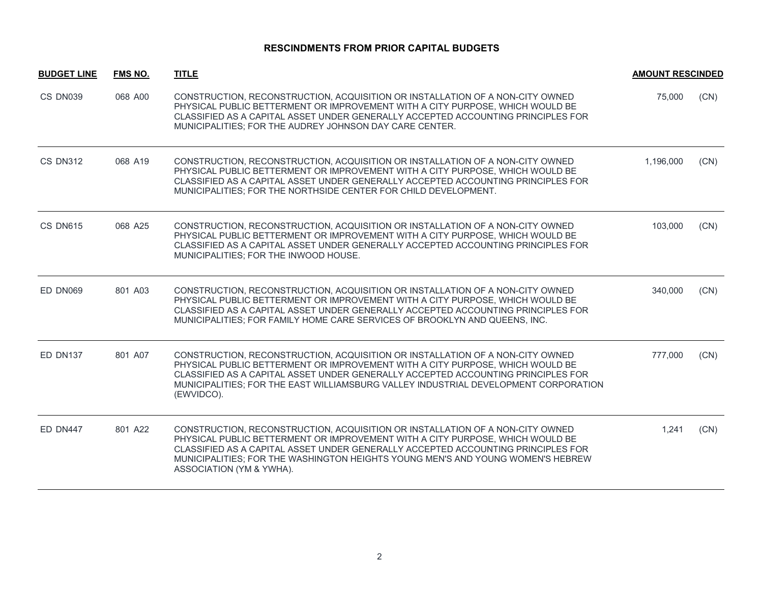## RESCINDMENTS FROM PRIOR CAPITAL BUDGETS

| BUDGET LINE | FMS NO. | TITLE | AMOUNT RESCINDED | |
|---|---|---|---|---|
| CS DN039 | 068 A00 | CONSTRUCTION, RECONSTRUCTION, ACQUISITION OR INSTALLATION OF A NON-CITY OWNED PHYSICAL PUBLIC BETTERMENT OR IMPROVEMENT WITH A CITY PURPOSE, WHICH WOULD BE CLASSIFIED AS A CAPITAL ASSET UNDER GENERALLY ACCEPTED ACCOUNTING PRINCIPLES FOR MUNICIPALITIES; FOR THE AUDREY JOHNSON DAY CARE CENTER. | 75,000 | (CN) |
| CS DN312 | 068 A19 | CONSTRUCTION, RECONSTRUCTION, ACQUISITION OR INSTALLATION OF A NON-CITY OWNED PHYSICAL PUBLIC BETTERMENT OR IMPROVEMENT WITH A CITY PURPOSE, WHICH WOULD BE CLASSIFIED AS A CAPITAL ASSET UNDER GENERALLY ACCEPTED ACCOUNTING PRINCIPLES FOR MUNICIPALITIES; FOR THE NORTHSIDE CENTER FOR CHILD DEVELOPMENT. | 1,196,000 | (CN) |
| CS DN615 | 068 A25 | CONSTRUCTION, RECONSTRUCTION, ACQUISITION OR INSTALLATION OF A NON-CITY OWNED PHYSICAL PUBLIC BETTERMENT OR IMPROVEMENT WITH A CITY PURPOSE, WHICH WOULD BE CLASSIFIED AS A CAPITAL ASSET UNDER GENERALLY ACCEPTED ACCOUNTING PRINCIPLES FOR MUNICIPALITIES; FOR THE INWOOD HOUSE. | 103,000 | (CN) |
| ED DN069 | 801 A03 | CONSTRUCTION, RECONSTRUCTION, ACQUISITION OR INSTALLATION OF A NON-CITY OWNED PHYSICAL PUBLIC BETTERMENT OR IMPROVEMENT WITH A CITY PURPOSE, WHICH WOULD BE CLASSIFIED AS A CAPITAL ASSET UNDER GENERALLY ACCEPTED ACCOUNTING PRINCIPLES FOR MUNICIPALITIES; FOR FAMILY HOME CARE SERVICES OF BROOKLYN AND QUEENS, INC. | 340,000 | (CN) |
| ED DN137 | 801 A07 | CONSTRUCTION, RECONSTRUCTION, ACQUISITION OR INSTALLATION OF A NON-CITY OWNED PHYSICAL PUBLIC BETTERMENT OR IMPROVEMENT WITH A CITY PURPOSE, WHICH WOULD BE CLASSIFIED AS A CAPITAL ASSET UNDER GENERALLY ACCEPTED ACCOUNTING PRINCIPLES FOR MUNICIPALITIES; FOR THE EAST WILLIAMSBURG VALLEY INDUSTRIAL DEVELOPMENT CORPORATION (EWVIDCO). | 777,000 | (CN) |
| ED DN447 | 801 A22 | CONSTRUCTION, RECONSTRUCTION, ACQUISITION OR INSTALLATION OF A NON-CITY OWNED PHYSICAL PUBLIC BETTERMENT OR IMPROVEMENT WITH A CITY PURPOSE, WHICH WOULD BE CLASSIFIED AS A CAPITAL ASSET UNDER GENERALLY ACCEPTED ACCOUNTING PRINCIPLES FOR MUNICIPALITIES; FOR THE WASHINGTON HEIGHTS YOUNG MEN'S AND YOUNG WOMEN'S HEBREW ASSOCIATION (YM & YWHA). | 1,241 | (CN) |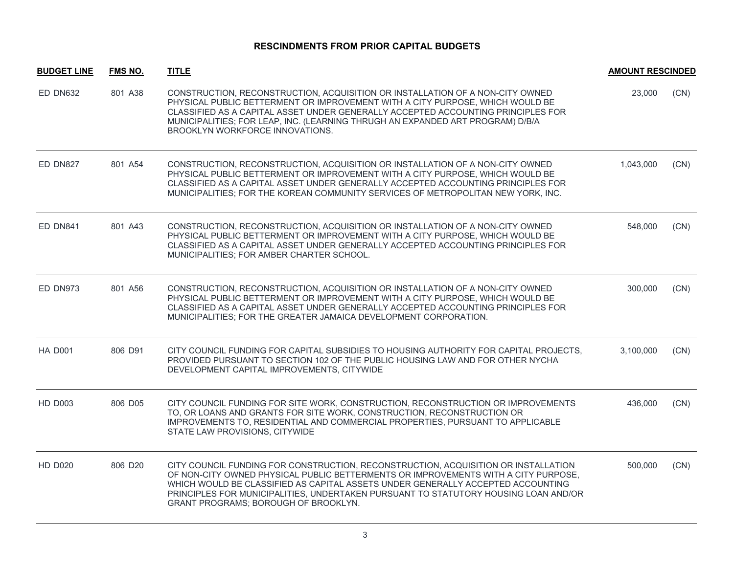## RESCINDMENTS FROM PRIOR CAPITAL BUDGETS

| BUDGET LINE | FMS NO. | TITLE | AMOUNT RESCINDED | |
|---|---|---|---|---|
| ED DN632 | 801 A38 | CONSTRUCTION, RECONSTRUCTION, ACQUISITION OR INSTALLATION OF A NON-CITY OWNED PHYSICAL PUBLIC BETTERMENT OR IMPROVEMENT WITH A CITY PURPOSE, WHICH WOULD BE CLASSIFIED AS A CAPITAL ASSET UNDER GENERALLY ACCEPTED ACCOUNTING PRINCIPLES FOR MUNICIPALITIES; FOR LEAP, INC. (LEARNING THRUGH AN EXPANDED ART PROGRAM) D/B/A BROOKLYN WORKFORCE INNOVATIONS. | 23,000 | (CN) |
| ED DN827 | 801 A54 | CONSTRUCTION, RECONSTRUCTION, ACQUISITION OR INSTALLATION OF A NON-CITY OWNED PHYSICAL PUBLIC BETTERMENT OR IMPROVEMENT WITH A CITY PURPOSE, WHICH WOULD BE CLASSIFIED AS A CAPITAL ASSET UNDER GENERALLY ACCEPTED ACCOUNTING PRINCIPLES FOR MUNICIPALITIES; FOR THE KOREAN COMMUNITY SERVICES OF METROPOLITAN NEW YORK, INC. | 1,043,000 | (CN) |
| ED DN841 | 801 A43 | CONSTRUCTION, RECONSTRUCTION, ACQUISITION OR INSTALLATION OF A NON-CITY OWNED PHYSICAL PUBLIC BETTERMENT OR IMPROVEMENT WITH A CITY PURPOSE, WHICH WOULD BE CLASSIFIED AS A CAPITAL ASSET UNDER GENERALLY ACCEPTED ACCOUNTING PRINCIPLES FOR MUNICIPALITIES; FOR AMBER CHARTER SCHOOL. | 548,000 | (CN) |
| ED DN973 | 801 A56 | CONSTRUCTION, RECONSTRUCTION, ACQUISITION OR INSTALLATION OF A NON-CITY OWNED PHYSICAL PUBLIC BETTERMENT OR IMPROVEMENT WITH A CITY PURPOSE, WHICH WOULD BE CLASSIFIED AS A CAPITAL ASSET UNDER GENERALLY ACCEPTED ACCOUNTING PRINCIPLES FOR MUNICIPALITIES; FOR THE GREATER JAMAICA DEVELOPMENT CORPORATION. | 300,000 | (CN) |
| HA D001 | 806 D91 | CITY COUNCIL FUNDING FOR CAPITAL SUBSIDIES TO HOUSING AUTHORITY FOR CAPITAL PROJECTS, PROVIDED PURSUANT TO SECTION 102 OF THE PUBLIC HOUSING LAW AND FOR OTHER NYCHA DEVELOPMENT CAPITAL IMPROVEMENTS, CITYWIDE | 3,100,000 | (CN) |
| HD D003 | 806 D05 | CITY COUNCIL FUNDING FOR SITE WORK, CONSTRUCTION, RECONSTRUCTION OR IMPROVEMENTS TO, OR LOANS AND GRANTS FOR SITE WORK, CONSTRUCTION, RECONSTRUCTION OR IMPROVEMENTS TO, RESIDENTIAL AND COMMERCIAL PROPERTIES, PURSUANT TO APPLICABLE STATE LAW PROVISIONS, CITYWIDE | 436,000 | (CN) |
| HD D020 | 806 D20 | CITY COUNCIL FUNDING FOR CONSTRUCTION, RECONSTRUCTION, ACQUISITION OR INSTALLATION OF NON-CITY OWNED PHYSICAL PUBLIC BETTERMENTS OR IMPROVEMENTS WITH A CITY PURPOSE, WHICH WOULD BE CLASSIFIED AS CAPITAL ASSETS UNDER GENERALLY ACCEPTED ACCOUNTING PRINCIPLES FOR MUNICIPALITIES, UNDERTAKEN PURSUANT TO STATUTORY HOUSING LOAN AND/OR GRANT PROGRAMS; BOROUGH OF BROOKLYN. | 500,000 | (CN) |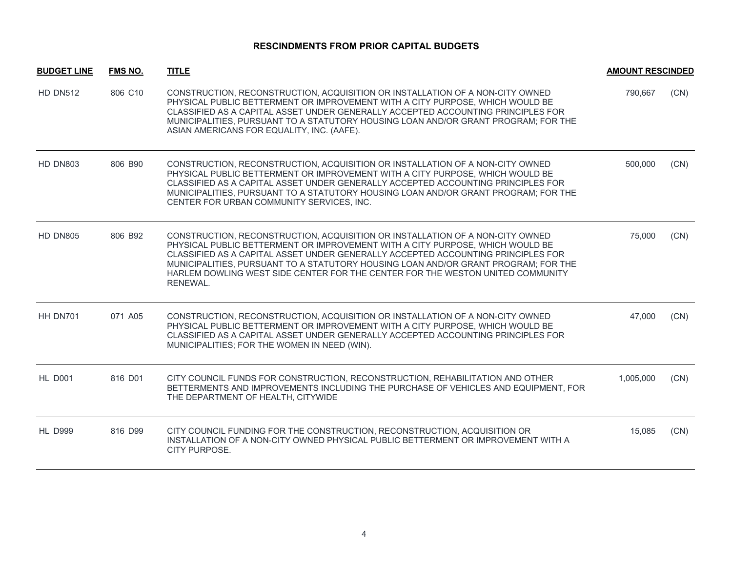## RESCINDMENTS FROM PRIOR CAPITAL BUDGETS

| BUDGET LINE | FMS NO. | TITLE | AMOUNT RESCINDED | |
|---|---|---|---|---|
| HD DN512 | 806 C10 | CONSTRUCTION, RECONSTRUCTION, ACQUISITION OR INSTALLATION OF A NON-CITY OWNED PHYSICAL PUBLIC BETTERMENT OR IMPROVEMENT WITH A CITY PURPOSE, WHICH WOULD BE CLASSIFIED AS A CAPITAL ASSET UNDER GENERALLY ACCEPTED ACCOUNTING PRINCIPLES FOR MUNICIPALITIES, PURSUANT TO A STATUTORY HOUSING LOAN AND/OR GRANT PROGRAM; FOR THE ASIAN AMERICANS FOR EQUALITY, INC. (AAFE). | 790,667 | (CN) |
| HD DN803 | 806 B90 | CONSTRUCTION, RECONSTRUCTION, ACQUISITION OR INSTALLATION OF A NON-CITY OWNED PHYSICAL PUBLIC BETTERMENT OR IMPROVEMENT WITH A CITY PURPOSE, WHICH WOULD BE CLASSIFIED AS A CAPITAL ASSET UNDER GENERALLY ACCEPTED ACCOUNTING PRINCIPLES FOR MUNICIPALITIES, PURSUANT TO A STATUTORY HOUSING LOAN AND/OR GRANT PROGRAM; FOR THE CENTER FOR URBAN COMMUNITY SERVICES, INC. | 500,000 | (CN) |
| HD DN805 | 806 B92 | CONSTRUCTION, RECONSTRUCTION, ACQUISITION OR INSTALLATION OF A NON-CITY OWNED PHYSICAL PUBLIC BETTERMENT OR IMPROVEMENT WITH A CITY PURPOSE, WHICH WOULD BE CLASSIFIED AS A CAPITAL ASSET UNDER GENERALLY ACCEPTED ACCOUNTING PRINCIPLES FOR MUNICIPALITIES, PURSUANT TO A STATUTORY HOUSING LOAN AND/OR GRANT PROGRAM; FOR THE HARLEM DOWLING WEST SIDE CENTER FOR THE CENTER FOR THE WESTON UNITED COMMUNITY RENEWAL. | 75,000 | (CN) |
| HH DN701 | 071 A05 | CONSTRUCTION, RECONSTRUCTION, ACQUISITION OR INSTALLATION OF A NON-CITY OWNED PHYSICAL PUBLIC BETTERMENT OR IMPROVEMENT WITH A CITY PURPOSE, WHICH WOULD BE CLASSIFIED AS A CAPITAL ASSET UNDER GENERALLY ACCEPTED ACCOUNTING PRINCIPLES FOR MUNICIPALITIES; FOR THE WOMEN IN NEED (WIN). | 47,000 | (CN) |
| HL D001 | 816 D01 | CITY COUNCIL FUNDS FOR CONSTRUCTION, RECONSTRUCTION, REHABILITATION AND OTHER BETTERMENTS AND IMPROVEMENTS INCLUDING THE PURCHASE OF VEHICLES AND EQUIPMENT, FOR THE DEPARTMENT OF HEALTH, CITYWIDE | 1,005,000 | (CN) |
| HL D999 | 816 D99 | CITY COUNCIL FUNDING FOR THE CONSTRUCTION, RECONSTRUCTION, ACQUISITION OR INSTALLATION OF A NON-CITY OWNED PHYSICAL PUBLIC BETTERMENT OR IMPROVEMENT WITH A CITY PURPOSE. | 15,085 | (CN) |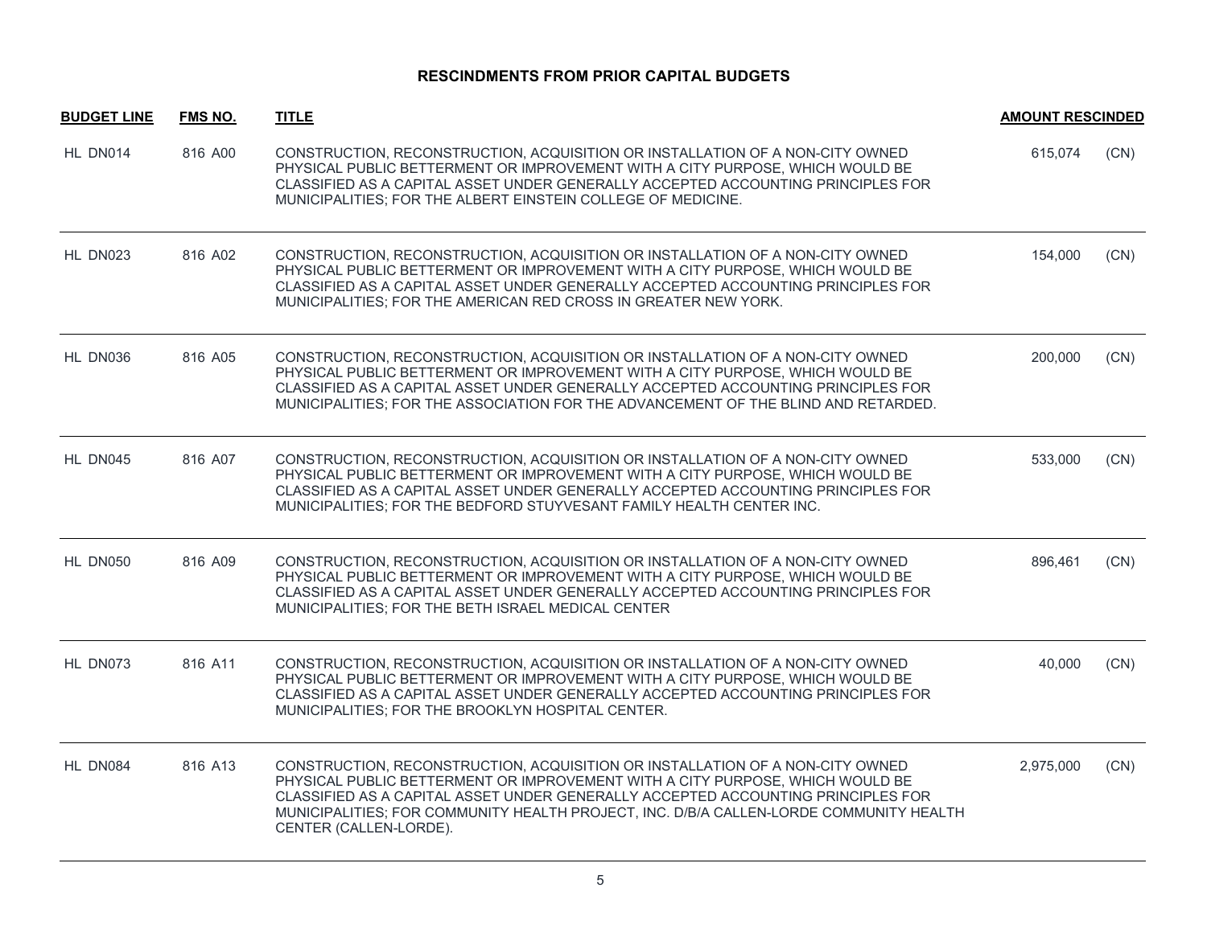## RESCINDMENTS FROM PRIOR CAPITAL BUDGETS

| BUDGET LINE | FMS NO. | TITLE | AMOUNT RESCINDED | |
|---|---|---|---|---|
| HL DN014 | 816 A00 | CONSTRUCTION, RECONSTRUCTION, ACQUISITION OR INSTALLATION OF A NON-CITY OWNED PHYSICAL PUBLIC BETTERMENT OR IMPROVEMENT WITH A CITY PURPOSE, WHICH WOULD BE CLASSIFIED AS A CAPITAL ASSET UNDER GENERALLY ACCEPTED ACCOUNTING PRINCIPLES FOR MUNICIPALITIES; FOR THE ALBERT EINSTEIN COLLEGE OF MEDICINE. | 615,074 | (CN) |
| HL DN023 | 816 A02 | CONSTRUCTION, RECONSTRUCTION, ACQUISITION OR INSTALLATION OF A NON-CITY OWNED PHYSICAL PUBLIC BETTERMENT OR IMPROVEMENT WITH A CITY PURPOSE, WHICH WOULD BE CLASSIFIED AS A CAPITAL ASSET UNDER GENERALLY ACCEPTED ACCOUNTING PRINCIPLES FOR MUNICIPALITIES; FOR THE AMERICAN RED CROSS IN GREATER NEW YORK. | 154,000 | (CN) |
| HL DN036 | 816 A05 | CONSTRUCTION, RECONSTRUCTION, ACQUISITION OR INSTALLATION OF A NON-CITY OWNED PHYSICAL PUBLIC BETTERMENT OR IMPROVEMENT WITH A CITY PURPOSE, WHICH WOULD BE CLASSIFIED AS A CAPITAL ASSET UNDER GENERALLY ACCEPTED ACCOUNTING PRINCIPLES FOR MUNICIPALITIES; FOR THE ASSOCIATION FOR THE ADVANCEMENT OF THE BLIND AND RETARDED. | 200,000 | (CN) |
| HL DN045 | 816 A07 | CONSTRUCTION, RECONSTRUCTION, ACQUISITION OR INSTALLATION OF A NON-CITY OWNED PHYSICAL PUBLIC BETTERMENT OR IMPROVEMENT WITH A CITY PURPOSE, WHICH WOULD BE CLASSIFIED AS A CAPITAL ASSET UNDER GENERALLY ACCEPTED ACCOUNTING PRINCIPLES FOR MUNICIPALITIES; FOR THE BEDFORD STUYVESANT FAMILY HEALTH CENTER INC. | 533,000 | (CN) |
| HL DN050 | 816 A09 | CONSTRUCTION, RECONSTRUCTION, ACQUISITION OR INSTALLATION OF A NON-CITY OWNED PHYSICAL PUBLIC BETTERMENT OR IMPROVEMENT WITH A CITY PURPOSE, WHICH WOULD BE CLASSIFIED AS A CAPITAL ASSET UNDER GENERALLY ACCEPTED ACCOUNTING PRINCIPLES FOR MUNICIPALITIES; FOR THE BETH ISRAEL MEDICAL CENTER | 896,461 | (CN) |
| HL DN073 | 816 A11 | CONSTRUCTION, RECONSTRUCTION, ACQUISITION OR INSTALLATION OF A NON-CITY OWNED PHYSICAL PUBLIC BETTERMENT OR IMPROVEMENT WITH A CITY PURPOSE, WHICH WOULD BE CLASSIFIED AS A CAPITAL ASSET UNDER GENERALLY ACCEPTED ACCOUNTING PRINCIPLES FOR MUNICIPALITIES; FOR THE BROOKLYN HOSPITAL CENTER. | 40,000 | (CN) |
| HL DN084 | 816 A13 | CONSTRUCTION, RECONSTRUCTION, ACQUISITION OR INSTALLATION OF A NON-CITY OWNED PHYSICAL PUBLIC BETTERMENT OR IMPROVEMENT WITH A CITY PURPOSE, WHICH WOULD BE CLASSIFIED AS A CAPITAL ASSET UNDER GENERALLY ACCEPTED ACCOUNTING PRINCIPLES FOR MUNICIPALITIES; FOR COMMUNITY HEALTH PROJECT, INC. D/B/A CALLEN-LORDE COMMUNITY HEALTH CENTER (CALLEN-LORDE). | 2,975,000 | (CN) |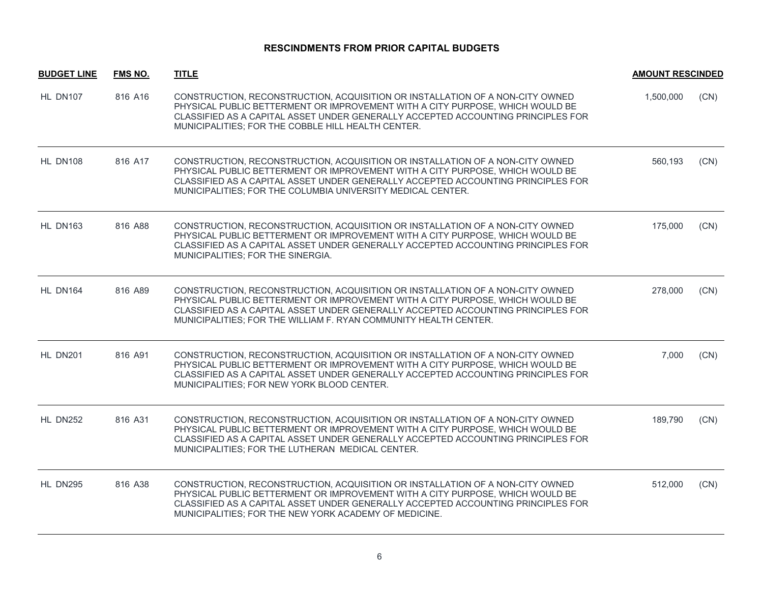## RESCINDMENTS FROM PRIOR CAPITAL BUDGETS

| BUDGET LINE | FMS NO. | TITLE | AMOUNT RESCINDED | |
|---|---|---|---|---|
| HL DN107 | 816 A16 | CONSTRUCTION, RECONSTRUCTION, ACQUISITION OR INSTALLATION OF A NON-CITY OWNED PHYSICAL PUBLIC BETTERMENT OR IMPROVEMENT WITH A CITY PURPOSE, WHICH WOULD BE CLASSIFIED AS A CAPITAL ASSET UNDER GENERALLY ACCEPTED ACCOUNTING PRINCIPLES FOR MUNICIPALITIES; FOR THE COBBLE HILL HEALTH CENTER. | 1,500,000 | (CN) |
| HL DN108 | 816 A17 | CONSTRUCTION, RECONSTRUCTION, ACQUISITION OR INSTALLATION OF A NON-CITY OWNED PHYSICAL PUBLIC BETTERMENT OR IMPROVEMENT WITH A CITY PURPOSE, WHICH WOULD BE CLASSIFIED AS A CAPITAL ASSET UNDER GENERALLY ACCEPTED ACCOUNTING PRINCIPLES FOR MUNICIPALITIES; FOR THE COLUMBIA UNIVERSITY MEDICAL CENTER. | 560,193 | (CN) |
| HL DN163 | 816 A88 | CONSTRUCTION, RECONSTRUCTION, ACQUISITION OR INSTALLATION OF A NON-CITY OWNED PHYSICAL PUBLIC BETTERMENT OR IMPROVEMENT WITH A CITY PURPOSE, WHICH WOULD BE CLASSIFIED AS A CAPITAL ASSET UNDER GENERALLY ACCEPTED ACCOUNTING PRINCIPLES FOR MUNICIPALITIES; FOR THE SINERGIA. | 175,000 | (CN) |
| HL DN164 | 816 A89 | CONSTRUCTION, RECONSTRUCTION, ACQUISITION OR INSTALLATION OF A NON-CITY OWNED PHYSICAL PUBLIC BETTERMENT OR IMPROVEMENT WITH A CITY PURPOSE, WHICH WOULD BE CLASSIFIED AS A CAPITAL ASSET UNDER GENERALLY ACCEPTED ACCOUNTING PRINCIPLES FOR MUNICIPALITIES; FOR THE WILLIAM F. RYAN COMMUNITY HEALTH CENTER. | 278,000 | (CN) |
| HL DN201 | 816 A91 | CONSTRUCTION, RECONSTRUCTION, ACQUISITION OR INSTALLATION OF A NON-CITY OWNED PHYSICAL PUBLIC BETTERMENT OR IMPROVEMENT WITH A CITY PURPOSE, WHICH WOULD BE CLASSIFIED AS A CAPITAL ASSET UNDER GENERALLY ACCEPTED ACCOUNTING PRINCIPLES FOR MUNICIPALITIES; FOR NEW YORK BLOOD CENTER. | 7,000 | (CN) |
| HL DN252 | 816 A31 | CONSTRUCTION, RECONSTRUCTION, ACQUISITION OR INSTALLATION OF A NON-CITY OWNED PHYSICAL PUBLIC BETTERMENT OR IMPROVEMENT WITH A CITY PURPOSE, WHICH WOULD BE CLASSIFIED AS A CAPITAL ASSET UNDER GENERALLY ACCEPTED ACCOUNTING PRINCIPLES FOR MUNICIPALITIES; FOR THE LUTHERAN MEDICAL CENTER. | 189,790 | (CN) |
| HL DN295 | 816 A38 | CONSTRUCTION, RECONSTRUCTION, ACQUISITION OR INSTALLATION OF A NON-CITY OWNED PHYSICAL PUBLIC BETTERMENT OR IMPROVEMENT WITH A CITY PURPOSE, WHICH WOULD BE CLASSIFIED AS A CAPITAL ASSET UNDER GENERALLY ACCEPTED ACCOUNTING PRINCIPLES FOR MUNICIPALITIES; FOR THE NEW YORK ACADEMY OF MEDICINE. | 512,000 | (CN) |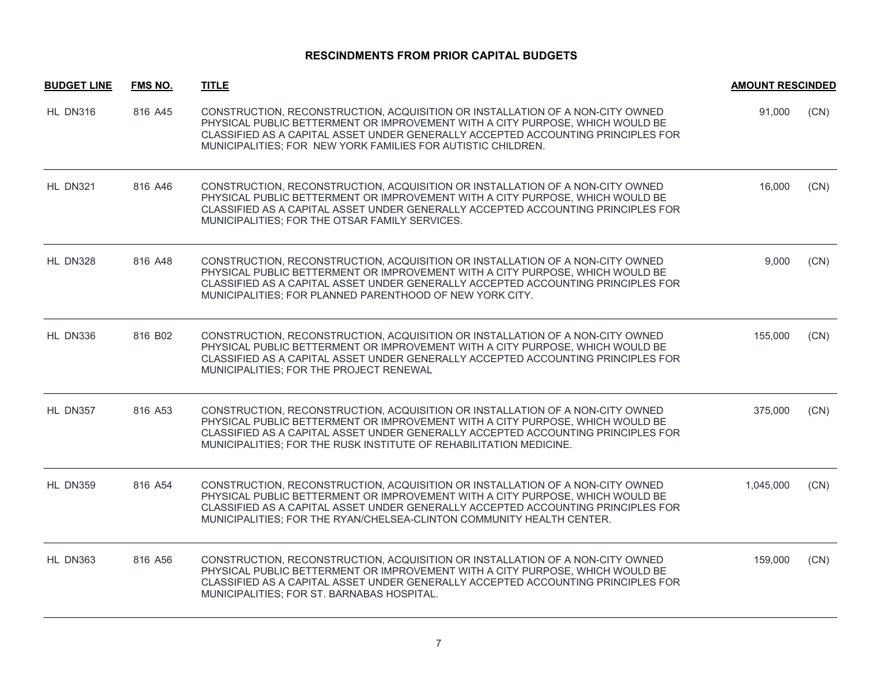## RESCINDMENTS FROM PRIOR CAPITAL BUDGETS

| BUDGET LINE | FMS NO. | TITLE | AMOUNT RESCINDED | |
|---|---|---|---|---|
| HL DN316 | 816 A45 | CONSTRUCTION, RECONSTRUCTION, ACQUISITION OR INSTALLATION OF A NON-CITY OWNED PHYSICAL PUBLIC BETTERMENT OR IMPROVEMENT WITH A CITY PURPOSE, WHICH WOULD BE CLASSIFIED AS A CAPITAL ASSET UNDER GENERALLY ACCEPTED ACCOUNTING PRINCIPLES FOR MUNICIPALITIES; FOR NEW YORK FAMILIES FOR AUTISTIC CHILDREN. | 91,000 | (CN) |
| HL DN321 | 816 A46 | CONSTRUCTION, RECONSTRUCTION, ACQUISITION OR INSTALLATION OF A NON-CITY OWNED PHYSICAL PUBLIC BETTERMENT OR IMPROVEMENT WITH A CITY PURPOSE, WHICH WOULD BE CLASSIFIED AS A CAPITAL ASSET UNDER GENERALLY ACCEPTED ACCOUNTING PRINCIPLES FOR MUNICIPALITIES; FOR THE OTSAR FAMILY SERVICES. | 16,000 | (CN) |
| HL DN328 | 816 A48 | CONSTRUCTION, RECONSTRUCTION, ACQUISITION OR INSTALLATION OF A NON-CITY OWNED PHYSICAL PUBLIC BETTERMENT OR IMPROVEMENT WITH A CITY PURPOSE, WHICH WOULD BE CLASSIFIED AS A CAPITAL ASSET UNDER GENERALLY ACCEPTED ACCOUNTING PRINCIPLES FOR MUNICIPALITIES; FOR PLANNED PARENTHOOD OF NEW YORK CITY. | 9,000 | (CN) |
| HL DN336 | 816 B02 | CONSTRUCTION, RECONSTRUCTION, ACQUISITION OR INSTALLATION OF A NON-CITY OWNED PHYSICAL PUBLIC BETTERMENT OR IMPROVEMENT WITH A CITY PURPOSE, WHICH WOULD BE CLASSIFIED AS A CAPITAL ASSET UNDER GENERALLY ACCEPTED ACCOUNTING PRINCIPLES FOR MUNICIPALITIES; FOR THE PROJECT RENEWAL | 155,000 | (CN) |
| HL DN357 | 816 A53 | CONSTRUCTION, RECONSTRUCTION, ACQUISITION OR INSTALLATION OF A NON-CITY OWNED PHYSICAL PUBLIC BETTERMENT OR IMPROVEMENT WITH A CITY PURPOSE, WHICH WOULD BE CLASSIFIED AS A CAPITAL ASSET UNDER GENERALLY ACCEPTED ACCOUNTING PRINCIPLES FOR MUNICIPALITIES; FOR THE RUSK INSTITUTE OF REHABILITATION MEDICINE. | 375,000 | (CN) |
| HL DN359 | 816 A54 | CONSTRUCTION, RECONSTRUCTION, ACQUISITION OR INSTALLATION OF A NON-CITY OWNED PHYSICAL PUBLIC BETTERMENT OR IMPROVEMENT WITH A CITY PURPOSE, WHICH WOULD BE CLASSIFIED AS A CAPITAL ASSET UNDER GENERALLY ACCEPTED ACCOUNTING PRINCIPLES FOR MUNICIPALITIES; FOR THE RYAN/CHELSEA-CLINTON COMMUNITY HEALTH CENTER. | 1,045,000 | (CN) |
| HL DN363 | 816 A56 | CONSTRUCTION, RECONSTRUCTION, ACQUISITION OR INSTALLATION OF A NON-CITY OWNED PHYSICAL PUBLIC BETTERMENT OR IMPROVEMENT WITH A CITY PURPOSE, WHICH WOULD BE CLASSIFIED AS A CAPITAL ASSET UNDER GENERALLY ACCEPTED ACCOUNTING PRINCIPLES FOR MUNICIPALITIES; FOR ST. BARNABAS HOSPITAL. | 159,000 | (CN) |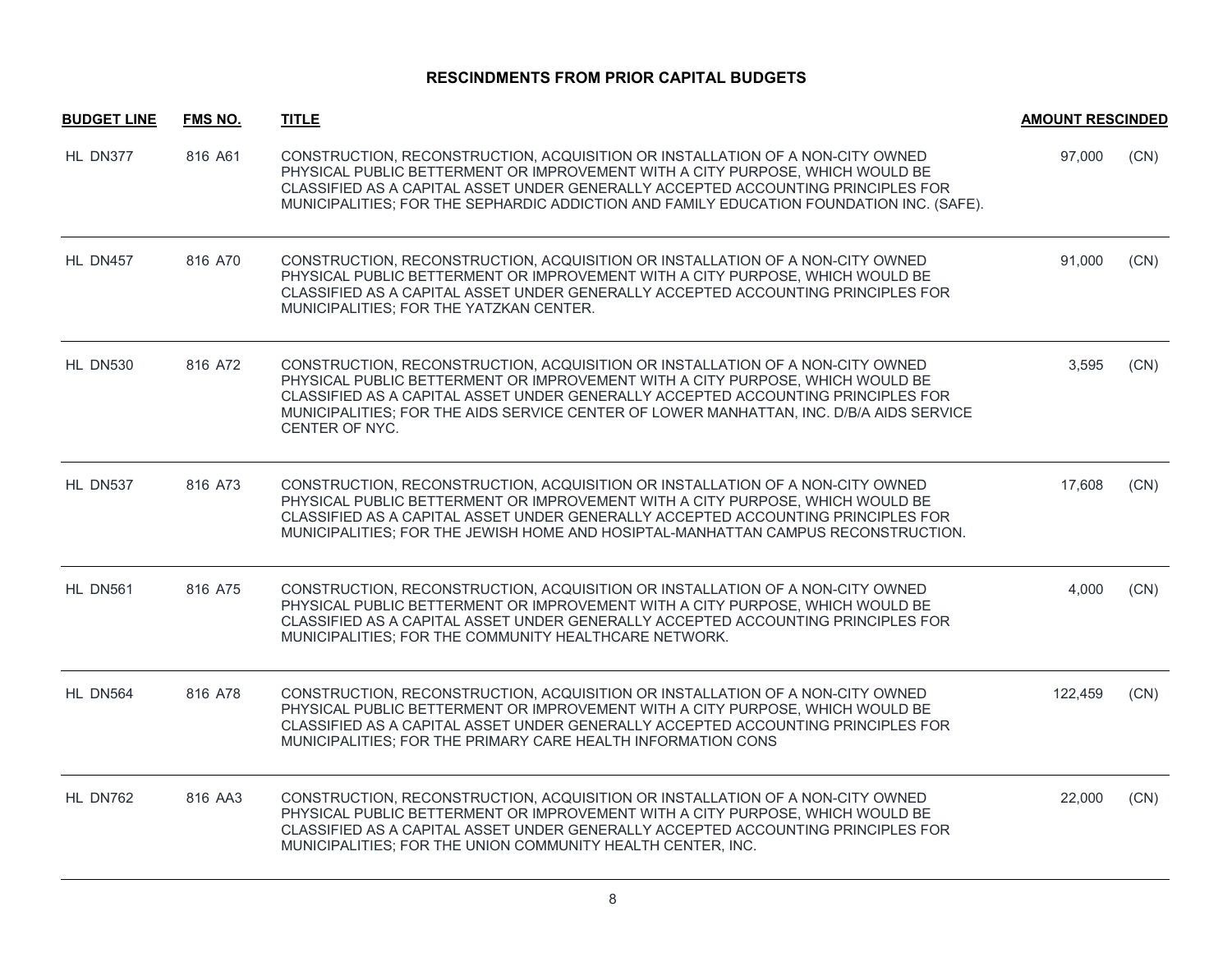## RESCINDMENTS FROM PRIOR CAPITAL BUDGETS

| BUDGET LINE | FMS NO. | TITLE | AMOUNT RESCINDED | |
|---|---|---|---|---|
| HL DN377 | 816 A61 | CONSTRUCTION, RECONSTRUCTION, ACQUISITION OR INSTALLATION OF A NON-CITY OWNED PHYSICAL PUBLIC BETTERMENT OR IMPROVEMENT WITH A CITY PURPOSE, WHICH WOULD BE CLASSIFIED AS A CAPITAL ASSET UNDER GENERALLY ACCEPTED ACCOUNTING PRINCIPLES FOR MUNICIPALITIES; FOR THE SEPHARDIC ADDICTION AND FAMILY EDUCATION FOUNDATION INC. (SAFE). | 97,000 | (CN) |
| HL DN457 | 816 A70 | CONSTRUCTION, RECONSTRUCTION, ACQUISITION OR INSTALLATION OF A NON-CITY OWNED PHYSICAL PUBLIC BETTERMENT OR IMPROVEMENT WITH A CITY PURPOSE, WHICH WOULD BE CLASSIFIED AS A CAPITAL ASSET UNDER GENERALLY ACCEPTED ACCOUNTING PRINCIPLES FOR MUNICIPALITIES; FOR THE YATZKAN CENTER. | 91,000 | (CN) |
| HL DN530 | 816 A72 | CONSTRUCTION, RECONSTRUCTION, ACQUISITION OR INSTALLATION OF A NON-CITY OWNED PHYSICAL PUBLIC BETTERMENT OR IMPROVEMENT WITH A CITY PURPOSE, WHICH WOULD BE CLASSIFIED AS A CAPITAL ASSET UNDER GENERALLY ACCEPTED ACCOUNTING PRINCIPLES FOR MUNICIPALITIES; FOR THE AIDS SERVICE CENTER OF LOWER MANHATTAN, INC. D/B/A AIDS SERVICE CENTER OF NYC. | 3,595 | (CN) |
| HL DN537 | 816 A73 | CONSTRUCTION, RECONSTRUCTION, ACQUISITION OR INSTALLATION OF A NON-CITY OWNED PHYSICAL PUBLIC BETTERMENT OR IMPROVEMENT WITH A CITY PURPOSE, WHICH WOULD BE CLASSIFIED AS A CAPITAL ASSET UNDER GENERALLY ACCEPTED ACCOUNTING PRINCIPLES FOR MUNICIPALITIES; FOR THE JEWISH HOME AND HOSIPTAL-MANHATTAN CAMPUS RECONSTRUCTION. | 17,608 | (CN) |
| HL DN561 | 816 A75 | CONSTRUCTION, RECONSTRUCTION, ACQUISITION OR INSTALLATION OF A NON-CITY OWNED PHYSICAL PUBLIC BETTERMENT OR IMPROVEMENT WITH A CITY PURPOSE, WHICH WOULD BE CLASSIFIED AS A CAPITAL ASSET UNDER GENERALLY ACCEPTED ACCOUNTING PRINCIPLES FOR MUNICIPALITIES; FOR THE COMMUNITY HEALTHCARE NETWORK. | 4,000 | (CN) |
| HL DN564 | 816 A78 | CONSTRUCTION, RECONSTRUCTION, ACQUISITION OR INSTALLATION OF A NON-CITY OWNED PHYSICAL PUBLIC BETTERMENT OR IMPROVEMENT WITH A CITY PURPOSE, WHICH WOULD BE CLASSIFIED AS A CAPITAL ASSET UNDER GENERALLY ACCEPTED ACCOUNTING PRINCIPLES FOR MUNICIPALITIES; FOR THE PRIMARY CARE HEALTH INFORMATION CONS | 122,459 | (CN) |
| HL DN762 | 816 AA3 | CONSTRUCTION, RECONSTRUCTION, ACQUISITION OR INSTALLATION OF A NON-CITY OWNED PHYSICAL PUBLIC BETTERMENT OR IMPROVEMENT WITH A CITY PURPOSE, WHICH WOULD BE CLASSIFIED AS A CAPITAL ASSET UNDER GENERALLY ACCEPTED ACCOUNTING PRINCIPLES FOR MUNICIPALITIES; FOR THE UNION COMMUNITY HEALTH CENTER, INC. | 22,000 | (CN) |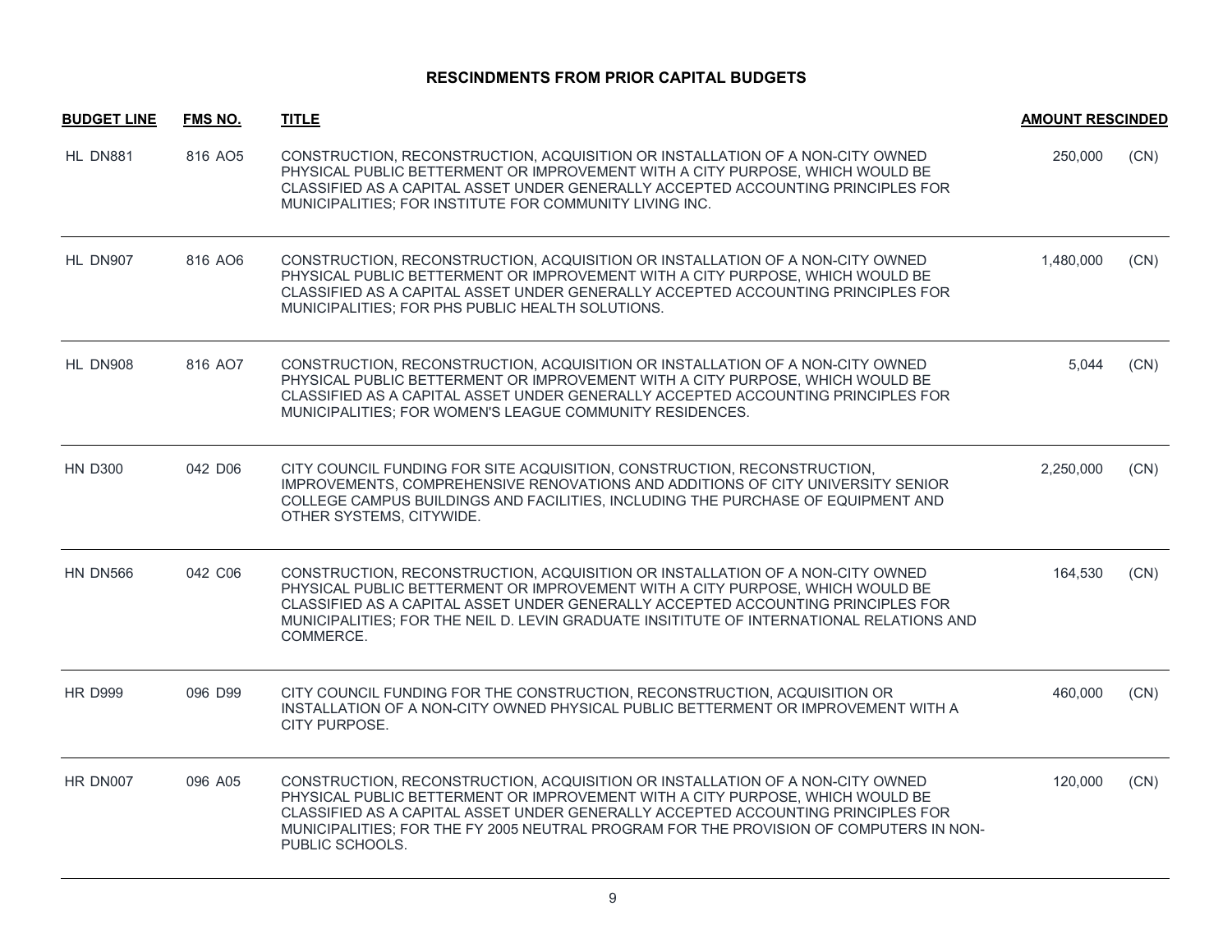## RESCINDMENTS FROM PRIOR CAPITAL BUDGETS

| BUDGET LINE | FMS NO. | TITLE | AMOUNT RESCINDED | |
|---|---|---|---|---|
| HL DN881 | 816 AO5 | CONSTRUCTION, RECONSTRUCTION, ACQUISITION OR INSTALLATION OF A NON-CITY OWNED PHYSICAL PUBLIC BETTERMENT OR IMPROVEMENT WITH A CITY PURPOSE, WHICH WOULD BE CLASSIFIED AS A CAPITAL ASSET UNDER GENERALLY ACCEPTED ACCOUNTING PRINCIPLES FOR MUNICIPALITIES; FOR INSTITUTE FOR COMMUNITY LIVING INC. | 250,000 | (CN) |
| HL DN907 | 816 AO6 | CONSTRUCTION, RECONSTRUCTION, ACQUISITION OR INSTALLATION OF A NON-CITY OWNED PHYSICAL PUBLIC BETTERMENT OR IMPROVEMENT WITH A CITY PURPOSE, WHICH WOULD BE CLASSIFIED AS A CAPITAL ASSET UNDER GENERALLY ACCEPTED ACCOUNTING PRINCIPLES FOR MUNICIPALITIES; FOR PHS PUBLIC HEALTH SOLUTIONS. | 1,480,000 | (CN) |
| HL DN908 | 816 AO7 | CONSTRUCTION, RECONSTRUCTION, ACQUISITION OR INSTALLATION OF A NON-CITY OWNED PHYSICAL PUBLIC BETTERMENT OR IMPROVEMENT WITH A CITY PURPOSE, WHICH WOULD BE CLASSIFIED AS A CAPITAL ASSET UNDER GENERALLY ACCEPTED ACCOUNTING PRINCIPLES FOR MUNICIPALITIES; FOR WOMEN'S LEAGUE COMMUNITY RESIDENCES. | 5,044 | (CN) |
| HN D300 | 042 D06 | CITY COUNCIL FUNDING FOR SITE ACQUISITION, CONSTRUCTION, RECONSTRUCTION, IMPROVEMENTS, COMPREHENSIVE RENOVATIONS AND ADDITIONS OF CITY UNIVERSITY SENIOR COLLEGE CAMPUS BUILDINGS AND FACILITIES, INCLUDING THE PURCHASE OF EQUIPMENT AND OTHER SYSTEMS, CITYWIDE. | 2,250,000 | (CN) |
| HN DN566 | 042 C06 | CONSTRUCTION, RECONSTRUCTION, ACQUISITION OR INSTALLATION OF A NON-CITY OWNED PHYSICAL PUBLIC BETTERMENT OR IMPROVEMENT WITH A CITY PURPOSE, WHICH WOULD BE CLASSIFIED AS A CAPITAL ASSET UNDER GENERALLY ACCEPTED ACCOUNTING PRINCIPLES FOR MUNICIPALITIES; FOR THE NEIL D. LEVIN GRADUATE INSITITUTE OF INTERNATIONAL RELATIONS AND COMMERCE. | 164,530 | (CN) |
| HR D999 | 096 D99 | CITY COUNCIL FUNDING FOR THE CONSTRUCTION, RECONSTRUCTION, ACQUISITION OR INSTALLATION OF A NON-CITY OWNED PHYSICAL PUBLIC BETTERMENT OR IMPROVEMENT WITH A CITY PURPOSE. | 460,000 | (CN) |
| HR DN007 | 096 A05 | CONSTRUCTION, RECONSTRUCTION, ACQUISITION OR INSTALLATION OF A NON-CITY OWNED PHYSICAL PUBLIC BETTERMENT OR IMPROVEMENT WITH A CITY PURPOSE, WHICH WOULD BE CLASSIFIED AS A CAPITAL ASSET UNDER GENERALLY ACCEPTED ACCOUNTING PRINCIPLES FOR MUNICIPALITIES; FOR THE FY 2005 NEUTRAL PROGRAM FOR THE PROVISION OF COMPUTERS IN NON-PUBLIC SCHOOLS. | 120,000 | (CN) |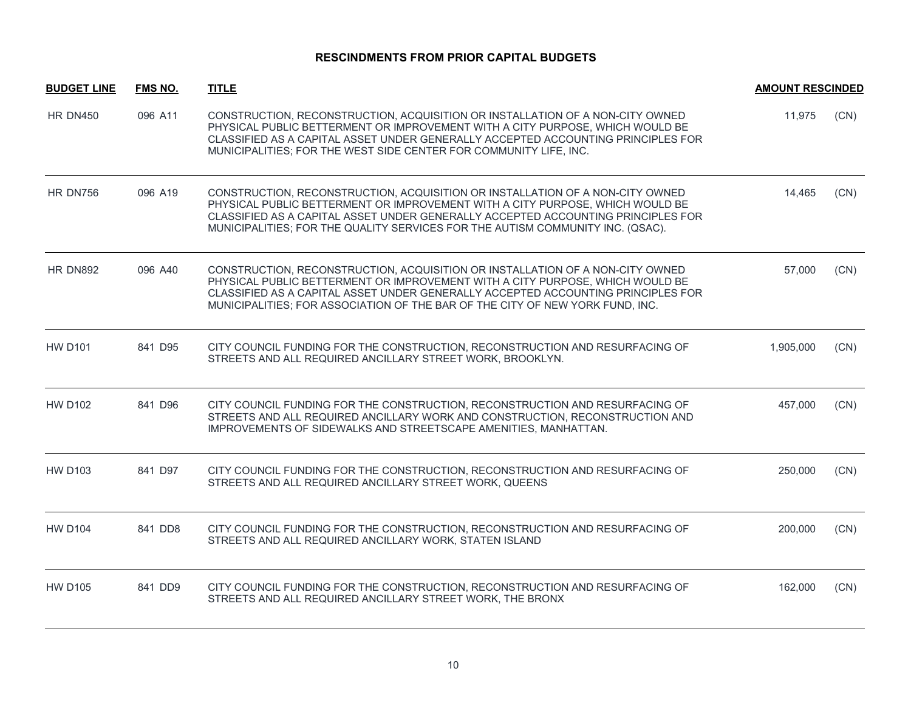## RESCINDMENTS FROM PRIOR CAPITAL BUDGETS

| BUDGET LINE | FMS NO. | TITLE | AMOUNT RESCINDED | |
|---|---|---|---|---|
| HR DN450 | 096 A11 | CONSTRUCTION, RECONSTRUCTION, ACQUISITION OR INSTALLATION OF A NON-CITY OWNED PHYSICAL PUBLIC BETTERMENT OR IMPROVEMENT WITH A CITY PURPOSE, WHICH WOULD BE CLASSIFIED AS A CAPITAL ASSET UNDER GENERALLY ACCEPTED ACCOUNTING PRINCIPLES FOR MUNICIPALITIES; FOR THE WEST SIDE CENTER FOR COMMUNITY LIFE, INC. | 11,975 | (CN) |
| HR DN756 | 096 A19 | CONSTRUCTION, RECONSTRUCTION, ACQUISITION OR INSTALLATION OF A NON-CITY OWNED PHYSICAL PUBLIC BETTERMENT OR IMPROVEMENT WITH A CITY PURPOSE, WHICH WOULD BE CLASSIFIED AS A CAPITAL ASSET UNDER GENERALLY ACCEPTED ACCOUNTING PRINCIPLES FOR MUNICIPALITIES; FOR THE QUALITY SERVICES FOR THE AUTISM COMMUNITY INC. (QSAC). | 14,465 | (CN) |
| HR DN892 | 096 A40 | CONSTRUCTION, RECONSTRUCTION, ACQUISITION OR INSTALLATION OF A NON-CITY OWNED PHYSICAL PUBLIC BETTERMENT OR IMPROVEMENT WITH A CITY PURPOSE, WHICH WOULD BE CLASSIFIED AS A CAPITAL ASSET UNDER GENERALLY ACCEPTED ACCOUNTING PRINCIPLES FOR MUNICIPALITIES; FOR ASSOCIATION OF THE BAR OF THE CITY OF NEW YORK FUND, INC. | 57,000 | (CN) |
| HW D101 | 841 D95 | CITY COUNCIL FUNDING FOR THE CONSTRUCTION, RECONSTRUCTION AND RESURFACING OF STREETS AND ALL REQUIRED ANCILLARY STREET WORK, BROOKLYN. | 1,905,000 | (CN) |
| HW D102 | 841 D96 | CITY COUNCIL FUNDING FOR THE CONSTRUCTION, RECONSTRUCTION AND RESURFACING OF STREETS AND ALL REQUIRED ANCILLARY WORK AND CONSTRUCTION, RECONSTRUCTION AND IMPROVEMENTS OF SIDEWALKS AND STREETSCAPE AMENITIES, MANHATTAN. | 457,000 | (CN) |
| HW D103 | 841 D97 | CITY COUNCIL FUNDING FOR THE CONSTRUCTION, RECONSTRUCTION AND RESURFACING OF STREETS AND ALL REQUIRED ANCILLARY STREET WORK, QUEENS | 250,000 | (CN) |
| HW D104 | 841 DD8 | CITY COUNCIL FUNDING FOR THE CONSTRUCTION, RECONSTRUCTION AND RESURFACING OF STREETS AND ALL REQUIRED ANCILLARY WORK, STATEN ISLAND | 200,000 | (CN) |
| HW D105 | 841 DD9 | CITY COUNCIL FUNDING FOR THE CONSTRUCTION, RECONSTRUCTION AND RESURFACING OF STREETS AND ALL REQUIRED ANCILLARY STREET WORK, THE BRONX | 162,000 | (CN) |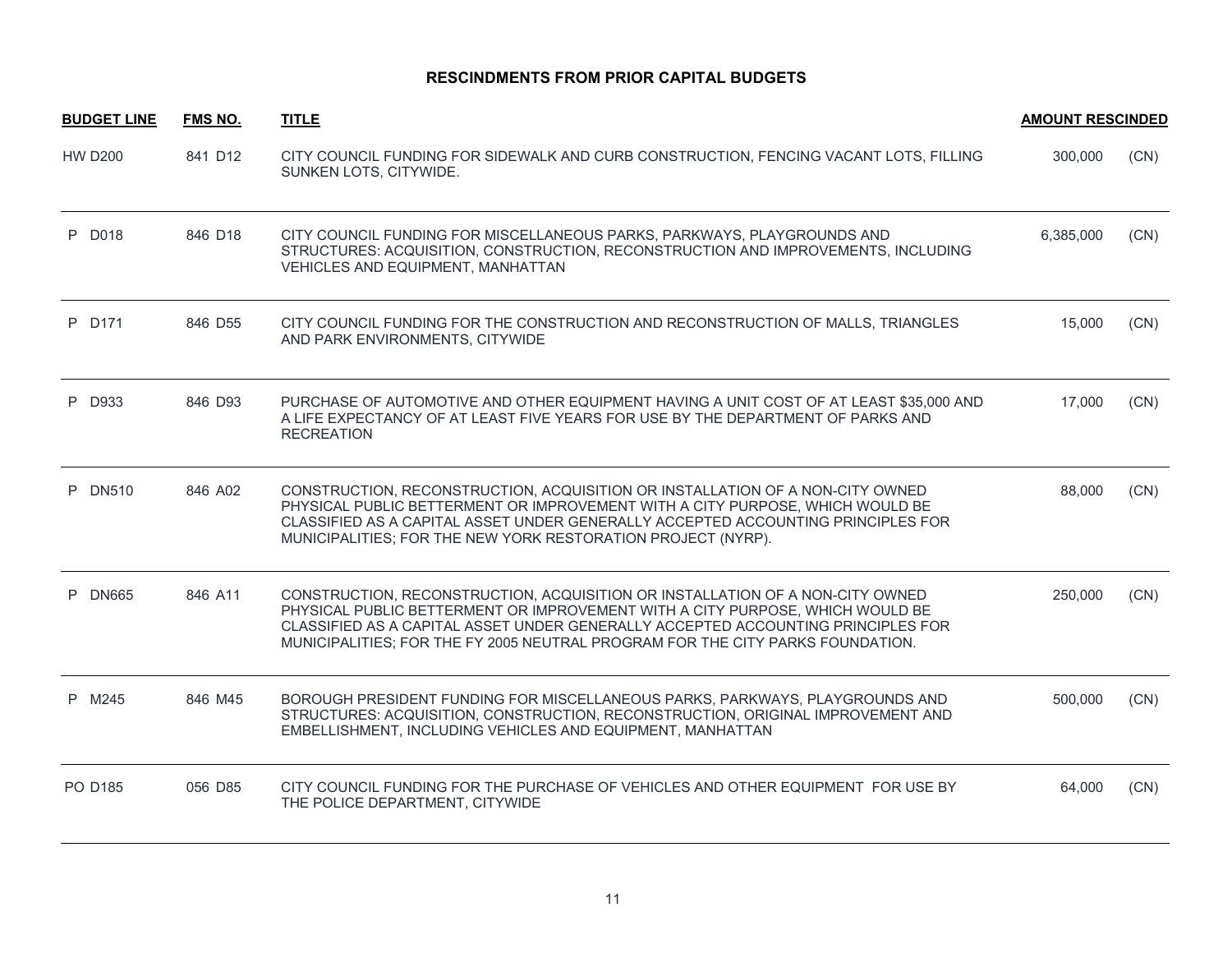# RESCINDMENTS FROM PRIOR CAPITAL BUDGETS

| BUDGET LINE | FMS NO. | TITLE | AMOUNT RESCINDED | |
|---|---|---|---|---|
| HW D200 | 841 D12 | CITY COUNCIL FUNDING FOR SIDEWALK AND CURB CONSTRUCTION, FENCING VACANT LOTS, FILLING SUNKEN LOTS, CITYWIDE. | 300,000 | (CN) |
| P D018 | 846 D18 | CITY COUNCIL FUNDING FOR MISCELLANEOUS PARKS, PARKWAYS, PLAYGROUNDS AND STRUCTURES: ACQUISITION, CONSTRUCTION, RECONSTRUCTION AND IMPROVEMENTS, INCLUDING VEHICLES AND EQUIPMENT, MANHATTAN | 6,385,000 | (CN) |
| P D171 | 846 D55 | CITY COUNCIL FUNDING FOR THE CONSTRUCTION AND RECONSTRUCTION OF MALLS, TRIANGLES AND PARK ENVIRONMENTS, CITYWIDE | 15,000 | (CN) |
| P D933 | 846 D93 | PURCHASE OF AUTOMOTIVE AND OTHER EQUIPMENT HAVING A UNIT COST OF AT LEAST $35,000 AND A LIFE EXPECTANCY OF AT LEAST FIVE YEARS FOR USE BY THE DEPARTMENT OF PARKS AND RECREATION | 17,000 | (CN) |
| P DN510 | 846 A02 | CONSTRUCTION, RECONSTRUCTION, ACQUISITION OR INSTALLATION OF A NON-CITY OWNED PHYSICAL PUBLIC BETTERMENT OR IMPROVEMENT WITH A CITY PURPOSE, WHICH WOULD BE CLASSIFIED AS A CAPITAL ASSET UNDER GENERALLY ACCEPTED ACCOUNTING PRINCIPLES FOR MUNICIPALITIES; FOR THE NEW YORK RESTORATION PROJECT (NYRP). | 88,000 | (CN) |
| P DN665 | 846 A11 | CONSTRUCTION, RECONSTRUCTION, ACQUISITION OR INSTALLATION OF A NON-CITY OWNED PHYSICAL PUBLIC BETTERMENT OR IMPROVEMENT WITH A CITY PURPOSE, WHICH WOULD BE CLASSIFIED AS A CAPITAL ASSET UNDER GENERALLY ACCEPTED ACCOUNTING PRINCIPLES FOR MUNICIPALITIES; FOR THE FY 2005 NEUTRAL PROGRAM FOR THE CITY PARKS FOUNDATION. | 250,000 | (CN) |
| P M245 | 846 M45 | BOROUGH PRESIDENT FUNDING FOR MISCELLANEOUS PARKS, PARKWAYS, PLAYGROUNDS AND STRUCTURES: ACQUISITION, CONSTRUCTION, RECONSTRUCTION, ORIGINAL IMPROVEMENT AND EMBELLISHMENT, INCLUDING VEHICLES AND EQUIPMENT, MANHATTAN | 500,000 | (CN) |
| PO D185 | 056 D85 | CITY COUNCIL FUNDING FOR THE PURCHASE OF VEHICLES AND OTHER EQUIPMENT FOR USE BY THE POLICE DEPARTMENT, CITYWIDE | 64,000 | (CN) |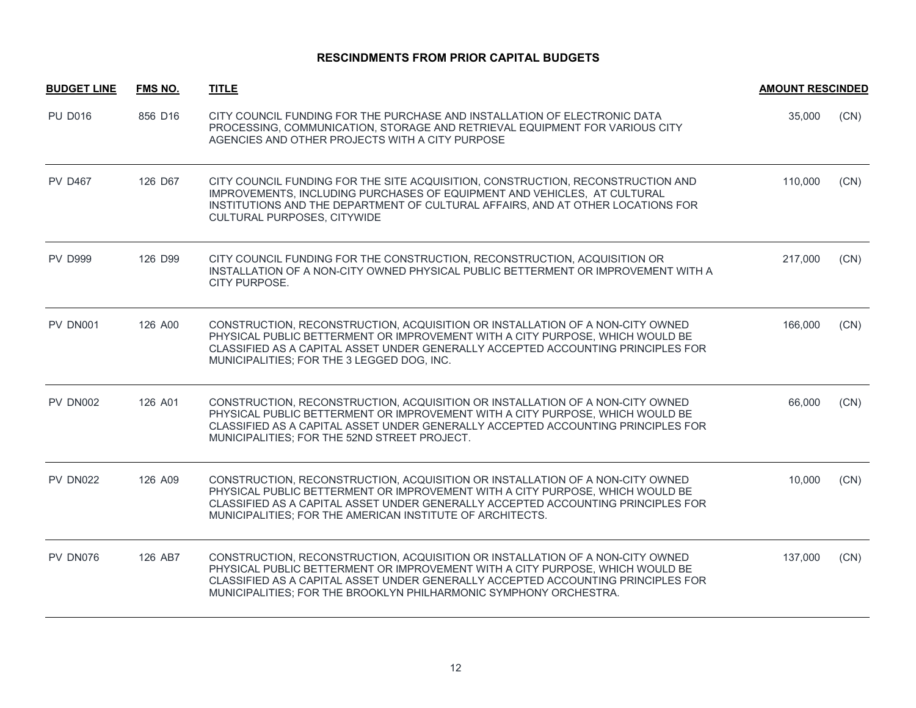## RESCINDMENTS FROM PRIOR CAPITAL BUDGETS

| BUDGET LINE | FMS NO. | TITLE | AMOUNT RESCINDED | |
|---|---|---|---|---|
| PU D016 | 856 D16 | CITY COUNCIL FUNDING FOR THE PURCHASE AND INSTALLATION OF ELECTRONIC DATA PROCESSING, COMMUNICATION, STORAGE AND RETRIEVAL EQUIPMENT FOR VARIOUS CITY AGENCIES AND OTHER PROJECTS WITH A CITY PURPOSE | 35,000 | (CN) |
| PV D467 | 126 D67 | CITY COUNCIL FUNDING FOR THE SITE ACQUISITION, CONSTRUCTION, RECONSTRUCTION AND IMPROVEMENTS, INCLUDING PURCHASES OF EQUIPMENT AND VEHICLES, AT CULTURAL INSTITUTIONS AND THE DEPARTMENT OF CULTURAL AFFAIRS, AND AT OTHER LOCATIONS FOR CULTURAL PURPOSES, CITYWIDE | 110,000 | (CN) |
| PV D999 | 126 D99 | CITY COUNCIL FUNDING FOR THE CONSTRUCTION, RECONSTRUCTION, ACQUISITION OR INSTALLATION OF A NON-CITY OWNED PHYSICAL PUBLIC BETTERMENT OR IMPROVEMENT WITH A CITY PURPOSE. | 217,000 | (CN) |
| PV DN001 | 126 A00 | CONSTRUCTION, RECONSTRUCTION, ACQUISITION OR INSTALLATION OF A NON-CITY OWNED PHYSICAL PUBLIC BETTERMENT OR IMPROVEMENT WITH A CITY PURPOSE, WHICH WOULD BE CLASSIFIED AS A CAPITAL ASSET UNDER GENERALLY ACCEPTED ACCOUNTING PRINCIPLES FOR MUNICIPALITIES; FOR THE 3 LEGGED DOG, INC. | 166,000 | (CN) |
| PV DN002 | 126 A01 | CONSTRUCTION, RECONSTRUCTION, ACQUISITION OR INSTALLATION OF A NON-CITY OWNED PHYSICAL PUBLIC BETTERMENT OR IMPROVEMENT WITH A CITY PURPOSE, WHICH WOULD BE CLASSIFIED AS A CAPITAL ASSET UNDER GENERALLY ACCEPTED ACCOUNTING PRINCIPLES FOR MUNICIPALITIES; FOR THE 52ND STREET PROJECT. | 66,000 | (CN) |
| PV DN022 | 126 A09 | CONSTRUCTION, RECONSTRUCTION, ACQUISITION OR INSTALLATION OF A NON-CITY OWNED PHYSICAL PUBLIC BETTERMENT OR IMPROVEMENT WITH A CITY PURPOSE, WHICH WOULD BE CLASSIFIED AS A CAPITAL ASSET UNDER GENERALLY ACCEPTED ACCOUNTING PRINCIPLES FOR MUNICIPALITIES; FOR THE AMERICAN INSTITUTE OF ARCHITECTS. | 10,000 | (CN) |
| PV DN076 | 126 AB7 | CONSTRUCTION, RECONSTRUCTION, ACQUISITION OR INSTALLATION OF A NON-CITY OWNED PHYSICAL PUBLIC BETTERMENT OR IMPROVEMENT WITH A CITY PURPOSE, WHICH WOULD BE CLASSIFIED AS A CAPITAL ASSET UNDER GENERALLY ACCEPTED ACCOUNTING PRINCIPLES FOR MUNICIPALITIES; FOR THE BROOKLYN PHILHARMONIC SYMPHONY ORCHESTRA. | 137,000 | (CN) |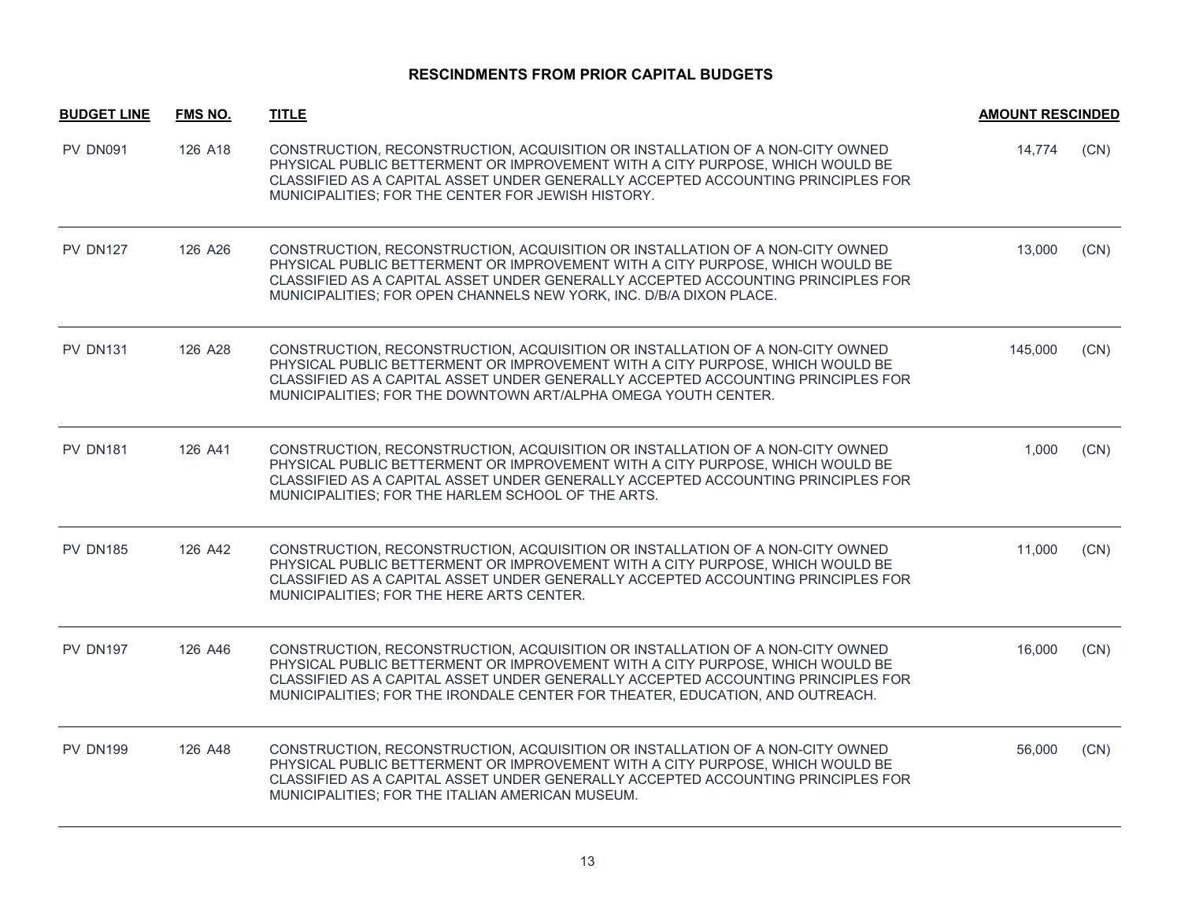## RESCINDMENTS FROM PRIOR CAPITAL BUDGETS

| BUDGET LINE | FMS NO. | TITLE | AMOUNT RESCINDED | |
|---|---|---|---|---|
| PV DN091 | 126 A18 | CONSTRUCTION, RECONSTRUCTION, ACQUISITION OR INSTALLATION OF A NON-CITY OWNED PHYSICAL PUBLIC BETTERMENT OR IMPROVEMENT WITH A CITY PURPOSE, WHICH WOULD BE CLASSIFIED AS A CAPITAL ASSET UNDER GENERALLY ACCEPTED ACCOUNTING PRINCIPLES FOR MUNICIPALITIES; FOR THE CENTER FOR JEWISH HISTORY. | 14,774 | (CN) |
| PV DN127 | 126 A26 | CONSTRUCTION, RECONSTRUCTION, ACQUISITION OR INSTALLATION OF A NON-CITY OWNED PHYSICAL PUBLIC BETTERMENT OR IMPROVEMENT WITH A CITY PURPOSE, WHICH WOULD BE CLASSIFIED AS A CAPITAL ASSET UNDER GENERALLY ACCEPTED ACCOUNTING PRINCIPLES FOR MUNICIPALITIES; FOR OPEN CHANNELS NEW YORK, INC. D/B/A DIXON PLACE. | 13,000 | (CN) |
| PV DN131 | 126 A28 | CONSTRUCTION, RECONSTRUCTION, ACQUISITION OR INSTALLATION OF A NON-CITY OWNED PHYSICAL PUBLIC BETTERMENT OR IMPROVEMENT WITH A CITY PURPOSE, WHICH WOULD BE CLASSIFIED AS A CAPITAL ASSET UNDER GENERALLY ACCEPTED ACCOUNTING PRINCIPLES FOR MUNICIPALITIES; FOR THE DOWNTOWN ART/ALPHA OMEGA YOUTH CENTER. | 145,000 | (CN) |
| PV DN181 | 126 A41 | CONSTRUCTION, RECONSTRUCTION, ACQUISITION OR INSTALLATION OF A NON-CITY OWNED PHYSICAL PUBLIC BETTERMENT OR IMPROVEMENT WITH A CITY PURPOSE, WHICH WOULD BE CLASSIFIED AS A CAPITAL ASSET UNDER GENERALLY ACCEPTED ACCOUNTING PRINCIPLES FOR MUNICIPALITIES; FOR THE HARLEM SCHOOL OF THE ARTS. | 1,000 | (CN) |
| PV DN185 | 126 A42 | CONSTRUCTION, RECONSTRUCTION, ACQUISITION OR INSTALLATION OF A NON-CITY OWNED PHYSICAL PUBLIC BETTERMENT OR IMPROVEMENT WITH A CITY PURPOSE, WHICH WOULD BE CLASSIFIED AS A CAPITAL ASSET UNDER GENERALLY ACCEPTED ACCOUNTING PRINCIPLES FOR MUNICIPALITIES; FOR THE HERE ARTS CENTER. | 11,000 | (CN) |
| PV DN197 | 126 A46 | CONSTRUCTION, RECONSTRUCTION, ACQUISITION OR INSTALLATION OF A NON-CITY OWNED PHYSICAL PUBLIC BETTERMENT OR IMPROVEMENT WITH A CITY PURPOSE, WHICH WOULD BE CLASSIFIED AS A CAPITAL ASSET UNDER GENERALLY ACCEPTED ACCOUNTING PRINCIPLES FOR MUNICIPALITIES; FOR THE IRONDALE CENTER FOR THEATER, EDUCATION, AND OUTREACH. | 16,000 | (CN) |
| PV DN199 | 126 A48 | CONSTRUCTION, RECONSTRUCTION, ACQUISITION OR INSTALLATION OF A NON-CITY OWNED PHYSICAL PUBLIC BETTERMENT OR IMPROVEMENT WITH A CITY PURPOSE, WHICH WOULD BE CLASSIFIED AS A CAPITAL ASSET UNDER GENERALLY ACCEPTED ACCOUNTING PRINCIPLES FOR MUNICIPALITIES; FOR THE ITALIAN AMERICAN MUSEUM. | 56,000 | (CN) |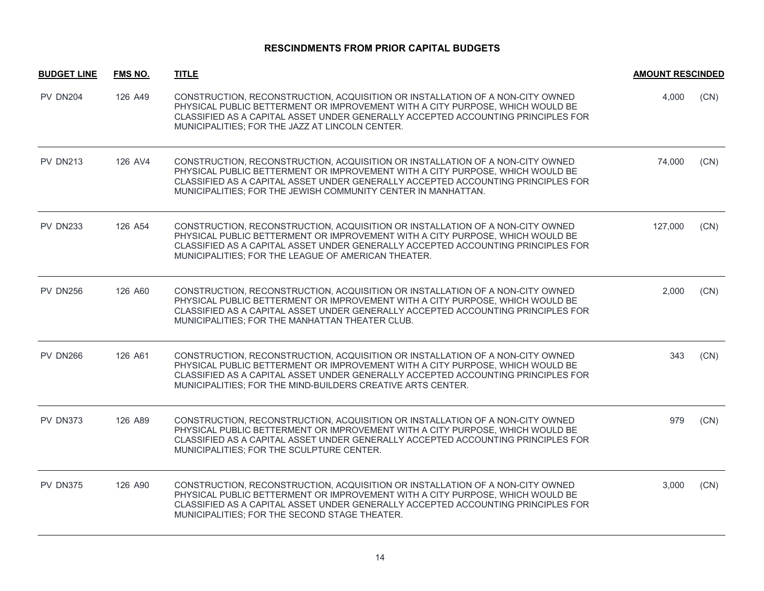## RESCINDMENTS FROM PRIOR CAPITAL BUDGETS

| BUDGET LINE | FMS NO. | TITLE | AMOUNT RESCINDED | |
|---|---|---|---|---|
| PV DN204 | 126 A49 | CONSTRUCTION, RECONSTRUCTION, ACQUISITION OR INSTALLATION OF A NON-CITY OWNED PHYSICAL PUBLIC BETTERMENT OR IMPROVEMENT WITH A CITY PURPOSE, WHICH WOULD BE CLASSIFIED AS A CAPITAL ASSET UNDER GENERALLY ACCEPTED ACCOUNTING PRINCIPLES FOR MUNICIPALITIES; FOR THE JAZZ AT LINCOLN CENTER. | 4,000 | (CN) |
| PV DN213 | 126 AV4 | CONSTRUCTION, RECONSTRUCTION, ACQUISITION OR INSTALLATION OF A NON-CITY OWNED PHYSICAL PUBLIC BETTERMENT OR IMPROVEMENT WITH A CITY PURPOSE, WHICH WOULD BE CLASSIFIED AS A CAPITAL ASSET UNDER GENERALLY ACCEPTED ACCOUNTING PRINCIPLES FOR MUNICIPALITIES; FOR THE JEWISH COMMUNITY CENTER IN MANHATTAN. | 74,000 | (CN) |
| PV DN233 | 126 A54 | CONSTRUCTION, RECONSTRUCTION, ACQUISITION OR INSTALLATION OF A NON-CITY OWNED PHYSICAL PUBLIC BETTERMENT OR IMPROVEMENT WITH A CITY PURPOSE, WHICH WOULD BE CLASSIFIED AS A CAPITAL ASSET UNDER GENERALLY ACCEPTED ACCOUNTING PRINCIPLES FOR MUNICIPALITIES; FOR THE LEAGUE OF AMERICAN THEATER. | 127,000 | (CN) |
| PV DN256 | 126 A60 | CONSTRUCTION, RECONSTRUCTION, ACQUISITION OR INSTALLATION OF A NON-CITY OWNED PHYSICAL PUBLIC BETTERMENT OR IMPROVEMENT WITH A CITY PURPOSE, WHICH WOULD BE CLASSIFIED AS A CAPITAL ASSET UNDER GENERALLY ACCEPTED ACCOUNTING PRINCIPLES FOR MUNICIPALITIES; FOR THE MANHATTAN THEATER CLUB. | 2,000 | (CN) |
| PV DN266 | 126 A61 | CONSTRUCTION, RECONSTRUCTION, ACQUISITION OR INSTALLATION OF A NON-CITY OWNED PHYSICAL PUBLIC BETTERMENT OR IMPROVEMENT WITH A CITY PURPOSE, WHICH WOULD BE CLASSIFIED AS A CAPITAL ASSET UNDER GENERALLY ACCEPTED ACCOUNTING PRINCIPLES FOR MUNICIPALITIES; FOR THE MIND-BUILDERS CREATIVE ARTS CENTER. | 343 | (CN) |
| PV DN373 | 126 A89 | CONSTRUCTION, RECONSTRUCTION, ACQUISITION OR INSTALLATION OF A NON-CITY OWNED PHYSICAL PUBLIC BETTERMENT OR IMPROVEMENT WITH A CITY PURPOSE, WHICH WOULD BE CLASSIFIED AS A CAPITAL ASSET UNDER GENERALLY ACCEPTED ACCOUNTING PRINCIPLES FOR MUNICIPALITIES; FOR THE SCULPTURE CENTER. | 979 | (CN) |
| PV DN375 | 126 A90 | CONSTRUCTION, RECONSTRUCTION, ACQUISITION OR INSTALLATION OF A NON-CITY OWNED PHYSICAL PUBLIC BETTERMENT OR IMPROVEMENT WITH A CITY PURPOSE, WHICH WOULD BE CLASSIFIED AS A CAPITAL ASSET UNDER GENERALLY ACCEPTED ACCOUNTING PRINCIPLES FOR MUNICIPALITIES; FOR THE SECOND STAGE THEATER. | 3,000 | (CN) |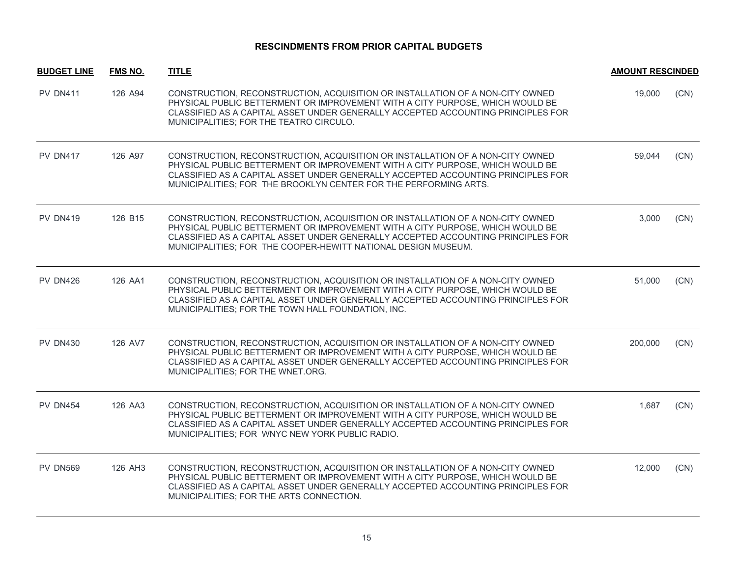## RESCINDMENTS FROM PRIOR CAPITAL BUDGETS

| BUDGET LINE | FMS NO. | TITLE | AMOUNT RESCINDED | |
|---|---|---|---|---|
| PV DN411 | 126 A94 | CONSTRUCTION, RECONSTRUCTION, ACQUISITION OR INSTALLATION OF A NON-CITY OWNED PHYSICAL PUBLIC BETTERMENT OR IMPROVEMENT WITH A CITY PURPOSE, WHICH WOULD BE CLASSIFIED AS A CAPITAL ASSET UNDER GENERALLY ACCEPTED ACCOUNTING PRINCIPLES FOR MUNICIPALITIES; FOR THE TEATRO CIRCULO. | 19,000 | (CN) |
| PV DN417 | 126 A97 | CONSTRUCTION, RECONSTRUCTION, ACQUISITION OR INSTALLATION OF A NON-CITY OWNED PHYSICAL PUBLIC BETTERMENT OR IMPROVEMENT WITH A CITY PURPOSE, WHICH WOULD BE CLASSIFIED AS A CAPITAL ASSET UNDER GENERALLY ACCEPTED ACCOUNTING PRINCIPLES FOR MUNICIPALITIES; FOR THE BROOKLYN CENTER FOR THE PERFORMING ARTS. | 59,044 | (CN) |
| PV DN419 | 126 B15 | CONSTRUCTION, RECONSTRUCTION, ACQUISITION OR INSTALLATION OF A NON-CITY OWNED PHYSICAL PUBLIC BETTERMENT OR IMPROVEMENT WITH A CITY PURPOSE, WHICH WOULD BE CLASSIFIED AS A CAPITAL ASSET UNDER GENERALLY ACCEPTED ACCOUNTING PRINCIPLES FOR MUNICIPALITIES; FOR THE COOPER-HEWITT NATIONAL DESIGN MUSEUM. | 3,000 | (CN) |
| PV DN426 | 126 AA1 | CONSTRUCTION, RECONSTRUCTION, ACQUISITION OR INSTALLATION OF A NON-CITY OWNED PHYSICAL PUBLIC BETTERMENT OR IMPROVEMENT WITH A CITY PURPOSE, WHICH WOULD BE CLASSIFIED AS A CAPITAL ASSET UNDER GENERALLY ACCEPTED ACCOUNTING PRINCIPLES FOR MUNICIPALITIES; FOR THE TOWN HALL FOUNDATION, INC. | 51,000 | (CN) |
| PV DN430 | 126 AV7 | CONSTRUCTION, RECONSTRUCTION, ACQUISITION OR INSTALLATION OF A NON-CITY OWNED PHYSICAL PUBLIC BETTERMENT OR IMPROVEMENT WITH A CITY PURPOSE, WHICH WOULD BE CLASSIFIED AS A CAPITAL ASSET UNDER GENERALLY ACCEPTED ACCOUNTING PRINCIPLES FOR MUNICIPALITIES; FOR THE WNET.ORG. | 200,000 | (CN) |
| PV DN454 | 126 AA3 | CONSTRUCTION, RECONSTRUCTION, ACQUISITION OR INSTALLATION OF A NON-CITY OWNED PHYSICAL PUBLIC BETTERMENT OR IMPROVEMENT WITH A CITY PURPOSE, WHICH WOULD BE CLASSIFIED AS A CAPITAL ASSET UNDER GENERALLY ACCEPTED ACCOUNTING PRINCIPLES FOR MUNICIPALITIES; FOR WNYC NEW YORK PUBLIC RADIO. | 1,687 | (CN) |
| PV DN569 | 126 AH3 | CONSTRUCTION, RECONSTRUCTION, ACQUISITION OR INSTALLATION OF A NON-CITY OWNED PHYSICAL PUBLIC BETTERMENT OR IMPROVEMENT WITH A CITY PURPOSE, WHICH WOULD BE CLASSIFIED AS A CAPITAL ASSET UNDER GENERALLY ACCEPTED ACCOUNTING PRINCIPLES FOR MUNICIPALITIES; FOR THE ARTS CONNECTION. | 12,000 | (CN) |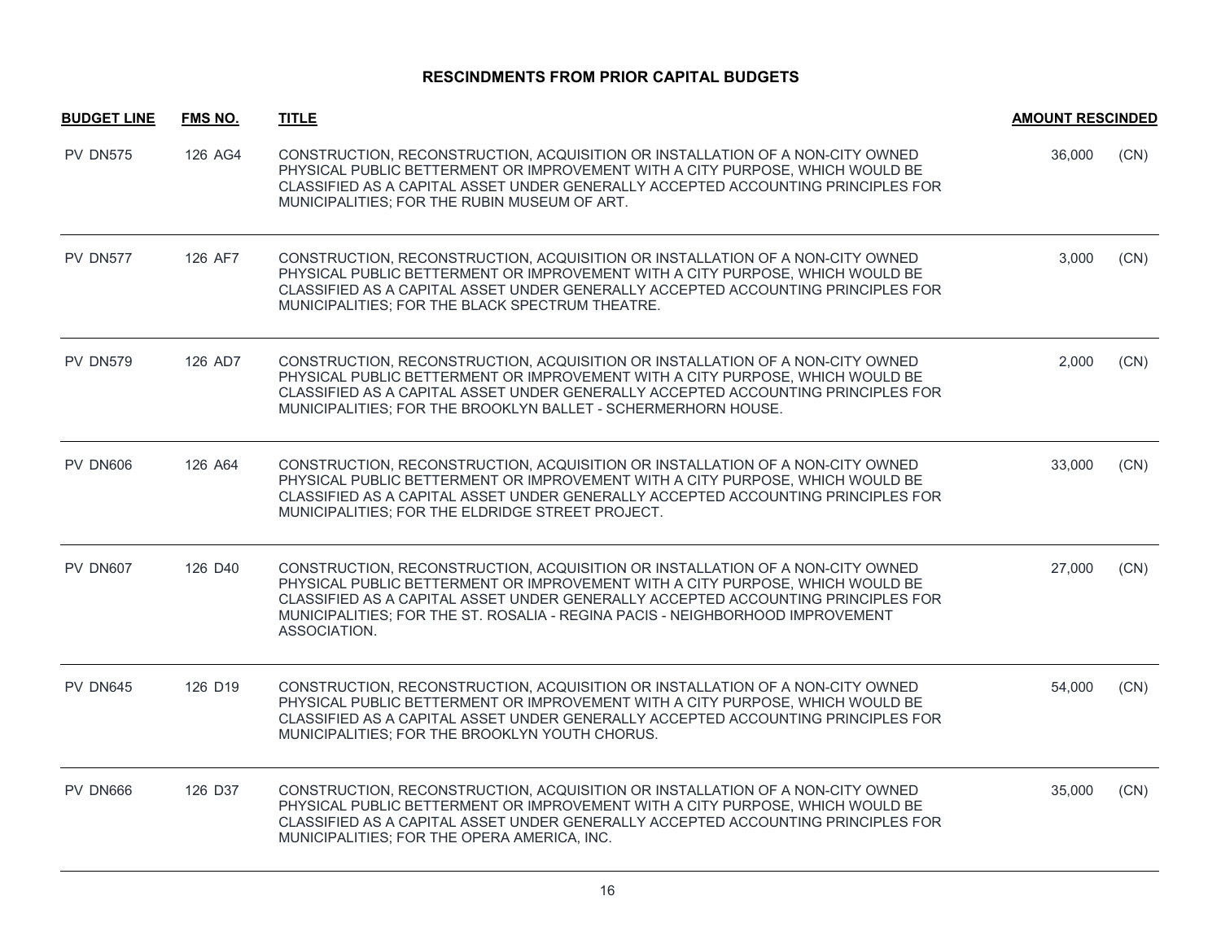## RESCINDMENTS FROM PRIOR CAPITAL BUDGETS

| BUDGET LINE | FMS NO. | TITLE | AMOUNT RESCINDED | |
|---|---|---|---|---|
| PV DN575 | 126 AG4 | CONSTRUCTION, RECONSTRUCTION, ACQUISITION OR INSTALLATION OF A NON-CITY OWNED PHYSICAL PUBLIC BETTERMENT OR IMPROVEMENT WITH A CITY PURPOSE, WHICH WOULD BE CLASSIFIED AS A CAPITAL ASSET UNDER GENERALLY ACCEPTED ACCOUNTING PRINCIPLES FOR MUNICIPALITIES; FOR THE RUBIN MUSEUM OF ART. | 36,000 | (CN) |
| PV DN577 | 126 AF7 | CONSTRUCTION, RECONSTRUCTION, ACQUISITION OR INSTALLATION OF A NON-CITY OWNED PHYSICAL PUBLIC BETTERMENT OR IMPROVEMENT WITH A CITY PURPOSE, WHICH WOULD BE CLASSIFIED AS A CAPITAL ASSET UNDER GENERALLY ACCEPTED ACCOUNTING PRINCIPLES FOR MUNICIPALITIES; FOR THE BLACK SPECTRUM THEATRE. | 3,000 | (CN) |
| PV DN579 | 126 AD7 | CONSTRUCTION, RECONSTRUCTION, ACQUISITION OR INSTALLATION OF A NON-CITY OWNED PHYSICAL PUBLIC BETTERMENT OR IMPROVEMENT WITH A CITY PURPOSE, WHICH WOULD BE CLASSIFIED AS A CAPITAL ASSET UNDER GENERALLY ACCEPTED ACCOUNTING PRINCIPLES FOR MUNICIPALITIES; FOR THE BROOKLYN BALLET - SCHERMERHORN HOUSE. | 2,000 | (CN) |
| PV DN606 | 126 A64 | CONSTRUCTION, RECONSTRUCTION, ACQUISITION OR INSTALLATION OF A NON-CITY OWNED PHYSICAL PUBLIC BETTERMENT OR IMPROVEMENT WITH A CITY PURPOSE, WHICH WOULD BE CLASSIFIED AS A CAPITAL ASSET UNDER GENERALLY ACCEPTED ACCOUNTING PRINCIPLES FOR MUNICIPALITIES; FOR THE ELDRIDGE STREET PROJECT. | 33,000 | (CN) |
| PV DN607 | 126 D40 | CONSTRUCTION, RECONSTRUCTION, ACQUISITION OR INSTALLATION OF A NON-CITY OWNED PHYSICAL PUBLIC BETTERMENT OR IMPROVEMENT WITH A CITY PURPOSE, WHICH WOULD BE CLASSIFIED AS A CAPITAL ASSET UNDER GENERALLY ACCEPTED ACCOUNTING PRINCIPLES FOR MUNICIPALITIES; FOR THE ST. ROSALIA - REGINA PACIS - NEIGHBORHOOD IMPROVEMENT ASSOCIATION. | 27,000 | (CN) |
| PV DN645 | 126 D19 | CONSTRUCTION, RECONSTRUCTION, ACQUISITION OR INSTALLATION OF A NON-CITY OWNED PHYSICAL PUBLIC BETTERMENT OR IMPROVEMENT WITH A CITY PURPOSE, WHICH WOULD BE CLASSIFIED AS A CAPITAL ASSET UNDER GENERALLY ACCEPTED ACCOUNTING PRINCIPLES FOR MUNICIPALITIES; FOR THE BROOKLYN YOUTH CHORUS. | 54,000 | (CN) |
| PV DN666 | 126 D37 | CONSTRUCTION, RECONSTRUCTION, ACQUISITION OR INSTALLATION OF A NON-CITY OWNED PHYSICAL PUBLIC BETTERMENT OR IMPROVEMENT WITH A CITY PURPOSE, WHICH WOULD BE CLASSIFIED AS A CAPITAL ASSET UNDER GENERALLY ACCEPTED ACCOUNTING PRINCIPLES FOR MUNICIPALITIES; FOR THE OPERA AMERICA, INC. | 35,000 | (CN) |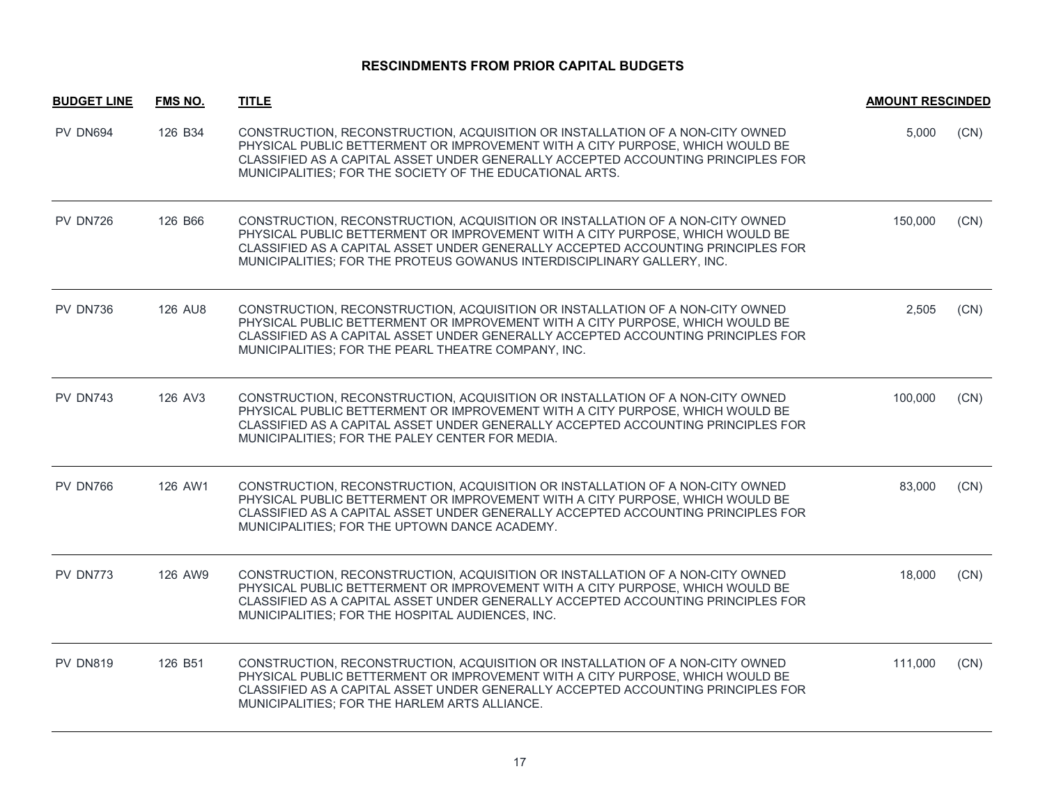# RESCINDMENTS FROM PRIOR CAPITAL BUDGETS

| BUDGET LINE | FMS NO. | TITLE | AMOUNT RESCINDED | |
|---|---|---|---|---|
| PV DN694 | 126 B34 | CONSTRUCTION, RECONSTRUCTION, ACQUISITION OR INSTALLATION OF A NON-CITY OWNED PHYSICAL PUBLIC BETTERMENT OR IMPROVEMENT WITH A CITY PURPOSE, WHICH WOULD BE CLASSIFIED AS A CAPITAL ASSET UNDER GENERALLY ACCEPTED ACCOUNTING PRINCIPLES FOR MUNICIPALITIES; FOR THE SOCIETY OF THE EDUCATIONAL ARTS. | 5,000 | (CN) |
| PV DN726 | 126 B66 | CONSTRUCTION, RECONSTRUCTION, ACQUISITION OR INSTALLATION OF A NON-CITY OWNED PHYSICAL PUBLIC BETTERMENT OR IMPROVEMENT WITH A CITY PURPOSE, WHICH WOULD BE CLASSIFIED AS A CAPITAL ASSET UNDER GENERALLY ACCEPTED ACCOUNTING PRINCIPLES FOR MUNICIPALITIES; FOR THE PROTEUS GOWANUS INTERDISCIPLINARY GALLERY, INC. | 150,000 | (CN) |
| PV DN736 | 126 AU8 | CONSTRUCTION, RECONSTRUCTION, ACQUISITION OR INSTALLATION OF A NON-CITY OWNED PHYSICAL PUBLIC BETTERMENT OR IMPROVEMENT WITH A CITY PURPOSE, WHICH WOULD BE CLASSIFIED AS A CAPITAL ASSET UNDER GENERALLY ACCEPTED ACCOUNTING PRINCIPLES FOR MUNICIPALITIES; FOR THE PEARL THEATRE COMPANY, INC. | 2,505 | (CN) |
| PV DN743 | 126 AV3 | CONSTRUCTION, RECONSTRUCTION, ACQUISITION OR INSTALLATION OF A NON-CITY OWNED PHYSICAL PUBLIC BETTERMENT OR IMPROVEMENT WITH A CITY PURPOSE, WHICH WOULD BE CLASSIFIED AS A CAPITAL ASSET UNDER GENERALLY ACCEPTED ACCOUNTING PRINCIPLES FOR MUNICIPALITIES; FOR THE PALEY CENTER FOR MEDIA. | 100,000 | (CN) |
| PV DN766 | 126 AW1 | CONSTRUCTION, RECONSTRUCTION, ACQUISITION OR INSTALLATION OF A NON-CITY OWNED PHYSICAL PUBLIC BETTERMENT OR IMPROVEMENT WITH A CITY PURPOSE, WHICH WOULD BE CLASSIFIED AS A CAPITAL ASSET UNDER GENERALLY ACCEPTED ACCOUNTING PRINCIPLES FOR MUNICIPALITIES; FOR THE UPTOWN DANCE ACADEMY. | 83,000 | (CN) |
| PV DN773 | 126 AW9 | CONSTRUCTION, RECONSTRUCTION, ACQUISITION OR INSTALLATION OF A NON-CITY OWNED PHYSICAL PUBLIC BETTERMENT OR IMPROVEMENT WITH A CITY PURPOSE, WHICH WOULD BE CLASSIFIED AS A CAPITAL ASSET UNDER GENERALLY ACCEPTED ACCOUNTING PRINCIPLES FOR MUNICIPALITIES; FOR THE HOSPITAL AUDIENCES, INC. | 18,000 | (CN) |
| PV DN819 | 126 B51 | CONSTRUCTION, RECONSTRUCTION, ACQUISITION OR INSTALLATION OF A NON-CITY OWNED PHYSICAL PUBLIC BETTERMENT OR IMPROVEMENT WITH A CITY PURPOSE, WHICH WOULD BE CLASSIFIED AS A CAPITAL ASSET UNDER GENERALLY ACCEPTED ACCOUNTING PRINCIPLES FOR MUNICIPALITIES; FOR THE HARLEM ARTS ALLIANCE. | 111,000 | (CN) |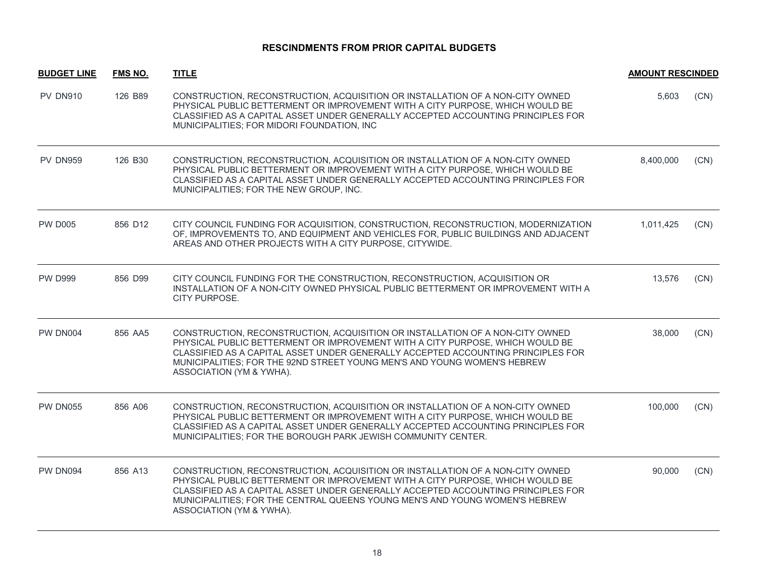## RESCINDMENTS FROM PRIOR CAPITAL BUDGETS

| BUDGET LINE | FMS NO. | TITLE | AMOUNT RESCINDED | |
|---|---|---|---|---|
| PV DN910 | 126 B89 | CONSTRUCTION, RECONSTRUCTION, ACQUISITION OR INSTALLATION OF A NON-CITY OWNED PHYSICAL PUBLIC BETTERMENT OR IMPROVEMENT WITH A CITY PURPOSE, WHICH WOULD BE CLASSIFIED AS A CAPITAL ASSET UNDER GENERALLY ACCEPTED ACCOUNTING PRINCIPLES FOR MUNICIPALITIES; FOR MIDORI FOUNDATION, INC | 5,603 | (CN) |
| PV DN959 | 126 B30 | CONSTRUCTION, RECONSTRUCTION, ACQUISITION OR INSTALLATION OF A NON-CITY OWNED PHYSICAL PUBLIC BETTERMENT OR IMPROVEMENT WITH A CITY PURPOSE, WHICH WOULD BE CLASSIFIED AS A CAPITAL ASSET UNDER GENERALLY ACCEPTED ACCOUNTING PRINCIPLES FOR MUNICIPALITIES; FOR THE NEW GROUP, INC. | 8,400,000 | (CN) |
| PW D005 | 856 D12 | CITY COUNCIL FUNDING FOR ACQUISITION, CONSTRUCTION, RECONSTRUCTION, MODERNIZATION OF, IMPROVEMENTS TO, AND EQUIPMENT AND VEHICLES FOR, PUBLIC BUILDINGS AND ADJACENT AREAS AND OTHER PROJECTS WITH A CITY PURPOSE, CITYWIDE. | 1,011,425 | (CN) |
| PW D999 | 856 D99 | CITY COUNCIL FUNDING FOR THE CONSTRUCTION, RECONSTRUCTION, ACQUISITION OR INSTALLATION OF A NON-CITY OWNED PHYSICAL PUBLIC BETTERMENT OR IMPROVEMENT WITH A CITY PURPOSE. | 13,576 | (CN) |
| PW DN004 | 856 AA5 | CONSTRUCTION, RECONSTRUCTION, ACQUISITION OR INSTALLATION OF A NON-CITY OWNED PHYSICAL PUBLIC BETTERMENT OR IMPROVEMENT WITH A CITY PURPOSE, WHICH WOULD BE CLASSIFIED AS A CAPITAL ASSET UNDER GENERALLY ACCEPTED ACCOUNTING PRINCIPLES FOR MUNICIPALITIES; FOR THE 92ND STREET YOUNG MEN'S AND YOUNG WOMEN'S HEBREW ASSOCIATION (YM & YWHA). | 38,000 | (CN) |
| PW DN055 | 856 A06 | CONSTRUCTION, RECONSTRUCTION, ACQUISITION OR INSTALLATION OF A NON-CITY OWNED PHYSICAL PUBLIC BETTERMENT OR IMPROVEMENT WITH A CITY PURPOSE, WHICH WOULD BE CLASSIFIED AS A CAPITAL ASSET UNDER GENERALLY ACCEPTED ACCOUNTING PRINCIPLES FOR MUNICIPALITIES; FOR THE BOROUGH PARK JEWISH COMMUNITY CENTER. | 100,000 | (CN) |
| PW DN094 | 856 A13 | CONSTRUCTION, RECONSTRUCTION, ACQUISITION OR INSTALLATION OF A NON-CITY OWNED PHYSICAL PUBLIC BETTERMENT OR IMPROVEMENT WITH A CITY PURPOSE, WHICH WOULD BE CLASSIFIED AS A CAPITAL ASSET UNDER GENERALLY ACCEPTED ACCOUNTING PRINCIPLES FOR MUNICIPALITIES; FOR THE CENTRAL QUEENS YOUNG MEN'S AND YOUNG WOMEN'S HEBREW ASSOCIATION (YM & YWHA). | 90,000 | (CN) |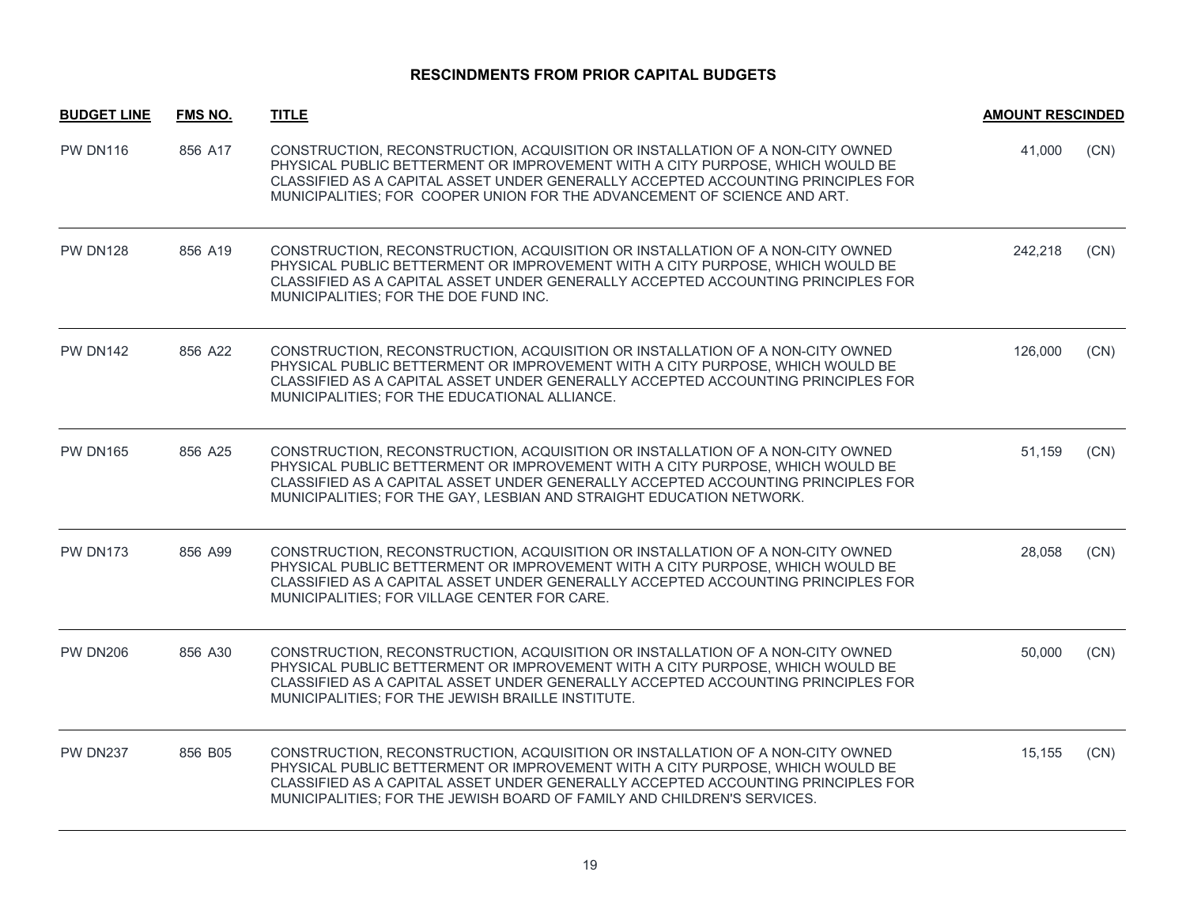## RESCINDMENTS FROM PRIOR CAPITAL BUDGETS

| BUDGET LINE | FMS NO. | TITLE | AMOUNT RESCINDED | |
|---|---|---|---|---|
| PW DN116 | 856 A17 | CONSTRUCTION, RECONSTRUCTION, ACQUISITION OR INSTALLATION OF A NON-CITY OWNED PHYSICAL PUBLIC BETTERMENT OR IMPROVEMENT WITH A CITY PURPOSE, WHICH WOULD BE CLASSIFIED AS A CAPITAL ASSET UNDER GENERALLY ACCEPTED ACCOUNTING PRINCIPLES FOR MUNICIPALITIES; FOR COOPER UNION FOR THE ADVANCEMENT OF SCIENCE AND ART. | 41,000 | (CN) |
| PW DN128 | 856 A19 | CONSTRUCTION, RECONSTRUCTION, ACQUISITION OR INSTALLATION OF A NON-CITY OWNED PHYSICAL PUBLIC BETTERMENT OR IMPROVEMENT WITH A CITY PURPOSE, WHICH WOULD BE CLASSIFIED AS A CAPITAL ASSET UNDER GENERALLY ACCEPTED ACCOUNTING PRINCIPLES FOR MUNICIPALITIES; FOR THE DOE FUND INC. | 242,218 | (CN) |
| PW DN142 | 856 A22 | CONSTRUCTION, RECONSTRUCTION, ACQUISITION OR INSTALLATION OF A NON-CITY OWNED PHYSICAL PUBLIC BETTERMENT OR IMPROVEMENT WITH A CITY PURPOSE, WHICH WOULD BE CLASSIFIED AS A CAPITAL ASSET UNDER GENERALLY ACCEPTED ACCOUNTING PRINCIPLES FOR MUNICIPALITIES; FOR THE EDUCATIONAL ALLIANCE. | 126,000 | (CN) |
| PW DN165 | 856 A25 | CONSTRUCTION, RECONSTRUCTION, ACQUISITION OR INSTALLATION OF A NON-CITY OWNED PHYSICAL PUBLIC BETTERMENT OR IMPROVEMENT WITH A CITY PURPOSE, WHICH WOULD BE CLASSIFIED AS A CAPITAL ASSET UNDER GENERALLY ACCEPTED ACCOUNTING PRINCIPLES FOR MUNICIPALITIES; FOR THE GAY, LESBIAN AND STRAIGHT EDUCATION NETWORK. | 51,159 | (CN) |
| PW DN173 | 856 A99 | CONSTRUCTION, RECONSTRUCTION, ACQUISITION OR INSTALLATION OF A NON-CITY OWNED PHYSICAL PUBLIC BETTERMENT OR IMPROVEMENT WITH A CITY PURPOSE, WHICH WOULD BE CLASSIFIED AS A CAPITAL ASSET UNDER GENERALLY ACCEPTED ACCOUNTING PRINCIPLES FOR MUNICIPALITIES; FOR VILLAGE CENTER FOR CARE. | 28,058 | (CN) |
| PW DN206 | 856 A30 | CONSTRUCTION, RECONSTRUCTION, ACQUISITION OR INSTALLATION OF A NON-CITY OWNED PHYSICAL PUBLIC BETTERMENT OR IMPROVEMENT WITH A CITY PURPOSE, WHICH WOULD BE CLASSIFIED AS A CAPITAL ASSET UNDER GENERALLY ACCEPTED ACCOUNTING PRINCIPLES FOR MUNICIPALITIES; FOR THE JEWISH BRAILLE INSTITUTE. | 50,000 | (CN) |
| PW DN237 | 856 B05 | CONSTRUCTION, RECONSTRUCTION, ACQUISITION OR INSTALLATION OF A NON-CITY OWNED PHYSICAL PUBLIC BETTERMENT OR IMPROVEMENT WITH A CITY PURPOSE, WHICH WOULD BE CLASSIFIED AS A CAPITAL ASSET UNDER GENERALLY ACCEPTED ACCOUNTING PRINCIPLES FOR MUNICIPALITIES; FOR THE JEWISH BOARD OF FAMILY AND CHILDREN'S SERVICES. | 15,155 | (CN) |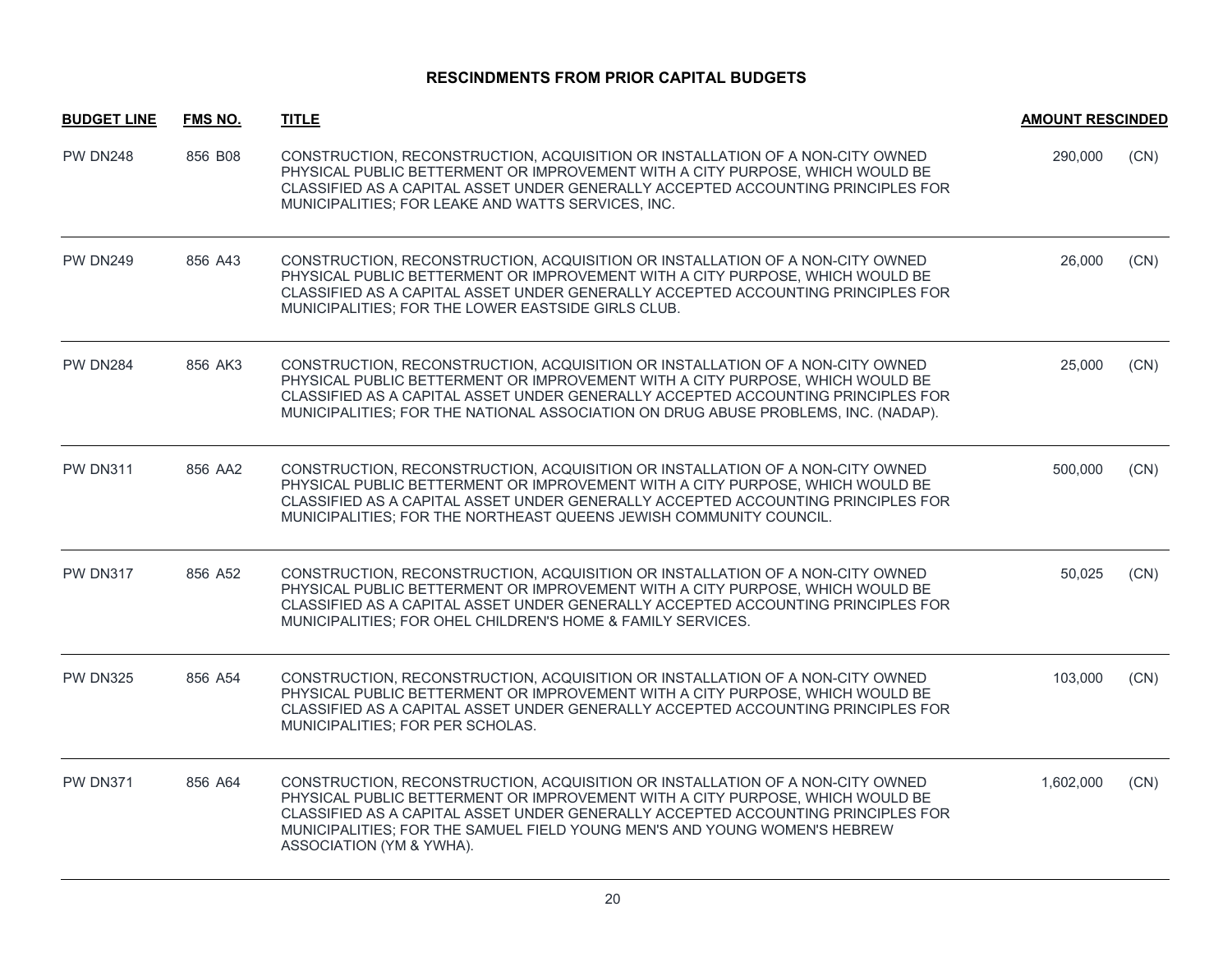# RESCINDMENTS FROM PRIOR CAPITAL BUDGETS

| BUDGET LINE | FMS NO. | TITLE | AMOUNT RESCINDED | |
|---|---|---|---|---|
| PW DN248 | 856 B08 | CONSTRUCTION, RECONSTRUCTION, ACQUISITION OR INSTALLATION OF A NON-CITY OWNED PHYSICAL PUBLIC BETTERMENT OR IMPROVEMENT WITH A CITY PURPOSE, WHICH WOULD BE CLASSIFIED AS A CAPITAL ASSET UNDER GENERALLY ACCEPTED ACCOUNTING PRINCIPLES FOR MUNICIPALITIES; FOR LEAKE AND WATTS SERVICES, INC. | 290,000 | (CN) |
| PW DN249 | 856 A43 | CONSTRUCTION, RECONSTRUCTION, ACQUISITION OR INSTALLATION OF A NON-CITY OWNED PHYSICAL PUBLIC BETTERMENT OR IMPROVEMENT WITH A CITY PURPOSE, WHICH WOULD BE CLASSIFIED AS A CAPITAL ASSET UNDER GENERALLY ACCEPTED ACCOUNTING PRINCIPLES FOR MUNICIPALITIES; FOR THE LOWER EASTSIDE GIRLS CLUB. | 26,000 | (CN) |
| PW DN284 | 856 AK3 | CONSTRUCTION, RECONSTRUCTION, ACQUISITION OR INSTALLATION OF A NON-CITY OWNED PHYSICAL PUBLIC BETTERMENT OR IMPROVEMENT WITH A CITY PURPOSE, WHICH WOULD BE CLASSIFIED AS A CAPITAL ASSET UNDER GENERALLY ACCEPTED ACCOUNTING PRINCIPLES FOR MUNICIPALITIES; FOR THE NATIONAL ASSOCIATION ON DRUG ABUSE PROBLEMS, INC. (NADAP). | 25,000 | (CN) |
| PW DN311 | 856 AA2 | CONSTRUCTION, RECONSTRUCTION, ACQUISITION OR INSTALLATION OF A NON-CITY OWNED PHYSICAL PUBLIC BETTERMENT OR IMPROVEMENT WITH A CITY PURPOSE, WHICH WOULD BE CLASSIFIED AS A CAPITAL ASSET UNDER GENERALLY ACCEPTED ACCOUNTING PRINCIPLES FOR MUNICIPALITIES; FOR THE NORTHEAST QUEENS JEWISH COMMUNITY COUNCIL. | 500,000 | (CN) |
| PW DN317 | 856 A52 | CONSTRUCTION, RECONSTRUCTION, ACQUISITION OR INSTALLATION OF A NON-CITY OWNED PHYSICAL PUBLIC BETTERMENT OR IMPROVEMENT WITH A CITY PURPOSE, WHICH WOULD BE CLASSIFIED AS A CAPITAL ASSET UNDER GENERALLY ACCEPTED ACCOUNTING PRINCIPLES FOR MUNICIPALITIES; FOR OHEL CHILDREN'S HOME & FAMILY SERVICES. | 50,025 | (CN) |
| PW DN325 | 856 A54 | CONSTRUCTION, RECONSTRUCTION, ACQUISITION OR INSTALLATION OF A NON-CITY OWNED PHYSICAL PUBLIC BETTERMENT OR IMPROVEMENT WITH A CITY PURPOSE, WHICH WOULD BE CLASSIFIED AS A CAPITAL ASSET UNDER GENERALLY ACCEPTED ACCOUNTING PRINCIPLES FOR MUNICIPALITIES; FOR PER SCHOLAS. | 103,000 | (CN) |
| PW DN371 | 856 A64 | CONSTRUCTION, RECONSTRUCTION, ACQUISITION OR INSTALLATION OF A NON-CITY OWNED PHYSICAL PUBLIC BETTERMENT OR IMPROVEMENT WITH A CITY PURPOSE, WHICH WOULD BE CLASSIFIED AS A CAPITAL ASSET UNDER GENERALLY ACCEPTED ACCOUNTING PRINCIPLES FOR MUNICIPALITIES; FOR THE SAMUEL FIELD YOUNG MEN'S AND YOUNG WOMEN'S HEBREW ASSOCIATION (YM & YWHA). | 1,602,000 | (CN) |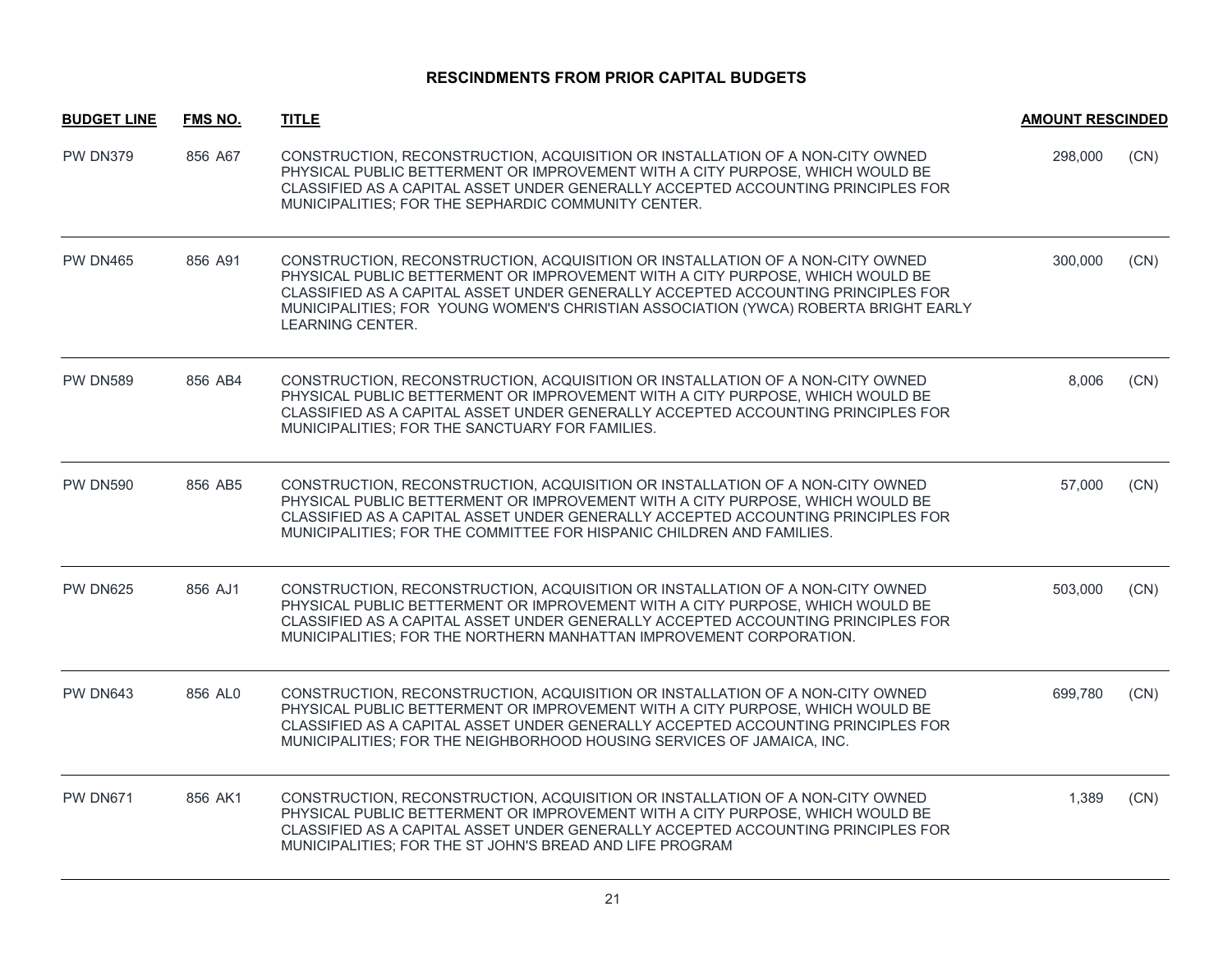## RESCINDMENTS FROM PRIOR CAPITAL BUDGETS

| BUDGET LINE | FMS NO. | TITLE | AMOUNT RESCINDED | |
|---|---|---|---|---|
| PW DN379 | 856 A67 | CONSTRUCTION, RECONSTRUCTION, ACQUISITION OR INSTALLATION OF A NON-CITY OWNED PHYSICAL PUBLIC BETTERMENT OR IMPROVEMENT WITH A CITY PURPOSE, WHICH WOULD BE CLASSIFIED AS A CAPITAL ASSET UNDER GENERALLY ACCEPTED ACCOUNTING PRINCIPLES FOR MUNICIPALITIES; FOR THE SEPHARDIC COMMUNITY CENTER. | 298,000 | (CN) |
| PW DN465 | 856 A91 | CONSTRUCTION, RECONSTRUCTION, ACQUISITION OR INSTALLATION OF A NON-CITY OWNED PHYSICAL PUBLIC BETTERMENT OR IMPROVEMENT WITH A CITY PURPOSE, WHICH WOULD BE CLASSIFIED AS A CAPITAL ASSET UNDER GENERALLY ACCEPTED ACCOUNTING PRINCIPLES FOR MUNICIPALITIES; FOR YOUNG WOMEN'S CHRISTIAN ASSOCIATION (YWCA) ROBERTA BRIGHT EARLY LEARNING CENTER. | 300,000 | (CN) |
| PW DN589 | 856 AB4 | CONSTRUCTION, RECONSTRUCTION, ACQUISITION OR INSTALLATION OF A NON-CITY OWNED PHYSICAL PUBLIC BETTERMENT OR IMPROVEMENT WITH A CITY PURPOSE, WHICH WOULD BE CLASSIFIED AS A CAPITAL ASSET UNDER GENERALLY ACCEPTED ACCOUNTING PRINCIPLES FOR MUNICIPALITIES; FOR THE SANCTUARY FOR FAMILIES. | 8,006 | (CN) |
| PW DN590 | 856 AB5 | CONSTRUCTION, RECONSTRUCTION, ACQUISITION OR INSTALLATION OF A NON-CITY OWNED PHYSICAL PUBLIC BETTERMENT OR IMPROVEMENT WITH A CITY PURPOSE, WHICH WOULD BE CLASSIFIED AS A CAPITAL ASSET UNDER GENERALLY ACCEPTED ACCOUNTING PRINCIPLES FOR MUNICIPALITIES; FOR THE COMMITTEE FOR HISPANIC CHILDREN AND FAMILIES. | 57,000 | (CN) |
| PW DN625 | 856 AJ1 | CONSTRUCTION, RECONSTRUCTION, ACQUISITION OR INSTALLATION OF A NON-CITY OWNED PHYSICAL PUBLIC BETTERMENT OR IMPROVEMENT WITH A CITY PURPOSE, WHICH WOULD BE CLASSIFIED AS A CAPITAL ASSET UNDER GENERALLY ACCEPTED ACCOUNTING PRINCIPLES FOR MUNICIPALITIES; FOR THE NORTHERN MANHATTAN IMPROVEMENT CORPORATION. | 503,000 | (CN) |
| PW DN643 | 856 AL0 | CONSTRUCTION, RECONSTRUCTION, ACQUISITION OR INSTALLATION OF A NON-CITY OWNED PHYSICAL PUBLIC BETTERMENT OR IMPROVEMENT WITH A CITY PURPOSE, WHICH WOULD BE CLASSIFIED AS A CAPITAL ASSET UNDER GENERALLY ACCEPTED ACCOUNTING PRINCIPLES FOR MUNICIPALITIES; FOR THE NEIGHBORHOOD HOUSING SERVICES OF JAMAICA, INC. | 699,780 | (CN) |
| PW DN671 | 856 AK1 | CONSTRUCTION, RECONSTRUCTION, ACQUISITION OR INSTALLATION OF A NON-CITY OWNED PHYSICAL PUBLIC BETTERMENT OR IMPROVEMENT WITH A CITY PURPOSE, WHICH WOULD BE CLASSIFIED AS A CAPITAL ASSET UNDER GENERALLY ACCEPTED ACCOUNTING PRINCIPLES FOR MUNICIPALITIES; FOR THE ST JOHN'S BREAD AND LIFE PROGRAM | 1,389 | (CN) |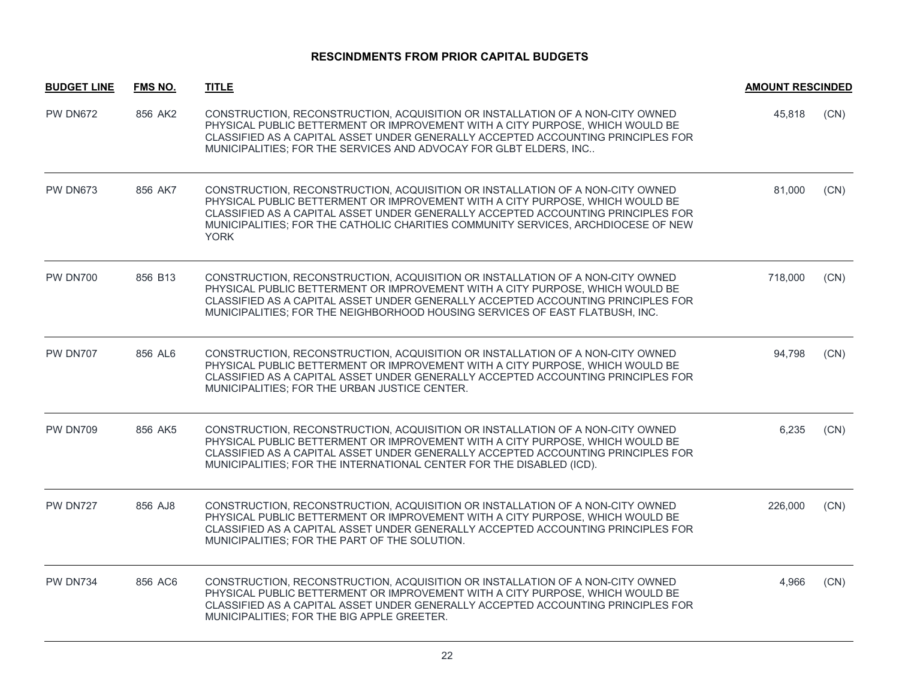## RESCINDMENTS FROM PRIOR CAPITAL BUDGETS

| BUDGET LINE | FMS NO. | TITLE | AMOUNT RESCINDED | |
|---|---|---|---|---|
| PW DN672 | 856 AK2 | CONSTRUCTION, RECONSTRUCTION, ACQUISITION OR INSTALLATION OF A NON-CITY OWNED PHYSICAL PUBLIC BETTERMENT OR IMPROVEMENT WITH A CITY PURPOSE, WHICH WOULD BE CLASSIFIED AS A CAPITAL ASSET UNDER GENERALLY ACCEPTED ACCOUNTING PRINCIPLES FOR MUNICIPALITIES; FOR THE SERVICES AND ADVOCAY FOR GLBT ELDERS, INC.. | 45,818 | (CN) |
| PW DN673 | 856 AK7 | CONSTRUCTION, RECONSTRUCTION, ACQUISITION OR INSTALLATION OF A NON-CITY OWNED PHYSICAL PUBLIC BETTERMENT OR IMPROVEMENT WITH A CITY PURPOSE, WHICH WOULD BE CLASSIFIED AS A CAPITAL ASSET UNDER GENERALLY ACCEPTED ACCOUNTING PRINCIPLES FOR MUNICIPALITIES; FOR THE CATHOLIC CHARITIES COMMUNITY SERVICES, ARCHDIOCESE OF NEW YORK | 81,000 | (CN) |
| PW DN700 | 856 B13 | CONSTRUCTION, RECONSTRUCTION, ACQUISITION OR INSTALLATION OF A NON-CITY OWNED PHYSICAL PUBLIC BETTERMENT OR IMPROVEMENT WITH A CITY PURPOSE, WHICH WOULD BE CLASSIFIED AS A CAPITAL ASSET UNDER GENERALLY ACCEPTED ACCOUNTING PRINCIPLES FOR MUNICIPALITIES; FOR THE NEIGHBORHOOD HOUSING SERVICES OF EAST FLATBUSH, INC. | 718,000 | (CN) |
| PW DN707 | 856 AL6 | CONSTRUCTION, RECONSTRUCTION, ACQUISITION OR INSTALLATION OF A NON-CITY OWNED PHYSICAL PUBLIC BETTERMENT OR IMPROVEMENT WITH A CITY PURPOSE, WHICH WOULD BE CLASSIFIED AS A CAPITAL ASSET UNDER GENERALLY ACCEPTED ACCOUNTING PRINCIPLES FOR MUNICIPALITIES; FOR THE URBAN JUSTICE CENTER. | 94,798 | (CN) |
| PW DN709 | 856 AK5 | CONSTRUCTION, RECONSTRUCTION, ACQUISITION OR INSTALLATION OF A NON-CITY OWNED PHYSICAL PUBLIC BETTERMENT OR IMPROVEMENT WITH A CITY PURPOSE, WHICH WOULD BE CLASSIFIED AS A CAPITAL ASSET UNDER GENERALLY ACCEPTED ACCOUNTING PRINCIPLES FOR MUNICIPALITIES; FOR THE INTERNATIONAL CENTER FOR THE DISABLED (ICD). | 6,235 | (CN) |
| PW DN727 | 856 AJ8 | CONSTRUCTION, RECONSTRUCTION, ACQUISITION OR INSTALLATION OF A NON-CITY OWNED PHYSICAL PUBLIC BETTERMENT OR IMPROVEMENT WITH A CITY PURPOSE, WHICH WOULD BE CLASSIFIED AS A CAPITAL ASSET UNDER GENERALLY ACCEPTED ACCOUNTING PRINCIPLES FOR MUNICIPALITIES; FOR THE PART OF THE SOLUTION. | 226,000 | (CN) |
| PW DN734 | 856 AC6 | CONSTRUCTION, RECONSTRUCTION, ACQUISITION OR INSTALLATION OF A NON-CITY OWNED PHYSICAL PUBLIC BETTERMENT OR IMPROVEMENT WITH A CITY PURPOSE, WHICH WOULD BE CLASSIFIED AS A CAPITAL ASSET UNDER GENERALLY ACCEPTED ACCOUNTING PRINCIPLES FOR MUNICIPALITIES; FOR THE BIG APPLE GREETER. | 4,966 | (CN) |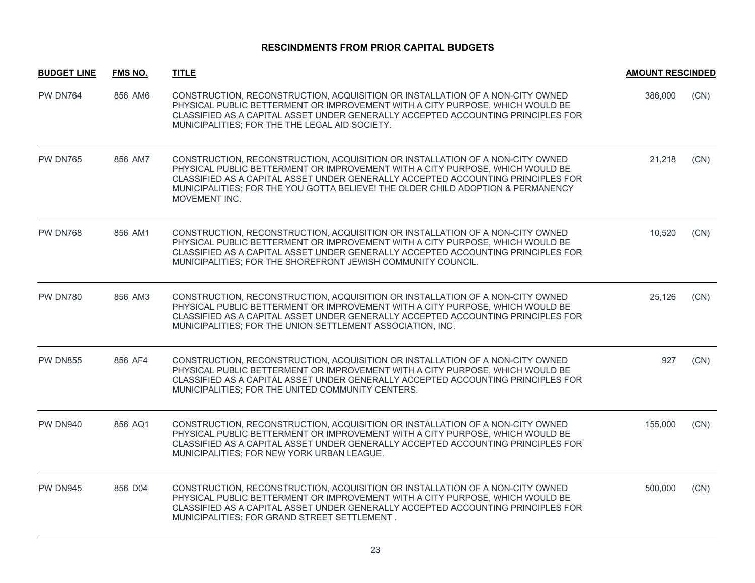**RESCINDMENTS FROM PRIOR CAPITAL BUDGETS**

| BUDGET LINE | FMS NO. | TITLE | AMOUNT RESCINDED | |
|---|---|---|---|---|
| PW DN764 | 856 AM6 | CONSTRUCTION, RECONSTRUCTION, ACQUISITION OR INSTALLATION OF A NON-CITY OWNED PHYSICAL PUBLIC BETTERMENT OR IMPROVEMENT WITH A CITY PURPOSE, WHICH WOULD BE CLASSIFIED AS A CAPITAL ASSET UNDER GENERALLY ACCEPTED ACCOUNTING PRINCIPLES FOR MUNICIPALITIES; FOR THE THE LEGAL AID SOCIETY. | 386,000 | (CN) |
| PW DN765 | 856 AM7 | CONSTRUCTION, RECONSTRUCTION, ACQUISITION OR INSTALLATION OF A NON-CITY OWNED PHYSICAL PUBLIC BETTERMENT OR IMPROVEMENT WITH A CITY PURPOSE, WHICH WOULD BE CLASSIFIED AS A CAPITAL ASSET UNDER GENERALLY ACCEPTED ACCOUNTING PRINCIPLES FOR MUNICIPALITIES; FOR THE YOU GOTTA BELIEVE! THE OLDER CHILD ADOPTION & PERMANENCY MOVEMENT INC. | 21,218 | (CN) |
| PW DN768 | 856 AM1 | CONSTRUCTION, RECONSTRUCTION, ACQUISITION OR INSTALLATION OF A NON-CITY OWNED PHYSICAL PUBLIC BETTERMENT OR IMPROVEMENT WITH A CITY PURPOSE, WHICH WOULD BE CLASSIFIED AS A CAPITAL ASSET UNDER GENERALLY ACCEPTED ACCOUNTING PRINCIPLES FOR MUNICIPALITIES; FOR THE SHOREFRONT JEWISH COMMUNITY COUNCIL. | 10,520 | (CN) |
| PW DN780 | 856 AM3 | CONSTRUCTION, RECONSTRUCTION, ACQUISITION OR INSTALLATION OF A NON-CITY OWNED PHYSICAL PUBLIC BETTERMENT OR IMPROVEMENT WITH A CITY PURPOSE, WHICH WOULD BE CLASSIFIED AS A CAPITAL ASSET UNDER GENERALLY ACCEPTED ACCOUNTING PRINCIPLES FOR MUNICIPALITIES; FOR THE UNION SETTLEMENT ASSOCIATION, INC. | 25,126 | (CN) |
| PW DN855 | 856 AF4 | CONSTRUCTION, RECONSTRUCTION, ACQUISITION OR INSTALLATION OF A NON-CITY OWNED PHYSICAL PUBLIC BETTERMENT OR IMPROVEMENT WITH A CITY PURPOSE, WHICH WOULD BE CLASSIFIED AS A CAPITAL ASSET UNDER GENERALLY ACCEPTED ACCOUNTING PRINCIPLES FOR MUNICIPALITIES; FOR THE UNITED COMMUNITY CENTERS. | 927 | (CN) |
| PW DN940 | 856 AQ1 | CONSTRUCTION, RECONSTRUCTION, ACQUISITION OR INSTALLATION OF A NON-CITY OWNED PHYSICAL PUBLIC BETTERMENT OR IMPROVEMENT WITH A CITY PURPOSE, WHICH WOULD BE CLASSIFIED AS A CAPITAL ASSET UNDER GENERALLY ACCEPTED ACCOUNTING PRINCIPLES FOR MUNICIPALITIES; FOR NEW YORK URBAN LEAGUE. | 155,000 | (CN) |
| PW DN945 | 856 D04 | CONSTRUCTION, RECONSTRUCTION, ACQUISITION OR INSTALLATION OF A NON-CITY OWNED PHYSICAL PUBLIC BETTERMENT OR IMPROVEMENT WITH A CITY PURPOSE, WHICH WOULD BE CLASSIFIED AS A CAPITAL ASSET UNDER GENERALLY ACCEPTED ACCOUNTING PRINCIPLES FOR MUNICIPALITIES; FOR GRAND STREET SETTLEMENT . | 500,000 | (CN) |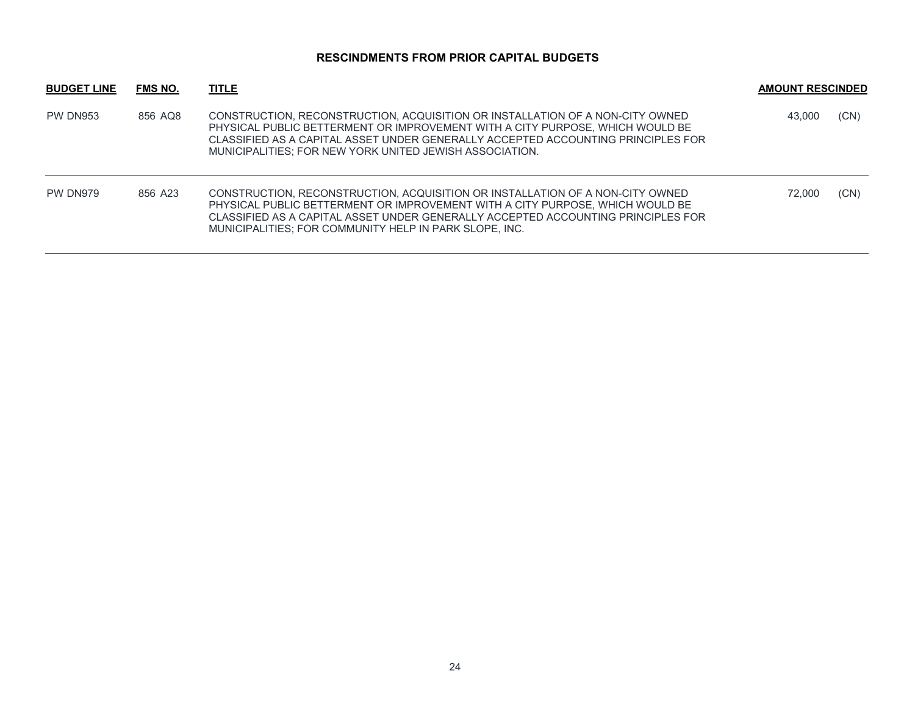## RESCINDMENTS FROM PRIOR CAPITAL BUDGETS

| BUDGET LINE | FMS NO. | TITLE | AMOUNT RESCINDED | |
|---|---|---|---|---|
| PW DN953 | 856 AQ8 | CONSTRUCTION, RECONSTRUCTION, ACQUISITION OR INSTALLATION OF A NON-CITY OWNED PHYSICAL PUBLIC BETTERMENT OR IMPROVEMENT WITH A CITY PURPOSE, WHICH WOULD BE CLASSIFIED AS A CAPITAL ASSET UNDER GENERALLY ACCEPTED ACCOUNTING PRINCIPLES FOR MUNICIPALITIES; FOR NEW YORK UNITED JEWISH ASSOCIATION. | 43,000 | (CN) |
| PW DN979 | 856 A23 | CONSTRUCTION, RECONSTRUCTION, ACQUISITION OR INSTALLATION OF A NON-CITY OWNED PHYSICAL PUBLIC BETTERMENT OR IMPROVEMENT WITH A CITY PURPOSE, WHICH WOULD BE CLASSIFIED AS A CAPITAL ASSET UNDER GENERALLY ACCEPTED ACCOUNTING PRINCIPLES FOR MUNICIPALITIES; FOR COMMUNITY HELP IN PARK SLOPE, INC. | 72,000 | (CN) |